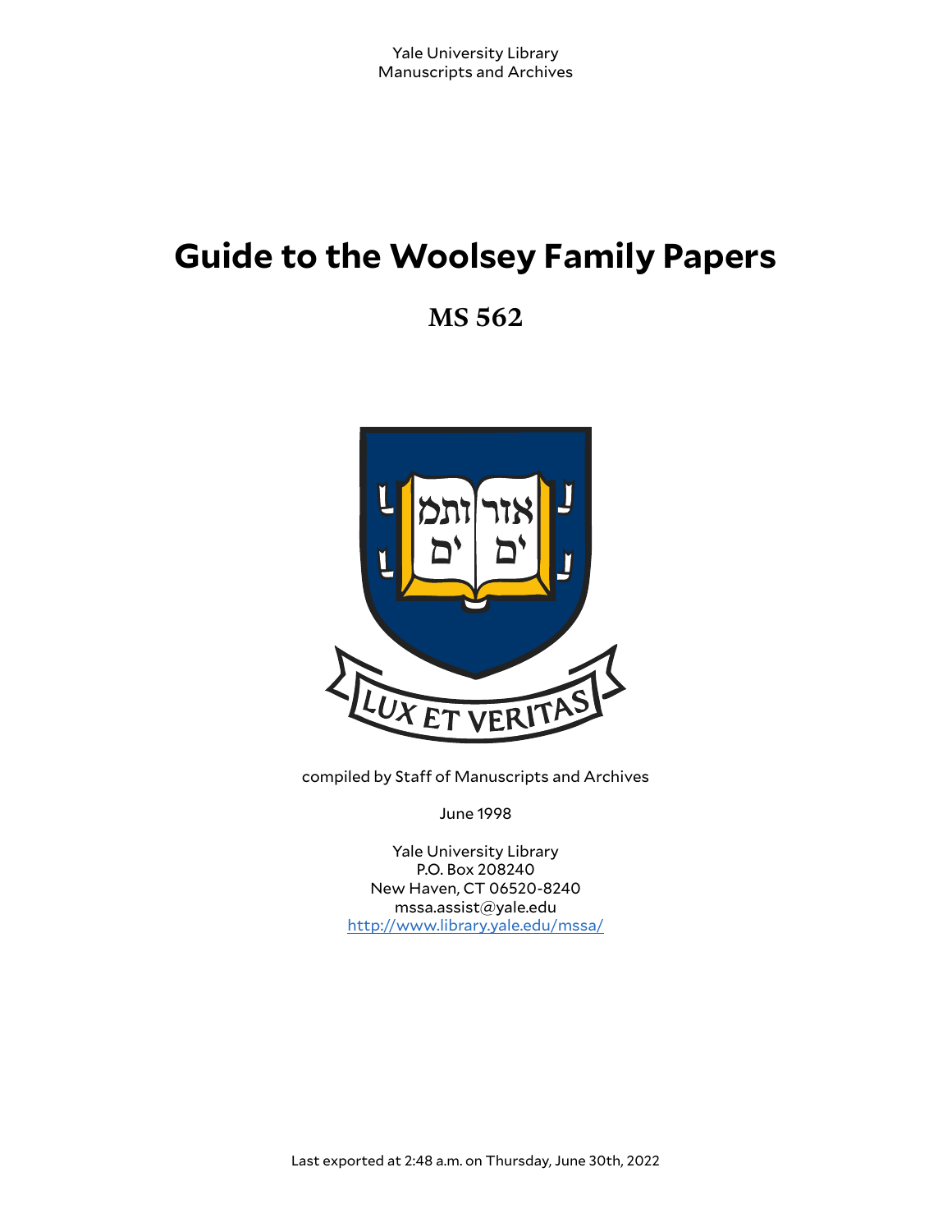Yale University Library
Manuscripts and Archives

# Guide to the Woolsey Family Papers

## MS 562

compiled by Staff of Manuscripts and Archives

June 1998

Yale University Library
P.O. Box 208240
New Haven, CT 06520-8240
mssa.assist@yale.edu
http://www.library.yale.edu/mssa/

Last exported at 2:48 a.m. on Thursday, June 30th, 2022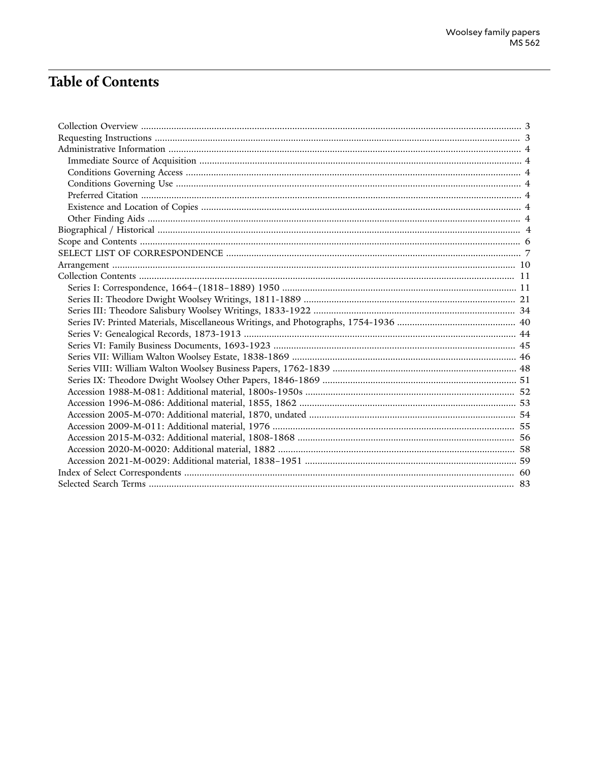# Table of Contents

- Collection Overview ... 3
- Requesting Instructions ... 3
- Administrative Information ... 4
  - Immediate Source of Acquisition ... 4
  - Conditions Governing Access ... 4
  - Conditions Governing Use ... 4
  - Preferred Citation ... 4
  - Existence and Location of Copies ... 4
  - Other Finding Aids ... 4
- Biographical / Historical ... 4
- Scope and Contents ... 6
- SELECT LIST OF CORRESPONDENCE ... 7
- Arrangement ... 10
- Collection Contents ... 11
  - Series I: Correspondence, 1664–(1818–1889) 1950 ... 11
  - Series II: Theodore Dwight Woolsey Writings, 1811-1889 ... 21
  - Series III: Theodore Salisbury Woolsey Writings, 1833-1922 ... 34
  - Series IV: Printed Materials, Miscellaneous Writings, and Photographs, 1754-1936 ... 40
  - Series V: Genealogical Records, 1873-1913 ... 44
  - Series VI: Family Business Documents, 1693-1923 ... 45
  - Series VII: William Walton Woolsey Estate, 1838-1869 ... 46
  - Series VIII: William Walton Woolsey Business Papers, 1762-1839 ... 48
  - Series IX: Theodore Dwight Woolsey Other Papers, 1846-1869 ... 51
  - Accession 1988-M-081: Additional material, 1800s-1950s ... 52
  - Accession 1996-M-086: Additional material, 1855, 1862 ... 53
  - Accession 2005-M-070: Additional material, 1870, undated ... 54
  - Accession 2009-M-011: Additional material, 1976 ... 55
  - Accession 2015-M-032: Additional material, 1808-1868 ... 56
  - Accession 2020-M-0020: Additional material, 1882 ... 58
  - Accession 2021-M-0029: Additional material, 1838–1951 ... 59
- Index of Select Correspondents ... 60
- Selected Search Terms ... 83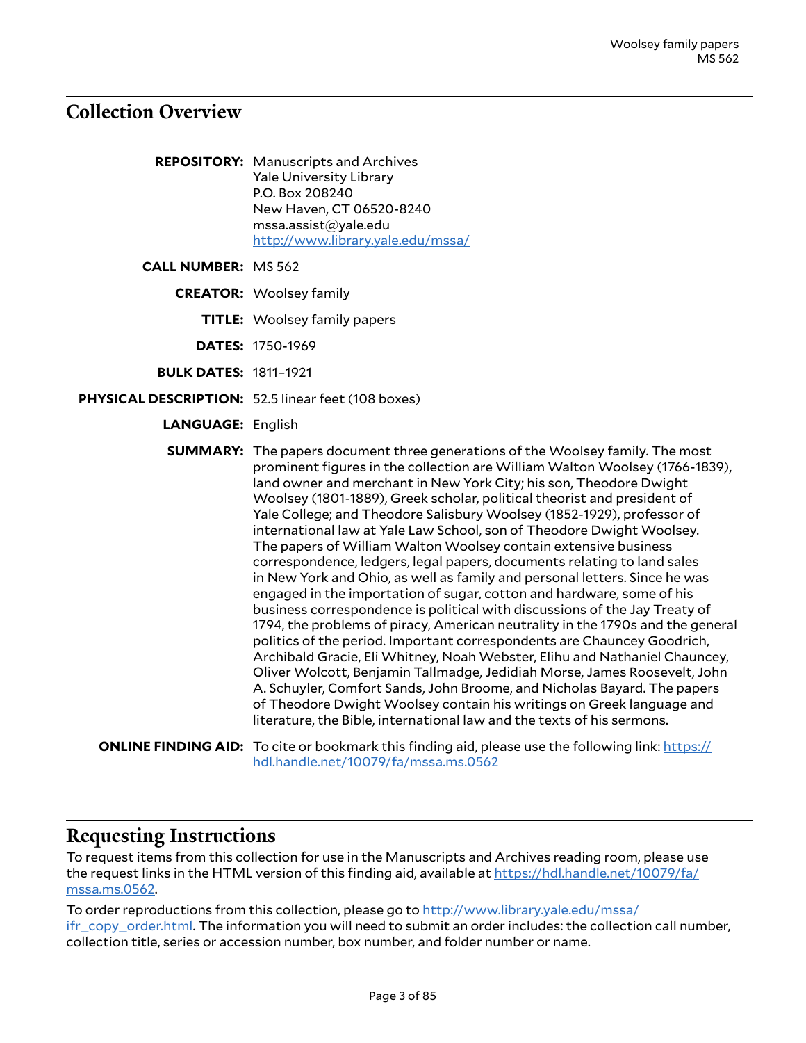## Collection Overview

**REPOSITORY:** Manuscripts and Archives
Yale University Library
P.O. Box 208240
New Haven, CT 06520-8240
mssa.assist@yale.edu
http://www.library.yale.edu/mssa/

**CALL NUMBER:** MS 562

**CREATOR:** Woolsey family

**TITLE:** Woolsey family papers

**DATES:** 1750-1969

**BULK DATES:** 1811–1921

**PHYSICAL DESCRIPTION:** 52.5 linear feet (108 boxes)

**LANGUAGE:** English

**SUMMARY:** The papers document three generations of the Woolsey family. The most prominent figures in the collection are William Walton Woolsey (1766-1839), land owner and merchant in New York City; his son, Theodore Dwight Woolsey (1801-1889), Greek scholar, political theorist and president of Yale College; and Theodore Salisbury Woolsey (1852-1929), professor of international law at Yale Law School, son of Theodore Dwight Woolsey. The papers of William Walton Woolsey contain extensive business correspondence, ledgers, legal papers, documents relating to land sales in New York and Ohio, as well as family and personal letters. Since he was engaged in the importation of sugar, cotton and hardware, some of his business correspondence is political with discussions of the Jay Treaty of 1794, the problems of piracy, American neutrality in the 1790s and the general politics of the period. Important correspondents are Chauncey Goodrich, Archibald Gracie, Eli Whitney, Noah Webster, Elihu and Nathaniel Chauncey, Oliver Wolcott, Benjamin Tallmadge, Jedidiah Morse, James Roosevelt, John A. Schuyler, Comfort Sands, John Broome, and Nicholas Bayard. The papers of Theodore Dwight Woolsey contain his writings on Greek language and literature, the Bible, international law and the texts of his sermons.

**ONLINE FINDING AID:** To cite or bookmark this finding aid, please use the following link: https://hdl.handle.net/10079/fa/mssa.ms.0562

## Requesting Instructions

To request items from this collection for use in the Manuscripts and Archives reading room, please use the request links in the HTML version of this finding aid, available at https://hdl.handle.net/10079/fa/mssa.ms.0562.

To order reproductions from this collection, please go to http://www.library.yale.edu/mssa/ifr_copy_order.html. The information you will need to submit an order includes: the collection call number, collection title, series or accession number, box number, and folder number or name.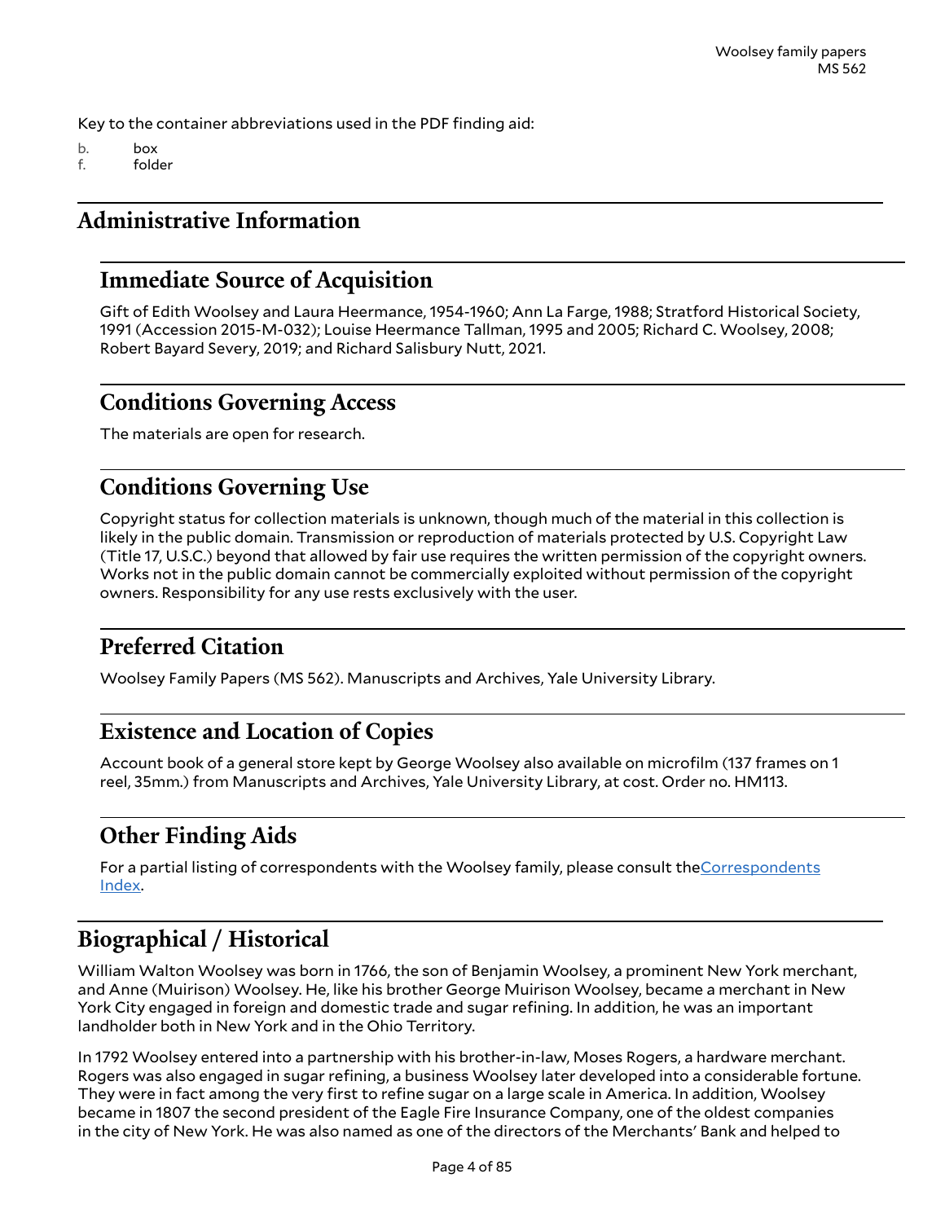Key to the container abbreviations used in the PDF finding aid:

b. box
f. folder

## Administrative Information

### Immediate Source of Acquisition

Gift of Edith Woolsey and Laura Heermance, 1954-1960; Ann La Farge, 1988; Stratford Historical Society, 1991 (Accession 2015-M-032); Louise Heermance Tallman, 1995 and 2005; Richard C. Woolsey, 2008; Robert Bayard Severy, 2019; and Richard Salisbury Nutt, 2021.

### Conditions Governing Access

The materials are open for research.

### Conditions Governing Use

Copyright status for collection materials is unknown, though much of the material in this collection is likely in the public domain. Transmission or reproduction of materials protected by U.S. Copyright Law (Title 17, U.S.C.) beyond that allowed by fair use requires the written permission of the copyright owners. Works not in the public domain cannot be commercially exploited without permission of the copyright owners. Responsibility for any use rests exclusively with the user.

### Preferred Citation

Woolsey Family Papers (MS 562). Manuscripts and Archives, Yale University Library.

### Existence and Location of Copies

Account book of a general store kept by George Woolsey also available on microfilm (137 frames on 1 reel, 35mm.) from Manuscripts and Archives, Yale University Library, at cost. Order no. HM113.

### Other Finding Aids

For a partial listing of correspondents with the Woolsey family, please consult the Correspondents Index.

## Biographical / Historical

William Walton Woolsey was born in 1766, the son of Benjamin Woolsey, a prominent New York merchant, and Anne (Muirison) Woolsey. He, like his brother George Muirison Woolsey, became a merchant in New York City engaged in foreign and domestic trade and sugar refining. In addition, he was an important landholder both in New York and in the Ohio Territory.

In 1792 Woolsey entered into a partnership with his brother-in-law, Moses Rogers, a hardware merchant. Rogers was also engaged in sugar refining, a business Woolsey later developed into a considerable fortune. They were in fact among the very first to refine sugar on a large scale in America. In addition, Woolsey became in 1807 the second president of the Eagle Fire Insurance Company, one of the oldest companies in the city of New York. He was also named as one of the directors of the Merchants' Bank and helped to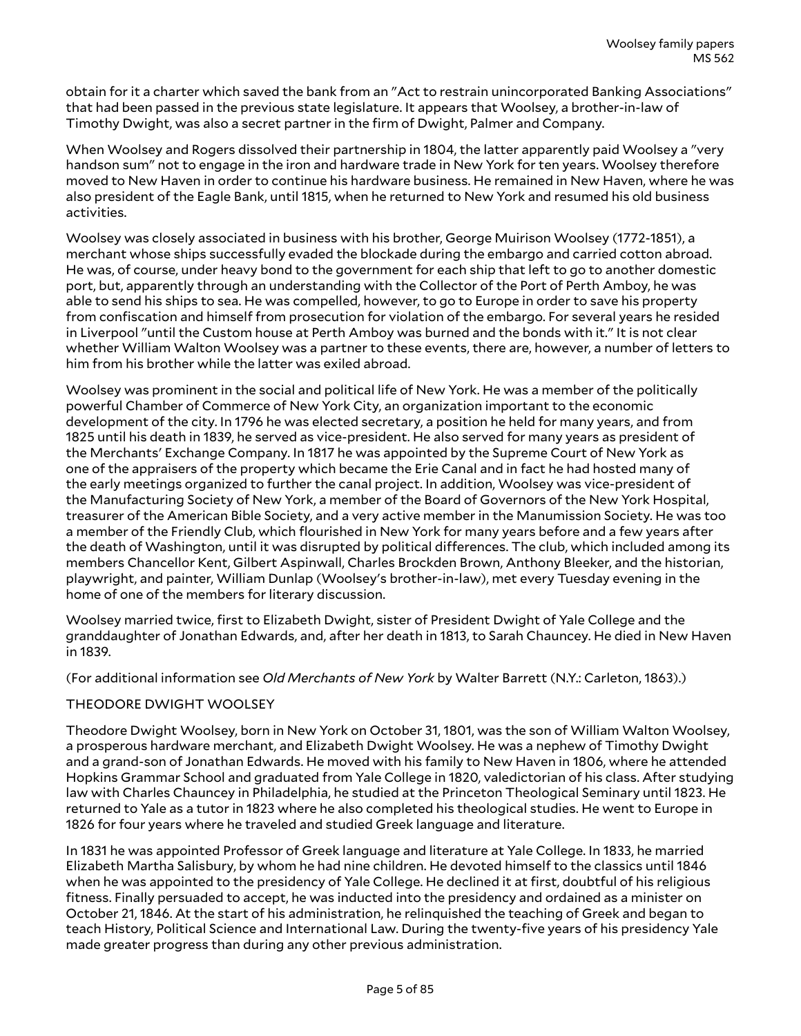obtain for it a charter which saved the bank from an "Act to restrain unincorporated Banking Associations" that had been passed in the previous state legislature. It appears that Woolsey, a brother-in-law of Timothy Dwight, was also a secret partner in the firm of Dwight, Palmer and Company.

When Woolsey and Rogers dissolved their partnership in 1804, the latter apparently paid Woolsey a "very handson sum" not to engage in the iron and hardware trade in New York for ten years. Woolsey therefore moved to New Haven in order to continue his hardware business. He remained in New Haven, where he was also president of the Eagle Bank, until 1815, when he returned to New York and resumed his old business activities.

Woolsey was closely associated in business with his brother, George Muirison Woolsey (1772-1851), a merchant whose ships successfully evaded the blockade during the embargo and carried cotton abroad. He was, of course, under heavy bond to the government for each ship that left to go to another domestic port, but, apparently through an understanding with the Collector of the Port of Perth Amboy, he was able to send his ships to sea. He was compelled, however, to go to Europe in order to save his property from confiscation and himself from prosecution for violation of the embargo. For several years he resided in Liverpool "until the Custom house at Perth Amboy was burned and the bonds with it." It is not clear whether William Walton Woolsey was a partner to these events, there are, however, a number of letters to him from his brother while the latter was exiled abroad.

Woolsey was prominent in the social and political life of New York. He was a member of the politically powerful Chamber of Commerce of New York City, an organization important to the economic development of the city. In 1796 he was elected secretary, a position he held for many years, and from 1825 until his death in 1839, he served as vice-president. He also served for many years as president of the Merchants' Exchange Company. In 1817 he was appointed by the Supreme Court of New York as one of the appraisers of the property which became the Erie Canal and in fact he had hosted many of the early meetings organized to further the canal project. In addition, Woolsey was vice-president of the Manufacturing Society of New York, a member of the Board of Governors of the New York Hospital, treasurer of the American Bible Society, and a very active member in the Manumission Society. He was too a member of the Friendly Club, which flourished in New York for many years before and a few years after the death of Washington, until it was disrupted by political differences. The club, which included among its members Chancellor Kent, Gilbert Aspinwall, Charles Brockden Brown, Anthony Bleeker, and the historian, playwright, and painter, William Dunlap (Woolsey's brother-in-law), met every Tuesday evening in the home of one of the members for literary discussion.

Woolsey married twice, first to Elizabeth Dwight, sister of President Dwight of Yale College and the granddaughter of Jonathan Edwards, and, after her death in 1813, to Sarah Chauncey. He died in New Haven in 1839.

(For additional information see *Old Merchants of New York* by Walter Barrett (N.Y.: Carleton, 1863).)

### THEODORE DWIGHT WOOLSEY

Theodore Dwight Woolsey, born in New York on October 31, 1801, was the son of William Walton Woolsey, a prosperous hardware merchant, and Elizabeth Dwight Woolsey. He was a nephew of Timothy Dwight and a grand-son of Jonathan Edwards. He moved with his family to New Haven in 1806, where he attended Hopkins Grammar School and graduated from Yale College in 1820, valedictorian of his class. After studying law with Charles Chauncey in Philadelphia, he studied at the Princeton Theological Seminary until 1823. He returned to Yale as a tutor in 1823 where he also completed his theological studies. He went to Europe in 1826 for four years where he traveled and studied Greek language and literature.

In 1831 he was appointed Professor of Greek language and literature at Yale College. In 1833, he married Elizabeth Martha Salisbury, by whom he had nine children. He devoted himself to the classics until 1846 when he was appointed to the presidency of Yale College. He declined it at first, doubtful of his religious fitness. Finally persuaded to accept, he was inducted into the presidency and ordained as a minister on October 21, 1846. At the start of his administration, he relinquished the teaching of Greek and began to teach History, Political Science and International Law. During the twenty-five years of his presidency Yale made greater progress than during any other previous administration.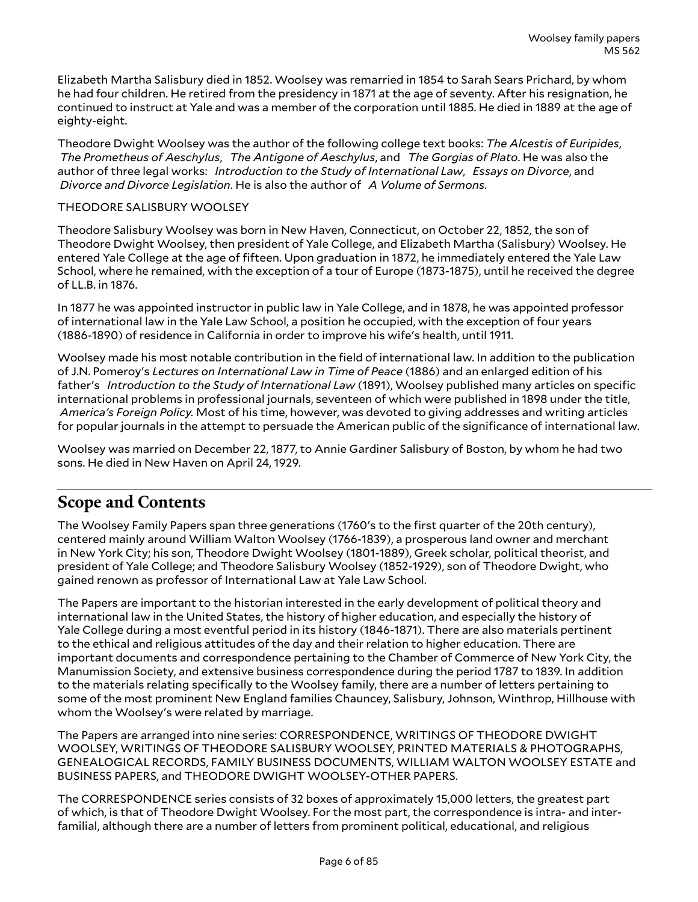Elizabeth Martha Salisbury died in 1852. Woolsey was remarried in 1854 to Sarah Sears Prichard, by whom he had four children. He retired from the presidency in 1871 at the age of seventy. After his resignation, he continued to instruct at Yale and was a member of the corporation until 1885. He died in 1889 at the age of eighty-eight.

Theodore Dwight Woolsey was the author of the following college text books: *The Alcestis of Euripides*, *The Prometheus of Aeschylus*, *The Antigone of Aeschylus*, and *The Gorgias of Plato*. He was also the author of three legal works: *Introduction to the Study of International Law*, *Essays on Divorce*, and *Divorce and Divorce Legislation*. He is also the author of *A Volume of Sermons*.

THEODORE SALISBURY WOOLSEY

Theodore Salisbury Woolsey was born in New Haven, Connecticut, on October 22, 1852, the son of Theodore Dwight Woolsey, then president of Yale College, and Elizabeth Martha (Salisbury) Woolsey. He entered Yale College at the age of fifteen. Upon graduation in 1872, he immediately entered the Yale Law School, where he remained, with the exception of a tour of Europe (1873-1875), until he received the degree of LL.B. in 1876.

In 1877 he was appointed instructor in public law in Yale College, and in 1878, he was appointed professor of international law in the Yale Law School, a position he occupied, with the exception of four years (1886-1890) of residence in California in order to improve his wife's health, until 1911.

Woolsey made his most notable contribution in the field of international law. In addition to the publication of J.N. Pomeroy's *Lectures on International Law in Time of Peace* (1886) and an enlarged edition of his father's *Introduction to the Study of International Law* (1891), Woolsey published many articles on specific international problems in professional journals, seventeen of which were published in 1898 under the title, *America's Foreign Policy*. Most of his time, however, was devoted to giving addresses and writing articles for popular journals in the attempt to persuade the American public of the significance of international law.

Woolsey was married on December 22, 1877, to Annie Gardiner Salisbury of Boston, by whom he had two sons. He died in New Haven on April 24, 1929.

## Scope and Contents

The Woolsey Family Papers span three generations (1760's to the first quarter of the 20th century), centered mainly around William Walton Woolsey (1766-1839), a prosperous land owner and merchant in New York City; his son, Theodore Dwight Woolsey (1801-1889), Greek scholar, political theorist, and president of Yale College; and Theodore Salisbury Woolsey (1852-1929), son of Theodore Dwight, who gained renown as professor of International Law at Yale Law School.

The Papers are important to the historian interested in the early development of political theory and international law in the United States, the history of higher education, and especially the history of Yale College during a most eventful period in its history (1846-1871). There are also materials pertinent to the ethical and religious attitudes of the day and their relation to higher education. There are important documents and correspondence pertaining to the Chamber of Commerce of New York City, the Manumission Society, and extensive business correspondence during the period 1787 to 1839. In addition to the materials relating specifically to the Woolsey family, there are a number of letters pertaining to some of the most prominent New England families Chauncey, Salisbury, Johnson, Winthrop, Hillhouse with whom the Woolsey's were related by marriage.

The Papers are arranged into nine series: CORRESPONDENCE, WRITINGS OF THEODORE DWIGHT WOOLSEY, WRITINGS OF THEODORE SALISBURY WOOLSEY, PRINTED MATERIALS & PHOTOGRAPHS, GENEALOGICAL RECORDS, FAMILY BUSINESS DOCUMENTS, WILLIAM WALTON WOOLSEY ESTATE and BUSINESS PAPERS, and THEODORE DWIGHT WOOLSEY-OTHER PAPERS.

The CORRESPONDENCE series consists of 32 boxes of approximately 15,000 letters, the greatest part of which, is that of Theodore Dwight Woolsey. For the most part, the correspondence is intra- and inter-familial, although there are a number of letters from prominent political, educational, and religious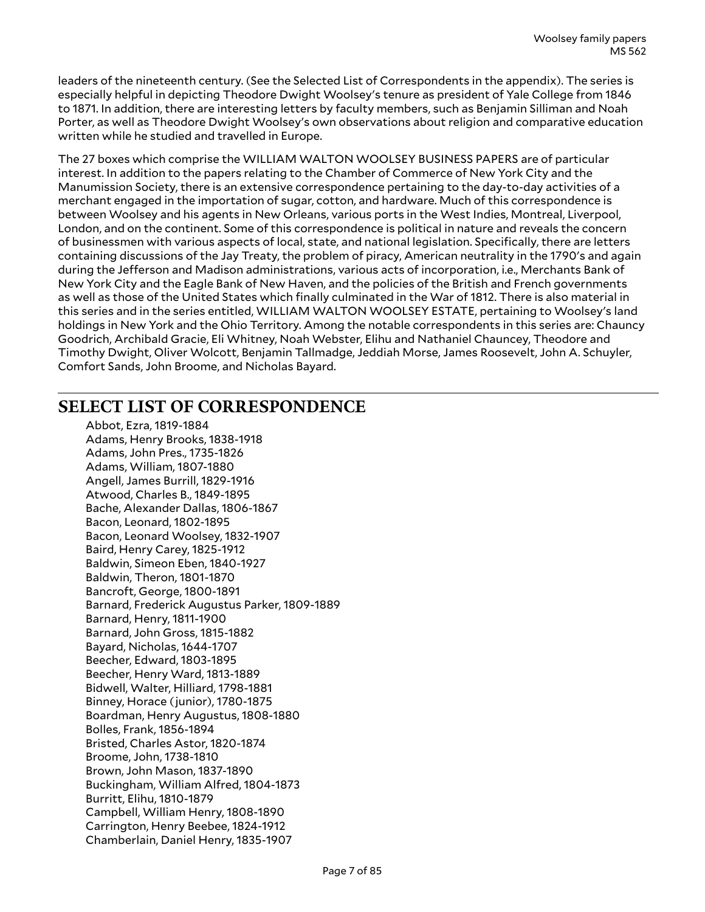leaders of the nineteenth century. (See the Selected List of Correspondents in the appendix). The series is especially helpful in depicting Theodore Dwight Woolsey's tenure as president of Yale College from 1846 to 1871. In addition, there are interesting letters by faculty members, such as Benjamin Silliman and Noah Porter, as well as Theodore Dwight Woolsey's own observations about religion and comparative education written while he studied and travelled in Europe.

The 27 boxes which comprise the WILLIAM WALTON WOOLSEY BUSINESS PAPERS are of particular interest. In addition to the papers relating to the Chamber of Commerce of New York City and the Manumission Society, there is an extensive correspondence pertaining to the day-to-day activities of a merchant engaged in the importation of sugar, cotton, and hardware. Much of this correspondence is between Woolsey and his agents in New Orleans, various ports in the West Indies, Montreal, Liverpool, London, and on the continent. Some of this correspondence is political in nature and reveals the concern of businessmen with various aspects of local, state, and national legislation. Specifically, there are letters containing discussions of the Jay Treaty, the problem of piracy, American neutrality in the 1790's and again during the Jefferson and Madison administrations, various acts of incorporation, i.e., Merchants Bank of New York City and the Eagle Bank of New Haven, and the policies of the British and French governments as well as those of the United States which finally culminated in the War of 1812. There is also material in this series and in the series entitled, WILLIAM WALTON WOOLSEY ESTATE, pertaining to Woolsey's land holdings in New York and the Ohio Territory. Among the notable correspondents in this series are: Chauncy Goodrich, Archibald Gracie, Eli Whitney, Noah Webster, Elihu and Nathaniel Chauncey, Theodore and Timothy Dwight, Oliver Wolcott, Benjamin Tallmadge, Jeddiah Morse, James Roosevelt, John A. Schuyler, Comfort Sands, John Broome, and Nicholas Bayard.

## SELECT LIST OF CORRESPONDENCE

Abbot, Ezra, 1819-1884
Adams, Henry Brooks, 1838-1918
Adams, John Pres., 1735-1826
Adams, William, 1807-1880
Angell, James Burrill, 1829-1916
Atwood, Charles B., 1849-1895
Bache, Alexander Dallas, 1806-1867
Bacon, Leonard, 1802-1895
Bacon, Leonard Woolsey, 1832-1907
Baird, Henry Carey, 1825-1912
Baldwin, Simeon Eben, 1840-1927
Baldwin, Theron, 1801-1870
Bancroft, George, 1800-1891
Barnard, Frederick Augustus Parker, 1809-1889
Barnard, Henry, 1811-1900
Barnard, John Gross, 1815-1882
Bayard, Nicholas, 1644-1707
Beecher, Edward, 1803-1895
Beecher, Henry Ward, 1813-1889
Bidwell, Walter, Hilliard, 1798-1881
Binney, Horace (junior), 1780-1875
Boardman, Henry Augustus, 1808-1880
Bolles, Frank, 1856-1894
Bristed, Charles Astor, 1820-1874
Broome, John, 1738-1810
Brown, John Mason, 1837-1890
Buckingham, William Alfred, 1804-1873
Burritt, Elihu, 1810-1879
Campbell, William Henry, 1808-1890
Carrington, Henry Beebee, 1824-1912
Chamberlain, Daniel Henry, 1835-1907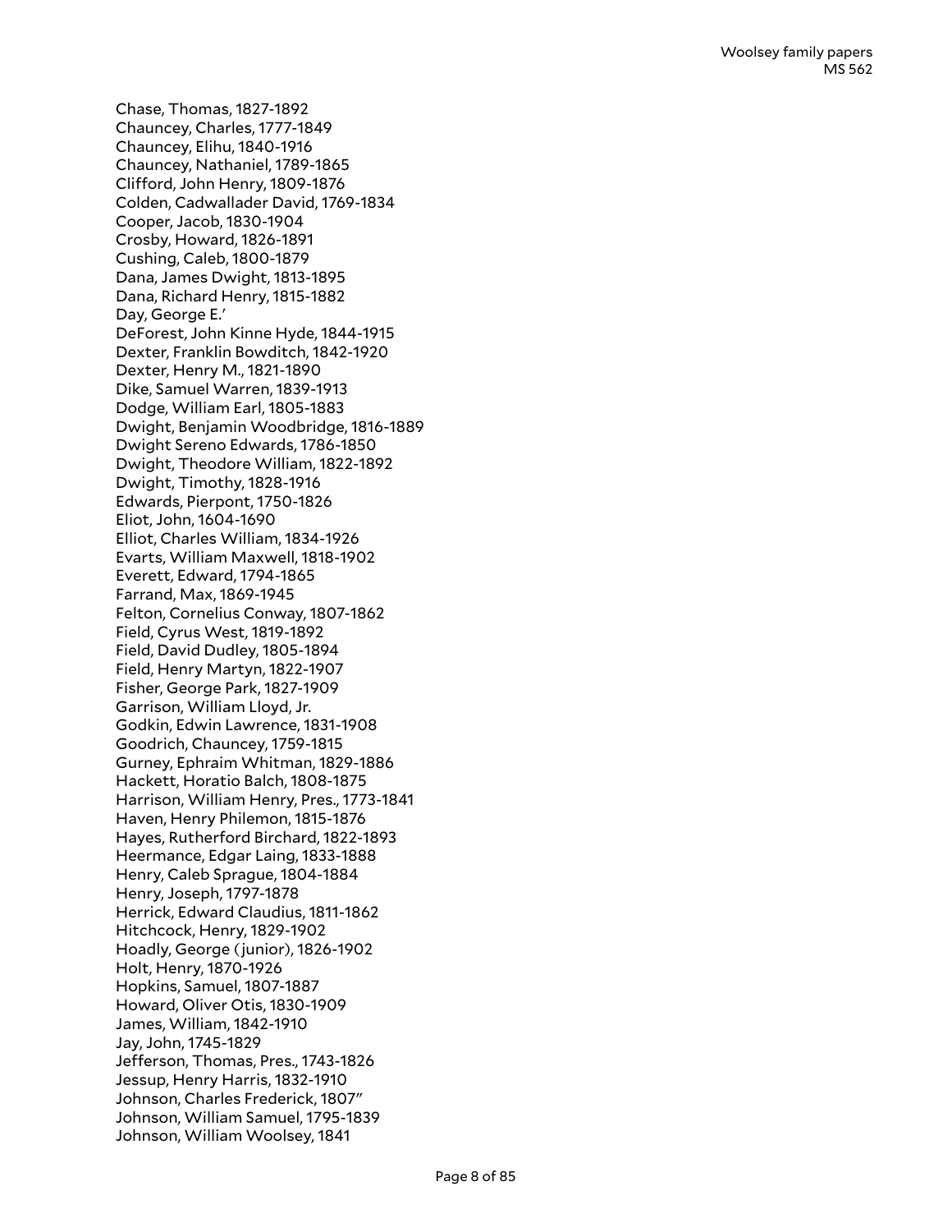Chase, Thomas, 1827-1892
Chauncey, Charles, 1777-1849
Chauncey, Elihu, 1840-1916
Chauncey, Nathaniel, 1789-1865
Clifford, John Henry, 1809-1876
Colden, Cadwallader David, 1769-1834
Cooper, Jacob, 1830-1904
Crosby, Howard, 1826-1891
Cushing, Caleb, 1800-1879
Dana, James Dwight, 1813-1895
Dana, Richard Henry, 1815-1882
Day, George E.'
DeForest, John Kinne Hyde, 1844-1915
Dexter, Franklin Bowditch, 1842-1920
Dexter, Henry M., 1821-1890
Dike, Samuel Warren, 1839-1913
Dodge, William Earl, 1805-1883
Dwight, Benjamin Woodbridge, 1816-1889
Dwight Sereno Edwards, 1786-1850
Dwight, Theodore William, 1822-1892
Dwight, Timothy, 1828-1916
Edwards, Pierpont, 1750-1826
Eliot, John, 1604-1690
Elliot, Charles William, 1834-1926
Evarts, William Maxwell, 1818-1902
Everett, Edward, 1794-1865
Farrand, Max, 1869-1945
Felton, Cornelius Conway, 1807-1862
Field, Cyrus West, 1819-1892
Field, David Dudley, 1805-1894
Field, Henry Martyn, 1822-1907
Fisher, George Park, 1827-1909
Garrison, William Lloyd, Jr.
Godkin, Edwin Lawrence, 1831-1908
Goodrich, Chauncey, 1759-1815
Gurney, Ephraim Whitman, 1829-1886
Hackett, Horatio Balch, 1808-1875
Harrison, William Henry, Pres., 1773-1841
Haven, Henry Philemon, 1815-1876
Hayes, Rutherford Birchard, 1822-1893
Heermance, Edgar Laing, 1833-1888
Henry, Caleb Sprague, 1804-1884
Henry, Joseph, 1797-1878
Herrick, Edward Claudius, 1811-1862
Hitchcock, Henry, 1829-1902
Hoadly, George (junior), 1826-1902
Holt, Henry, 1870-1926
Hopkins, Samuel, 1807-1887
Howard, Oliver Otis, 1830-1909
James, William, 1842-1910
Jay, John, 1745-1829
Jefferson, Thomas, Pres., 1743-1826
Jessup, Henry Harris, 1832-1910
Johnson, Charles Frederick, 1807"
Johnson, William Samuel, 1795-1839
Johnson, William Woolsey, 1841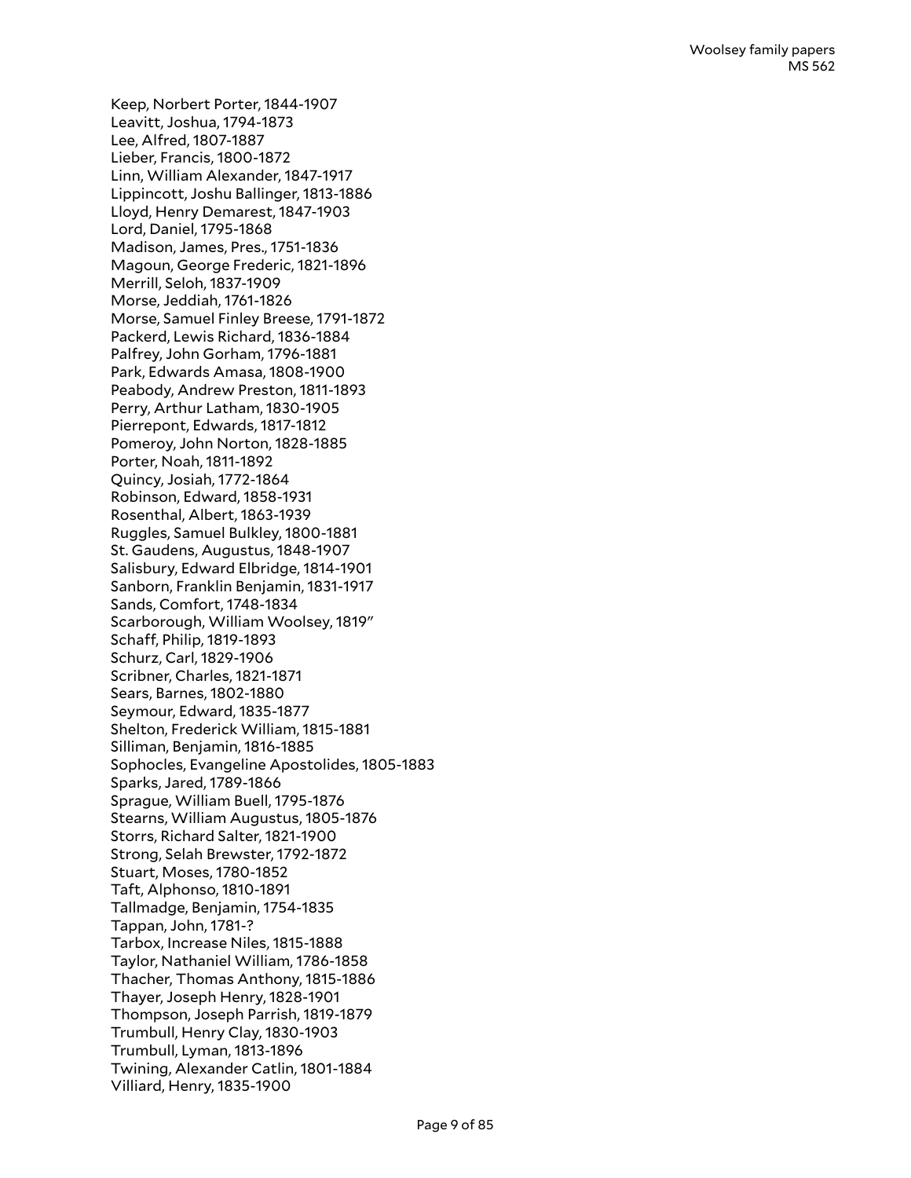Keep, Norbert Porter, 1844-1907
Leavitt, Joshua, 1794-1873
Lee, Alfred, 1807-1887
Lieber, Francis, 1800-1872
Linn, William Alexander, 1847-1917
Lippincott, Joshu Ballinger, 1813-1886
Lloyd, Henry Demarest, 1847-1903
Lord, Daniel, 1795-1868
Madison, James, Pres., 1751-1836
Magoun, George Frederic, 1821-1896
Merrill, Seloh, 1837-1909
Morse, Jeddiah, 1761-1826
Morse, Samuel Finley Breese, 1791-1872
Packerd, Lewis Richard, 1836-1884
Palfrey, John Gorham, 1796-1881
Park, Edwards Amasa, 1808-1900
Peabody, Andrew Preston, 1811-1893
Perry, Arthur Latham, 1830-1905
Pierrepont, Edwards, 1817-1812
Pomeroy, John Norton, 1828-1885
Porter, Noah, 1811-1892
Quincy, Josiah, 1772-1864
Robinson, Edward, 1858-1931
Rosenthal, Albert, 1863-1939
Ruggles, Samuel Bulkley, 1800-1881
St. Gaudens, Augustus, 1848-1907
Salisbury, Edward Elbridge, 1814-1901
Sanborn, Franklin Benjamin, 1831-1917
Sands, Comfort, 1748-1834
Scarborough, William Woolsey, 1819"
Schaff, Philip, 1819-1893
Schurz, Carl, 1829-1906
Scribner, Charles, 1821-1871
Sears, Barnes, 1802-1880
Seymour, Edward, 1835-1877
Shelton, Frederick William, 1815-1881
Silliman, Benjamin, 1816-1885
Sophocles, Evangeline Apostolides, 1805-1883
Sparks, Jared, 1789-1866
Sprague, William Buell, 1795-1876
Stearns, William Augustus, 1805-1876
Storrs, Richard Salter, 1821-1900
Strong, Selah Brewster, 1792-1872
Stuart, Moses, 1780-1852
Taft, Alphonso, 1810-1891
Tallmadge, Benjamin, 1754-1835
Tappan, John, 1781-?
Tarbox, Increase Niles, 1815-1888
Taylor, Nathaniel William, 1786-1858
Thacher, Thomas Anthony, 1815-1886
Thayer, Joseph Henry, 1828-1901
Thompson, Joseph Parrish, 1819-1879
Trumbull, Henry Clay, 1830-1903
Trumbull, Lyman, 1813-1896
Twining, Alexander Catlin, 1801-1884
Villiard, Henry, 1835-1900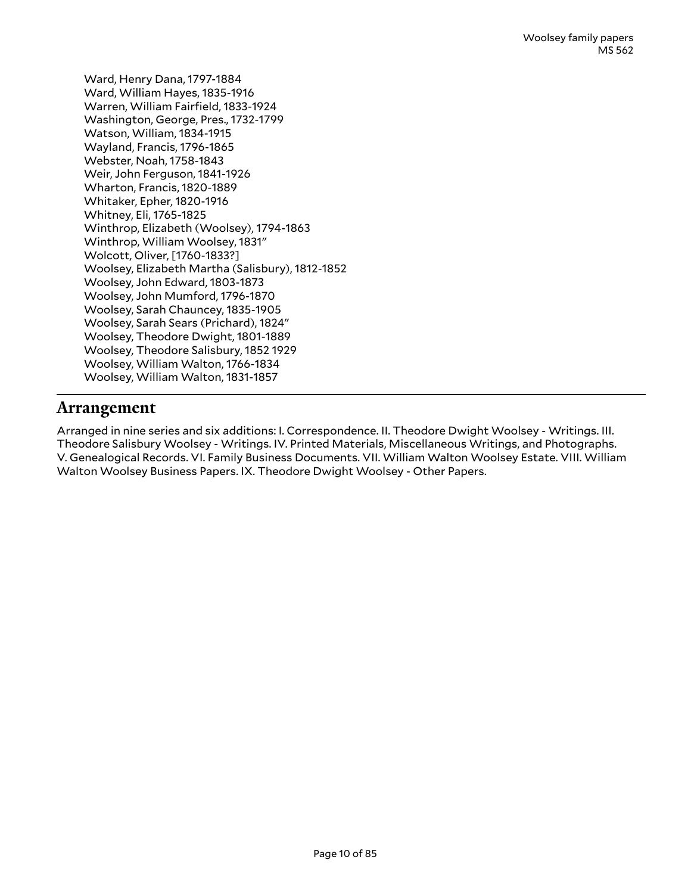Ward, Henry Dana, 1797-1884
Ward, William Hayes, 1835-1916
Warren, William Fairfield, 1833-1924
Washington, George, Pres., 1732-1799
Watson, William, 1834-1915
Wayland, Francis, 1796-1865
Webster, Noah, 1758-1843
Weir, John Ferguson, 1841-1926
Wharton, Francis, 1820-1889
Whitaker, Epher, 1820-1916
Whitney, Eli, 1765-1825
Winthrop, Elizabeth (Woolsey), 1794-1863
Winthrop, William Woolsey, 1831"
Wolcott, Oliver, [1760-1833?]
Woolsey, Elizabeth Martha (Salisbury), 1812-1852
Woolsey, John Edward, 1803-1873
Woolsey, John Mumford, 1796-1870
Woolsey, Sarah Chauncey, 1835-1905
Woolsey, Sarah Sears (Prichard), 1824"
Woolsey, Theodore Dwight, 1801-1889
Woolsey, Theodore Salisbury, 1852 1929
Woolsey, William Walton, 1766-1834
Woolsey, William Walton, 1831-1857

## Arrangement

Arranged in nine series and six additions: I. Correspondence. II. Theodore Dwight Woolsey - Writings. III. Theodore Salisbury Woolsey - Writings. IV. Printed Materials, Miscellaneous Writings, and Photographs. V. Genealogical Records. VI. Family Business Documents. VII. William Walton Woolsey Estate. VIII. William Walton Woolsey Business Papers. IX. Theodore Dwight Woolsey - Other Papers.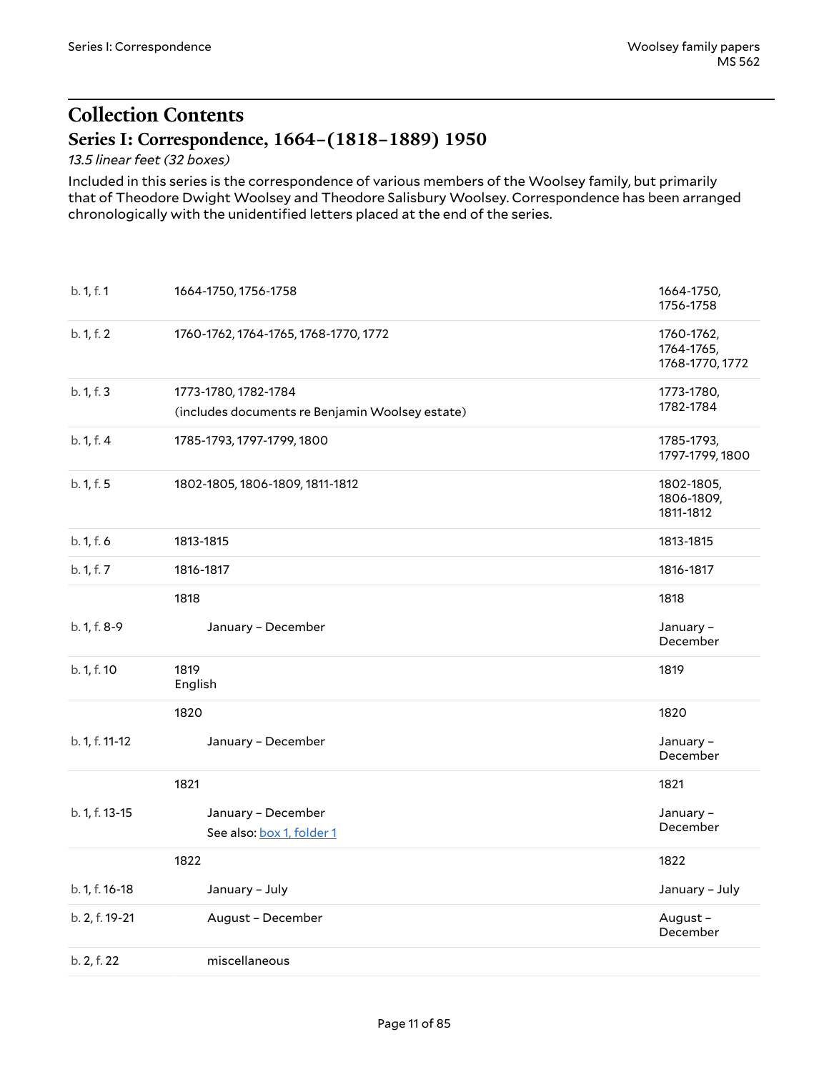# Collection Contents

## Series I: Correspondence, 1664–(1818–1889) 1950

*13.5 linear feet (32 boxes)*

Included in this series is the correspondence of various members of the Woolsey family, but primarily that of Theodore Dwight Woolsey and Theodore Salisbury Woolsey. Correspondence has been arranged chronologically with the unidentified letters placed at the end of the series.

| | | |
|---|---|---|
| b. 1, f. 1 | 1664-1750, 1756-1758 | 1664-1750, 1756-1758 |
| b. 1, f. 2 | 1760-1762, 1764-1765, 1768-1770, 1772 | 1760-1762, 1764-1765, 1768-1770, 1772 |
| b. 1, f. 3 | 1773-1780, 1782-1784 (includes documents re Benjamin Woolsey estate) | 1773-1780, 1782-1784 |
| b. 1, f. 4 | 1785-1793, 1797-1799, 1800 | 1785-1793, 1797-1799, 1800 |
| b. 1, f. 5 | 1802-1805, 1806-1809, 1811-1812 | 1802-1805, 1806-1809, 1811-1812 |
| b. 1, f. 6 | 1813-1815 | 1813-1815 |
| b. 1, f. 7 | 1816-1817 | 1816-1817 |
| | 1818 | 1818 |
| b. 1, f. 8-9 | January – December | January – December |
| b. 1, f. 10 | 1819 English | 1819 |
| | 1820 | 1820 |
| b. 1, f. 11-12 | January – December | January – December |
| | 1821 | 1821 |
| b. 1, f. 13-15 | January – December See also: box 1, folder 1 | January – December |
| | 1822 | 1822 |
| b. 1, f. 16-18 | January – July | January – July |
| b. 2, f. 19-21 | August – December | August – December |
| b. 2, f. 22 | miscellaneous | |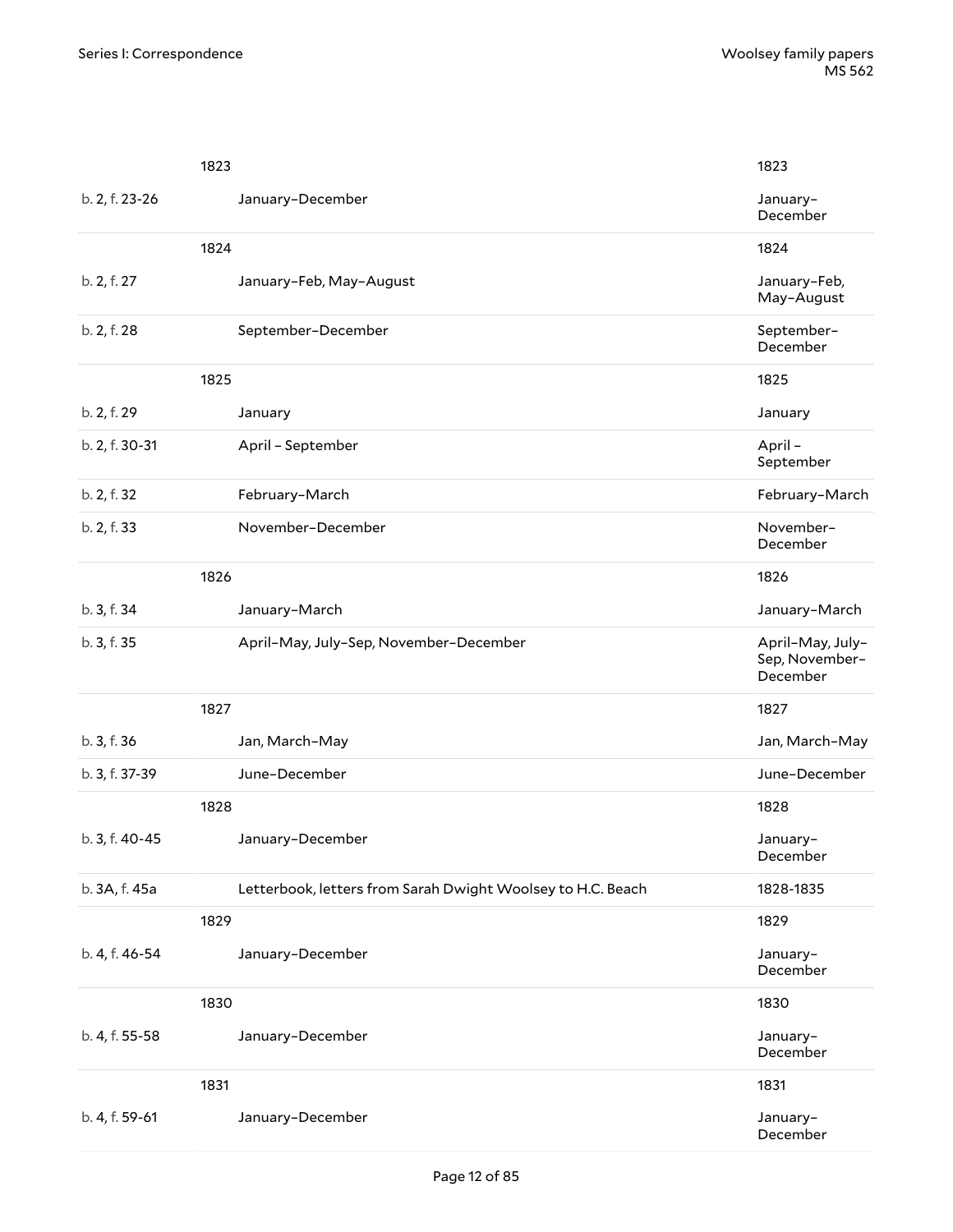| | | |
|---|---|---|
| | 1823 | 1823 |
| b. 2, f. 23-26 | January–December | January–December |
| | 1824 | 1824 |
| b. 2, f. 27 | January–Feb, May–August | January–Feb, May–August |
| b. 2, f. 28 | September–December | September–December |
| | 1825 | 1825 |
| b. 2, f. 29 | January | January |
| b. 2, f. 30-31 | April – September | April – September |
| b. 2, f. 32 | February–March | February–March |
| b. 2, f. 33 | November–December | November–December |
| | 1826 | 1826 |
| b. 3, f. 34 | January–March | January–March |
| b. 3, f. 35 | April–May, July–Sep, November–December | April–May, July–Sep, November–December |
| | 1827 | 1827 |
| b. 3, f. 36 | Jan, March–May | Jan, March–May |
| b. 3, f. 37-39 | June–December | June–December |
| | 1828 | 1828 |
| b. 3, f. 40-45 | January–December | January–December |
| b. 3A, f. 45a | Letterbook, letters from Sarah Dwight Woolsey to H.C. Beach | 1828-1835 |
| | 1829 | 1829 |
| b. 4, f. 46-54 | January–December | January–December |
| | 1830 | 1830 |
| b. 4, f. 55-58 | January–December | January–December |
| | 1831 | 1831 |
| b. 4, f. 59-61 | January–December | January–December |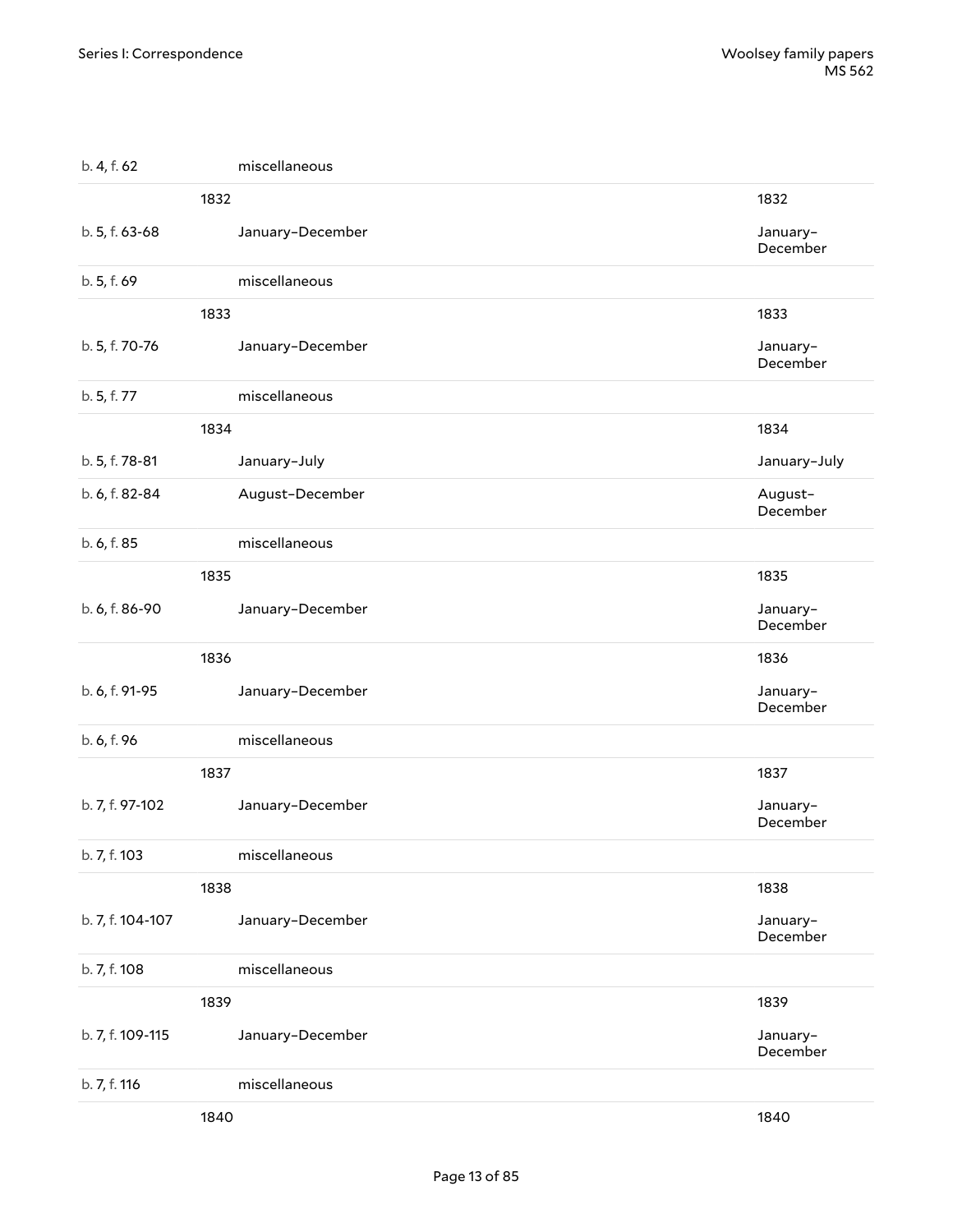| | | |
|---|---|---|
| b. 4, f. 62 | miscellaneous | |
| | 1832 | 1832 |
| b. 5, f. 63-68 | January–December | January–December |
| b. 5, f. 69 | miscellaneous | |
| | 1833 | 1833 |
| b. 5, f. 70-76 | January–December | January–December |
| b. 5, f. 77 | miscellaneous | |
| | 1834 | 1834 |
| b. 5, f. 78-81 | January–July | January–July |
| b. 6, f. 82-84 | August–December | August–December |
| b. 6, f. 85 | miscellaneous | |
| | 1835 | 1835 |
| b. 6, f. 86-90 | January–December | January–December |
| | 1836 | 1836 |
| b. 6, f. 91-95 | January–December | January–December |
| b. 6, f. 96 | miscellaneous | |
| | 1837 | 1837 |
| b. 7, f. 97-102 | January–December | January–December |
| b. 7, f. 103 | miscellaneous | |
| | 1838 | 1838 |
| b. 7, f. 104-107 | January–December | January–December |
| b. 7, f. 108 | miscellaneous | |
| | 1839 | 1839 |
| b. 7, f. 109-115 | January–December | January–December |
| b. 7, f. 116 | miscellaneous | |
| | 1840 | 1840 |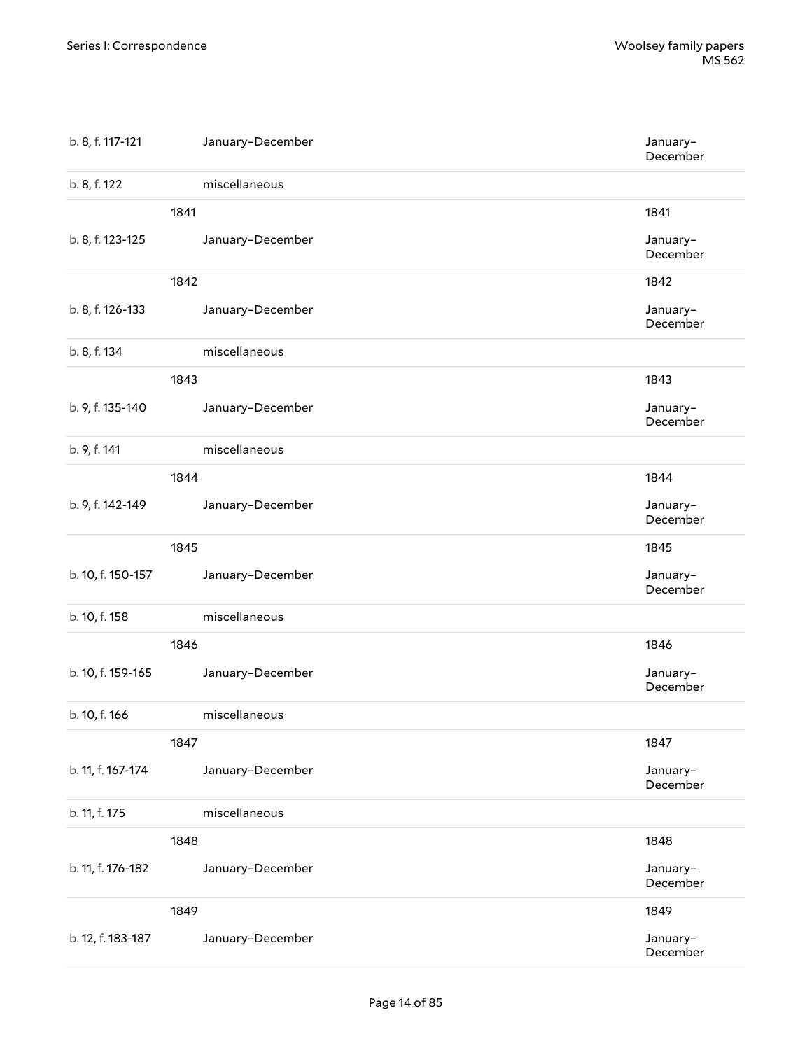| | | |
|---|---|---|
| b. 8, f. 117-121 | January–December | January–December |
| b. 8, f. 122 | miscellaneous | |
| | 1841 | 1841 |
| b. 8, f. 123-125 | January–December | January–December |
| | 1842 | 1842 |
| b. 8, f. 126-133 | January–December | January–December |
| b. 8, f. 134 | miscellaneous | |
| | 1843 | 1843 |
| b. 9, f. 135-140 | January–December | January–December |
| b. 9, f. 141 | miscellaneous | |
| | 1844 | 1844 |
| b. 9, f. 142-149 | January–December | January–December |
| | 1845 | 1845 |
| b. 10, f. 150-157 | January–December | January–December |
| b. 10, f. 158 | miscellaneous | |
| | 1846 | 1846 |
| b. 10, f. 159-165 | January–December | January–December |
| b. 10, f. 166 | miscellaneous | |
| | 1847 | 1847 |
| b. 11, f. 167-174 | January–December | January–December |
| b. 11, f. 175 | miscellaneous | |
| | 1848 | 1848 |
| b. 11, f. 176-182 | January–December | January–December |
| | 1849 | 1849 |
| b. 12, f. 183-187 | January–December | January–December |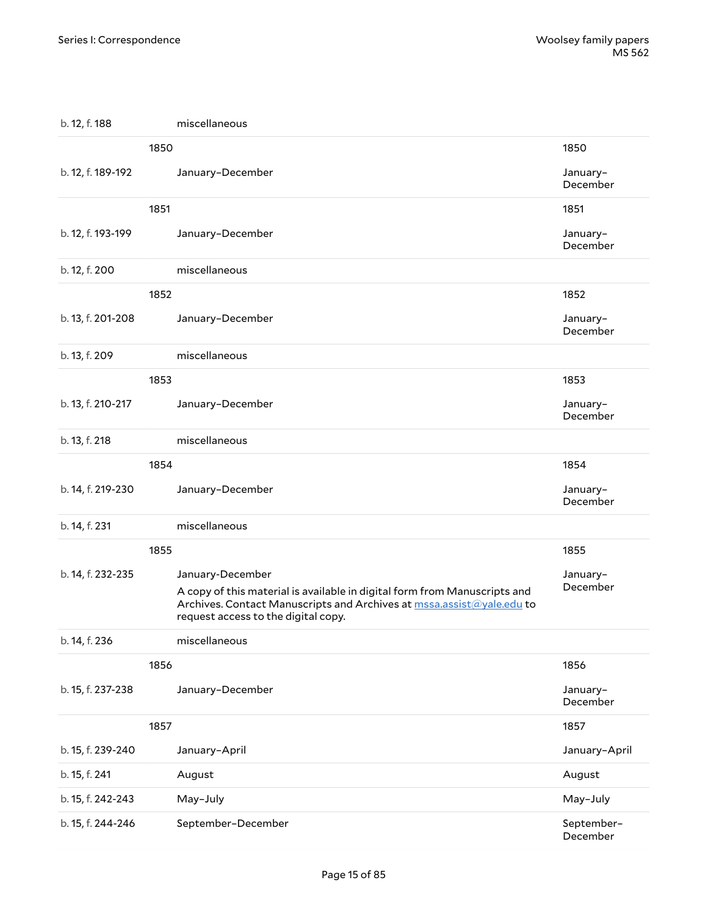| | | |
|---|---|---|
| b. 12, f. 188 | miscellaneous | |
| **1850** | | 1850 |
| b. 12, f. 189-192 | January–December | January–December |
| **1851** | | 1851 |
| b. 12, f. 193-199 | January–December | January–December |
| b. 12, f. 200 | miscellaneous | |
| **1852** | | 1852 |
| b. 13, f. 201-208 | January–December | January–December |
| b. 13, f. 209 | miscellaneous | |
| **1853** | | 1853 |
| b. 13, f. 210-217 | January–December | January–December |
| b. 13, f. 218 | miscellaneous | |
| **1854** | | 1854 |
| b. 14, f. 219-230 | January–December | January–December |
| b. 14, f. 231 | miscellaneous | |
| **1855** | | 1855 |
| b. 14, f. 232-235 | January-December<br>A copy of this material is available in digital form from Manuscripts and Archives. Contact Manuscripts and Archives at mssa.assist@yale.edu to request access to the digital copy. | January–December |
| b. 14, f. 236 | miscellaneous | |
| **1856** | | 1856 |
| b. 15, f. 237-238 | January–December | January–December |
| **1857** | | 1857 |
| b. 15, f. 239-240 | January–April | January–April |
| b. 15, f. 241 | August | August |
| b. 15, f. 242-243 | May–July | May–July |
| b. 15, f. 244-246 | September–December | September–December |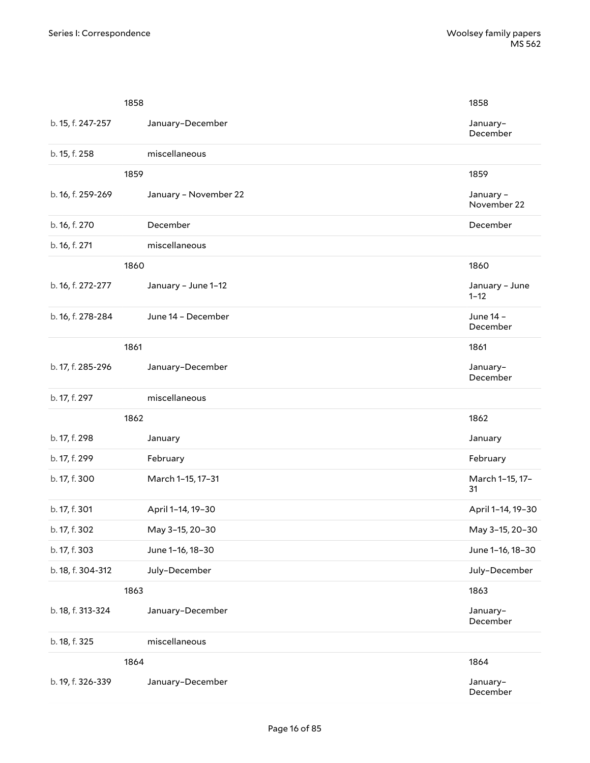| | | |
|---|---|---|
| | 1858 | 1858 |
| b. 15, f. 247-257 | January–December | January–December |
| b. 15, f. 258 | miscellaneous | |
| | 1859 | 1859 |
| b. 16, f. 259-269 | January – November 22 | January – November 22 |
| b. 16, f. 270 | December | December |
| b. 16, f. 271 | miscellaneous | |
| | 1860 | 1860 |
| b. 16, f. 272-277 | January – June 1–12 | January – June 1–12 |
| b. 16, f. 278-284 | June 14 – December | June 14 – December |
| | 1861 | 1861 |
| b. 17, f. 285-296 | January–December | January–December |
| b. 17, f. 297 | miscellaneous | |
| | 1862 | 1862 |
| b. 17, f. 298 | January | January |
| b. 17, f. 299 | February | February |
| b. 17, f. 300 | March 1–15, 17–31 | March 1–15, 17–31 |
| b. 17, f. 301 | April 1–14, 19–30 | April 1–14, 19–30 |
| b. 17, f. 302 | May 3–15, 20–30 | May 3–15, 20–30 |
| b. 17, f. 303 | June 1–16, 18–30 | June 1–16, 18–30 |
| b. 18, f. 304-312 | July–December | July–December |
| | 1863 | 1863 |
| b. 18, f. 313-324 | January–December | January–December |
| b. 18, f. 325 | miscellaneous | |
| | 1864 | 1864 |
| b. 19, f. 326-339 | January–December | January–December |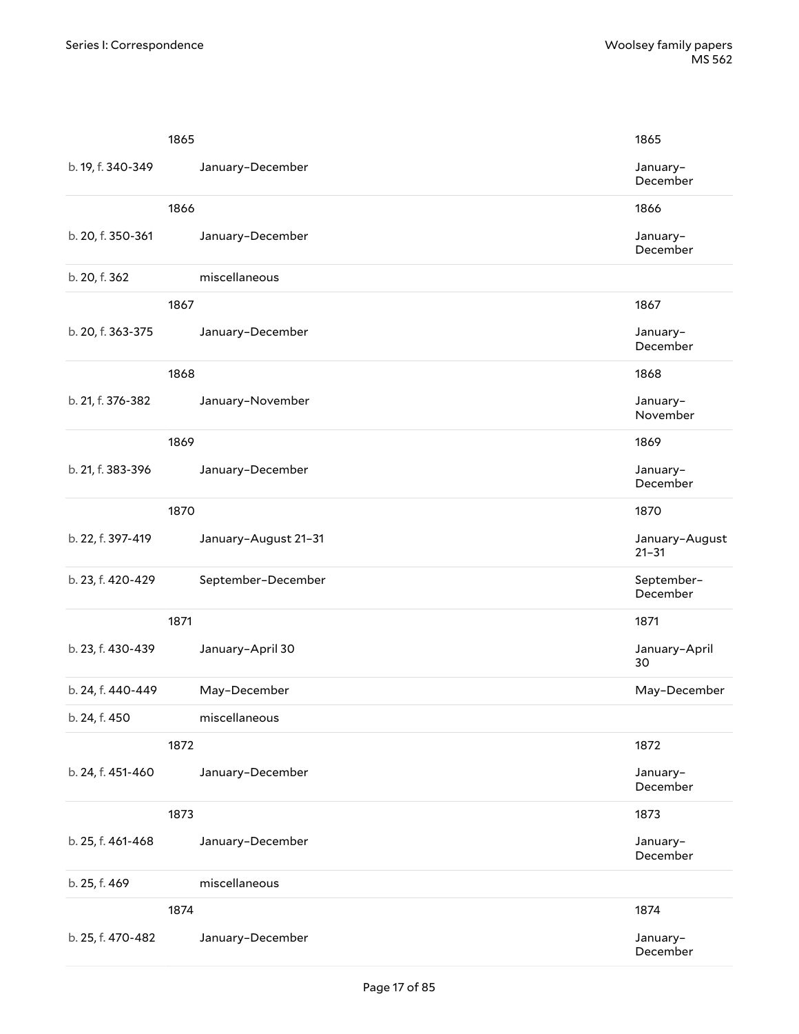| | | |
|---|---|---|
| | 1865 | 1865 |
| b. 19, f. 340-349 | January–December | January–December |
| | 1866 | 1866 |
| b. 20, f. 350-361 | January–December | January–December |
| b. 20, f. 362 | miscellaneous | |
| | 1867 | 1867 |
| b. 20, f. 363-375 | January–December | January–December |
| | 1868 | 1868 |
| b. 21, f. 376-382 | January–November | January–November |
| | 1869 | 1869 |
| b. 21, f. 383-396 | January–December | January–December |
| | 1870 | 1870 |
| b. 22, f. 397-419 | January–August 21–31 | January–August 21–31 |
| b. 23, f. 420-429 | September–December | September–December |
| | 1871 | 1871 |
| b. 23, f. 430-439 | January–April 30 | January–April 30 |
| b. 24, f. 440-449 | May–December | May–December |
| b. 24, f. 450 | miscellaneous | |
| | 1872 | 1872 |
| b. 24, f. 451-460 | January–December | January–December |
| | 1873 | 1873 |
| b. 25, f. 461-468 | January–December | January–December |
| b. 25, f. 469 | miscellaneous | |
| | 1874 | 1874 |
| b. 25, f. 470-482 | January–December | January–December |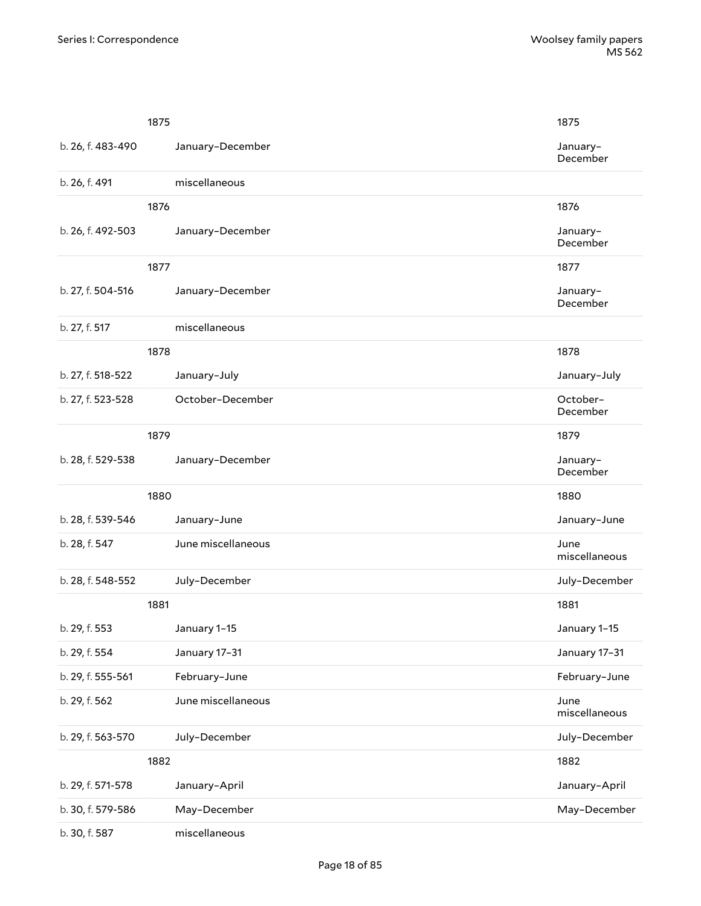| | | |
|---|---|---|
| | 1875 | 1875 |
| b. 26, f. 483-490 | January–December | January–December |
| b. 26, f. 491 | miscellaneous | |
| | 1876 | 1876 |
| b. 26, f. 492-503 | January–December | January–December |
| | 1877 | 1877 |
| b. 27, f. 504-516 | January–December | January–December |
| b. 27, f. 517 | miscellaneous | |
| | 1878 | 1878 |
| b. 27, f. 518-522 | January–July | January–July |
| b. 27, f. 523-528 | October–December | October–December |
| | 1879 | 1879 |
| b. 28, f. 529-538 | January–December | January–December |
| | 1880 | 1880 |
| b. 28, f. 539-546 | January–June | January–June |
| b. 28, f. 547 | June miscellaneous | June miscellaneous |
| b. 28, f. 548-552 | July–December | July–December |
| | 1881 | 1881 |
| b. 29, f. 553 | January 1–15 | January 1–15 |
| b. 29, f. 554 | January 17–31 | January 17–31 |
| b. 29, f. 555-561 | February–June | February–June |
| b. 29, f. 562 | June miscellaneous | June miscellaneous |
| b. 29, f. 563-570 | July–December | July–December |
| | 1882 | 1882 |
| b. 29, f. 571-578 | January–April | January–April |
| b. 30, f. 579-586 | May–December | May–December |
| b. 30, f. 587 | miscellaneous | |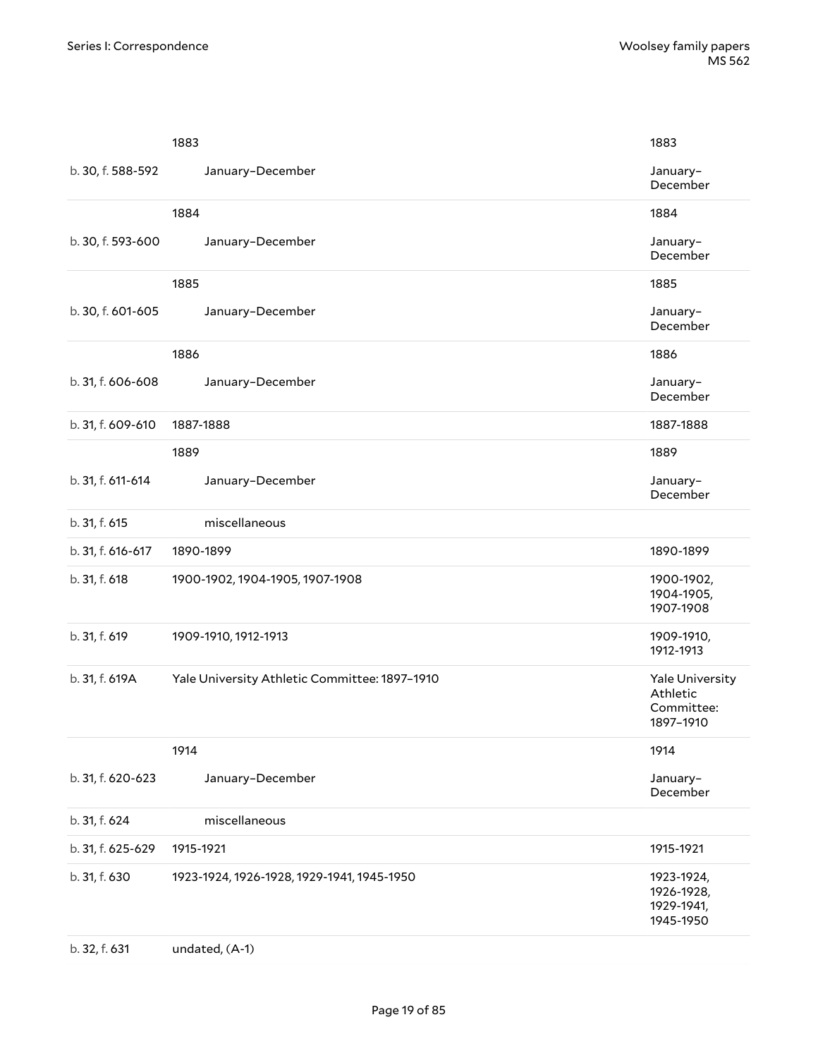| | | |
|---|---|---|
| | 1883 | 1883 |
| b. 30, f. 588-592 | January–December | January–December |
| | 1884 | 1884 |
| b. 30, f. 593-600 | January–December | January–December |
| | 1885 | 1885 |
| b. 30, f. 601-605 | January–December | January–December |
| | 1886 | 1886 |
| b. 31, f. 606-608 | January–December | January–December |
| b. 31, f. 609-610 | 1887-1888 | 1887-1888 |
| | 1889 | 1889 |
| b. 31, f. 611-614 | January–December | January–December |
| b. 31, f. 615 | miscellaneous | |
| b. 31, f. 616-617 | 1890-1899 | 1890-1899 |
| b. 31, f. 618 | 1900-1902, 1904-1905, 1907-1908 | 1900-1902, 1904-1905, 1907-1908 |
| b. 31, f. 619 | 1909-1910, 1912-1913 | 1909-1910, 1912-1913 |
| b. 31, f. 619A | Yale University Athletic Committee: 1897–1910 | Yale University Athletic Committee: 1897–1910 |
| | 1914 | 1914 |
| b. 31, f. 620-623 | January–December | January–December |
| b. 31, f. 624 | miscellaneous | |
| b. 31, f. 625-629 | 1915-1921 | 1915-1921 |
| b. 31, f. 630 | 1923-1924, 1926-1928, 1929-1941, 1945-1950 | 1923-1924, 1926-1928, 1929-1941, 1945-1950 |
| b. 32, f. 631 | undated, (A-1) | |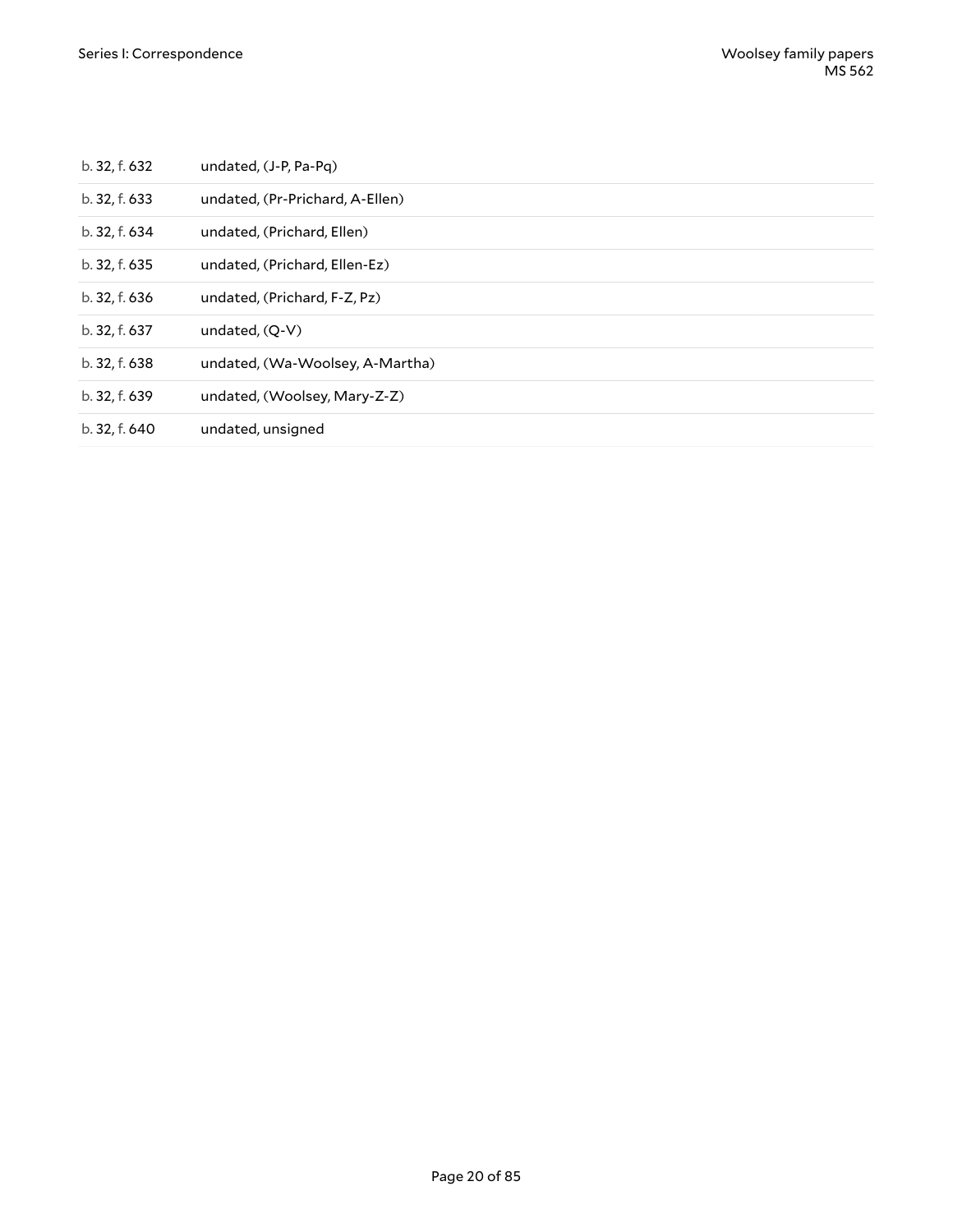| | |
|---|---|
| b. 32, f. 632 | undated, (J-P, Pa-Pq) |
| b. 32, f. 633 | undated, (Pr-Prichard, A-Ellen) |
| b. 32, f. 634 | undated, (Prichard, Ellen) |
| b. 32, f. 635 | undated, (Prichard, Ellen-Ez) |
| b. 32, f. 636 | undated, (Prichard, F-Z, Pz) |
| b. 32, f. 637 | undated, (Q-V) |
| b. 32, f. 638 | undated, (Wa-Woolsey, A-Martha) |
| b. 32, f. 639 | undated, (Woolsey, Mary-Z-Z) |
| b. 32, f. 640 | undated, unsigned |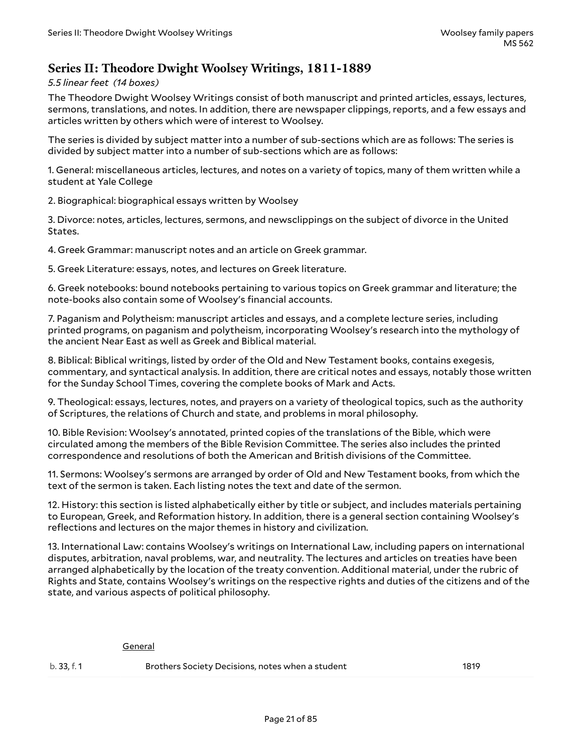## Series II: Theodore Dwight Woolsey Writings, 1811-1889

*5.5 linear feet (14 boxes)*

The Theodore Dwight Woolsey Writings consist of both manuscript and printed articles, essays, lectures, sermons, translations, and notes. In addition, there are newspaper clippings, reports, and a few essays and articles written by others which were of interest to Woolsey.

The series is divided by subject matter into a number of sub-sections which are as follows: The series is divided by subject matter into a number of sub-sections which are as follows:

1. General: miscellaneous articles, lectures, and notes on a variety of topics, many of them written while a student at Yale College

2. Biographical: biographical essays written by Woolsey

3. Divorce: notes, articles, lectures, sermons, and newsclippings on the subject of divorce in the United States.

4. Greek Grammar: manuscript notes and an article on Greek grammar.

5. Greek Literature: essays, notes, and lectures on Greek literature.

6. Greek notebooks: bound notebooks pertaining to various topics on Greek grammar and literature; the note-books also contain some of Woolsey's financial accounts.

7. Paganism and Polytheism: manuscript articles and essays, and a complete lecture series, including printed programs, on paganism and polytheism, incorporating Woolsey's research into the mythology of the ancient Near East as well as Greek and Biblical material.

8. Biblical: Biblical writings, listed by order of the Old and New Testament books, contains exegesis, commentary, and syntactical analysis. In addition, there are critical notes and essays, notably those written for the Sunday School Times, covering the complete books of Mark and Acts.

9. Theological: essays, lectures, notes, and prayers on a variety of theological topics, such as the authority of Scriptures, the relations of Church and state, and problems in moral philosophy.

10. Bible Revision: Woolsey's annotated, printed copies of the translations of the Bible, which were circulated among the members of the Bible Revision Committee. The series also includes the printed correspondence and resolutions of both the American and British divisions of the Committee.

11. Sermons: Woolsey's sermons are arranged by order of Old and New Testament books, from which the text of the sermon is taken. Each listing notes the text and date of the sermon.

12. History: this section is listed alphabetically either by title or subject, and includes materials pertaining to European, Greek, and Reformation history. In addition, there is a general section containing Woolsey's reflections and lectures on the major themes in history and civilization.

13. International Law: contains Woolsey's writings on International Law, including papers on international disputes, arbitration, naval problems, war, and neutrality. The lectures and articles on treaties have been arranged alphabetically by the location of the treaty convention. Additional material, under the rubric of Rights and State, contains Woolsey's writings on the respective rights and duties of the citizens and of the state, and various aspects of political philosophy.

|  | General |  |
|---|---|---|
| b. 33, f. 1 | Brothers Society Decisions, notes when a student | 1819 |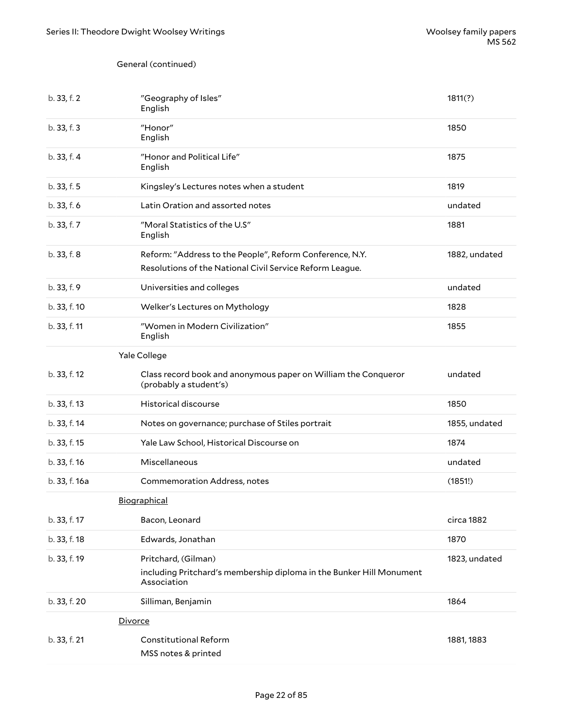General (continued)

| | | |
|---|---|---|
| b. 33, f. 2 | "Geography of Isles"<br>English | 1811(?) |
| b. 33, f. 3 | "Honor"<br>English | 1850 |
| b. 33, f. 4 | "Honor and Political Life"<br>English | 1875 |
| b. 33, f. 5 | Kingsley's Lectures notes when a student | 1819 |
| b. 33, f. 6 | Latin Oration and assorted notes | undated |
| b. 33, f. 7 | "Moral Statistics of the U.S"<br>English | 1881 |
| b. 33, f. 8 | Reform: "Address to the People", Reform Conference, N.Y.<br>Resolutions of the National Civil Service Reform League. | 1882, undated |
| b. 33, f. 9 | Universities and colleges | undated |
| b. 33, f. 10 | Welker's Lectures on Mythology | 1828 |
| b. 33, f. 11 | "Women in Modern Civilization"<br>English | 1855 |

Yale College

| | | |
|---|---|---|
| b. 33, f. 12 | Class record book and anonymous paper on William the Conqueror (probably a student's) | undated |
| b. 33, f. 13 | Historical discourse | 1850 |
| b. 33, f. 14 | Notes on governance; purchase of Stiles portrait | 1855, undated |
| b. 33, f. 15 | Yale Law School, Historical Discourse on | 1874 |
| b. 33, f. 16 | Miscellaneous | undated |
| b. 33, f. 16a | Commemoration Address, notes | (1851!) |

Biographical

| | | |
|---|---|---|
| b. 33, f. 17 | Bacon, Leonard | circa 1882 |
| b. 33, f. 18 | Edwards, Jonathan | 1870 |
| b. 33, f. 19 | Pritchard, (Gilman)<br>including Pritchard's membership diploma in the Bunker Hill Monument Association | 1823, undated |
| b. 33, f. 20 | Silliman, Benjamin | 1864 |

Divorce

| | | |
|---|---|---|
| b. 33, f. 21 | Constitutional Reform<br>MSS notes & printed | 1881, 1883 |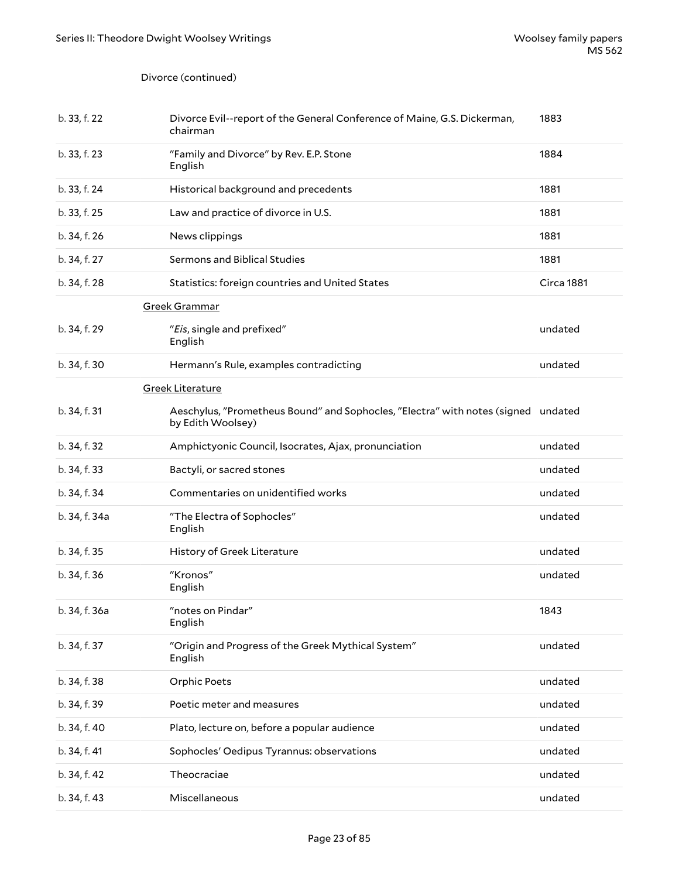Divorce (continued)

| | | |
|---|---|---|
| b. 33, f. 22 | Divorce Evil--report of the General Conference of Maine, G.S. Dickerman, chairman | 1883 |
| b. 33, f. 23 | "Family and Divorce" by Rev. E.P. Stone<br>English | 1884 |
| b. 33, f. 24 | Historical background and precedents | 1881 |
| b. 33, f. 25 | Law and practice of divorce in U.S. | 1881 |
| b. 34, f. 26 | News clippings | 1881 |
| b. 34, f. 27 | Sermons and Biblical Studies | 1881 |
| b. 34, f. 28 | Statistics: foreign countries and United States | Circa 1881 |

Greek Grammar

| | | |
|---|---|---|
| b. 34, f. 29 | "*Eis*, single and prefixed"<br>English | undated |
| b. 34, f. 30 | Hermann's Rule, examples contradicting | undated |

Greek Literature

| | | |
|---|---|---|
| b. 34, f. 31 | Aeschylus, "Prometheus Bound" and Sophocles, "Electra" with notes (signed by Edith Woolsey) | undated |
| b. 34, f. 32 | Amphictyonic Council, Isocrates, Ajax, pronunciation | undated |
| b. 34, f. 33 | Bactyli, or sacred stones | undated |
| b. 34, f. 34 | Commentaries on unidentified works | undated |
| b. 34, f. 34a | "The Electra of Sophocles"<br>English | undated |
| b. 34, f. 35 | History of Greek Literature | undated |
| b. 34, f. 36 | "Kronos"<br>English | undated |
| b. 34, f. 36a | "notes on Pindar"<br>English | 1843 |
| b. 34, f. 37 | "Origin and Progress of the Greek Mythical System"<br>English | undated |
| b. 34, f. 38 | Orphic Poets | undated |
| b. 34, f. 39 | Poetic meter and measures | undated |
| b. 34, f. 40 | Plato, lecture on, before a popular audience | undated |
| b. 34, f. 41 | Sophocles' Oedipus Tyrannus: observations | undated |
| b. 34, f. 42 | Theocraciae | undated |
| b. 34, f. 43 | Miscellaneous | undated |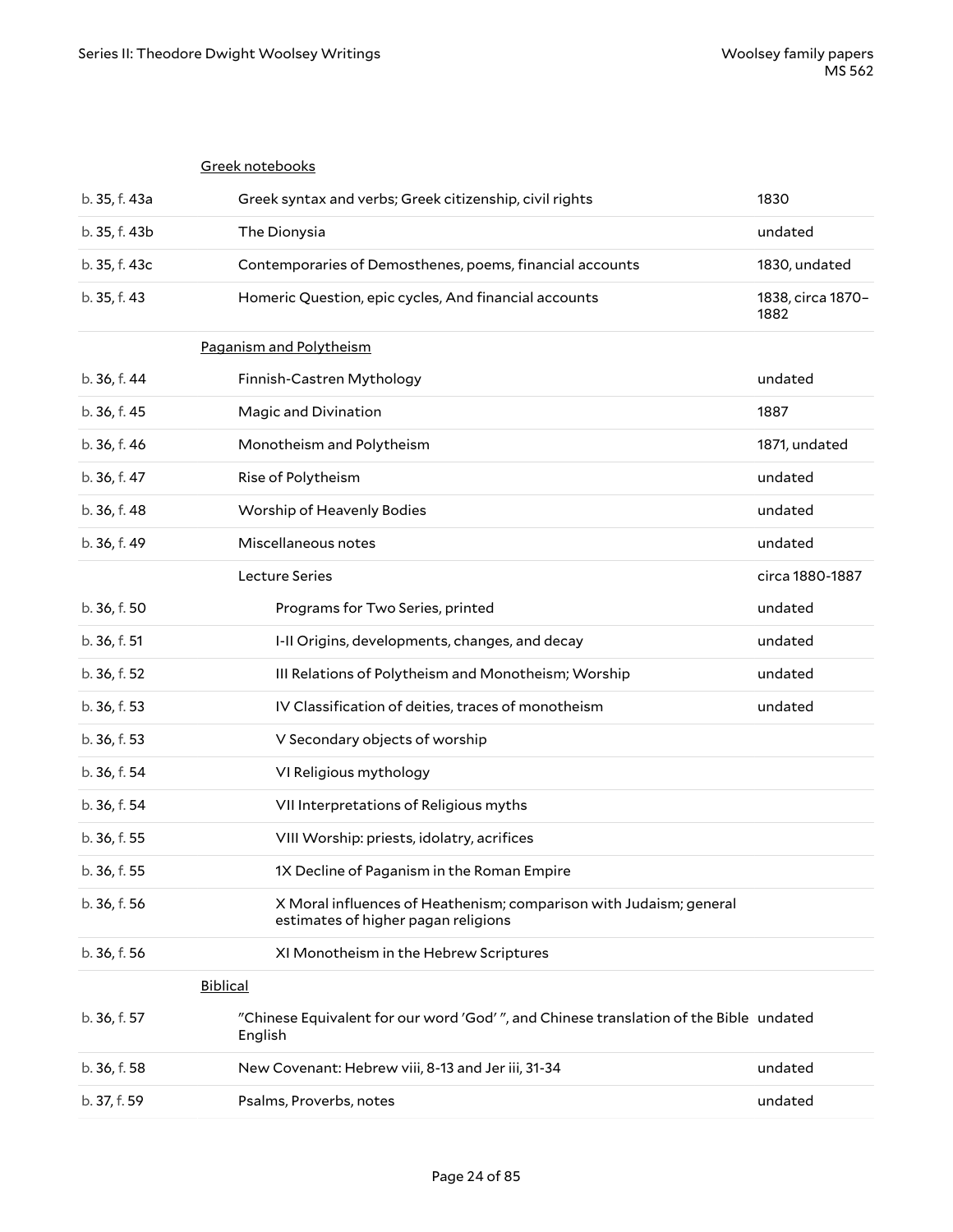| | | |
|---|---|---|
| | Greek notebooks | |
| b. 35, f. 43a | Greek syntax and verbs; Greek citizenship, civil rights | 1830 |
| b. 35, f. 43b | The Dionysia | undated |
| b. 35, f. 43c | Contemporaries of Demosthenes, poems, financial accounts | 1830, undated |
| b. 35, f. 43 | Homeric Question, epic cycles, And financial accounts | 1838, circa 1870–1882 |
| | Paganism and Polytheism | |
| b. 36, f. 44 | Finnish-Castren Mythology | undated |
| b. 36, f. 45 | Magic and Divination | 1887 |
| b. 36, f. 46 | Monotheism and Polytheism | 1871, undated |
| b. 36, f. 47 | Rise of Polytheism | undated |
| b. 36, f. 48 | Worship of Heavenly Bodies | undated |
| b. 36, f. 49 | Miscellaneous notes | undated |
| | Lecture Series | circa 1880-1887 |
| b. 36, f. 50 | Programs for Two Series, printed | undated |
| b. 36, f. 51 | I-II Origins, developments, changes, and decay | undated |
| b. 36, f. 52 | III Relations of Polytheism and Monotheism; Worship | undated |
| b. 36, f. 53 | IV Classification of deities, traces of monotheism | undated |
| b. 36, f. 53 | V Secondary objects of worship | |
| b. 36, f. 54 | VI Religious mythology | |
| b. 36, f. 54 | VII Interpretations of Religious myths | |
| b. 36, f. 55 | VIII Worship: priests, idolatry, acrifices | |
| b. 36, f. 55 | 1X Decline of Paganism in the Roman Empire | |
| b. 36, f. 56 | X Moral influences of Heathenism; comparison with Judaism; general estimates of higher pagan religions | |
| b. 36, f. 56 | XI Monotheism in the Hebrew Scriptures | |
| | Biblical | |
| b. 36, f. 57 | "Chinese Equivalent for our word 'God' ", and Chinese translation of the Bible English | undated |
| b. 36, f. 58 | New Covenant: Hebrew viii, 8-13 and Jer iii, 31-34 | undated |
| b. 37, f. 59 | Psalms, Proverbs, notes | undated |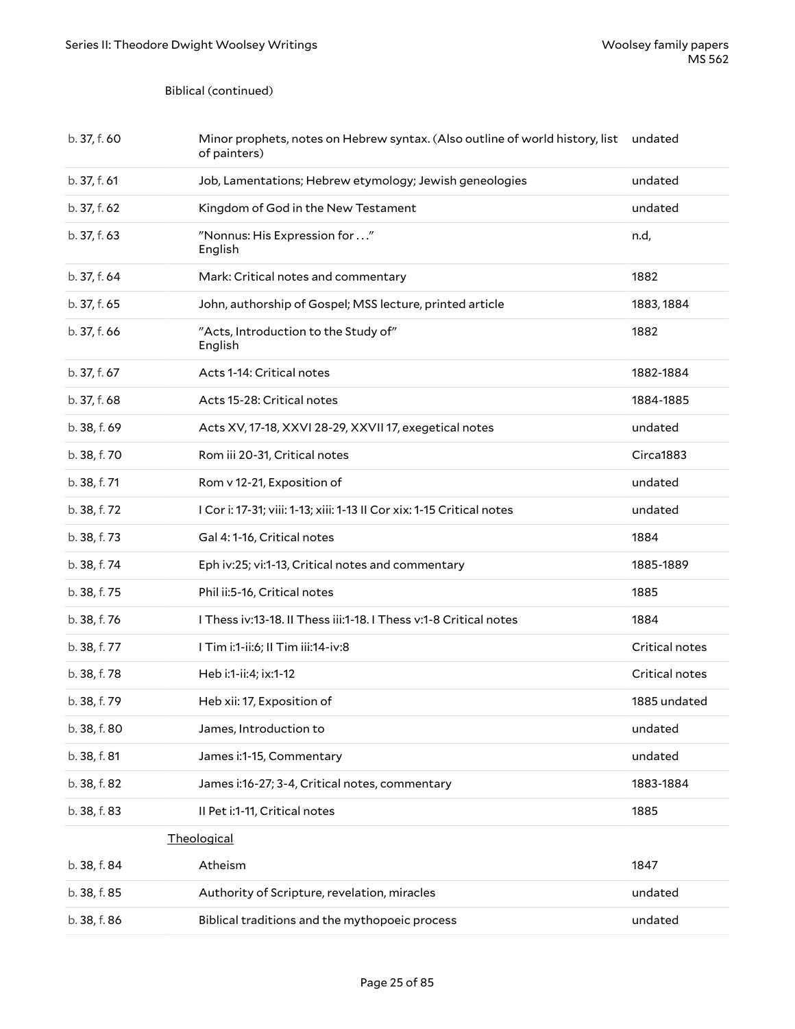Biblical (continued)

| | | |
|---|---|---|
| b. 37, f. 60 | Minor prophets, notes on Hebrew syntax. (Also outline of world history, list of painters) | undated |
| b. 37, f. 61 | Job, Lamentations; Hebrew etymology; Jewish geneologies | undated |
| b. 37, f. 62 | Kingdom of God in the New Testament | undated |
| b. 37, f. 63 | "Nonnus: His Expression for . . ."<br>English | n.d, |
| b. 37, f. 64 | Mark: Critical notes and commentary | 1882 |
| b. 37, f. 65 | John, authorship of Gospel; MSS lecture, printed article | 1883, 1884 |
| b. 37, f. 66 | "Acts, Introduction to the Study of"<br>English | 1882 |
| b. 37, f. 67 | Acts 1-14: Critical notes | 1882-1884 |
| b. 37, f. 68 | Acts 15-28: Critical notes | 1884-1885 |
| b. 38, f. 69 | Acts XV, 17-18, XXVI 28-29, XXVII 17, exegetical notes | undated |
| b. 38, f. 70 | Rom iii 20-31, Critical notes | Circa1883 |
| b. 38, f. 71 | Rom v 12-21, Exposition of | undated |
| b. 38, f. 72 | I Cor i: 17-31; viii: 1-13; xiii: 1-13 II Cor xix: 1-15 Critical notes | undated |
| b. 38, f. 73 | Gal 4: 1-16, Critical notes | 1884 |
| b. 38, f. 74 | Eph iv:25; vi:1-13, Critical notes and commentary | 1885-1889 |
| b. 38, f. 75 | Phil ii:5-16, Critical notes | 1885 |
| b. 38, f. 76 | I Thess iv:13-18. II Thess iii:1-18. I Thess v:1-8 Critical notes | 1884 |
| b. 38, f. 77 | I Tim i:1-ii:6; II Tim iii:14-iv:8 | Critical notes |
| b. 38, f. 78 | Heb i:1-ii:4; ix:1-12 | Critical notes |
| b. 38, f. 79 | Heb xii: 17, Exposition of | 1885 undated |
| b. 38, f. 80 | James, Introduction to | undated |
| b. 38, f. 81 | James i:1-15, Commentary | undated |
| b. 38, f. 82 | James i:16-27; 3-4, Critical notes, commentary | 1883-1884 |
| b. 38, f. 83 | II Pet i:1-11, Critical notes | 1885 |

Theological

| | | |
|---|---|---|
| b. 38, f. 84 | Atheism | 1847 |
| b. 38, f. 85 | Authority of Scripture, revelation, miracles | undated |
| b. 38, f. 86 | Biblical traditions and the mythopoeic process | undated |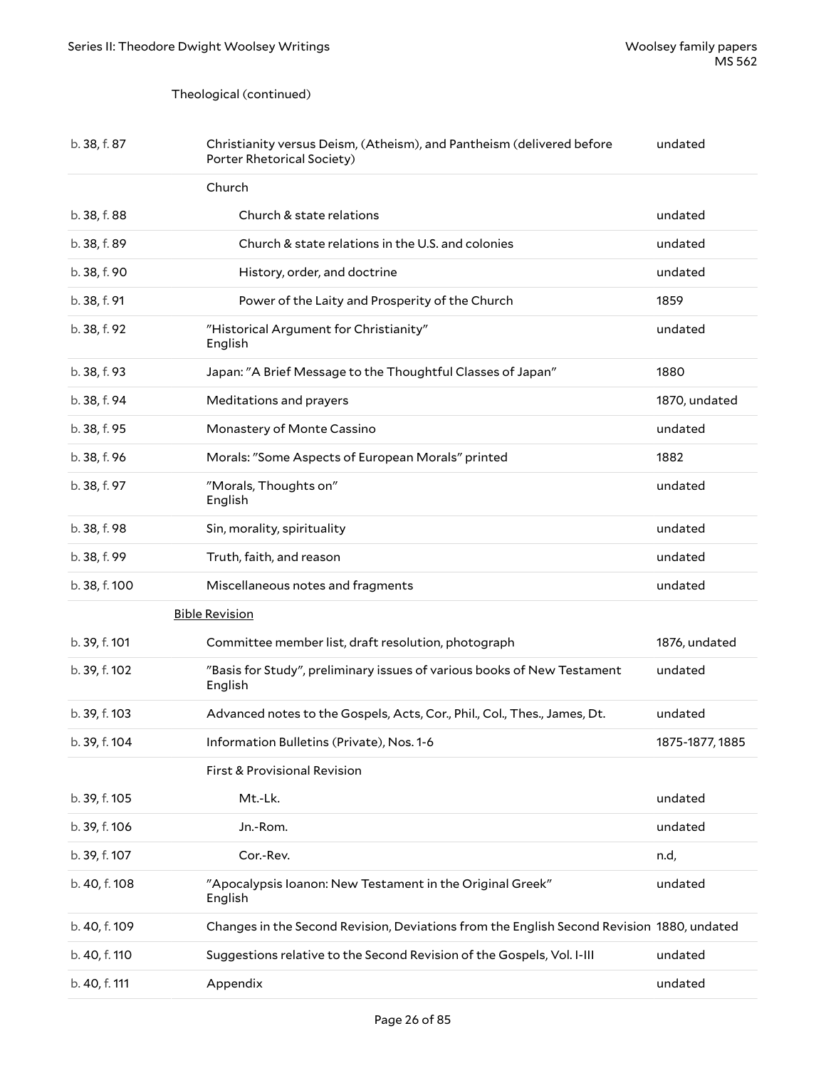Theological (continued)

| | | |
|---|---|---|
| b. 38, f. 87 | Christianity versus Deism, (Atheism), and Pantheism (delivered before Porter Rhetorical Society) | undated |
| | Church | |
| b. 38, f. 88 | Church & state relations | undated |
| b. 38, f. 89 | Church & state relations in the U.S. and colonies | undated |
| b. 38, f. 90 | History, order, and doctrine | undated |
| b. 38, f. 91 | Power of the Laity and Prosperity of the Church | 1859 |
| b. 38, f. 92 | "Historical Argument for Christianity" English | undated |
| b. 38, f. 93 | Japan: "A Brief Message to the Thoughtful Classes of Japan" | 1880 |
| b. 38, f. 94 | Meditations and prayers | 1870, undated |
| b. 38, f. 95 | Monastery of Monte Cassino | undated |
| b. 38, f. 96 | Morals: "Some Aspects of European Morals" printed | 1882 |
| b. 38, f. 97 | "Morals, Thoughts on" English | undated |
| b. 38, f. 98 | Sin, morality, spirituality | undated |
| b. 38, f. 99 | Truth, faith, and reason | undated |
| b. 38, f. 100 | Miscellaneous notes and fragments | undated |

Bible Revision

| | | |
|---|---|---|
| b. 39, f. 101 | Committee member list, draft resolution, photograph | 1876, undated |
| b. 39, f. 102 | "Basis for Study", preliminary issues of various books of New Testament English | undated |
| b. 39, f. 103 | Advanced notes to the Gospels, Acts, Cor., Phil., Col., Thes., James, Dt. | undated |
| b. 39, f. 104 | Information Bulletins (Private), Nos. 1-6 | 1875-1877, 1885 |
| | First & Provisional Revision | |
| b. 39, f. 105 | Mt.-Lk. | undated |
| b. 39, f. 106 | Jn.-Rom. | undated |
| b. 39, f. 107 | Cor.-Rev. | n.d, |
| b. 40, f. 108 | "Apocalypsis Ioanon: New Testament in the Original Greek" English | undated |
| b. 40, f. 109 | Changes in the Second Revision, Deviations from the English Second Revision | 1880, undated |
| b. 40, f. 110 | Suggestions relative to the Second Revision of the Gospels, Vol. I-III | undated |
| b. 40, f. 111 | Appendix | undated |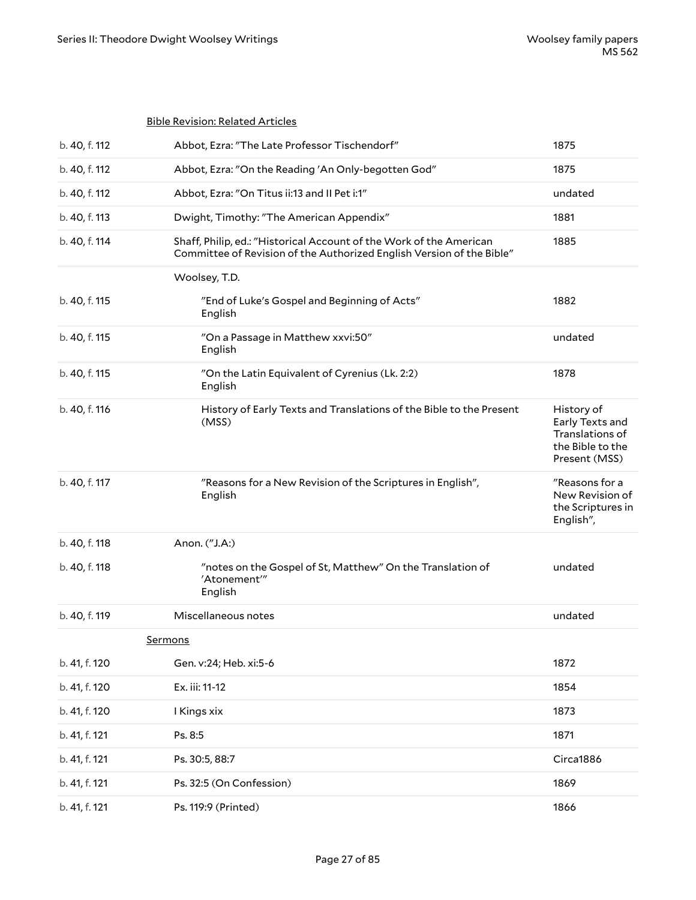Bible Revision: Related Articles

| | | |
|---|---|---|
| b. 40, f. 112 | Abbot, Ezra: "The Late Professor Tischendorf" | 1875 |
| b. 40, f. 112 | Abbot, Ezra: "On the Reading 'An Only-begotten God" | 1875 |
| b. 40, f. 112 | Abbot, Ezra: "On Titus ii:13 and II Pet i:1" | undated |
| b. 40, f. 113 | Dwight, Timothy: "The American Appendix" | 1881 |
| b. 40, f. 114 | Shaff, Philip, ed.: "Historical Account of the Work of the American Committee of Revision of the Authorized English Version of the Bible" | 1885 |
| | Woolsey, T.D. | |
| b. 40, f. 115 | "End of Luke's Gospel and Beginning of Acts" English | 1882 |
| b. 40, f. 115 | "On a Passage in Matthew xxvi:50" English | undated |
| b. 40, f. 115 | "On the Latin Equivalent of Cyrenius (Lk. 2:2) English | 1878 |
| b. 40, f. 116 | History of Early Texts and Translations of the Bible to the Present (MSS) | History of Early Texts and Translations of the Bible to the Present (MSS) |
| b. 40, f. 117 | "Reasons for a New Revision of the Scriptures in English", English | "Reasons for a New Revision of the Scriptures in English", |
| b. 40, f. 118 | Anon. ("J.A:) | |
| b. 40, f. 118 | "notes on the Gospel of St, Matthew" On the Translation of 'Atonement'" English | undated |
| b. 40, f. 119 | Miscellaneous notes | undated |

Sermons

| | | |
|---|---|---|
| b. 41, f. 120 | Gen. v:24; Heb. xi:5-6 | 1872 |
| b. 41, f. 120 | Ex. iii: 11-12 | 1854 |
| b. 41, f. 120 | I Kings xix | 1873 |
| b. 41, f. 121 | Ps. 8:5 | 1871 |
| b. 41, f. 121 | Ps. 30:5, 88:7 | Circa1886 |
| b. 41, f. 121 | Ps. 32:5 (On Confession) | 1869 |
| b. 41, f. 121 | Ps. 119:9 (Printed) | 1866 |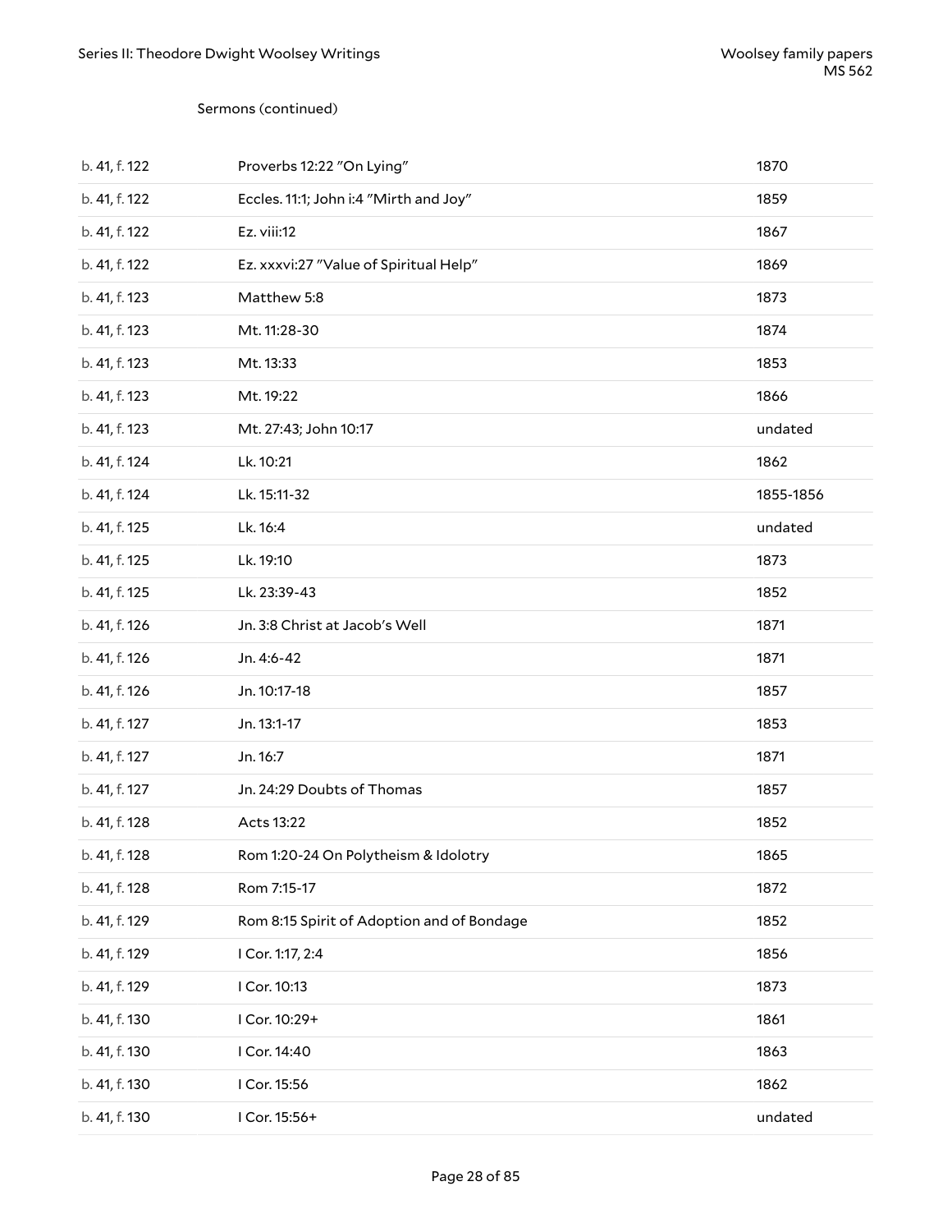Sermons (continued)

| | | |
|---|---|---|
| b. 41, f. 122 | Proverbs 12:22 "On Lying" | 1870 |
| b. 41, f. 122 | Eccles. 11:1; John i:4 "Mirth and Joy" | 1859 |
| b. 41, f. 122 | Ez. viii:12 | 1867 |
| b. 41, f. 122 | Ez. xxxvi:27 "Value of Spiritual Help" | 1869 |
| b. 41, f. 123 | Matthew 5:8 | 1873 |
| b. 41, f. 123 | Mt. 11:28-30 | 1874 |
| b. 41, f. 123 | Mt. 13:33 | 1853 |
| b. 41, f. 123 | Mt. 19:22 | 1866 |
| b. 41, f. 123 | Mt. 27:43; John 10:17 | undated |
| b. 41, f. 124 | Lk. 10:21 | 1862 |
| b. 41, f. 124 | Lk. 15:11-32 | 1855-1856 |
| b. 41, f. 125 | Lk. 16:4 | undated |
| b. 41, f. 125 | Lk. 19:10 | 1873 |
| b. 41, f. 125 | Lk. 23:39-43 | 1852 |
| b. 41, f. 126 | Jn. 3:8 Christ at Jacob's Well | 1871 |
| b. 41, f. 126 | Jn. 4:6-42 | 1871 |
| b. 41, f. 126 | Jn. 10:17-18 | 1857 |
| b. 41, f. 127 | Jn. 13:1-17 | 1853 |
| b. 41, f. 127 | Jn. 16:7 | 1871 |
| b. 41, f. 127 | Jn. 24:29 Doubts of Thomas | 1857 |
| b. 41, f. 128 | Acts 13:22 | 1852 |
| b. 41, f. 128 | Rom 1:20-24 On Polytheism & Idolotry | 1865 |
| b. 41, f. 128 | Rom 7:15-17 | 1872 |
| b. 41, f. 129 | Rom 8:15 Spirit of Adoption and of Bondage | 1852 |
| b. 41, f. 129 | I Cor. 1:17, 2:4 | 1856 |
| b. 41, f. 129 | I Cor. 10:13 | 1873 |
| b. 41, f. 130 | I Cor. 10:29+ | 1861 |
| b. 41, f. 130 | I Cor. 14:40 | 1863 |
| b. 41, f. 130 | I Cor. 15:56 | 1862 |
| b. 41, f. 130 | I Cor. 15:56+ | undated |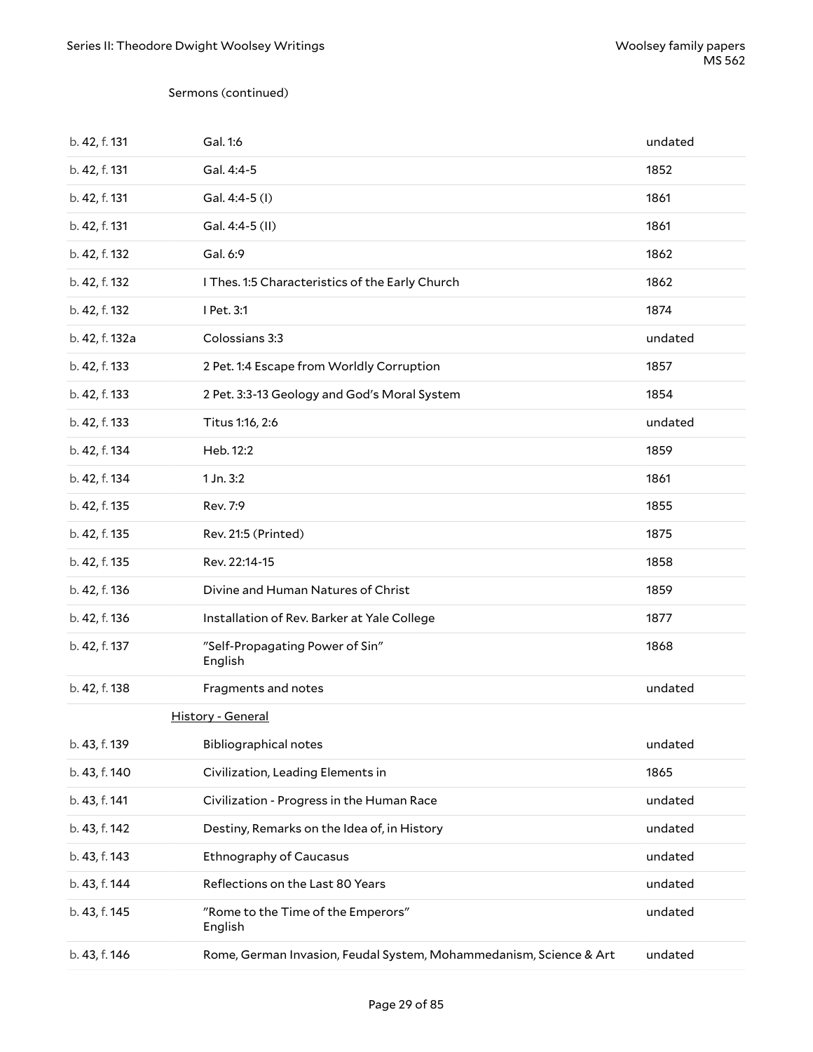Sermons (continued)

| | | |
|---|---|---|
| b. 42, f. 131 | Gal. 1:6 | undated |
| b. 42, f. 131 | Gal. 4:4-5 | 1852 |
| b. 42, f. 131 | Gal. 4:4-5 (I) | 1861 |
| b. 42, f. 131 | Gal. 4:4-5 (II) | 1861 |
| b. 42, f. 132 | Gal. 6:9 | 1862 |
| b. 42, f. 132 | I Thes. 1:5 Characteristics of the Early Church | 1862 |
| b. 42, f. 132 | I Pet. 3:1 | 1874 |
| b. 42, f. 132a | Colossians 3:3 | undated |
| b. 42, f. 133 | 2 Pet. 1:4 Escape from Worldly Corruption | 1857 |
| b. 42, f. 133 | 2 Pet. 3:3-13 Geology and God's Moral System | 1854 |
| b. 42, f. 133 | Titus 1:16, 2:6 | undated |
| b. 42, f. 134 | Heb. 12:2 | 1859 |
| b. 42, f. 134 | 1 Jn. 3:2 | 1861 |
| b. 42, f. 135 | Rev. 7:9 | 1855 |
| b. 42, f. 135 | Rev. 21:5 (Printed) | 1875 |
| b. 42, f. 135 | Rev. 22:14-15 | 1858 |
| b. 42, f. 136 | Divine and Human Natures of Christ | 1859 |
| b. 42, f. 136 | Installation of Rev. Barker at Yale College | 1877 |
| b. 42, f. 137 | "Self-Propagating Power of Sin"<br>English | 1868 |
| b. 42, f. 138 | Fragments and notes | undated |

History - General

| | | |
|---|---|---|
| b. 43, f. 139 | Bibliographical notes | undated |
| b. 43, f. 140 | Civilization, Leading Elements in | 1865 |
| b. 43, f. 141 | Civilization - Progress in the Human Race | undated |
| b. 43, f. 142 | Destiny, Remarks on the Idea of, in History | undated |
| b. 43, f. 143 | Ethnography of Caucasus | undated |
| b. 43, f. 144 | Reflections on the Last 80 Years | undated |
| b. 43, f. 145 | "Rome to the Time of the Emperors"<br>English | undated |
| b. 43, f. 146 | Rome, German Invasion, Feudal System, Mohammedanism, Science & Art | undated |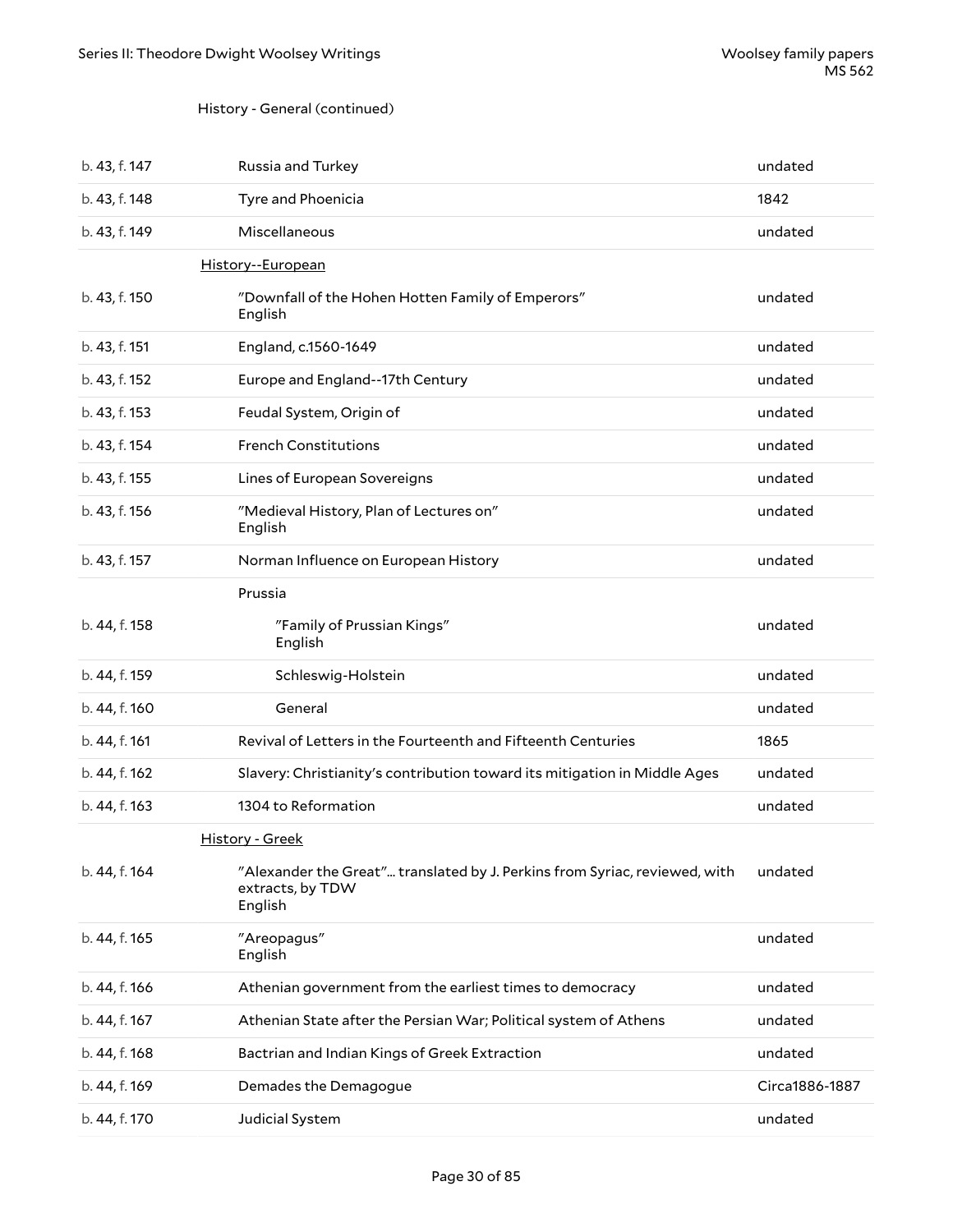History - General (continued)

| | | |
|---|---|---|
| b. 43, f. 147 | Russia and Turkey | undated |
| b. 43, f. 148 | Tyre and Phoenicia | 1842 |
| b. 43, f. 149 | Miscellaneous | undated |
| | History--European | |
| b. 43, f. 150 | "Downfall of the Hohen Hotten Family of Emperors" English | undated |
| b. 43, f. 151 | England, c.1560-1649 | undated |
| b. 43, f. 152 | Europe and England--17th Century | undated |
| b. 43, f. 153 | Feudal System, Origin of | undated |
| b. 43, f. 154 | French Constitutions | undated |
| b. 43, f. 155 | Lines of European Sovereigns | undated |
| b. 43, f. 156 | "Medieval History, Plan of Lectures on" English | undated |
| b. 43, f. 157 | Norman Influence on European History | undated |
| | Prussia | |
| b. 44, f. 158 | "Family of Prussian Kings" English | undated |
| b. 44, f. 159 | Schleswig-Holstein | undated |
| b. 44, f. 160 | General | undated |
| b. 44, f. 161 | Revival of Letters in the Fourteenth and Fifteenth Centuries | 1865 |
| b. 44, f. 162 | Slavery: Christianity's contribution toward its mitigation in Middle Ages | undated |
| b. 44, f. 163 | 1304 to Reformation | undated |
| | History - Greek | |
| b. 44, f. 164 | "Alexander the Great"... translated by J. Perkins from Syriac, reviewed, with extracts, by TDW English | undated |
| b. 44, f. 165 | "Areopagus" English | undated |
| b. 44, f. 166 | Athenian government from the earliest times to democracy | undated |
| b. 44, f. 167 | Athenian State after the Persian War; Political system of Athens | undated |
| b. 44, f. 168 | Bactrian and Indian Kings of Greek Extraction | undated |
| b. 44, f. 169 | Demades the Demagogue | Circa1886-1887 |
| b. 44, f. 170 | Judicial System | undated |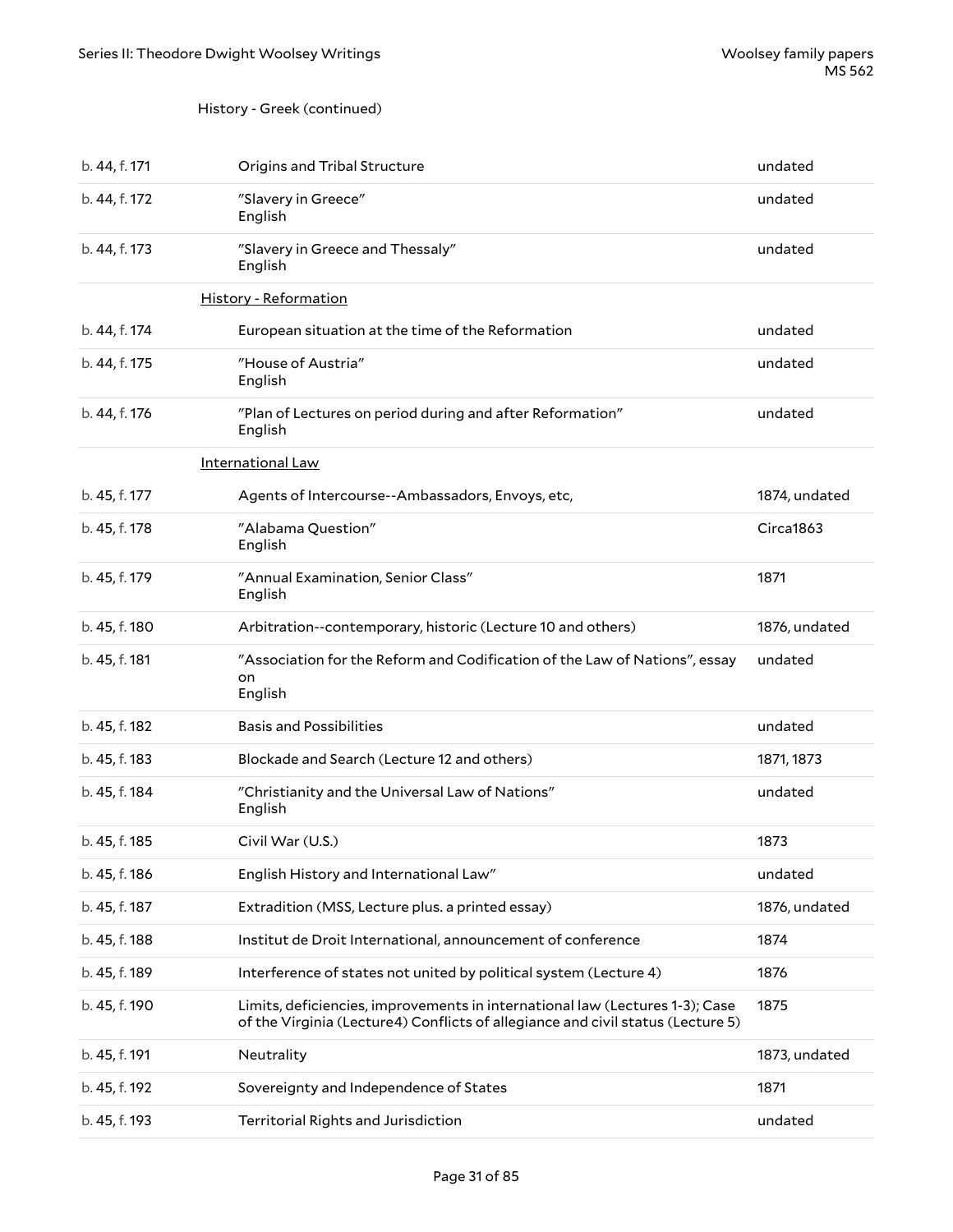History - Greek (continued)

| | | |
|---|---|---|
| b. 44, f. 171 | Origins and Tribal Structure | undated |
| b. 44, f. 172 | "Slavery in Greece"<br>English | undated |
| b. 44, f. 173 | "Slavery in Greece and Thessaly"<br>English | undated |
| | **History - Reformation** | |
| b. 44, f. 174 | European situation at the time of the Reformation | undated |
| b. 44, f. 175 | "House of Austria"<br>English | undated |
| b. 44, f. 176 | "Plan of Lectures on period during and after Reformation"<br>English | undated |
| | **International Law** | |
| b. 45, f. 177 | Agents of Intercourse--Ambassadors, Envoys, etc, | 1874, undated |
| b. 45, f. 178 | "Alabama Question"<br>English | Circa1863 |
| b. 45, f. 179 | "Annual Examination, Senior Class"<br>English | 1871 |
| b. 45, f. 180 | Arbitration--contemporary, historic (Lecture 10 and others) | 1876, undated |
| b. 45, f. 181 | "Association for the Reform and Codification of the Law of Nations", essay on<br>English | undated |
| b. 45, f. 182 | Basis and Possibilities | undated |
| b. 45, f. 183 | Blockade and Search (Lecture 12 and others) | 1871, 1873 |
| b. 45, f. 184 | "Christianity and the Universal Law of Nations"<br>English | undated |
| b. 45, f. 185 | Civil War (U.S.) | 1873 |
| b. 45, f. 186 | English History and International Law" | undated |
| b. 45, f. 187 | Extradition (MSS, Lecture plus. a printed essay) | 1876, undated |
| b. 45, f. 188 | Institut de Droit International, announcement of conference | 1874 |
| b. 45, f. 189 | Interference of states not united by political system (Lecture 4) | 1876 |
| b. 45, f. 190 | Limits, deficiencies, improvements in international law (Lectures 1-3); Case of the Virginia (Lecture4) Conflicts of allegiance and civil status (Lecture 5) | 1875 |
| b. 45, f. 191 | Neutrality | 1873, undated |
| b. 45, f. 192 | Sovereignty and Independence of States | 1871 |
| b. 45, f. 193 | Territorial Rights and Jurisdiction | undated |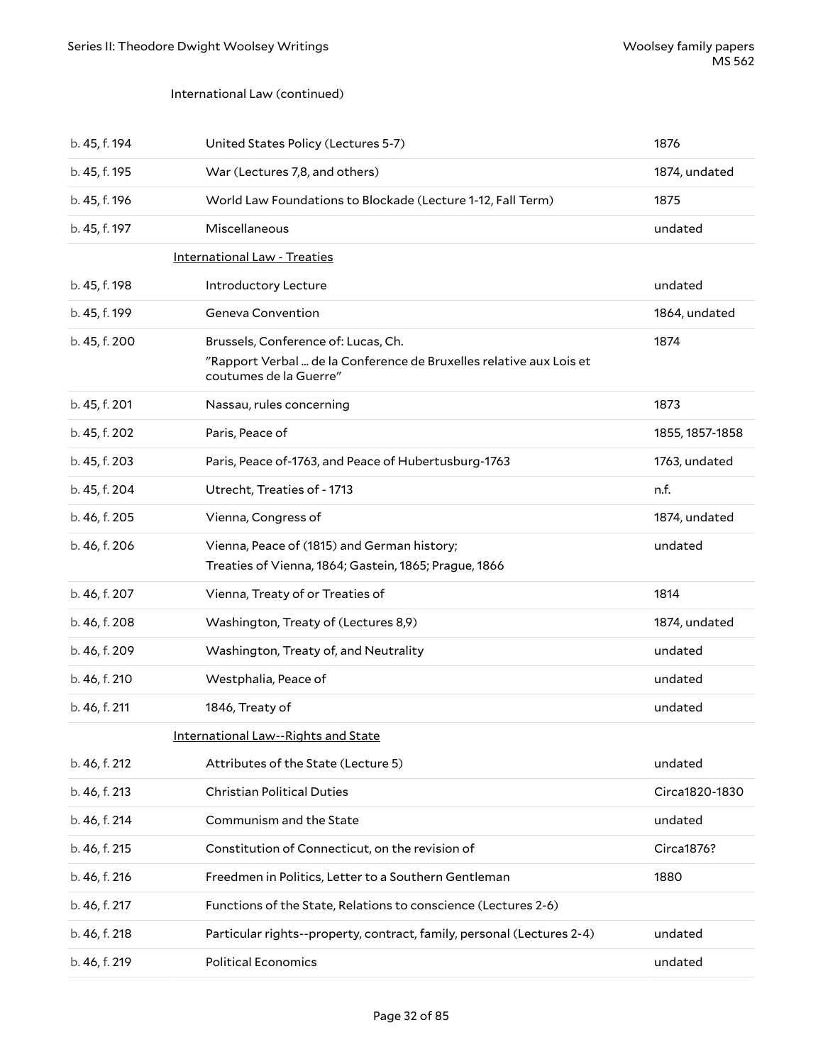International Law (continued)

| | | |
|---|---|---|
| b. 45, f. 194 | United States Policy (Lectures 5-7) | 1876 |
| b. 45, f. 195 | War (Lectures 7,8, and others) | 1874, undated |
| b. 45, f. 196 | World Law Foundations to Blockade (Lecture 1-12, Fall Term) | 1875 |
| b. 45, f. 197 | Miscellaneous | undated |
| | International Law - Treaties | |
| b. 45, f. 198 | Introductory Lecture | undated |
| b. 45, f. 199 | Geneva Convention | 1864, undated |
| b. 45, f. 200 | Brussels, Conference of: Lucas, Ch. "Rapport Verbal ... de la Conference de Bruxelles relative aux Lois et coutumes de la Guerre" | 1874 |
| b. 45, f. 201 | Nassau, rules concerning | 1873 |
| b. 45, f. 202 | Paris, Peace of | 1855, 1857-1858 |
| b. 45, f. 203 | Paris, Peace of-1763, and Peace of Hubertusburg-1763 | 1763, undated |
| b. 45, f. 204 | Utrecht, Treaties of - 1713 | n.f. |
| b. 46, f. 205 | Vienna, Congress of | 1874, undated |
| b. 46, f. 206 | Vienna, Peace of (1815) and German history; Treaties of Vienna, 1864; Gastein, 1865; Prague, 1866 | undated |
| b. 46, f. 207 | Vienna, Treaty of or Treaties of | 1814 |
| b. 46, f. 208 | Washington, Treaty of (Lectures 8,9) | 1874, undated |
| b. 46, f. 209 | Washington, Treaty of, and Neutrality | undated |
| b. 46, f. 210 | Westphalia, Peace of | undated |
| b. 46, f. 211 | 1846, Treaty of | undated |
| | International Law--Rights and State | |
| b. 46, f. 212 | Attributes of the State (Lecture 5) | undated |
| b. 46, f. 213 | Christian Political Duties | Circa1820-1830 |
| b. 46, f. 214 | Communism and the State | undated |
| b. 46, f. 215 | Constitution of Connecticut, on the revision of | Circa1876? |
| b. 46, f. 216 | Freedmen in Politics, Letter to a Southern Gentleman | 1880 |
| b. 46, f. 217 | Functions of the State, Relations to conscience (Lectures 2-6) | |
| b. 46, f. 218 | Particular rights--property, contract, family, personal (Lectures 2-4) | undated |
| b. 46, f. 219 | Political Economics | undated |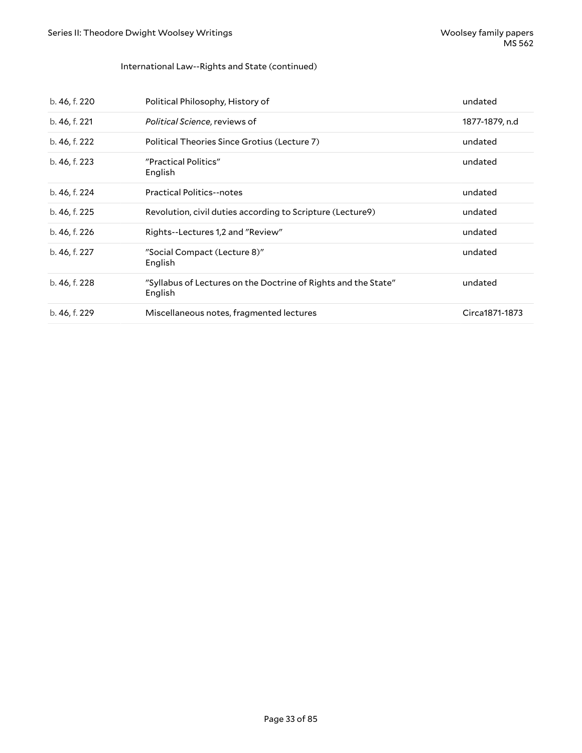International Law--Rights and State (continued)

| | | |
|---|---|---|
| b. 46, f. 220 | Political Philosophy, History of | undated |
| b. 46, f. 221 | *Political Science*, reviews of | 1877-1879, n.d |
| b. 46, f. 222 | Political Theories Since Grotius (Lecture 7) | undated |
| b. 46, f. 223 | "Practical Politics" English | undated |
| b. 46, f. 224 | Practical Politics--notes | undated |
| b. 46, f. 225 | Revolution, civil duties according to Scripture (Lecture9) | undated |
| b. 46, f. 226 | Rights--Lectures 1,2 and "Review" | undated |
| b. 46, f. 227 | "Social Compact (Lecture 8)" English | undated |
| b. 46, f. 228 | "Syllabus of Lectures on the Doctrine of Rights and the State" English | undated |
| b. 46, f. 229 | Miscellaneous notes, fragmented lectures | Circa1871-1873 |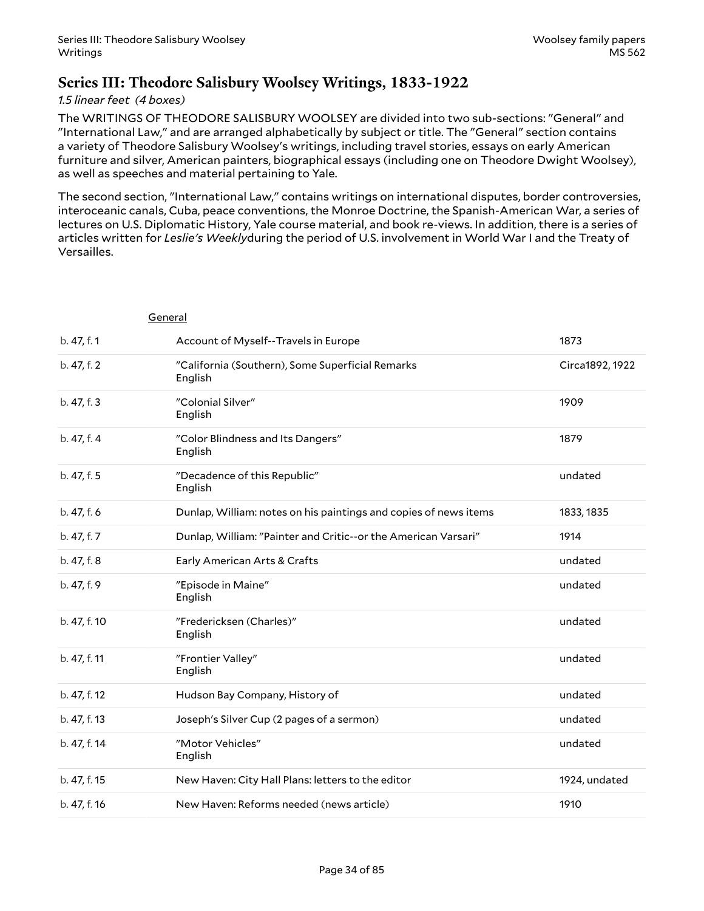## Series III: Theodore Salisbury Woolsey Writings, 1833-1922

*1.5 linear feet (4 boxes)*

The WRITINGS OF THEODORE SALISBURY WOOLSEY are divided into two sub-sections: "General" and "International Law," and are arranged alphabetically by subject or title. The "General" section contains a variety of Theodore Salisbury Woolsey's writings, including travel stories, essays on early American furniture and silver, American painters, biographical essays (including one on Theodore Dwight Woolsey), as well as speeches and material pertaining to Yale.

The second section, "International Law," contains writings on international disputes, border controversies, interoceanic canals, Cuba, peace conventions, the Monroe Doctrine, the Spanish-American War, a series of lectures on U.S. Diplomatic History, Yale course material, and book re-views. In addition, there is a series of articles written for *Leslie's Weekly*during the period of U.S. involvement in World War I and the Treaty of Versailles.

### General

| | | |
|---|---|---|
| b. 47, f. 1 | Account of Myself--Travels in Europe | 1873 |
| b. 47, f. 2 | "California (Southern), Some Superficial Remarks<br>English | Circa1892, 1922 |
| b. 47, f. 3 | "Colonial Silver"<br>English | 1909 |
| b. 47, f. 4 | "Color Blindness and Its Dangers"<br>English | 1879 |
| b. 47, f. 5 | "Decadence of this Republic"<br>English | undated |
| b. 47, f. 6 | Dunlap, William: notes on his paintings and copies of news items | 1833, 1835 |
| b. 47, f. 7 | Dunlap, William: "Painter and Critic--or the American Varsari" | 1914 |
| b. 47, f. 8 | Early American Arts & Crafts | undated |
| b. 47, f. 9 | "Episode in Maine"<br>English | undated |
| b. 47, f. 10 | "Fredericksen (Charles)"<br>English | undated |
| b. 47, f. 11 | "Frontier Valley"<br>English | undated |
| b. 47, f. 12 | Hudson Bay Company, History of | undated |
| b. 47, f. 13 | Joseph's Silver Cup (2 pages of a sermon) | undated |
| b. 47, f. 14 | "Motor Vehicles"<br>English | undated |
| b. 47, f. 15 | New Haven: City Hall Plans: letters to the editor | 1924, undated |
| b. 47, f. 16 | New Haven: Reforms needed (news article) | 1910 |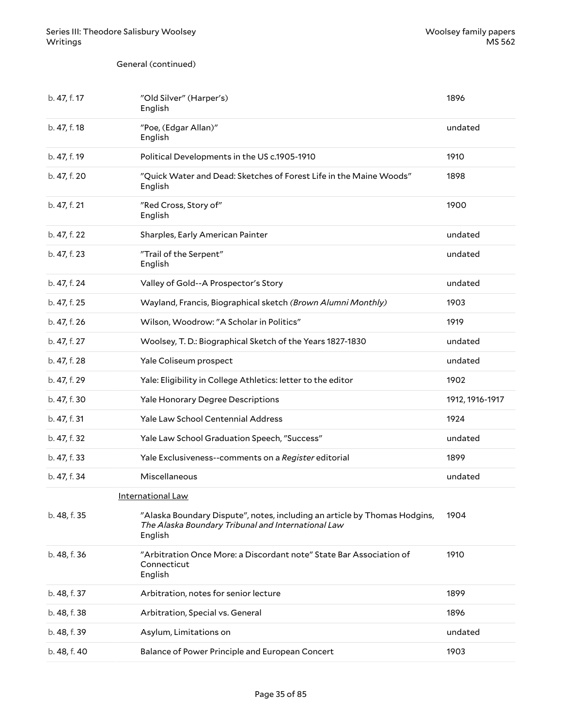General (continued)

| | | |
|---|---|---|
| b. 47, f. 17 | "Old Silver" (Harper's)<br>English | 1896 |
| b. 47, f. 18 | "Poe, (Edgar Allan)"<br>English | undated |
| b. 47, f. 19 | Political Developments in the US c.1905-1910 | 1910 |
| b. 47, f. 20 | "Quick Water and Dead: Sketches of Forest Life in the Maine Woods"<br>English | 1898 |
| b. 47, f. 21 | "Red Cross, Story of"<br>English | 1900 |
| b. 47, f. 22 | Sharples, Early American Painter | undated |
| b. 47, f. 23 | "Trail of the Serpent"<br>English | undated |
| b. 47, f. 24 | Valley of Gold--A Prospector's Story | undated |
| b. 47, f. 25 | Wayland, Francis, Biographical sketch *(Brown Alumni Monthly)* | 1903 |
| b. 47, f. 26 | Wilson, Woodrow: "A Scholar in Politics" | 1919 |
| b. 47, f. 27 | Woolsey, T. D.: Biographical Sketch of the Years 1827-1830 | undated |
| b. 47, f. 28 | Yale Coliseum prospect | undated |
| b. 47, f. 29 | Yale: Eligibility in College Athletics: letter to the editor | 1902 |
| b. 47, f. 30 | Yale Honorary Degree Descriptions | 1912, 1916-1917 |
| b. 47, f. 31 | Yale Law School Centennial Address | 1924 |
| b. 47, f. 32 | Yale Law School Graduation Speech, "Success" | undated |
| b. 47, f. 33 | Yale Exclusiveness--comments on a *Register* editorial | 1899 |
| b. 47, f. 34 | Miscellaneous | undated |

International Law

| | | |
|---|---|---|
| b. 48, f. 35 | "Alaska Boundary Dispute", notes, including an article by Thomas Hodgins, *The Alaska Boundary Tribunal and International Law*<br>English | 1904 |
| b. 48, f. 36 | "Arbitration Once More: a Discordant note" State Bar Association of Connecticut<br>English | 1910 |
| b. 48, f. 37 | Arbitration, notes for senior lecture | 1899 |
| b. 48, f. 38 | Arbitration, Special vs. General | 1896 |
| b. 48, f. 39 | Asylum, Limitations on | undated |
| b. 48, f. 40 | Balance of Power Principle and European Concert | 1903 |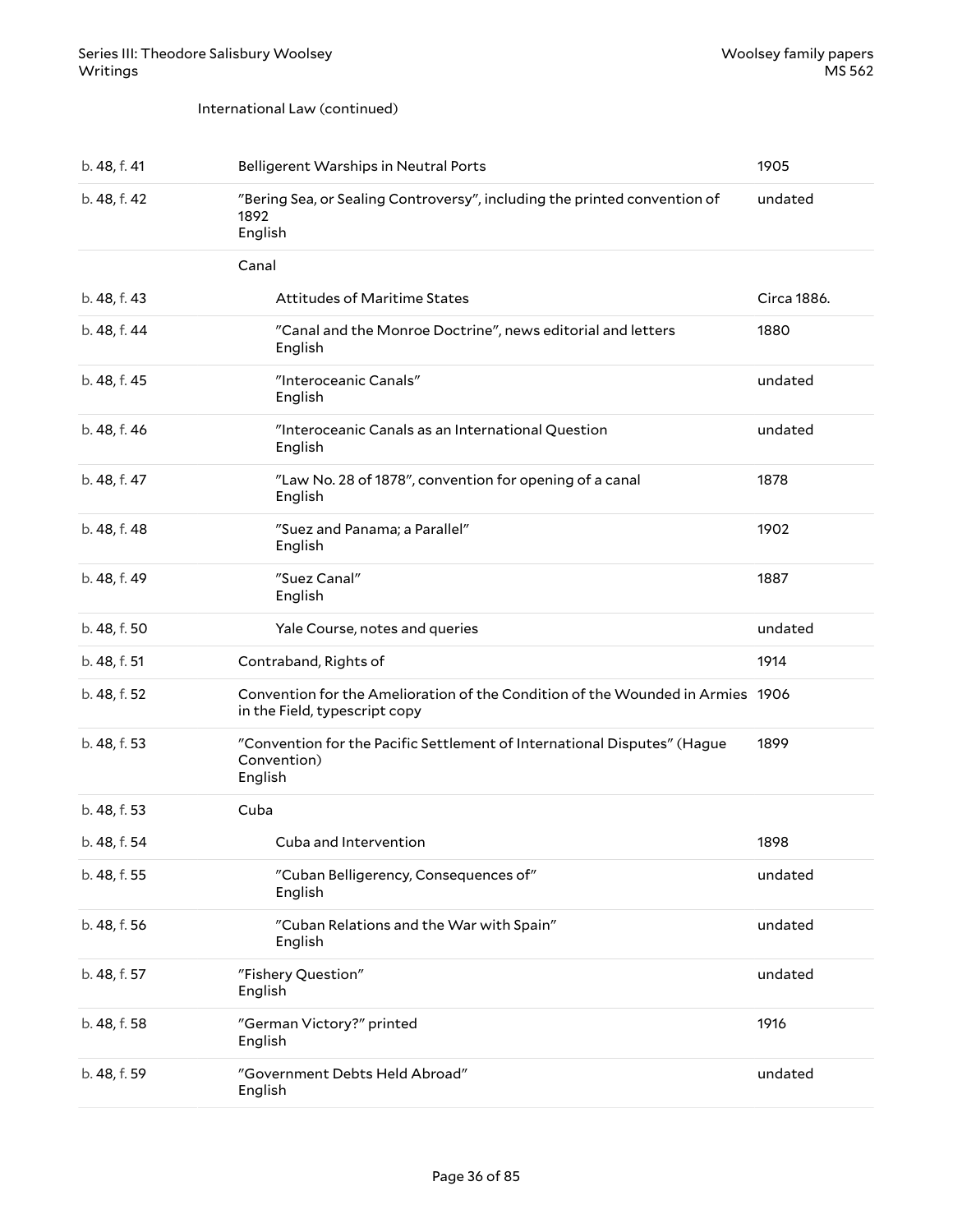International Law (continued)

| | | |
|---|---|---|
| b. 48, f. 41 | Belligerent Warships in Neutral Ports | 1905 |
| b. 48, f. 42 | "Bering Sea, or Sealing Controversy", including the printed convention of 1892<br>English | undated |
| | Canal | |
| b. 48, f. 43 | Attitudes of Maritime States | Circa 1886. |
| b. 48, f. 44 | "Canal and the Monroe Doctrine", news editorial and letters<br>English | 1880 |
| b. 48, f. 45 | "Interoceanic Canals"<br>English | undated |
| b. 48, f. 46 | "Interoceanic Canals as an International Question<br>English | undated |
| b. 48, f. 47 | "Law No. 28 of 1878", convention for opening of a canal<br>English | 1878 |
| b. 48, f. 48 | "Suez and Panama; a Parallel"<br>English | 1902 |
| b. 48, f. 49 | "Suez Canal"<br>English | 1887 |
| b. 48, f. 50 | Yale Course, notes and queries | undated |
| b. 48, f. 51 | Contraband, Rights of | 1914 |
| b. 48, f. 52 | Convention for the Amelioration of the Condition of the Wounded in Armies in the Field, typescript copy | 1906 |
| b. 48, f. 53 | "Convention for the Pacific Settlement of International Disputes" (Hague Convention)<br>English | 1899 |
| b. 48, f. 53 | Cuba | |
| b. 48, f. 54 | Cuba and Intervention | 1898 |
| b. 48, f. 55 | "Cuban Belligerency, Consequences of"<br>English | undated |
| b. 48, f. 56 | "Cuban Relations and the War with Spain"<br>English | undated |
| b. 48, f. 57 | "Fishery Question"<br>English | undated |
| b. 48, f. 58 | "German Victory?" printed<br>English | 1916 |
| b. 48, f. 59 | "Government Debts Held Abroad"<br>English | undated |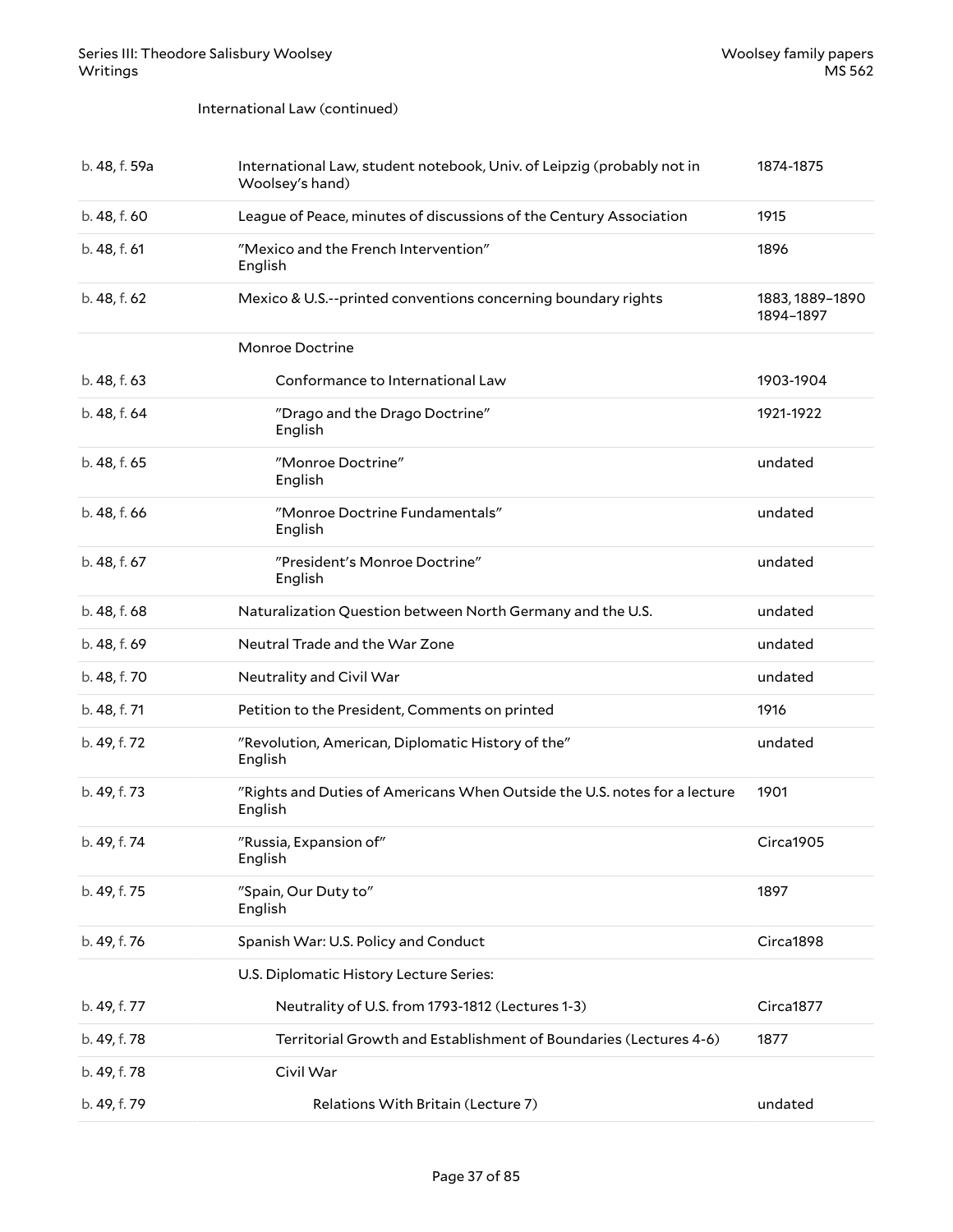International Law (continued)

| | | |
|---|---|---|
| b. 48, f. 59a | International Law, student notebook, Univ. of Leipzig (probably not in Woolsey's hand) | 1874-1875 |
| b. 48, f. 60 | League of Peace, minutes of discussions of the Century Association | 1915 |
| b. 48, f. 61 | "Mexico and the French Intervention" English | 1896 |
| b. 48, f. 62 | Mexico & U.S.--printed conventions concerning boundary rights | 1883, 1889–1890 1894–1897 |
| | Monroe Doctrine | |
| b. 48, f. 63 | Conformance to International Law | 1903-1904 |
| b. 48, f. 64 | "Drago and the Drago Doctrine" English | 1921-1922 |
| b. 48, f. 65 | "Monroe Doctrine" English | undated |
| b. 48, f. 66 | "Monroe Doctrine Fundamentals" English | undated |
| b. 48, f. 67 | "President's Monroe Doctrine" English | undated |
| b. 48, f. 68 | Naturalization Question between North Germany and the U.S. | undated |
| b. 48, f. 69 | Neutral Trade and the War Zone | undated |
| b. 48, f. 70 | Neutrality and Civil War | undated |
| b. 48, f. 71 | Petition to the President, Comments on printed | 1916 |
| b. 49, f. 72 | "Revolution, American, Diplomatic History of the" English | undated |
| b. 49, f. 73 | "Rights and Duties of Americans When Outside the U.S. notes for a lecture English | 1901 |
| b. 49, f. 74 | "Russia, Expansion of" English | Circa1905 |
| b. 49, f. 75 | "Spain, Our Duty to" English | 1897 |
| b. 49, f. 76 | Spanish War: U.S. Policy and Conduct | Circa1898 |
| | U.S. Diplomatic History Lecture Series: | |
| b. 49, f. 77 | Neutrality of U.S. from 1793-1812 (Lectures 1-3) | Circa1877 |
| b. 49, f. 78 | Territorial Growth and Establishment of Boundaries (Lectures 4-6) | 1877 |
| b. 49, f. 78 | Civil War | |
| b. 49, f. 79 | Relations With Britain (Lecture 7) | undated |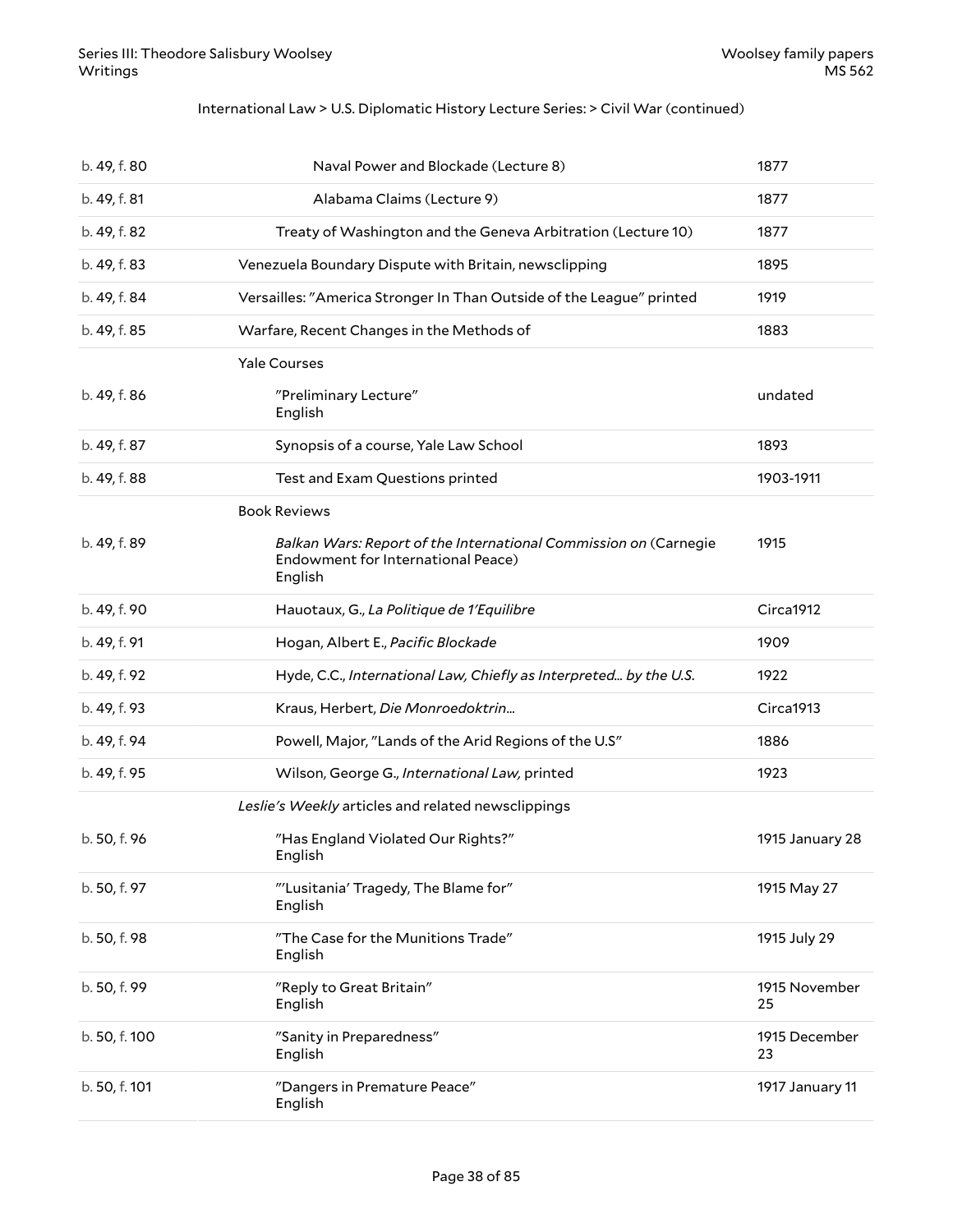International Law > U.S. Diplomatic History Lecture Series: > Civil War (continued)

| | | |
|---|---|---|
| b. 49, f. 80 | Naval Power and Blockade (Lecture 8) | 1877 |
| b. 49, f. 81 | Alabama Claims (Lecture 9) | 1877 |
| b. 49, f. 82 | Treaty of Washington and the Geneva Arbitration (Lecture 10) | 1877 |
| b. 49, f. 83 | Venezuela Boundary Dispute with Britain, newsclipping | 1895 |
| b. 49, f. 84 | Versailles: "America Stronger In Than Outside of the League" printed | 1919 |
| b. 49, f. 85 | Warfare, Recent Changes in the Methods of | 1883 |
| | Yale Courses | |
| b. 49, f. 86 | "Preliminary Lecture"<br>English | undated |
| b. 49, f. 87 | Synopsis of a course, Yale Law School | 1893 |
| b. 49, f. 88 | Test and Exam Questions printed | 1903-1911 |
| | Book Reviews | |
| b. 49, f. 89 | *Balkan Wars: Report of the International Commission on* (Carnegie Endowment for International Peace)<br>English | 1915 |
| b. 49, f. 90 | Hauotaux, G., *La Politique de 1'Equilibre* | Circa1912 |
| b. 49, f. 91 | Hogan, Albert E., *Pacific Blockade* | 1909 |
| b. 49, f. 92 | Hyde, C.C., *International Law, Chiefly as Interpreted... by the U.S.* | 1922 |
| b. 49, f. 93 | Kraus, Herbert, *Die Monroedoktrin...* | Circa1913 |
| b. 49, f. 94 | Powell, Major, "Lands of the Arid Regions of the U.S" | 1886 |
| b. 49, f. 95 | Wilson, George G., *International Law,* printed | 1923 |
| | *Leslie's Weekly* articles and related newsclippings | |
| b. 50, f. 96 | "Has England Violated Our Rights?"<br>English | 1915 January 28 |
| b. 50, f. 97 | "'Lusitania' Tragedy, The Blame for"<br>English | 1915 May 27 |
| b. 50, f. 98 | "The Case for the Munitions Trade"<br>English | 1915 July 29 |
| b. 50, f. 99 | "Reply to Great Britain"<br>English | 1915 November 25 |
| b. 50, f. 100 | "Sanity in Preparedness"<br>English | 1915 December 23 |
| b. 50, f. 101 | "Dangers in Premature Peace"<br>English | 1917 January 11 |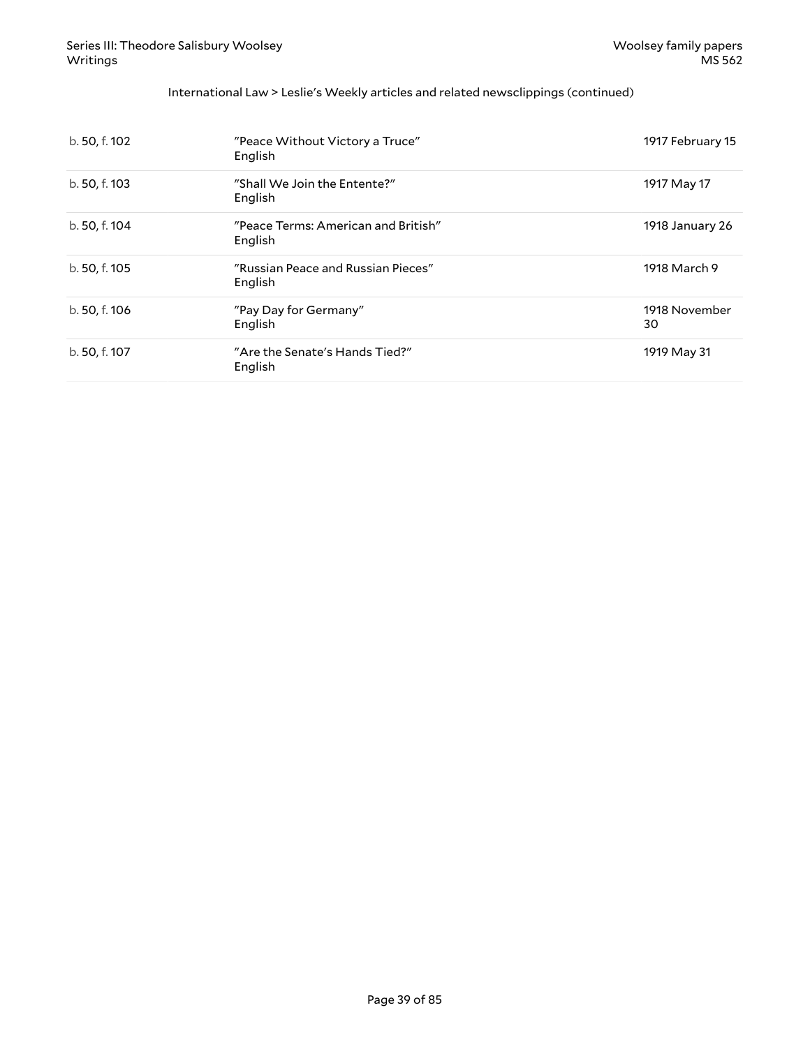International Law > Leslie's Weekly articles and related newsclippings (continued)

| | | |
|---|---|---|
| b. 50, f. 102 | "Peace Without Victory a Truce"<br>English | 1917 February 15 |
| b. 50, f. 103 | "Shall We Join the Entente?"<br>English | 1917 May 17 |
| b. 50, f. 104 | "Peace Terms: American and British"<br>English | 1918 January 26 |
| b. 50, f. 105 | "Russian Peace and Russian Pieces"<br>English | 1918 March 9 |
| b. 50, f. 106 | "Pay Day for Germany"<br>English | 1918 November 30 |
| b. 50, f. 107 | "Are the Senate's Hands Tied?"<br>English | 1919 May 31 |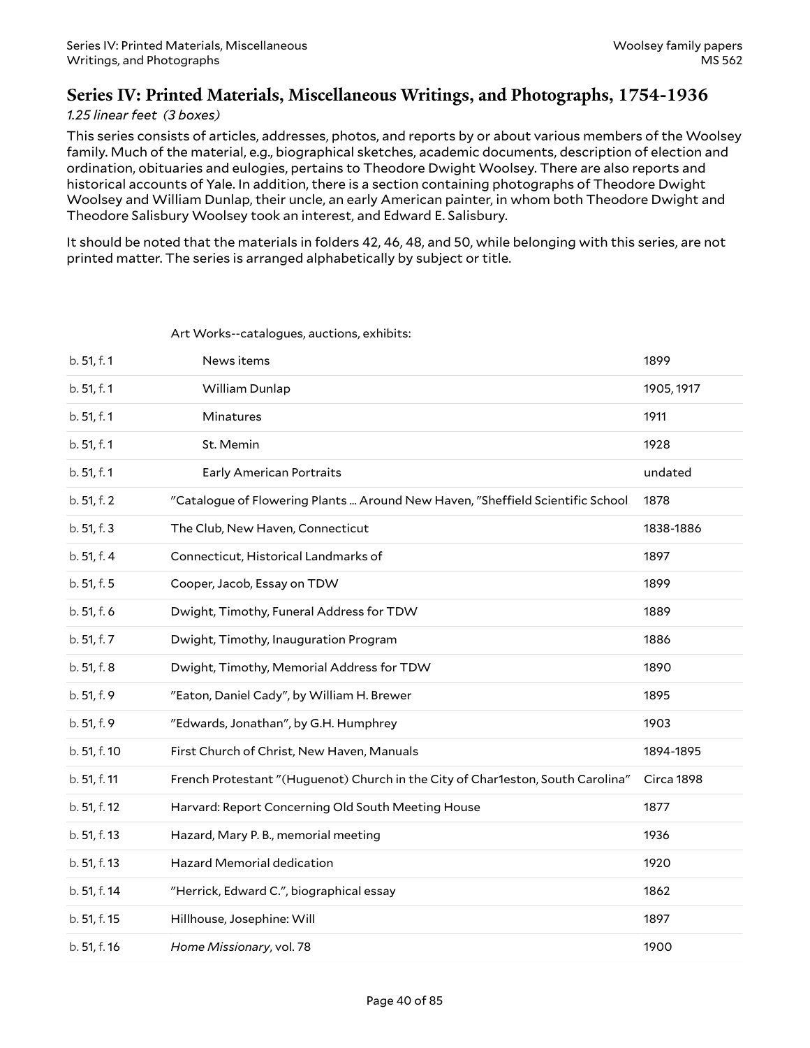## Series IV: Printed Materials, Miscellaneous Writings, and Photographs, 1754-1936

*1.25 linear feet (3 boxes)*

This series consists of articles, addresses, photos, and reports by or about various members of the Woolsey family. Much of the material, e.g., biographical sketches, academic documents, description of election and ordination, obituaries and eulogies, pertains to Theodore Dwight Woolsey. There are also reports and historical accounts of Yale. In addition, there is a section containing photographs of Theodore Dwight Woolsey and William Dunlap, their uncle, an early American painter, in whom both Theodore Dwight and Theodore Salisbury Woolsey took an interest, and Edward E. Salisbury.

It should be noted that the materials in folders 42, 46, 48, and 50, while belonging with this series, are not printed matter. The series is arranged alphabetically by subject or title.

| | | |
|---|---|---|
| | Art Works--catalogues, auctions, exhibits: | |
| b. 51, f. 1 | News items | 1899 |
| b. 51, f. 1 | William Dunlap | 1905, 1917 |
| b. 51, f. 1 | Minatures | 1911 |
| b. 51, f. 1 | St. Memin | 1928 |
| b. 51, f. 1 | Early American Portraits | undated |
| b. 51, f. 2 | "Catalogue of Flowering Plants ... Around New Haven, "Sheffield Scientific School | 1878 |
| b. 51, f. 3 | The Club, New Haven, Connecticut | 1838-1886 |
| b. 51, f. 4 | Connecticut, Historical Landmarks of | 1897 |
| b. 51, f. 5 | Cooper, Jacob, Essay on TDW | 1899 |
| b. 51, f. 6 | Dwight, Timothy, Funeral Address for TDW | 1889 |
| b. 51, f. 7 | Dwight, Timothy, Inauguration Program | 1886 |
| b. 51, f. 8 | Dwight, Timothy, Memorial Address for TDW | 1890 |
| b. 51, f. 9 | "Eaton, Daniel Cady", by William H. Brewer | 1895 |
| b. 51, f. 9 | "Edwards, Jonathan", by G.H. Humphrey | 1903 |
| b. 51, f. 10 | First Church of Christ, New Haven, Manuals | 1894-1895 |
| b. 51, f. 11 | French Protestant "(Huguenot) Church in the City of Char1eston, South Carolina" | Circa 1898 |
| b. 51, f. 12 | Harvard: Report Concerning Old South Meeting House | 1877 |
| b. 51, f. 13 | Hazard, Mary P. B., memorial meeting | 1936 |
| b. 51, f. 13 | Hazard Memorial dedication | 1920 |
| b. 51, f. 14 | "Herrick, Edward C.", biographical essay | 1862 |
| b. 51, f. 15 | Hillhouse, Josephine: Will | 1897 |
| b. 51, f. 16 | *Home Missionary*, vol. 78 | 1900 |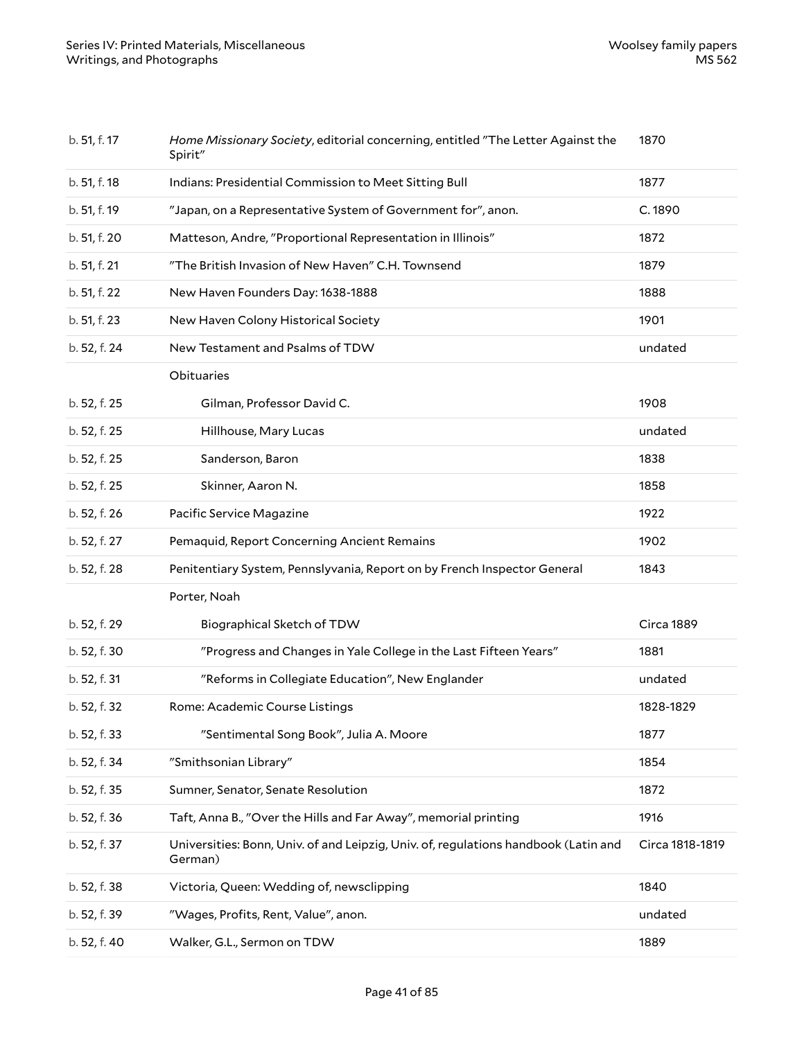| | | |
|---|---|---|
| b. 51, f. 17 | *Home Missionary Society*, editorial concerning, entitled "The Letter Against the Spirit" | 1870 |
| b. 51, f. 18 | Indians: Presidential Commission to Meet Sitting Bull | 1877 |
| b. 51, f. 19 | "Japan, on a Representative System of Government for", anon. | C. 1890 |
| b. 51, f. 20 | Matteson, Andre, "Proportional Representation in Illinois" | 1872 |
| b. 51, f. 21 | "The British Invasion of New Haven" C.H. Townsend | 1879 |
| b. 51, f. 22 | New Haven Founders Day: 1638-1888 | 1888 |
| b. 51, f. 23 | New Haven Colony Historical Society | 1901 |
| b. 52, f. 24 | New Testament and Psalms of TDW | undated |
| | Obituaries | |
| b. 52, f. 25 | Gilman, Professor David C. | 1908 |
| b. 52, f. 25 | Hillhouse, Mary Lucas | undated |
| b. 52, f. 25 | Sanderson, Baron | 1838 |
| b. 52, f. 25 | Skinner, Aaron N. | 1858 |
| b. 52, f. 26 | Pacific Service Magazine | 1922 |
| b. 52, f. 27 | Pemaquid, Report Concerning Ancient Remains | 1902 |
| b. 52, f. 28 | Penitentiary System, Pennslyvania, Report on by French Inspector General | 1843 |
| | Porter, Noah | |
| b. 52, f. 29 | Biographical Sketch of TDW | Circa 1889 |
| b. 52, f. 30 | "Progress and Changes in Yale College in the Last Fifteen Years" | 1881 |
| b. 52, f. 31 | "Reforms in Collegiate Education", New Englander | undated |
| b. 52, f. 32 | Rome: Academic Course Listings | 1828-1829 |
| b. 52, f. 33 | "Sentimental Song Book", Julia A. Moore | 1877 |
| b. 52, f. 34 | "Smithsonian Library" | 1854 |
| b. 52, f. 35 | Sumner, Senator, Senate Resolution | 1872 |
| b. 52, f. 36 | Taft, Anna B., "Over the Hills and Far Away", memorial printing | 1916 |
| b. 52, f. 37 | Universities: Bonn, Univ. of and Leipzig, Univ. of, regulations handbook (Latin and German) | Circa 1818-1819 |
| b. 52, f. 38 | Victoria, Queen: Wedding of, newsclipping | 1840 |
| b. 52, f. 39 | "Wages, Profits, Rent, Value", anon. | undated |
| b. 52, f. 40 | Walker, G.L., Sermon on TDW | 1889 |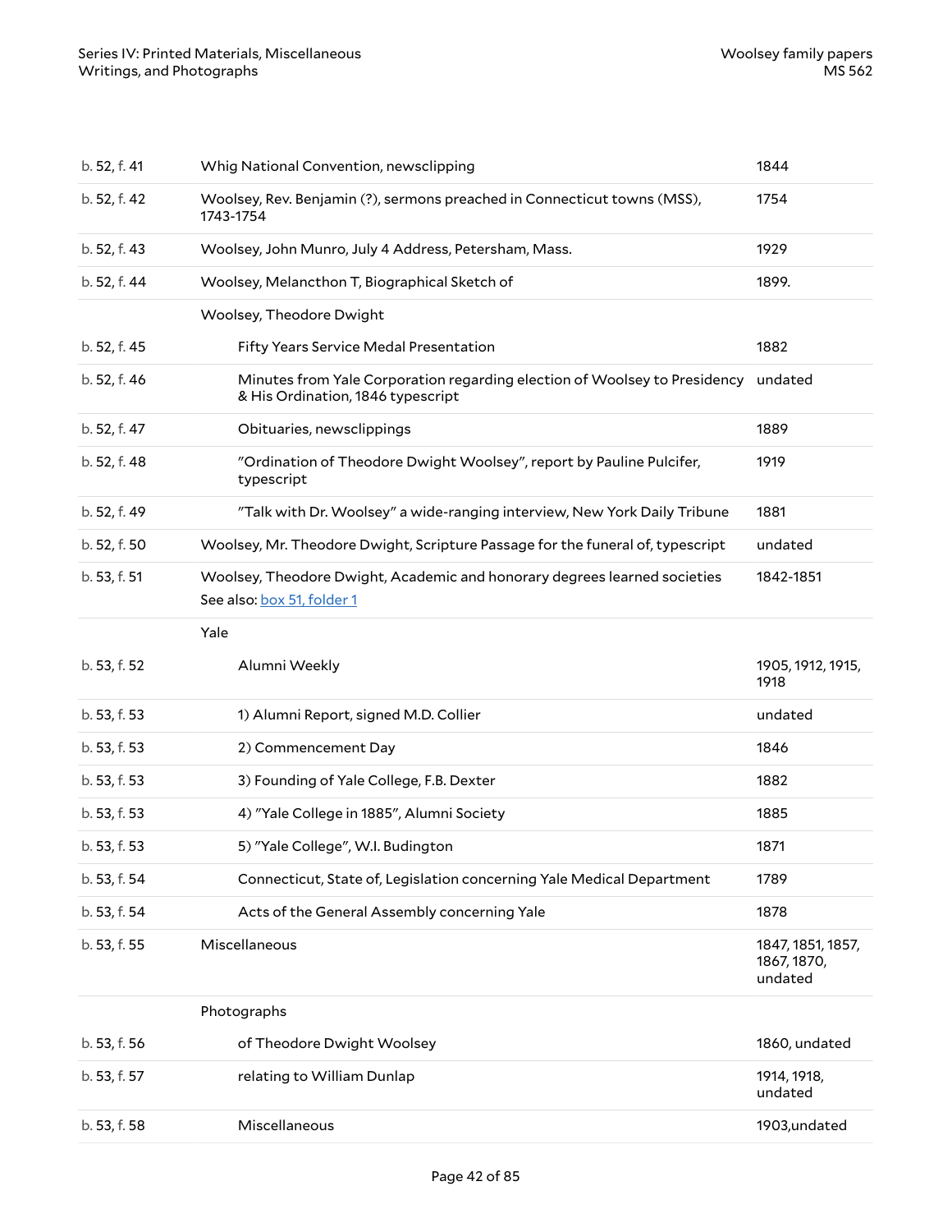| | | |
|---|---|---|
| b. 52, f. 41 | Whig National Convention, newsclipping | 1844 |
| b. 52, f. 42 | Woolsey, Rev. Benjamin (?), sermons preached in Connecticut towns (MSS), 1743-1754 | 1754 |
| b. 52, f. 43 | Woolsey, John Munro, July 4 Address, Petersham, Mass. | 1929 |
| b. 52, f. 44 | Woolsey, Melancthon T, Biographical Sketch of | 1899. |
| | Woolsey, Theodore Dwight | |
| b. 52, f. 45 | Fifty Years Service Medal Presentation | 1882 |
| b. 52, f. 46 | Minutes from Yale Corporation regarding election of Woolsey to Presidency & His Ordination, 1846 typescript | undated |
| b. 52, f. 47 | Obituaries, newsclippings | 1889 |
| b. 52, f. 48 | "Ordination of Theodore Dwight Woolsey", report by Pauline Pulcifer, typescript | 1919 |
| b. 52, f. 49 | "Talk with Dr. Woolsey" a wide-ranging interview, New York Daily Tribune | 1881 |
| b. 52, f. 50 | Woolsey, Mr. Theodore Dwight, Scripture Passage for the funeral of, typescript | undated |
| b. 53, f. 51 | Woolsey, Theodore Dwight, Academic and honorary degrees learned societies See also: box 51, folder 1 | 1842-1851 |
| | Yale | |
| b. 53, f. 52 | Alumni Weekly | 1905, 1912, 1915, 1918 |
| b. 53, f. 53 | 1) Alumni Report, signed M.D. Collier | undated |
| b. 53, f. 53 | 2) Commencement Day | 1846 |
| b. 53, f. 53 | 3) Founding of Yale College, F.B. Dexter | 1882 |
| b. 53, f. 53 | 4) "Yale College in 1885", Alumni Society | 1885 |
| b. 53, f. 53 | 5) "Yale College", W.I. Budington | 1871 |
| b. 53, f. 54 | Connecticut, State of, Legislation concerning Yale Medical Department | 1789 |
| b. 53, f. 54 | Acts of the General Assembly concerning Yale | 1878 |
| b. 53, f. 55 | Miscellaneous | 1847, 1851, 1857, 1867, 1870, undated |
| | Photographs | |
| b. 53, f. 56 | of Theodore Dwight Woolsey | 1860, undated |
| b. 53, f. 57 | relating to William Dunlap | 1914, 1918, undated |
| b. 53, f. 58 | Miscellaneous | 1903,undated |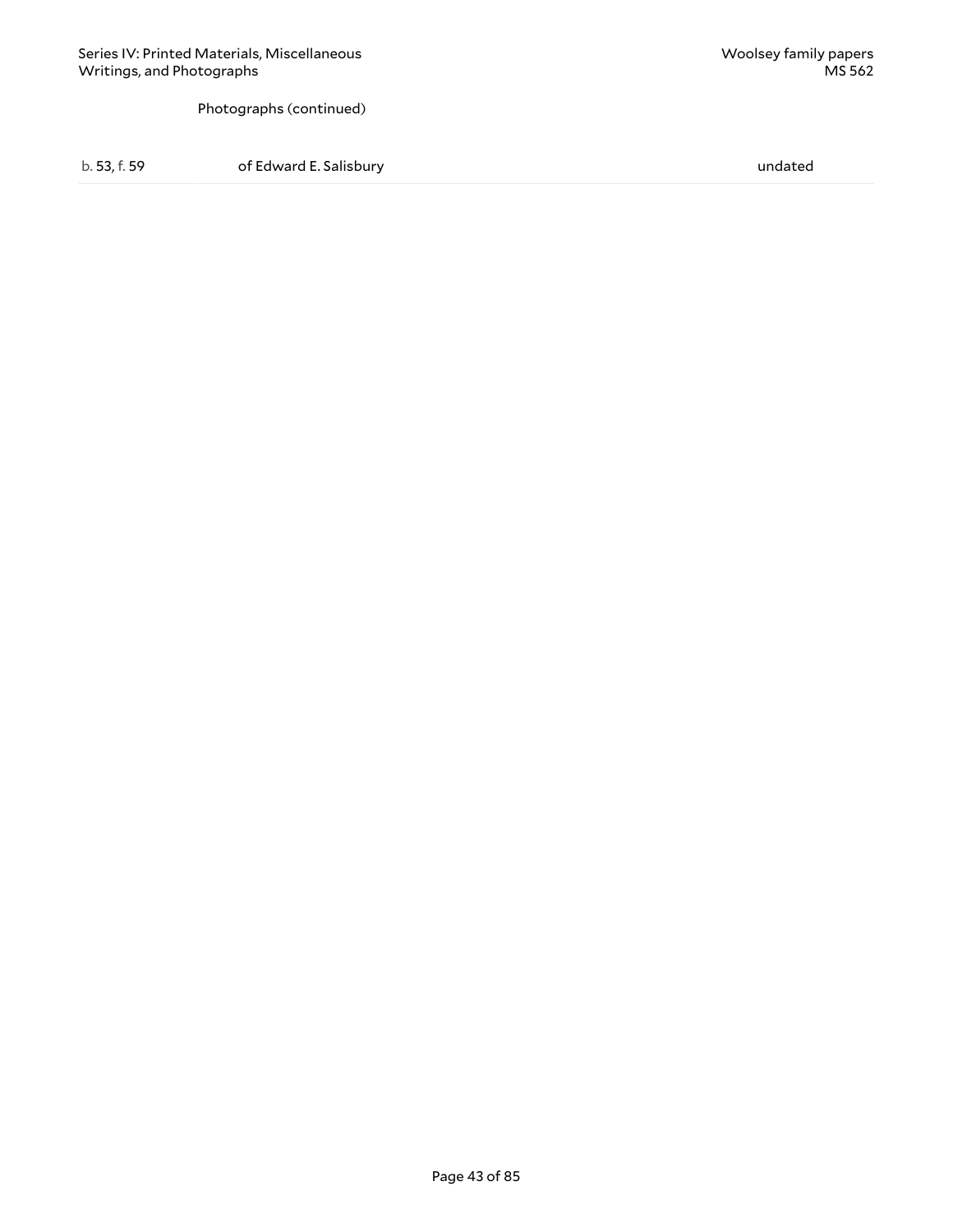Photographs (continued)

| | | |
|---|---|---|
| b. 53, f. 59 | of Edward E. Salisbury | undated |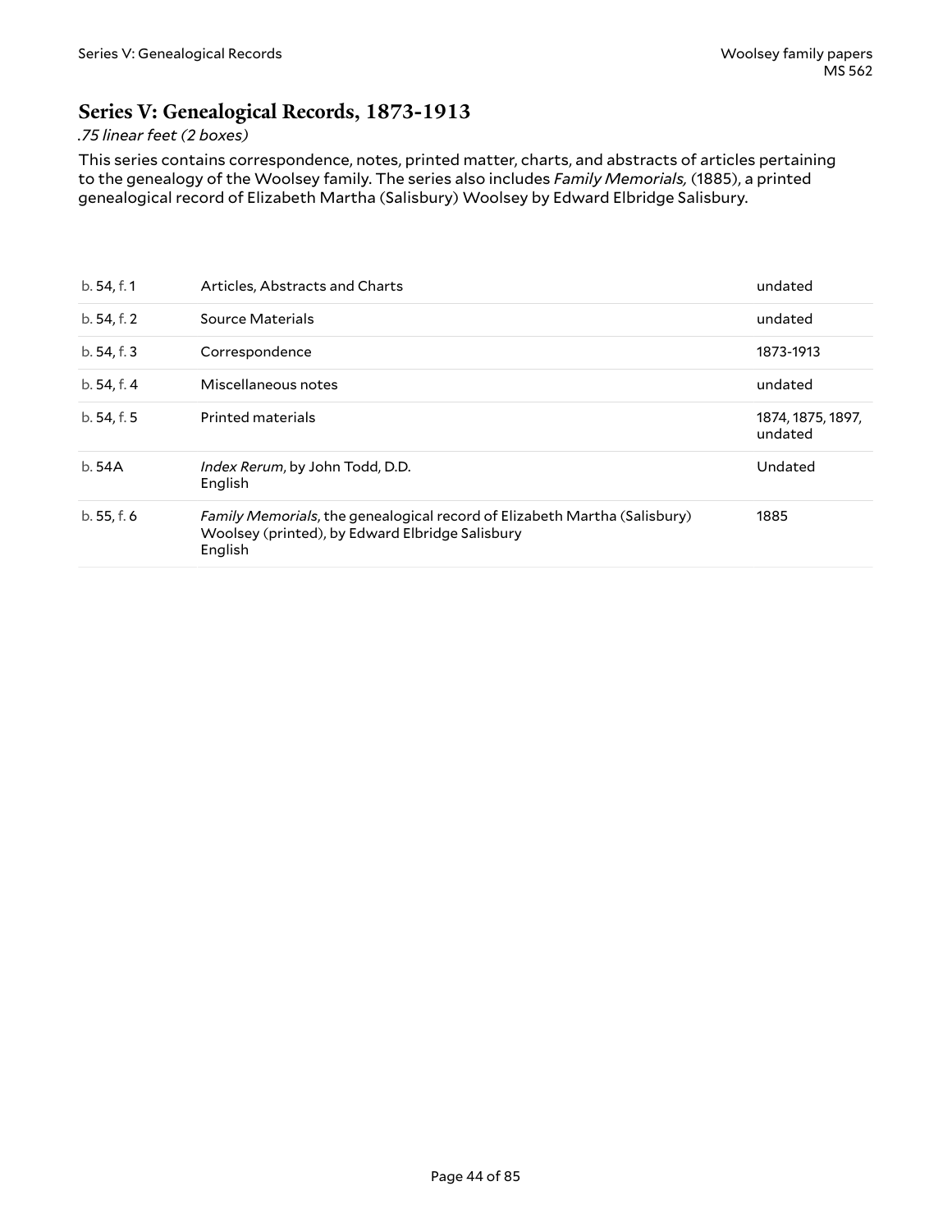## Series V: Genealogical Records, 1873-1913

*.75 linear feet (2 boxes)*

This series contains correspondence, notes, printed matter, charts, and abstracts of articles pertaining to the genealogy of the Woolsey family. The series also includes *Family Memorials,* (1885), a printed genealogical record of Elizabeth Martha (Salisbury) Woolsey by Edward Elbridge Salisbury.

| | | |
|---|---|---|
| b. 54, f. 1 | Articles, Abstracts and Charts | undated |
| b. 54, f. 2 | Source Materials | undated |
| b. 54, f. 3 | Correspondence | 1873-1913 |
| b. 54, f. 4 | Miscellaneous notes | undated |
| b. 54, f. 5 | Printed materials | 1874, 1875, 1897, undated |
| b. 54A | *Index Rerum*, by John Todd, D.D.<br>English | Undated |
| b. 55, f. 6 | *Family Memorials*, the genealogical record of Elizabeth Martha (Salisbury) Woolsey (printed), by Edward Elbridge Salisbury<br>English | 1885 |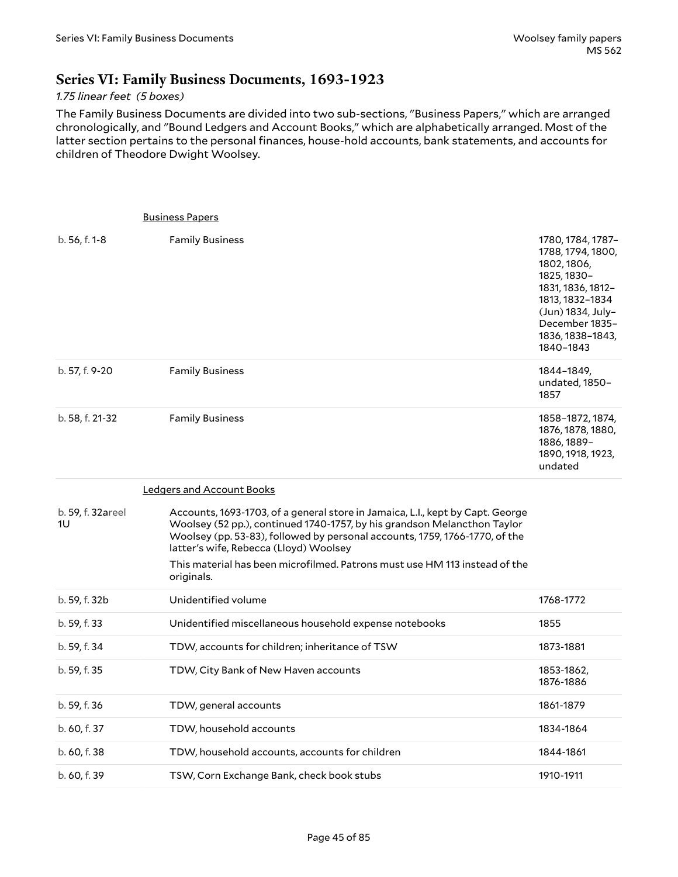## Series VI: Family Business Documents, 1693-1923

*1.75 linear feet (5 boxes)*

The Family Business Documents are divided into two sub-sections, "Business Papers," which are arranged chronologically, and "Bound Ledgers and Account Books," which are alphabetically arranged. Most of the latter section pertains to the personal finances, house-hold accounts, bank statements, and accounts for children of Theodore Dwight Woolsey.

| | | |
|---|---|---|
| | Business Papers | |
| b. 56, f. 1-8 | Family Business | 1780, 1784, 1787–1788, 1794, 1800, 1802, 1806, 1825, 1830–1831, 1836, 1812–1813, 1832–1834 (Jun) 1834, July–December 1835–1836, 1838–1843, 1840–1843 |
| b. 57, f. 9-20 | Family Business | 1844–1849, undated, 1850–1857 |
| b. 58, f. 21-32 | Family Business | 1858–1872, 1874, 1876, 1878, 1880, 1886, 1889–1890, 1918, 1923, undated |
| | Ledgers and Account Books | |
| b. 59, f. 32areel 1U | Accounts, 1693-1703, of a general store in Jamaica, L.I., kept by Capt. George Woolsey (52 pp.), continued 1740-1757, by his grandson Melancthon Taylor Woolsey (pp. 53-83), followed by personal accounts, 1759, 1766-1770, of the latter's wife, Rebecca (Lloyd) Woolsey<br><br>This material has been microfilmed. Patrons must use HM 113 instead of the originals. | |
| b. 59, f. 32b | Unidentified volume | 1768-1772 |
| b. 59, f. 33 | Unidentified miscellaneous household expense notebooks | 1855 |
| b. 59, f. 34 | TDW, accounts for children; inheritance of TSW | 1873-1881 |
| b. 59, f. 35 | TDW, City Bank of New Haven accounts | 1853-1862, 1876-1886 |
| b. 59, f. 36 | TDW, general accounts | 1861-1879 |
| b. 60, f. 37 | TDW, household accounts | 1834-1864 |
| b. 60, f. 38 | TDW, household accounts, accounts for children | 1844-1861 |
| b. 60, f. 39 | TSW, Corn Exchange Bank, check book stubs | 1910-1911 |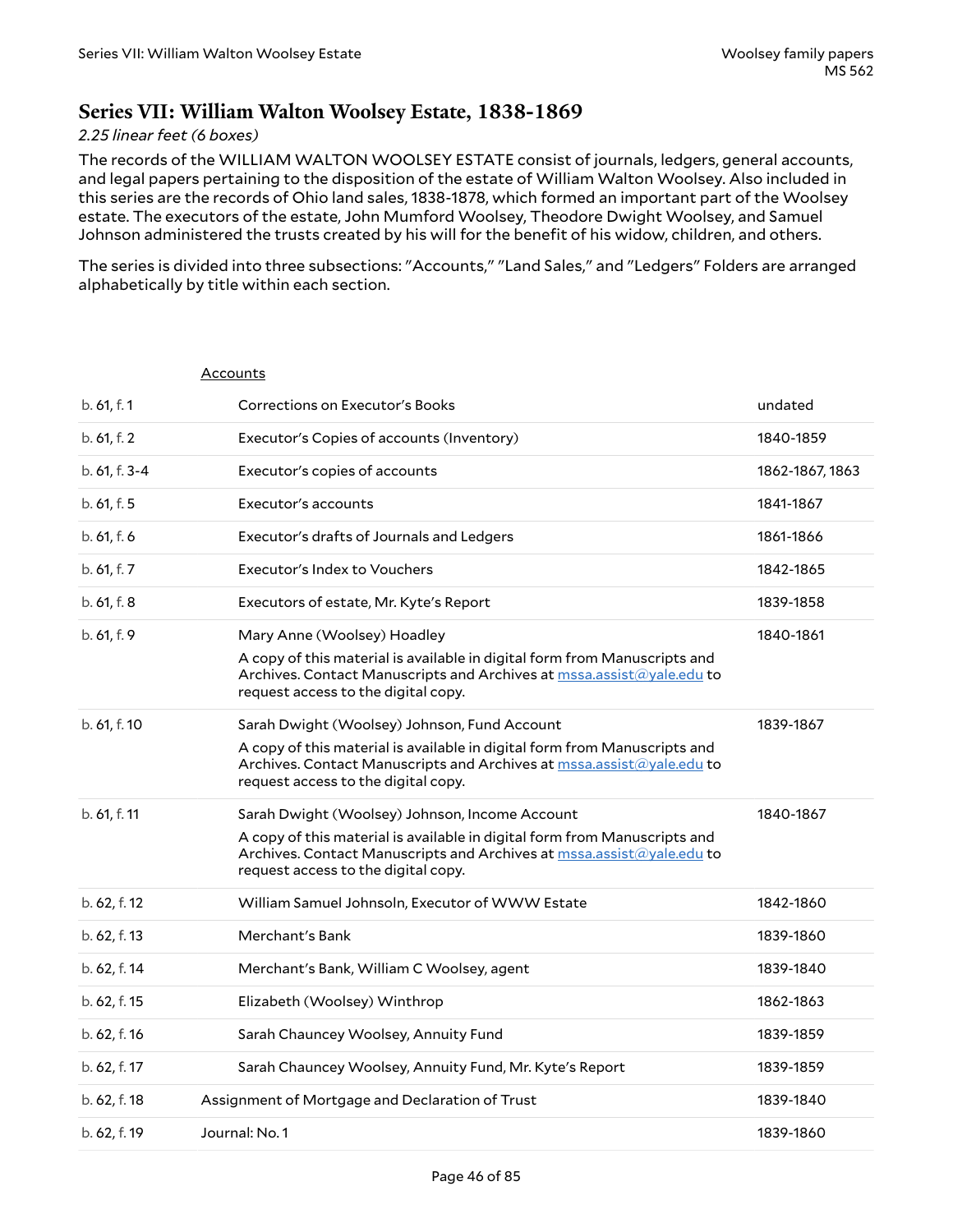## Series VII: William Walton Woolsey Estate, 1838-1869

*2.25 linear feet (6 boxes)*

The records of the WILLIAM WALTON WOOLSEY ESTATE consist of journals, ledgers, general accounts, and legal papers pertaining to the disposition of the estate of William Walton Woolsey. Also included in this series are the records of Ohio land sales, 1838-1878, which formed an important part of the Woolsey estate. The executors of the estate, John Mumford Woolsey, Theodore Dwight Woolsey, and Samuel Johnson administered the trusts created by his will for the benefit of his widow, children, and others.

The series is divided into three subsections: "Accounts," "Land Sales," and "Ledgers" Folders are arranged alphabetically by title within each section.

| | Accounts | |
|---|---|---|
| b. 61, f. 1 | Corrections on Executor's Books | undated |
| b. 61, f. 2 | Executor's Copies of accounts (Inventory) | 1840-1859 |
| b. 61, f. 3-4 | Executor's copies of accounts | 1862-1867, 1863 |
| b. 61, f. 5 | Executor's accounts | 1841-1867 |
| b. 61, f. 6 | Executor's drafts of Journals and Ledgers | 1861-1866 |
| b. 61, f. 7 | Executor's Index to Vouchers | 1842-1865 |
| b. 61, f. 8 | Executors of estate, Mr. Kyte's Report | 1839-1858 |
| b. 61, f. 9 | Mary Anne (Woolsey) Hoadley<br>A copy of this material is available in digital form from Manuscripts and Archives. Contact Manuscripts and Archives at mssa.assist@yale.edu to request access to the digital copy. | 1840-1861 |
| b. 61, f. 10 | Sarah Dwight (Woolsey) Johnson, Fund Account<br>A copy of this material is available in digital form from Manuscripts and Archives. Contact Manuscripts and Archives at mssa.assist@yale.edu to request access to the digital copy. | 1839-1867 |
| b. 61, f. 11 | Sarah Dwight (Woolsey) Johnson, Income Account<br>A copy of this material is available in digital form from Manuscripts and Archives. Contact Manuscripts and Archives at mssa.assist@yale.edu to request access to the digital copy. | 1840-1867 |
| b. 62, f. 12 | William Samuel Johnsoln, Executor of WWW Estate | 1842-1860 |
| b. 62, f. 13 | Merchant's Bank | 1839-1860 |
| b. 62, f. 14 | Merchant's Bank, William C Woolsey, agent | 1839-1840 |
| b. 62, f. 15 | Elizabeth (Woolsey) Winthrop | 1862-1863 |
| b. 62, f. 16 | Sarah Chauncey Woolsey, Annuity Fund | 1839-1859 |
| b. 62, f. 17 | Sarah Chauncey Woolsey, Annuity Fund, Mr. Kyte's Report | 1839-1859 |
| b. 62, f. 18 | Assignment of Mortgage and Declaration of Trust | 1839-1840 |
| b. 62, f. 19 | Journal: No. 1 | 1839-1860 |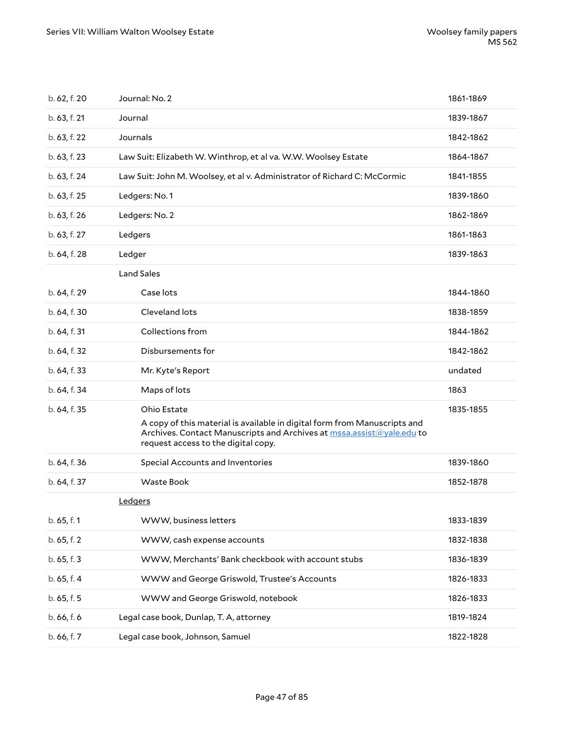| | | |
|---|---|---|
| b. 62, f. 20 | Journal: No. 2 | 1861-1869 |
| b. 63, f. 21 | Journal | 1839-1867 |
| b. 63, f. 22 | Journals | 1842-1862 |
| b. 63, f. 23 | Law Suit: Elizabeth W. Winthrop, et al va. W.W. Woolsey Estate | 1864-1867 |
| b. 63, f. 24 | Law Suit: John M. Woolsey, et al v. Administrator of Richard C: McCormic | 1841-1855 |
| b. 63, f. 25 | Ledgers: No. 1 | 1839-1860 |
| b. 63, f. 26 | Ledgers: No. 2 | 1862-1869 |
| b. 63, f. 27 | Ledgers | 1861-1863 |
| b. 64, f. 28 | Ledger | 1839-1863 |
| | Land Sales | |
| b. 64, f. 29 | Case lots | 1844-1860 |
| b. 64, f. 30 | Cleveland lots | 1838-1859 |
| b. 64, f. 31 | Collections from | 1844-1862 |
| b. 64, f. 32 | Disbursements for | 1842-1862 |
| b. 64, f. 33 | Mr. Kyte's Report | undated |
| b. 64, f. 34 | Maps of lots | 1863 |
| b. 64, f. 35 | Ohio Estate<br>A copy of this material is available in digital form from Manuscripts and Archives. Contact Manuscripts and Archives at mssa.assist@yale.edu to request access to the digital copy. | 1835-1855 |
| b. 64, f. 36 | Special Accounts and Inventories | 1839-1860 |
| b. 64, f. 37 | Waste Book | 1852-1878 |
| | Ledgers | |
| b. 65, f. 1 | WWW, business letters | 1833-1839 |
| b. 65, f. 2 | WWW, cash expense accounts | 1832-1838 |
| b. 65, f. 3 | WWW, Merchants' Bank checkbook with account stubs | 1836-1839 |
| b. 65, f. 4 | WWW and George Griswold, Trustee's Accounts | 1826-1833 |
| b. 65, f. 5 | WWW and George Griswold, notebook | 1826-1833 |
| b. 66, f. 6 | Legal case book, Dunlap, T. A, attorney | 1819-1824 |
| b. 66, f. 7 | Legal case book, Johnson, Samuel | 1822-1828 |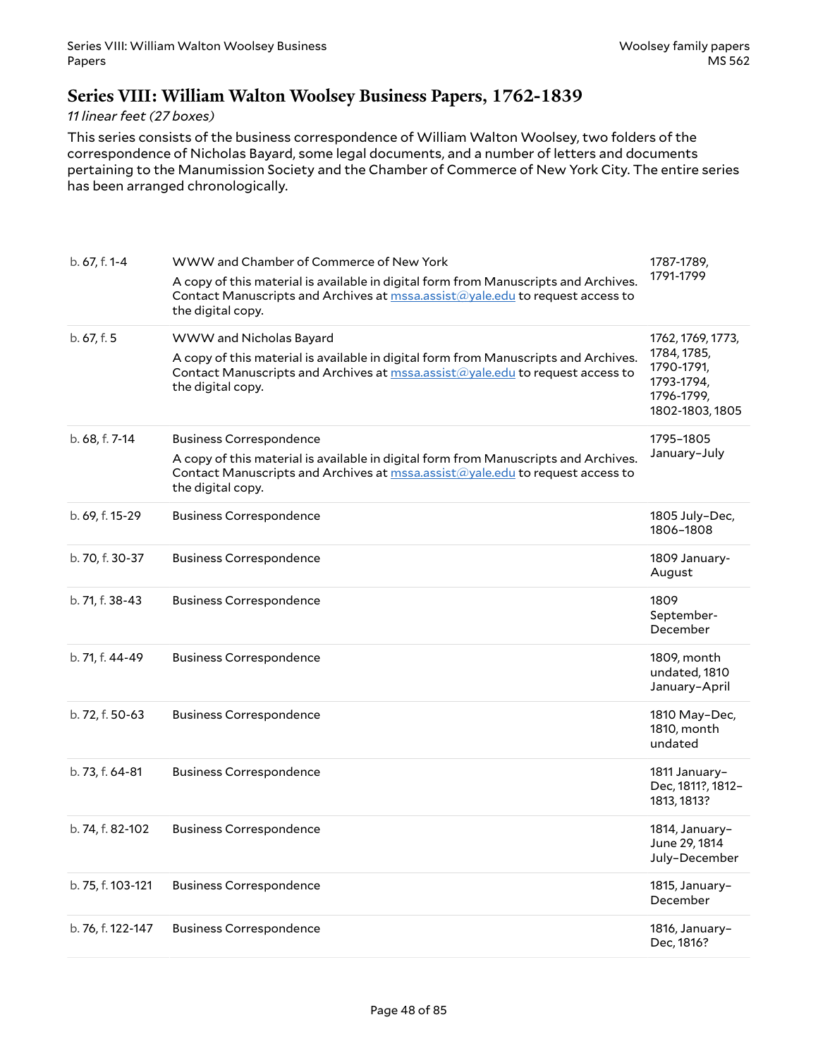## Series VIII: William Walton Woolsey Business Papers, 1762-1839

*11 linear feet (27 boxes)*

This series consists of the business correspondence of William Walton Woolsey, two folders of the correspondence of Nicholas Bayard, some legal documents, and a number of letters and documents pertaining to the Manumission Society and the Chamber of Commerce of New York City. The entire series has been arranged chronologically.

| | | |
|---|---|---|
| b. 67, f. 1-4 | WWW and Chamber of Commerce of New York<br>A copy of this material is available in digital form from Manuscripts and Archives. Contact Manuscripts and Archives at mssa.assist@yale.edu to request access to the digital copy. | 1787-1789, 1791-1799 |
| b. 67, f. 5 | WWW and Nicholas Bayard<br>A copy of this material is available in digital form from Manuscripts and Archives. Contact Manuscripts and Archives at mssa.assist@yale.edu to request access to the digital copy. | 1762, 1769, 1773, 1784, 1785, 1790-1791, 1793-1794, 1796-1799, 1802-1803, 1805 |
| b. 68, f. 7-14 | Business Correspondence<br>A copy of this material is available in digital form from Manuscripts and Archives. Contact Manuscripts and Archives at mssa.assist@yale.edu to request access to the digital copy. | 1795–1805 January–July |
| b. 69, f. 15-29 | Business Correspondence | 1805 July–Dec, 1806–1808 |
| b. 70, f. 30-37 | Business Correspondence | 1809 January-August |
| b. 71, f. 38-43 | Business Correspondence | 1809 September-December |
| b. 71, f. 44-49 | Business Correspondence | 1809, month undated, 1810 January–April |
| b. 72, f. 50-63 | Business Correspondence | 1810 May–Dec, 1810, month undated |
| b. 73, f. 64-81 | Business Correspondence | 1811 January–Dec, 1811?, 1812–1813, 1813? |
| b. 74, f. 82-102 | Business Correspondence | 1814, January–June 29, 1814 July–December |
| b. 75, f. 103-121 | Business Correspondence | 1815, January–December |
| b. 76, f. 122-147 | Business Correspondence | 1816, January–Dec, 1816? |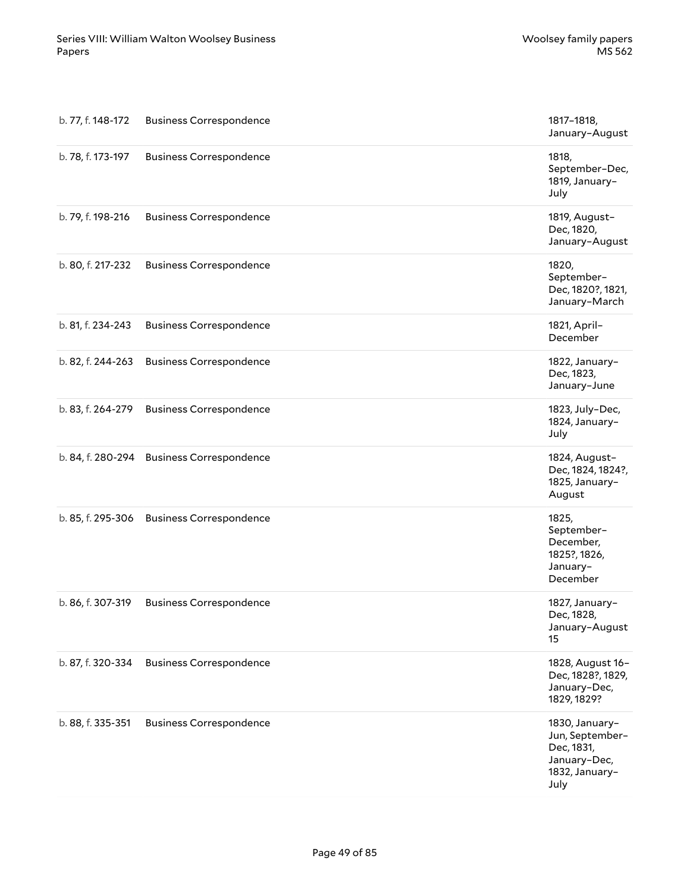| | | |
|---|---|---|
| b. 77, f. 148-172 | Business Correspondence | 1817–1818, January–August |
| b. 78, f. 173-197 | Business Correspondence | 1818, September–Dec, 1819, January–July |
| b. 79, f. 198-216 | Business Correspondence | 1819, August–Dec, 1820, January–August |
| b. 80, f. 217-232 | Business Correspondence | 1820, September–Dec, 1820?, 1821, January–March |
| b. 81, f. 234-243 | Business Correspondence | 1821, April–December |
| b. 82, f. 244-263 | Business Correspondence | 1822, January–Dec, 1823, January–June |
| b. 83, f. 264-279 | Business Correspondence | 1823, July–Dec, 1824, January–July |
| b. 84, f. 280-294 | Business Correspondence | 1824, August–Dec, 1824, 1824?, 1825, January–August |
| b. 85, f. 295-306 | Business Correspondence | 1825, September–December, 1825?, 1826, January–December |
| b. 86, f. 307-319 | Business Correspondence | 1827, January–Dec, 1828, January–August 15 |
| b. 87, f. 320-334 | Business Correspondence | 1828, August 16–Dec, 1828?, 1829, January–Dec, 1829, 1829? |
| b. 88, f. 335-351 | Business Correspondence | 1830, January–Jun, September–Dec, 1831, January–Dec, 1832, January–July |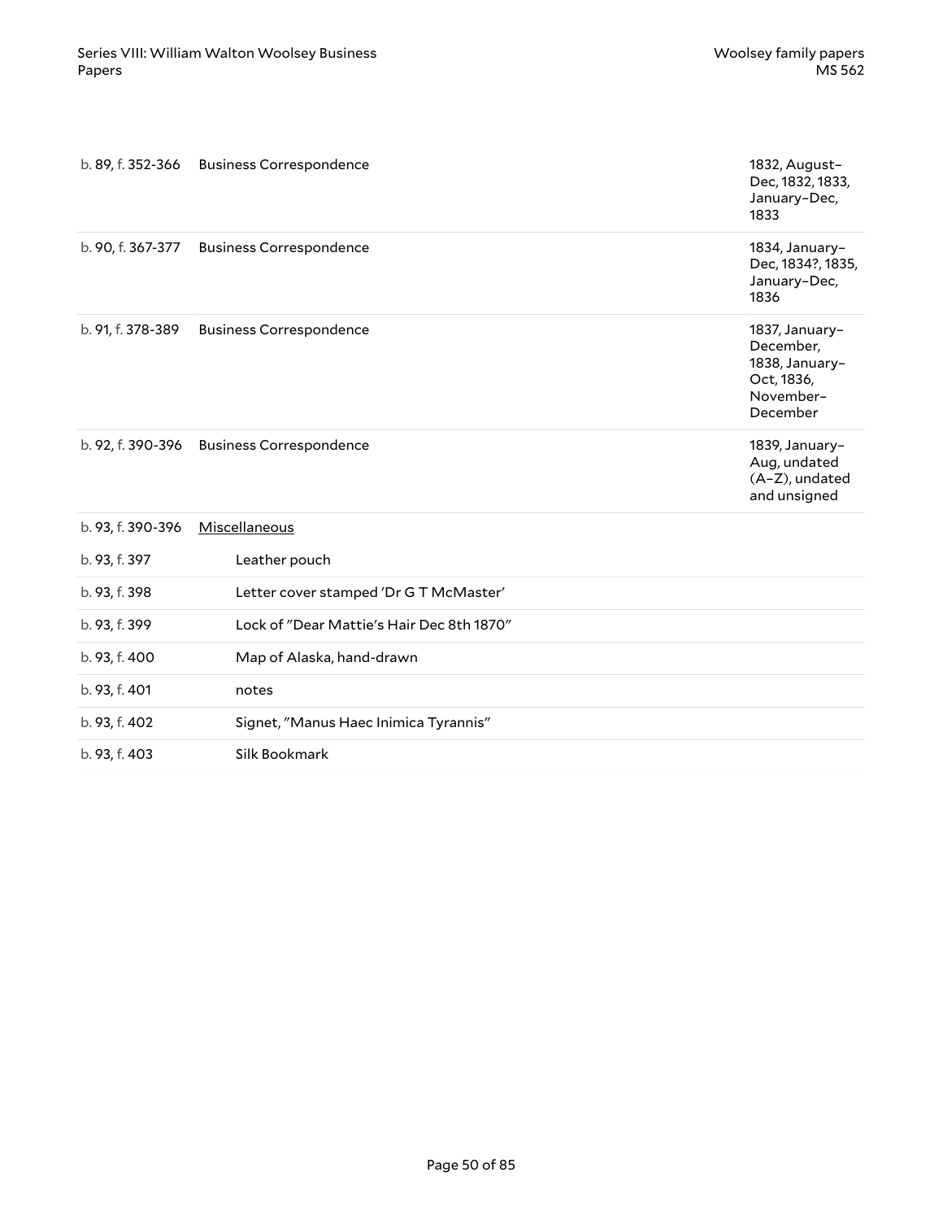| | | |
|---|---|---|
| b. 89, f. 352-366 | Business Correspondence | 1832, August–Dec, 1832, 1833, January–Dec, 1833 |
| b. 90, f. 367-377 | Business Correspondence | 1834, January–Dec, 1834?, 1835, January–Dec, 1836 |
| b. 91, f. 378-389 | Business Correspondence | 1837, January–December, 1838, January–Oct, 1836, November–December |
| b. 92, f. 390-396 | Business Correspondence | 1839, January–Aug, undated (A–Z), undated and unsigned |

| | | |
|---|---|---|
| b. 93, f. 390-396 | Miscellaneous | |
| b. 93, f. 397 | Leather pouch | |
| b. 93, f. 398 | Letter cover stamped 'Dr G T McMaster' | |
| b. 93, f. 399 | Lock of "Dear Mattie's Hair Dec 8th 1870" | |
| b. 93, f. 400 | Map of Alaska, hand-drawn | |
| b. 93, f. 401 | notes | |
| b. 93, f. 402 | Signet, "Manus Haec Inimica Tyrannis" | |
| b. 93, f. 403 | Silk Bookmark | |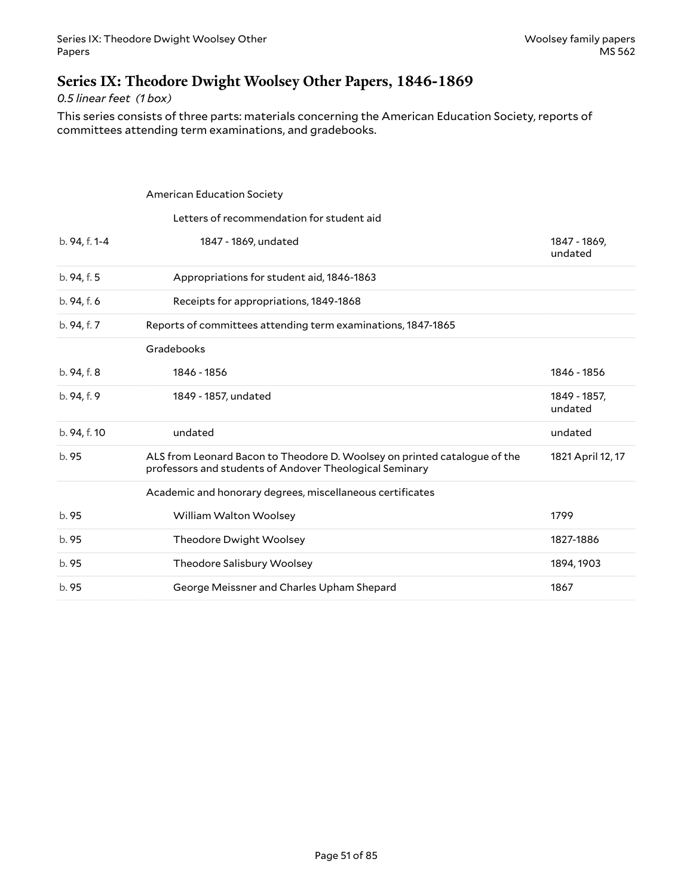## Series IX: Theodore Dwight Woolsey Other Papers, 1846-1869

*0.5 linear feet (1 box)*

This series consists of three parts: materials concerning the American Education Society, reports of committees attending term examinations, and gradebooks.

| | | |
|---|---|---|
| | American Education Society | |
| | Letters of recommendation for student aid | |
| b. 94, f. 1-4 | 1847 - 1869, undated | 1847 - 1869, undated |
| b. 94, f. 5 | Appropriations for student aid, 1846-1863 | |
| b. 94, f. 6 | Receipts for appropriations, 1849-1868 | |
| b. 94, f. 7 | Reports of committees attending term examinations, 1847-1865 | |
| | Gradebooks | |
| b. 94, f. 8 | 1846 - 1856 | 1846 - 1856 |
| b. 94, f. 9 | 1849 - 1857, undated | 1849 - 1857, undated |
| b. 94, f. 10 | undated | undated |
| b. 95 | ALS from Leonard Bacon to Theodore D. Woolsey on printed catalogue of the professors and students of Andover Theological Seminary | 1821 April 12, 17 |
| | Academic and honorary degrees, miscellaneous certificates | |
| b. 95 | William Walton Woolsey | 1799 |
| b. 95 | Theodore Dwight Woolsey | 1827-1886 |
| b. 95 | Theodore Salisbury Woolsey | 1894, 1903 |
| b. 95 | George Meissner and Charles Upham Shepard | 1867 |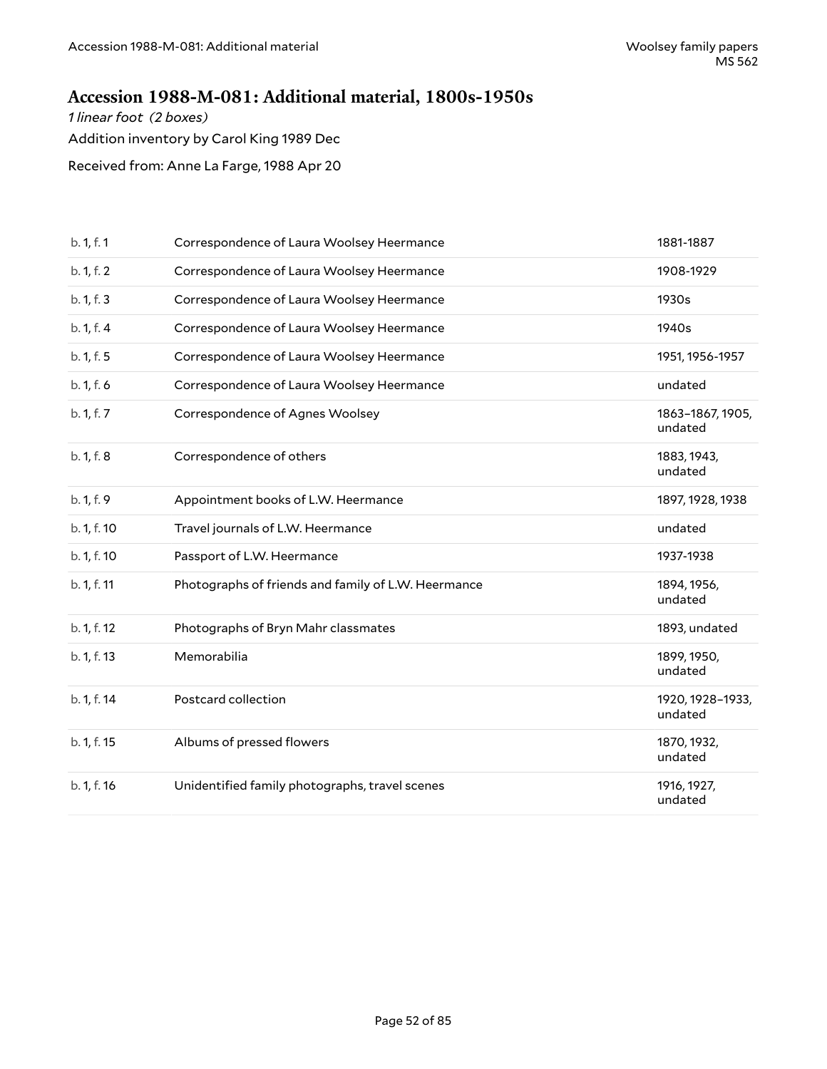## Accession 1988-M-081: Additional material, 1800s-1950s

*1 linear foot (2 boxes)*

Addition inventory by Carol King 1989 Dec

Received from: Anne La Farge, 1988 Apr 20

| | | |
|---|---|---|
| b. 1, f. 1 | Correspondence of Laura Woolsey Heermance | 1881-1887 |
| b. 1, f. 2 | Correspondence of Laura Woolsey Heermance | 1908-1929 |
| b. 1, f. 3 | Correspondence of Laura Woolsey Heermance | 1930s |
| b. 1, f. 4 | Correspondence of Laura Woolsey Heermance | 1940s |
| b. 1, f. 5 | Correspondence of Laura Woolsey Heermance | 1951, 1956-1957 |
| b. 1, f. 6 | Correspondence of Laura Woolsey Heermance | undated |
| b. 1, f. 7 | Correspondence of Agnes Woolsey | 1863–1867, 1905, undated |
| b. 1, f. 8 | Correspondence of others | 1883, 1943, undated |
| b. 1, f. 9 | Appointment books of L.W. Heermance | 1897, 1928, 1938 |
| b. 1, f. 10 | Travel journals of L.W. Heermance | undated |
| b. 1, f. 10 | Passport of L.W. Heermance | 1937-1938 |
| b. 1, f. 11 | Photographs of friends and family of L.W. Heermance | 1894, 1956, undated |
| b. 1, f. 12 | Photographs of Bryn Mahr classmates | 1893, undated |
| b. 1, f. 13 | Memorabilia | 1899, 1950, undated |
| b. 1, f. 14 | Postcard collection | 1920, 1928–1933, undated |
| b. 1, f. 15 | Albums of pressed flowers | 1870, 1932, undated |
| b. 1, f. 16 | Unidentified family photographs, travel scenes | 1916, 1927, undated |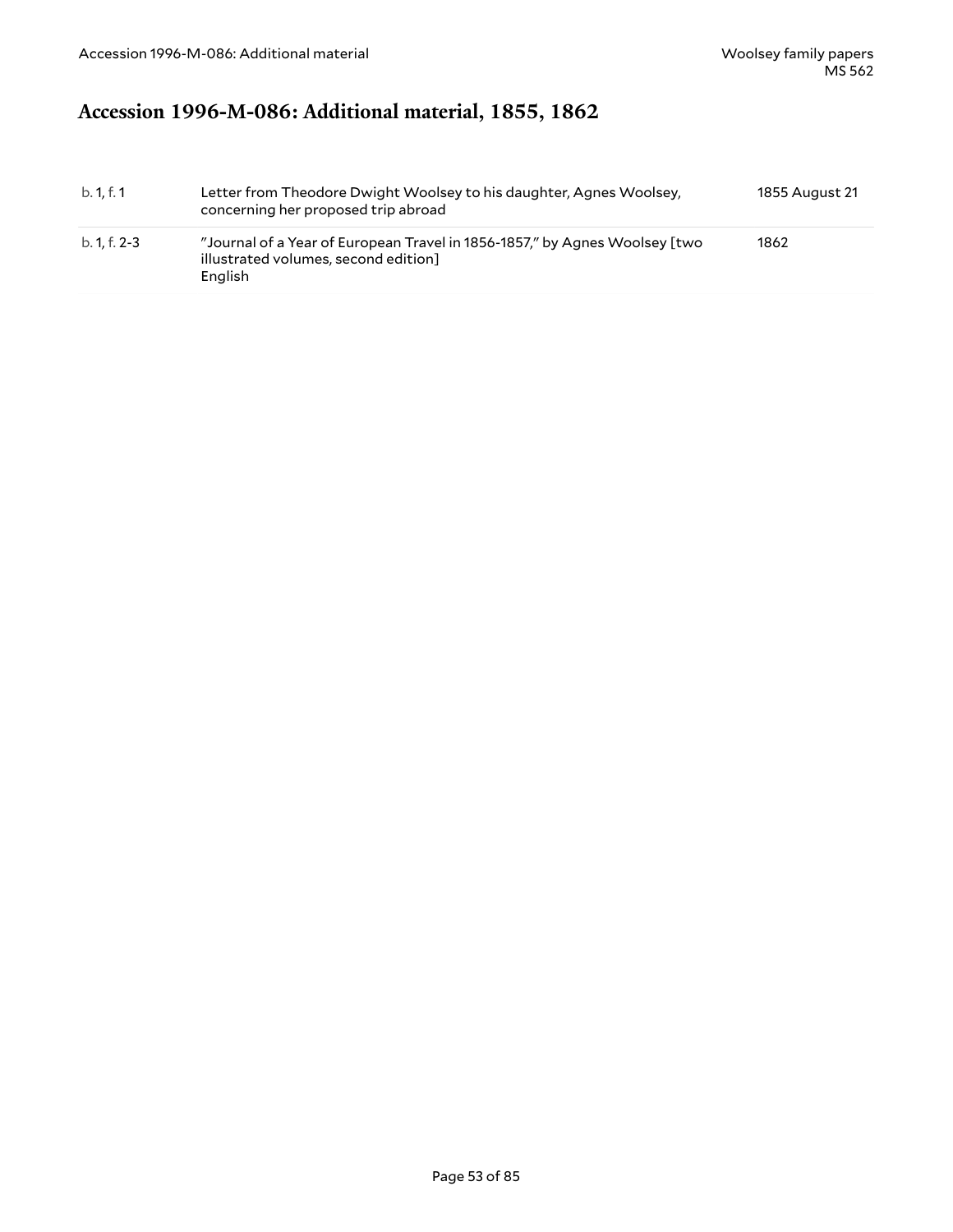## Accession 1996-M-086: Additional material, 1855, 1862

| | | |
|---|---|---|
| b. 1, f. 1 | Letter from Theodore Dwight Woolsey to his daughter, Agnes Woolsey, concerning her proposed trip abroad | 1855 August 21 |
| b. 1, f. 2-3 | "Journal of a Year of European Travel in 1856-1857," by Agnes Woolsey [two illustrated volumes, second edition]<br>English | 1862 |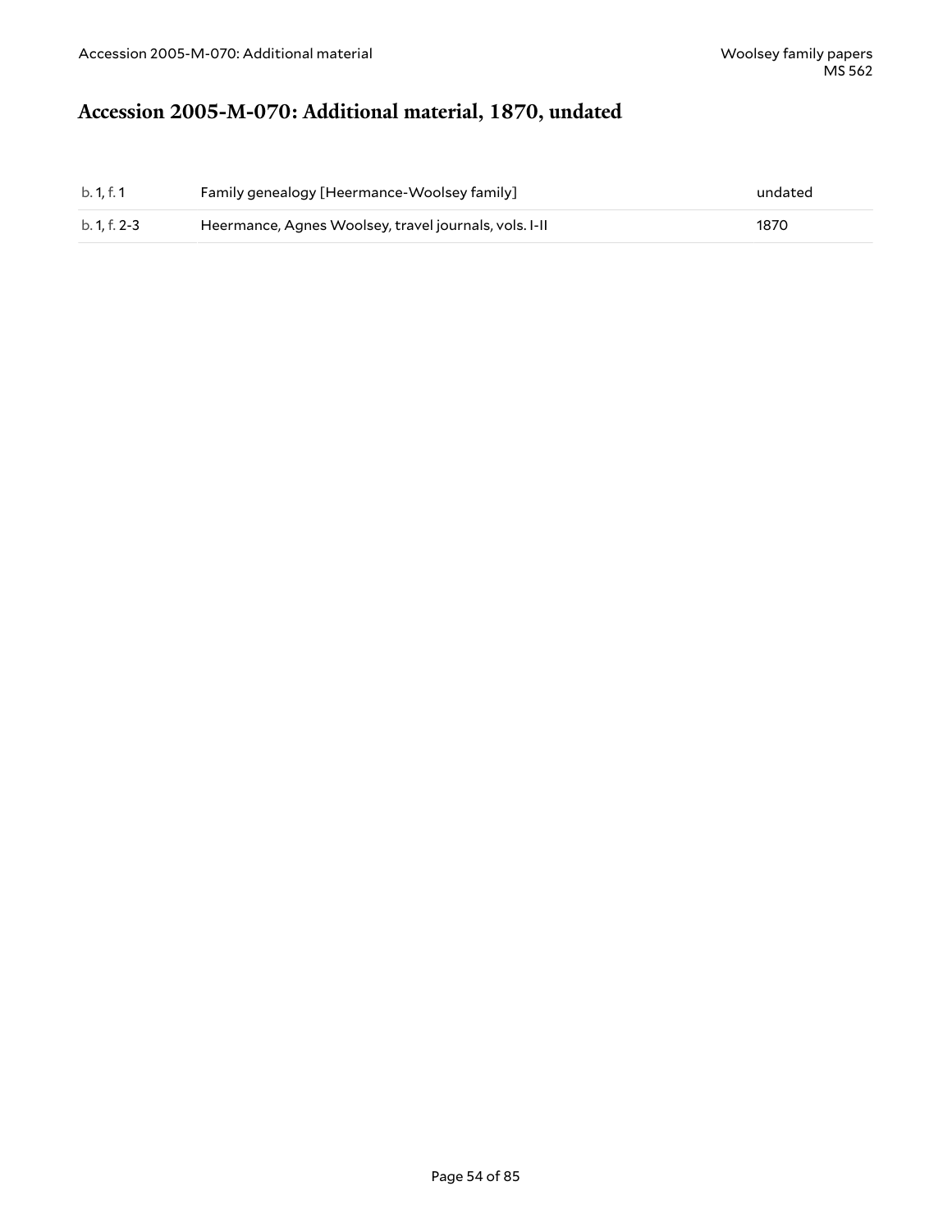# Accession 2005-M-070: Additional material, 1870, undated

| | | |
|---|---|---|
| b. 1, f. 1 | Family genealogy [Heermance-Woolsey family] | undated |
| b. 1, f. 2-3 | Heermance, Agnes Woolsey, travel journals, vols. I-II | 1870 |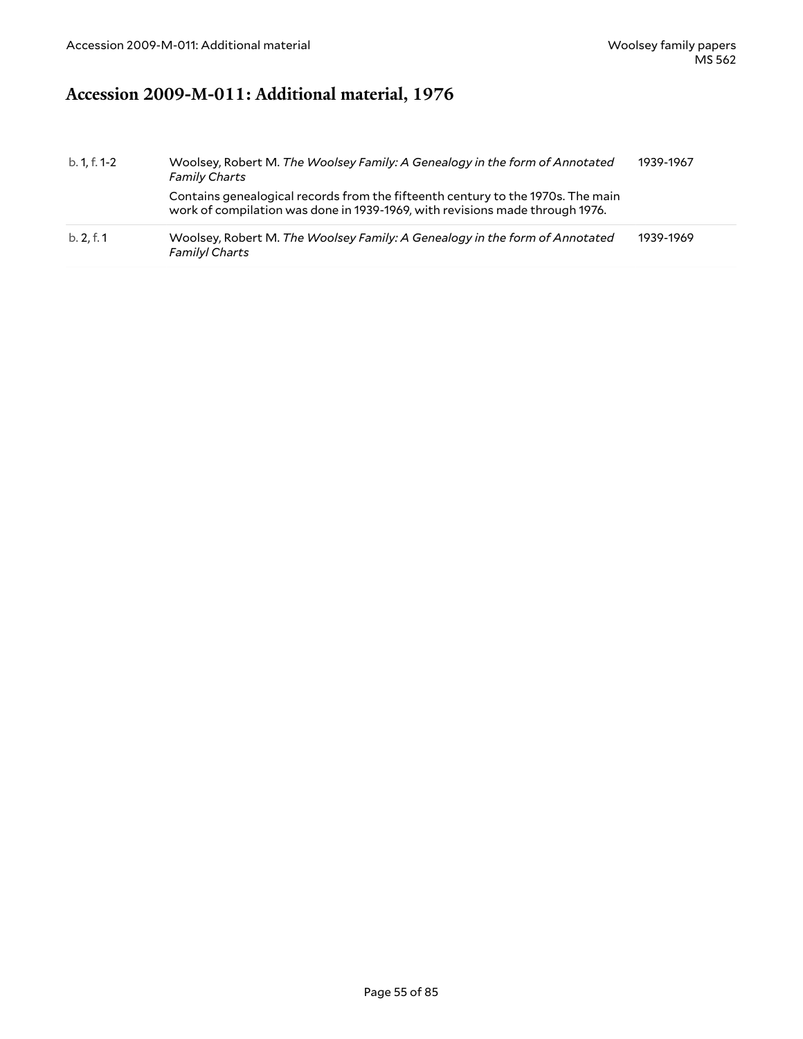## Accession 2009-M-011: Additional material, 1976

| | | |
|---|---|---|
| b. 1, f. 1-2 | Woolsey, Robert M. *The Woolsey Family: A Genealogy in the form of Annotated Family Charts*<br>Contains genealogical records from the fifteenth century to the 1970s. The main work of compilation was done in 1939-1969, with revisions made through 1976. | 1939-1967 |
| b. 2, f. 1 | Woolsey, Robert M. *The Woolsey Family: A Genealogy in the form of Annotated Familyl Charts* | 1939-1969 |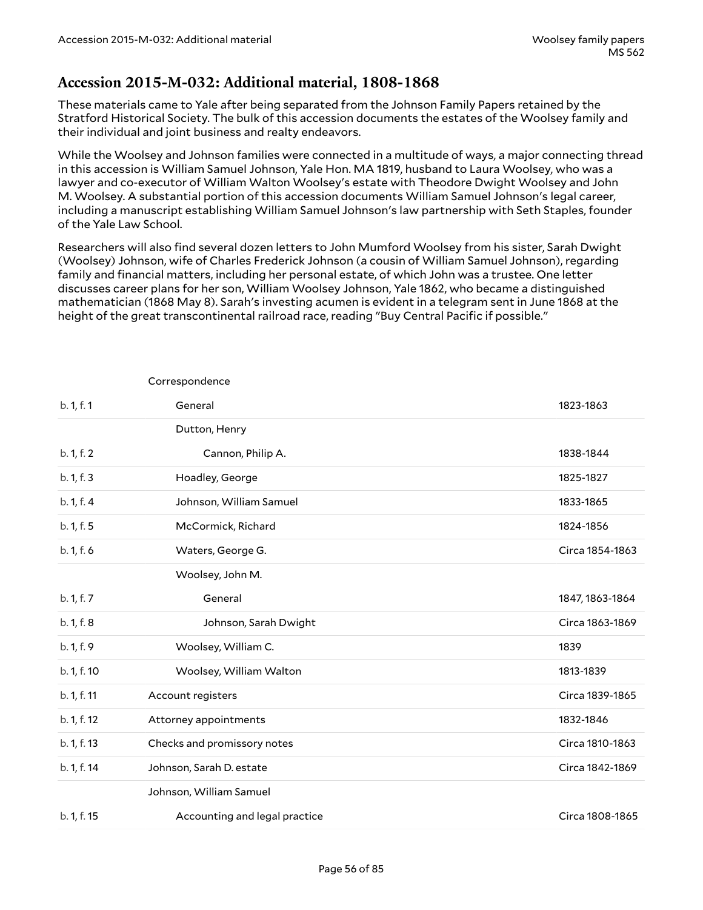## Accession 2015-M-032: Additional material, 1808-1868

These materials came to Yale after being separated from the Johnson Family Papers retained by the Stratford Historical Society. The bulk of this accession documents the estates of the Woolsey family and their individual and joint business and realty endeavors.

While the Woolsey and Johnson families were connected in a multitude of ways, a major connecting thread in this accession is William Samuel Johnson, Yale Hon. MA 1819, husband to Laura Woolsey, who was a lawyer and co-executor of William Walton Woolsey's estate with Theodore Dwight Woolsey and John M. Woolsey. A substantial portion of this accession documents William Samuel Johnson's legal career, including a manuscript establishing William Samuel Johnson's law partnership with Seth Staples, founder of the Yale Law School.

Researchers will also find several dozen letters to John Mumford Woolsey from his sister, Sarah Dwight (Woolsey) Johnson, wife of Charles Frederick Johnson (a cousin of William Samuel Johnson), regarding family and financial matters, including her personal estate, of which John was a trustee. One letter discusses career plans for her son, William Woolsey Johnson, Yale 1862, who became a distinguished mathematician (1868 May 8). Sarah's investing acumen is evident in a telegram sent in June 1868 at the height of the great transcontinental railroad race, reading "Buy Central Pacific if possible."

| | | |
|---|---|---|
| | Correspondence | |
| b. 1, f. 1 | General | 1823-1863 |
| | Dutton, Henry | |
| b. 1, f. 2 | Cannon, Philip A. | 1838-1844 |
| b. 1, f. 3 | Hoadley, George | 1825-1827 |
| b. 1, f. 4 | Johnson, William Samuel | 1833-1865 |
| b. 1, f. 5 | McCormick, Richard | 1824-1856 |
| b. 1, f. 6 | Waters, George G. | Circa 1854-1863 |
| | Woolsey, John M. | |
| b. 1, f. 7 | General | 1847, 1863-1864 |
| b. 1, f. 8 | Johnson, Sarah Dwight | Circa 1863-1869 |
| b. 1, f. 9 | Woolsey, William C. | 1839 |
| b. 1, f. 10 | Woolsey, William Walton | 1813-1839 |
| b. 1, f. 11 | Account registers | Circa 1839-1865 |
| b. 1, f. 12 | Attorney appointments | 1832-1846 |
| b. 1, f. 13 | Checks and promissory notes | Circa 1810-1863 |
| b. 1, f. 14 | Johnson, Sarah D. estate | Circa 1842-1869 |
| | Johnson, William Samuel | |
| b. 1, f. 15 | Accounting and legal practice | Circa 1808-1865 |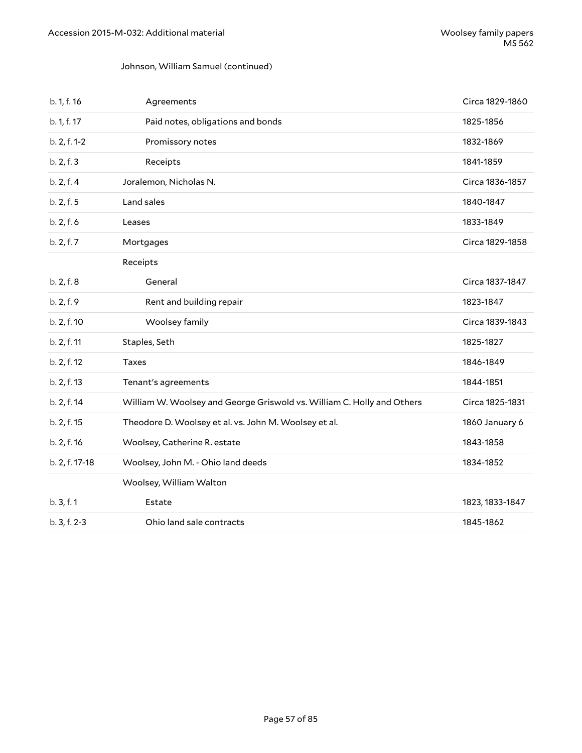Johnson, William Samuel (continued)

| | | |
|---|---|---|
| b. 1, f. 16 | Agreements | Circa 1829-1860 |
| b. 1, f. 17 | Paid notes, obligations and bonds | 1825-1856 |
| b. 2, f. 1-2 | Promissory notes | 1832-1869 |
| b. 2, f. 3 | Receipts | 1841-1859 |
| b. 2, f. 4 | Joralemon, Nicholas N. | Circa 1836-1857 |
| b. 2, f. 5 | Land sales | 1840-1847 |
| b. 2, f. 6 | Leases | 1833-1849 |
| b. 2, f. 7 | Mortgages | Circa 1829-1858 |
| | Receipts | |
| b. 2, f. 8 | General | Circa 1837-1847 |
| b. 2, f. 9 | Rent and building repair | 1823-1847 |
| b. 2, f. 10 | Woolsey family | Circa 1839-1843 |
| b. 2, f. 11 | Staples, Seth | 1825-1827 |
| b. 2, f. 12 | Taxes | 1846-1849 |
| b. 2, f. 13 | Tenant's agreements | 1844-1851 |
| b. 2, f. 14 | William W. Woolsey and George Griswold vs. William C. Holly and Others | Circa 1825-1831 |
| b. 2, f. 15 | Theodore D. Woolsey et al. vs. John M. Woolsey et al. | 1860 January 6 |
| b. 2, f. 16 | Woolsey, Catherine R. estate | 1843-1858 |
| b. 2, f. 17-18 | Woolsey, John M. - Ohio land deeds | 1834-1852 |
| | Woolsey, William Walton | |
| b. 3, f. 1 | Estate | 1823, 1833-1847 |
| b. 3, f. 2-3 | Ohio land sale contracts | 1845-1862 |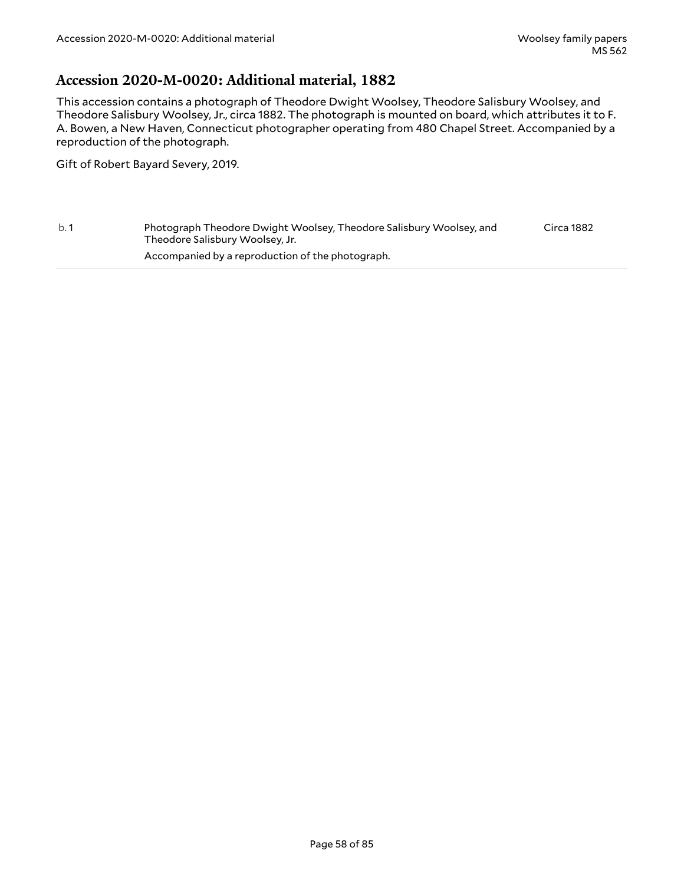## Accession 2020-M-0020: Additional material, 1882

This accession contains a photograph of Theodore Dwight Woolsey, Theodore Salisbury Woolsey, and Theodore Salisbury Woolsey, Jr., circa 1882. The photograph is mounted on board, which attributes it to F. A. Bowen, a New Haven, Connecticut photographer operating from 480 Chapel Street. Accompanied by a reproduction of the photograph.

Gift of Robert Bayard Severy, 2019.

| | | |
|---|---|---|
| b. 1 | Photograph Theodore Dwight Woolsey, Theodore Salisbury Woolsey, and Theodore Salisbury Woolsey, Jr.<br>Accompanied by a reproduction of the photograph. | Circa 1882 |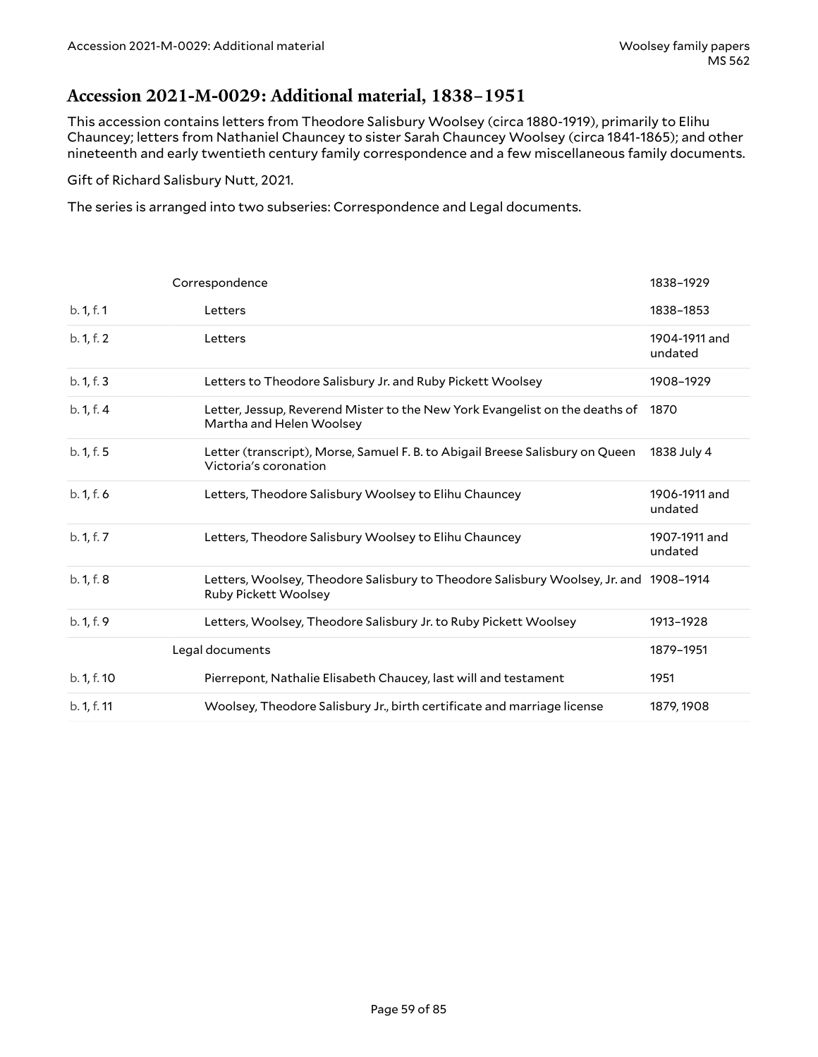## Accession 2021-M-0029: Additional material, 1838–1951

This accession contains letters from Theodore Salisbury Woolsey (circa 1880-1919), primarily to Elihu Chauncey; letters from Nathaniel Chauncey to sister Sarah Chauncey Woolsey (circa 1841-1865); and other nineteenth and early twentieth century family correspondence and a few miscellaneous family documents.

Gift of Richard Salisbury Nutt, 2021.

The series is arranged into two subseries: Correspondence and Legal documents.

| | | |
|---|---|---|
| | Correspondence | 1838–1929 |
| b. 1, f. 1 | Letters | 1838–1853 |
| b. 1, f. 2 | Letters | 1904-1911 and undated |
| b. 1, f. 3 | Letters to Theodore Salisbury Jr. and Ruby Pickett Woolsey | 1908–1929 |
| b. 1, f. 4 | Letter, Jessup, Reverend Mister to the New York Evangelist on the deaths of Martha and Helen Woolsey | 1870 |
| b. 1, f. 5 | Letter (transcript), Morse, Samuel F. B. to Abigail Breese Salisbury on Queen Victoria's coronation | 1838 July 4 |
| b. 1, f. 6 | Letters, Theodore Salisbury Woolsey to Elihu Chauncey | 1906-1911 and undated |
| b. 1, f. 7 | Letters, Theodore Salisbury Woolsey to Elihu Chauncey | 1907-1911 and undated |
| b. 1, f. 8 | Letters, Woolsey, Theodore Salisbury to Theodore Salisbury Woolsey, Jr. and Ruby Pickett Woolsey | 1908–1914 |
| b. 1, f. 9 | Letters, Woolsey, Theodore Salisbury Jr. to Ruby Pickett Woolsey | 1913–1928 |
| | Legal documents | 1879–1951 |
| b. 1, f. 10 | Pierrepont, Nathalie Elisabeth Chaucey, last will and testament | 1951 |
| b. 1, f. 11 | Woolsey, Theodore Salisbury Jr., birth certificate and marriage license | 1879, 1908 |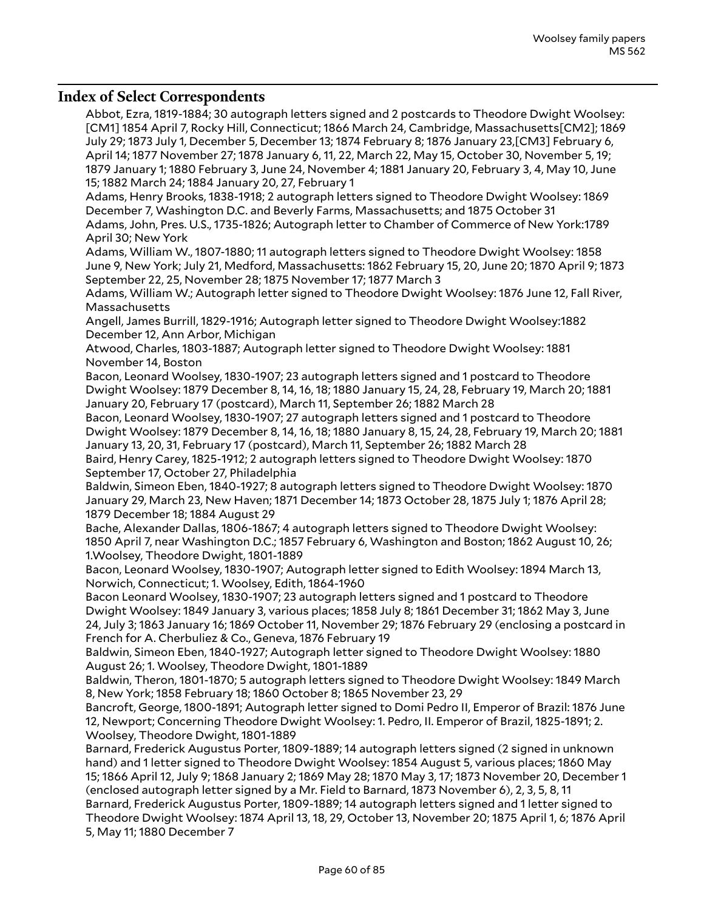## Index of Select Correspondents

Abbot, Ezra, 1819-1884; 30 autograph letters signed and 2 postcards to Theodore Dwight Woolsey: [CM1] 1854 April 7, Rocky Hill, Connecticut; 1866 March 24, Cambridge, Massachusetts[CM2]; 1869 July 29; 1873 July 1, December 5, December 13; 1874 February 8; 1876 January 23,[CM3] February 6, April 14; 1877 November 27; 1878 January 6, 11, 22, March 22, May 15, October 30, November 5, 19; 1879 January 1; 1880 February 3, June 24, November 4; 1881 January 20, February 3, 4, May 10, June 15; 1882 March 24; 1884 January 20, 27, February 1

Adams, Henry Brooks, 1838-1918; 2 autograph letters signed to Theodore Dwight Woolsey: 1869 December 7, Washington D.C. and Beverly Farms, Massachusetts; and 1875 October 31

Adams, John, Pres. U.S., 1735-1826; Autograph letter to Chamber of Commerce of New York:1789 April 30; New York

Adams, William W., 1807-1880; 11 autograph letters signed to Theodore Dwight Woolsey: 1858 June 9, New York; July 21, Medford, Massachusetts: 1862 February 15, 20, June 20; 1870 April 9; 1873 September 22, 25, November 28; 1875 November 17; 1877 March 3

Adams, William W.; Autograph letter signed to Theodore Dwight Woolsey: 1876 June 12, Fall River, Massachusetts

Angell, James Burrill, 1829-1916; Autograph letter signed to Theodore Dwight Woolsey:1882 December 12, Ann Arbor, Michigan

Atwood, Charles, 1803-1887; Autograph letter signed to Theodore Dwight Woolsey: 1881 November 14, Boston

Bacon, Leonard Woolsey, 1830-1907; 23 autograph letters signed and 1 postcard to Theodore Dwight Woolsey: 1879 December 8, 14, 16, 18; 1880 January 15, 24, 28, February 19, March 20; 1881 January 20, February 17 (postcard), March 11, September 26; 1882 March 28

Bacon, Leonard Woolsey, 1830-1907; 27 autograph letters signed and 1 postcard to Theodore Dwight Woolsey: 1879 December 8, 14, 16, 18; 1880 January 8, 15, 24, 28, February 19, March 20; 1881 January 13, 20, 31, February 17 (postcard), March 11, September 26; 1882 March 28

Baird, Henry Carey, 1825-1912; 2 autograph letters signed to Theodore Dwight Woolsey: 1870 September 17, October 27, Philadelphia

Baldwin, Simeon Eben, 1840-1927; 8 autograph letters signed to Theodore Dwight Woolsey: 1870 January 29, March 23, New Haven; 1871 December 14; 1873 October 28, 1875 July 1; 1876 April 28; 1879 December 18; 1884 August 29

Bache, Alexander Dallas, 1806-1867; 4 autograph letters signed to Theodore Dwight Woolsey: 1850 April 7, near Washington D.C.; 1857 February 6, Washington and Boston; 1862 August 10, 26; 1.Woolsey, Theodore Dwight, 1801-1889

Bacon, Leonard Woolsey, 1830-1907; Autograph letter signed to Edith Woolsey: 1894 March 13, Norwich, Connecticut; 1. Woolsey, Edith, 1864-1960

Bacon Leonard Woolsey, 1830-1907; 23 autograph letters signed and 1 postcard to Theodore Dwight Woolsey: 1849 January 3, various places; 1858 July 8; 1861 December 31; 1862 May 3, June 24, July 3; 1863 January 16; 1869 October 11, November 29; 1876 February 29 (enclosing a postcard in French for A. Cherbuliez & Co., Geneva, 1876 February 19

Baldwin, Simeon Eben, 1840-1927; Autograph letter signed to Theodore Dwight Woolsey: 1880 August 26; 1. Woolsey, Theodore Dwight, 1801-1889

Baldwin, Theron, 1801-1870; 5 autograph letters signed to Theodore Dwight Woolsey: 1849 March 8, New York; 1858 February 18; 1860 October 8; 1865 November 23, 29

Bancroft, George, 1800-1891; Autograph letter signed to Domi Pedro II, Emperor of Brazil: 1876 June 12, Newport; Concerning Theodore Dwight Woolsey: 1. Pedro, II. Emperor of Brazil, 1825-1891; 2. Woolsey, Theodore Dwight, 1801-1889

Barnard, Frederick Augustus Porter, 1809-1889; 14 autograph letters signed (2 signed in unknown hand) and 1 letter signed to Theodore Dwight Woolsey: 1854 August 5, various places; 1860 May 15; 1866 April 12, July 9; 1868 January 2; 1869 May 28; 1870 May 3, 17; 1873 November 20, December 1 (enclosed autograph letter signed by a Mr. Field to Barnard, 1873 November 6), 2, 3, 5, 8, 11

Barnard, Frederick Augustus Porter, 1809-1889; 14 autograph letters signed and 1 letter signed to Theodore Dwight Woolsey: 1874 April 13, 18, 29, October 13, November 20; 1875 April 1, 6; 1876 April 5, May 11; 1880 December 7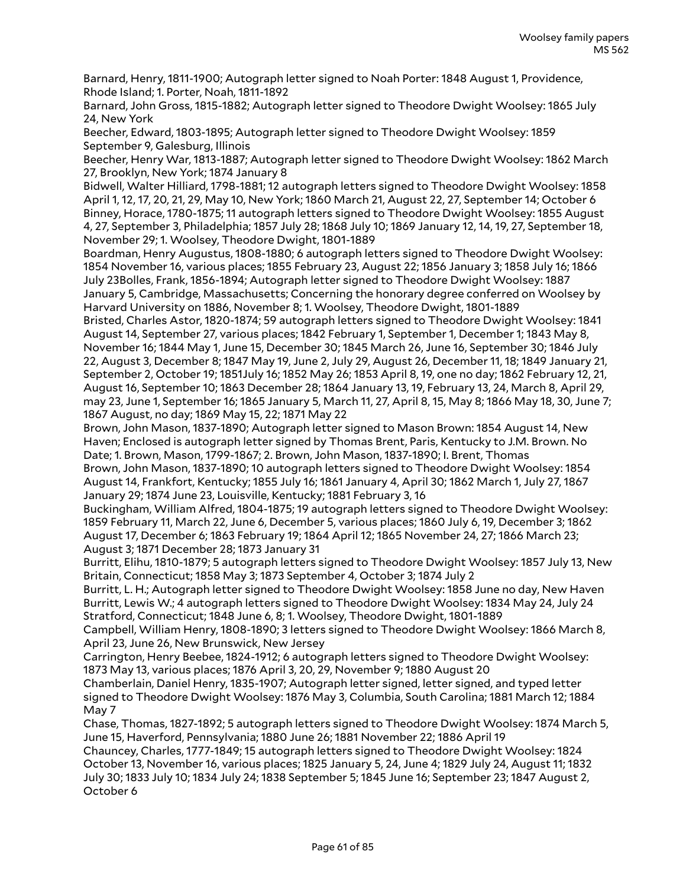Barnard, Henry, 1811-1900; Autograph letter signed to Noah Porter: 1848 August 1, Providence, Rhode Island; 1. Porter, Noah, 1811-1892

Barnard, John Gross, 1815-1882; Autograph letter signed to Theodore Dwight Woolsey: 1865 July 24, New York

Beecher, Edward, 1803-1895; Autograph letter signed to Theodore Dwight Woolsey: 1859 September 9, Galesburg, Illinois

Beecher, Henry War, 1813-1887; Autograph letter signed to Theodore Dwight Woolsey: 1862 March 27, Brooklyn, New York; 1874 January 8

Bidwell, Walter Hilliard, 1798-1881; 12 autograph letters signed to Theodore Dwight Woolsey: 1858 April 1, 12, 17, 20, 21, 29, May 10, New York; 1860 March 21, August 22, 27, September 14; October 6

Binney, Horace, 1780-1875; 11 autograph letters signed to Theodore Dwight Woolsey: 1855 August 4, 27, September 3, Philadelphia; 1857 July 28; 1868 July 10; 1869 January 12, 14, 19, 27, September 18, November 29; 1. Woolsey, Theodore Dwight, 1801-1889

Boardman, Henry Augustus, 1808-1880; 6 autograph letters signed to Theodore Dwight Woolsey: 1854 November 16, various places; 1855 February 23, August 22; 1856 January 3; 1858 July 16; 1866 July 23Bolles, Frank, 1856-1894; Autograph letter signed to Theodore Dwight Woolsey: 1887 January 5, Cambridge, Massachusetts; Concerning the honorary degree conferred on Woolsey by Harvard University on 1886, November 8; 1. Woolsey, Theodore Dwight, 1801-1889

Bristed, Charles Astor, 1820-1874; 59 autograph letters signed to Theodore Dwight Woolsey: 1841 August 14, September 27, various places; 1842 February 1, September 1, December 1; 1843 May 8, November 16; 1844 May 1, June 15, December 30; 1845 March 26, June 16, September 30; 1846 July 22, August 3, December 8; 1847 May 19, June 2, July 29, August 26, December 11, 18; 1849 January 21, September 2, October 19; 1851July 16; 1852 May 26; 1853 April 8, 19, one no day; 1862 February 12, 21, August 16, September 10; 1863 December 28; 1864 January 13, 19, February 13, 24, March 8, April 29, may 23, June 1, September 16; 1865 January 5, March 11, 27, April 8, 15, May 8; 1866 May 18, 30, June 7; 1867 August, no day; 1869 May 15, 22; 1871 May 22

Brown, John Mason, 1837-1890; Autograph letter signed to Mason Brown: 1854 August 14, New Haven; Enclosed is autograph letter signed by Thomas Brent, Paris, Kentucky to J.M. Brown. No Date; 1. Brown, Mason, 1799-1867; 2. Brown, John Mason, 1837-1890; I. Brent, Thomas

Brown, John Mason, 1837-1890; 10 autograph letters signed to Theodore Dwight Woolsey: 1854 August 14, Frankfort, Kentucky; 1855 July 16; 1861 January 4, April 30; 1862 March 1, July 27, 1867 January 29; 1874 June 23, Louisville, Kentucky; 1881 February 3, 16

Buckingham, William Alfred, 1804-1875; 19 autograph letters signed to Theodore Dwight Woolsey: 1859 February 11, March 22, June 6, December 5, various places; 1860 July 6, 19, December 3; 1862 August 17, December 6; 1863 February 19; 1864 April 12; 1865 November 24, 27; 1866 March 23; August 3; 1871 December 28; 1873 January 31

Burritt, Elihu, 1810-1879; 5 autograph letters signed to Theodore Dwight Woolsey: 1857 July 13, New Britain, Connecticut; 1858 May 3; 1873 September 4, October 3; 1874 July 2

Burritt, L. H.; Autograph letter signed to Theodore Dwight Woolsey: 1858 June no day, New Haven

Burritt, Lewis W.; 4 autograph letters signed to Theodore Dwight Woolsey: 1834 May 24, July 24 Stratford, Connecticut; 1848 June 6, 8; 1. Woolsey, Theodore Dwight, 1801-1889

Campbell, William Henry, 1808-1890; 3 letters signed to Theodore Dwight Woolsey: 1866 March 8, April 23, June 26, New Brunswick, New Jersey

Carrington, Henry Beebee, 1824-1912; 6 autograph letters signed to Theodore Dwight Woolsey: 1873 May 13, various places; 1876 April 3, 20, 29, November 9; 1880 August 20

Chamberlain, Daniel Henry, 1835-1907; Autograph letter signed, letter signed, and typed letter signed to Theodore Dwight Woolsey: 1876 May 3, Columbia, South Carolina; 1881 March 12; 1884 May 7

Chase, Thomas, 1827-1892; 5 autograph letters signed to Theodore Dwight Woolsey: 1874 March 5, June 15, Haverford, Pennsylvania; 1880 June 26; 1881 November 22; 1886 April 19

Chauncey, Charles, 1777-1849; 15 autograph letters signed to Theodore Dwight Woolsey: 1824 October 13, November 16, various places; 1825 January 5, 24, June 4; 1829 July 24, August 11; 1832 July 30; 1833 July 10; 1834 July 24; 1838 September 5; 1845 June 16; September 23; 1847 August 2, October 6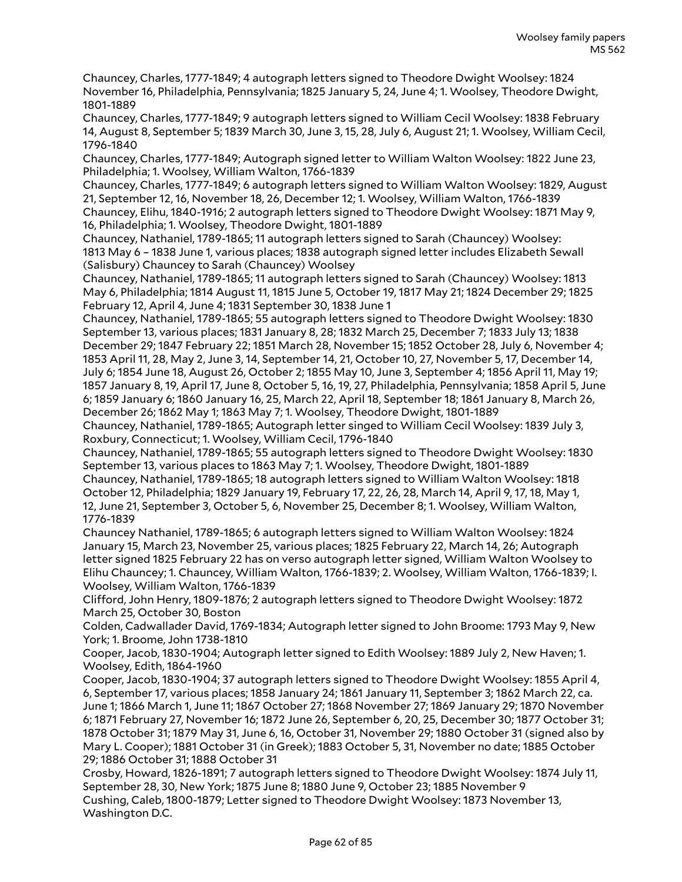Chauncey, Charles, 1777-1849; 4 autograph letters signed to Theodore Dwight Woolsey: 1824 November 16, Philadelphia, Pennsylvania; 1825 January 5, 24, June 4; 1. Woolsey, Theodore Dwight, 1801-1889

Chauncey, Charles, 1777-1849; 9 autograph letters signed to William Cecil Woolsey: 1838 February 14, August 8, September 5; 1839 March 30, June 3, 15, 28, July 6, August 21; 1. Woolsey, William Cecil, 1796-1840

Chauncey, Charles, 1777-1849; Autograph signed letter to William Walton Woolsey: 1822 June 23, Philadelphia; 1. Woolsey, William Walton, 1766-1839

Chauncey, Charles, 1777-1849; 6 autograph letters signed to William Walton Woolsey: 1829, August 21, September 12, 16, November 18, 26, December 12; 1. Woolsey, William Walton, 1766-1839

Chauncey, Elihu, 1840-1916; 2 autograph letters signed to Theodore Dwight Woolsey: 1871 May 9, 16, Philadelphia; 1. Woolsey, Theodore Dwight, 1801-1889

Chauncey, Nathaniel, 1789-1865; 11 autograph letters signed to Sarah (Chauncey) Woolsey: 1813 May 6 – 1838 June 1, various places; 1838 autograph signed letter includes Elizabeth Sewall (Salisbury) Chauncey to Sarah (Chauncey) Woolsey

Chauncey, Nathaniel, 1789-1865; 11 autograph letters signed to Sarah (Chauncey) Woolsey: 1813 May 6, Philadelphia; 1814 August 11, 1815 June 5, October 19, 1817 May 21; 1824 December 29; 1825 February 12, April 4, June 4; 1831 September 30, 1838 June 1

Chauncey, Nathaniel, 1789-1865; 55 autograph letters signed to Theodore Dwight Woolsey: 1830 September 13, various places; 1831 January 8, 28; 1832 March 25, December 7; 1833 July 13; 1838 December 29; 1847 February 22; 1851 March 28, November 15; 1852 October 28, July 6, November 4; 1853 April 11, 28, May 2, June 3, 14, September 14, 21, October 10, 27, November 5, 17, December 14, July 6; 1854 June 18, August 26, October 2; 1855 May 10, June 3, September 4; 1856 April 11, May 19; 1857 January 8, 19, April 17, June 8, October 5, 16, 19, 27, Philadelphia, Pennsylvania; 1858 April 5, June 6; 1859 January 6; 1860 January 16, 25, March 22, April 18, September 18; 1861 January 8, March 26, December 26; 1862 May 1; 1863 May 7; 1. Woolsey, Theodore Dwight, 1801-1889

Chauncey, Nathaniel, 1789-1865; Autograph letter singed to William Cecil Woolsey: 1839 July 3, Roxbury, Connecticut; 1. Woolsey, William Cecil, 1796-1840

Chauncey, Nathaniel, 1789-1865; 55 autograph letters signed to Theodore Dwight Woolsey: 1830 September 13, various places to 1863 May 7; 1. Woolsey, Theodore Dwight, 1801-1889

Chauncey, Nathaniel, 1789-1865; 18 autograph letters signed to William Walton Woolsey: 1818 October 12, Philadelphia; 1829 January 19, February 17, 22, 26, 28, March 14, April 9, 17, 18, May 1, 12, June 21, September 3, October 5, 6, November 25, December 8; 1. Woolsey, William Walton, 1776-1839

Chauncey Nathaniel, 1789-1865; 6 autograph letters signed to William Walton Woolsey: 1824 January 15, March 23, November 25, various places; 1825 February 22, March 14, 26; Autograph letter signed 1825 February 22 has on verso autograph letter signed, William Walton Woolsey to Elihu Chauncey; 1. Chauncey, William Walton, 1766-1839; 2. Woolsey, William Walton, 1766-1839; I. Woolsey, William Walton, 1766-1839

Clifford, John Henry, 1809-1876; 2 autograph letters signed to Theodore Dwight Woolsey: 1872 March 25, October 30, Boston

Colden, Cadwallader David, 1769-1834; Autograph letter signed to John Broome: 1793 May 9, New York; 1. Broome, John 1738-1810

Cooper, Jacob, 1830-1904; Autograph letter signed to Edith Woolsey: 1889 July 2, New Haven; 1. Woolsey, Edith, 1864-1960

Cooper, Jacob, 1830-1904; 37 autograph letters signed to Theodore Dwight Woolsey: 1855 April 4, 6, September 17, various places; 1858 January 24; 1861 January 11, September 3; 1862 March 22, ca. June 1; 1866 March 1, June 11; 1867 October 27; 1868 November 27; 1869 January 29; 1870 November 6; 1871 February 27, November 16; 1872 June 26, September 6, 20, 25, December 30; 1877 October 31; 1878 October 31; 1879 May 31, June 6, 16, October 31, November 29; 1880 October 31 (signed also by Mary L. Cooper); 1881 October 31 (in Greek); 1883 October 5, 31, November no date; 1885 October 29; 1886 October 31; 1888 October 31

Crosby, Howard, 1826-1891; 7 autograph letters signed to Theodore Dwight Woolsey: 1874 July 11, September 28, 30, New York; 1875 June 8; 1880 June 9, October 23; 1885 November 9

Cushing, Caleb, 1800-1879; Letter signed to Theodore Dwight Woolsey: 1873 November 13, Washington D.C.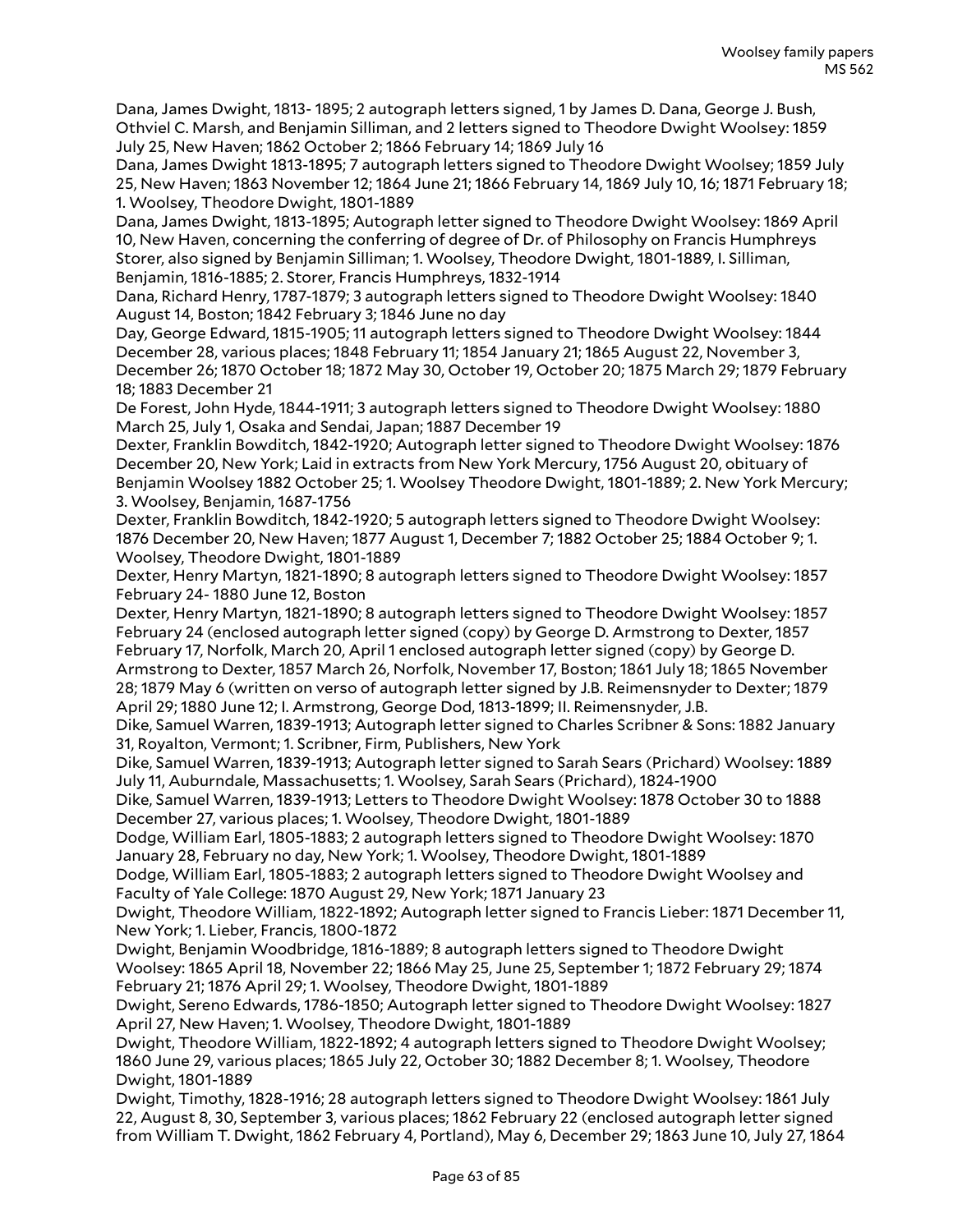Dana, James Dwight, 1813- 1895; 2 autograph letters signed, 1 by James D. Dana, George J. Bush, Othviel C. Marsh, and Benjamin Silliman, and 2 letters signed to Theodore Dwight Woolsey: 1859 July 25, New Haven; 1862 October 2; 1866 February 14; 1869 July 16

Dana, James Dwight 1813-1895; 7 autograph letters signed to Theodore Dwight Woolsey; 1859 July 25, New Haven; 1863 November 12; 1864 June 21; 1866 February 14, 1869 July 10, 16; 1871 February 18; 1. Woolsey, Theodore Dwight, 1801-1889

Dana, James Dwight, 1813-1895; Autograph letter signed to Theodore Dwight Woolsey: 1869 April 10, New Haven, concerning the conferring of degree of Dr. of Philosophy on Francis Humphreys Storer, also signed by Benjamin Silliman; 1. Woolsey, Theodore Dwight, 1801-1889, I. Silliman, Benjamin, 1816-1885; 2. Storer, Francis Humphreys, 1832-1914

Dana, Richard Henry, 1787-1879; 3 autograph letters signed to Theodore Dwight Woolsey: 1840 August 14, Boston; 1842 February 3; 1846 June no day

Day, George Edward, 1815-1905; 11 autograph letters signed to Theodore Dwight Woolsey: 1844 December 28, various places; 1848 February 11; 1854 January 21; 1865 August 22, November 3, December 26; 1870 October 18; 1872 May 30, October 19, October 20; 1875 March 29; 1879 February 18; 1883 December 21

De Forest, John Hyde, 1844-1911; 3 autograph letters signed to Theodore Dwight Woolsey: 1880 March 25, July 1, Osaka and Sendai, Japan; 1887 December 19

Dexter, Franklin Bowditch, 1842-1920; Autograph letter signed to Theodore Dwight Woolsey: 1876 December 20, New York; Laid in extracts from New York Mercury, 1756 August 20, obituary of Benjamin Woolsey 1882 October 25; 1. Woolsey Theodore Dwight, 1801-1889; 2. New York Mercury; 3. Woolsey, Benjamin, 1687-1756

Dexter, Franklin Bowditch, 1842-1920; 5 autograph letters signed to Theodore Dwight Woolsey: 1876 December 20, New Haven; 1877 August 1, December 7; 1882 October 25; 1884 October 9; 1. Woolsey, Theodore Dwight, 1801-1889

Dexter, Henry Martyn, 1821-1890; 8 autograph letters signed to Theodore Dwight Woolsey: 1857 February 24- 1880 June 12, Boston

Dexter, Henry Martyn, 1821-1890; 8 autograph letters signed to Theodore Dwight Woolsey: 1857 February 24 (enclosed autograph letter signed (copy) by George D. Armstrong to Dexter, 1857 February 17, Norfolk, March 20, April 1 enclosed autograph letter signed (copy) by George D. Armstrong to Dexter, 1857 March 26, Norfolk, November 17, Boston; 1861 July 18; 1865 November 28; 1879 May 6 (written on verso of autograph letter signed by J.B. Reimensnyder to Dexter; 1879 April 29; 1880 June 12; I. Armstrong, George Dod, 1813-1899; II. Reimensnyder, J.B.

Dike, Samuel Warren, 1839-1913; Autograph letter signed to Charles Scribner & Sons: 1882 January 31, Royalton, Vermont; 1. Scribner, Firm, Publishers, New York

Dike, Samuel Warren, 1839-1913; Autograph letter signed to Sarah Sears (Prichard) Woolsey: 1889 July 11, Auburndale, Massachusetts; 1. Woolsey, Sarah Sears (Prichard), 1824-1900

Dike, Samuel Warren, 1839-1913; Letters to Theodore Dwight Woolsey: 1878 October 30 to 1888 December 27, various places; 1. Woolsey, Theodore Dwight, 1801-1889

Dodge, William Earl, 1805-1883; 2 autograph letters signed to Theodore Dwight Woolsey: 1870 January 28, February no day, New York; 1. Woolsey, Theodore Dwight, 1801-1889

Dodge, William Earl, 1805-1883; 2 autograph letters signed to Theodore Dwight Woolsey and Faculty of Yale College: 1870 August 29, New York; 1871 January 23

Dwight, Theodore William, 1822-1892; Autograph letter signed to Francis Lieber: 1871 December 11, New York; 1. Lieber, Francis, 1800-1872

Dwight, Benjamin Woodbridge, 1816-1889; 8 autograph letters signed to Theodore Dwight Woolsey: 1865 April 18, November 22; 1866 May 25, June 25, September 1; 1872 February 29; 1874 February 21; 1876 April 29; 1. Woolsey, Theodore Dwight, 1801-1889

Dwight, Sereno Edwards, 1786-1850; Autograph letter signed to Theodore Dwight Woolsey: 1827 April 27, New Haven; 1. Woolsey, Theodore Dwight, 1801-1889

Dwight, Theodore William, 1822-1892; 4 autograph letters signed to Theodore Dwight Woolsey; 1860 June 29, various places; 1865 July 22, October 30; 1882 December 8; 1. Woolsey, Theodore Dwight, 1801-1889

Dwight, Timothy, 1828-1916; 28 autograph letters signed to Theodore Dwight Woolsey: 1861 July 22, August 8, 30, September 3, various places; 1862 February 22 (enclosed autograph letter signed from William T. Dwight, 1862 February 4, Portland), May 6, December 29; 1863 June 10, July 27, 1864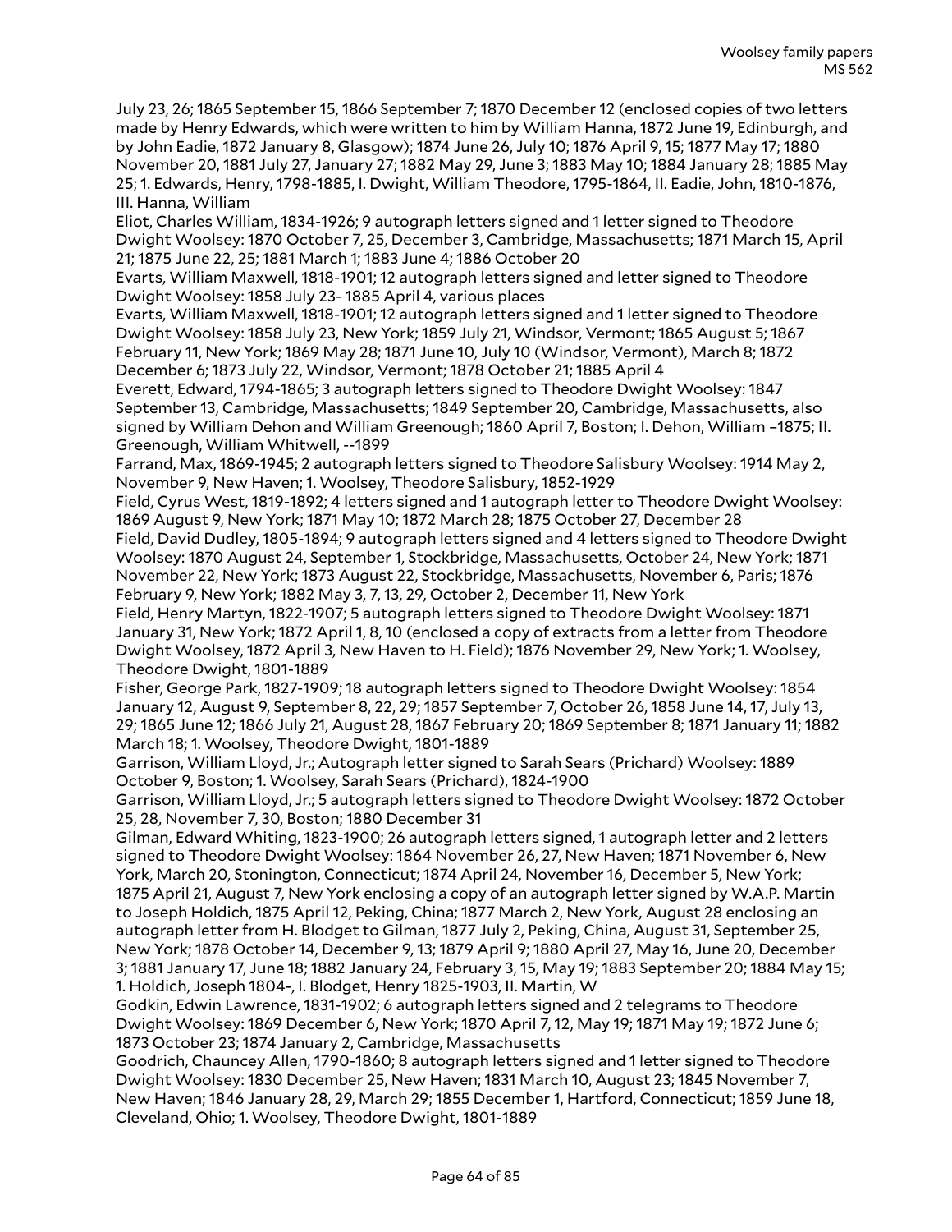July 23, 26; 1865 September 15, 1866 September 7; 1870 December 12 (enclosed copies of two letters made by Henry Edwards, which were written to him by William Hanna, 1872 June 19, Edinburgh, and by John Eadie, 1872 January 8, Glasgow); 1874 June 26, July 10; 1876 April 9, 15; 1877 May 17; 1880 November 20, 1881 July 27, January 27; 1882 May 29, June 3; 1883 May 10; 1884 January 28; 1885 May 25; 1. Edwards, Henry, 1798-1885, I. Dwight, William Theodore, 1795-1864, II. Eadie, John, 1810-1876, III. Hanna, William

Eliot, Charles William, 1834-1926; 9 autograph letters signed and 1 letter signed to Theodore Dwight Woolsey: 1870 October 7, 25, December 3, Cambridge, Massachusetts; 1871 March 15, April 21; 1875 June 22, 25; 1881 March 1; 1883 June 4; 1886 October 20

Evarts, William Maxwell, 1818-1901; 12 autograph letters signed and letter signed to Theodore Dwight Woolsey: 1858 July 23- 1885 April 4, various places

Evarts, William Maxwell, 1818-1901; 12 autograph letters signed and 1 letter signed to Theodore Dwight Woolsey: 1858 July 23, New York; 1859 July 21, Windsor, Vermont; 1865 August 5; 1867 February 11, New York; 1869 May 28; 1871 June 10, July 10 (Windsor, Vermont), March 8; 1872 December 6; 1873 July 22, Windsor, Vermont; 1878 October 21; 1885 April 4

Everett, Edward, 1794-1865; 3 autograph letters signed to Theodore Dwight Woolsey: 1847 September 13, Cambridge, Massachusetts; 1849 September 20, Cambridge, Massachusetts, also signed by William Dehon and William Greenough; 1860 April 7, Boston; I. Dehon, William –1875; II. Greenough, William Whitwell, --1899

Farrand, Max, 1869-1945; 2 autograph letters signed to Theodore Salisbury Woolsey: 1914 May 2, November 9, New Haven; 1. Woolsey, Theodore Salisbury, 1852-1929

Field, Cyrus West, 1819-1892; 4 letters signed and 1 autograph letter to Theodore Dwight Woolsey: 1869 August 9, New York; 1871 May 10; 1872 March 28; 1875 October 27, December 28

Field, David Dudley, 1805-1894; 9 autograph letters signed and 4 letters signed to Theodore Dwight Woolsey: 1870 August 24, September 1, Stockbridge, Massachusetts, October 24, New York; 1871 November 22, New York; 1873 August 22, Stockbridge, Massachusetts, November 6, Paris; 1876 February 9, New York; 1882 May 3, 7, 13, 29, October 2, December 11, New York

Field, Henry Martyn, 1822-1907; 5 autograph letters signed to Theodore Dwight Woolsey: 1871 January 31, New York; 1872 April 1, 8, 10 (enclosed a copy of extracts from a letter from Theodore Dwight Woolsey, 1872 April 3, New Haven to H. Field); 1876 November 29, New York; 1. Woolsey, Theodore Dwight, 1801-1889

Fisher, George Park, 1827-1909; 18 autograph letters signed to Theodore Dwight Woolsey: 1854 January 12, August 9, September 8, 22, 29; 1857 September 7, October 26, 1858 June 14, 17, July 13, 29; 1865 June 12; 1866 July 21, August 28, 1867 February 20; 1869 September 8; 1871 January 11; 1882 March 18; 1. Woolsey, Theodore Dwight, 1801-1889

Garrison, William Lloyd, Jr.; Autograph letter signed to Sarah Sears (Prichard) Woolsey: 1889 October 9, Boston; 1. Woolsey, Sarah Sears (Prichard), 1824-1900

Garrison, William Lloyd, Jr.; 5 autograph letters signed to Theodore Dwight Woolsey: 1872 October 25, 28, November 7, 30, Boston; 1880 December 31

Gilman, Edward Whiting, 1823-1900; 26 autograph letters signed, 1 autograph letter and 2 letters signed to Theodore Dwight Woolsey: 1864 November 26, 27, New Haven; 1871 November 6, New York, March 20, Stonington, Connecticut; 1874 April 24, November 16, December 5, New York; 1875 April 21, August 7, New York enclosing a copy of an autograph letter signed by W.A.P. Martin to Joseph Holdich, 1875 April 12, Peking, China; 1877 March 2, New York, August 28 enclosing an autograph letter from H. Blodget to Gilman, 1877 July 2, Peking, China, August 31, September 25, New York; 1878 October 14, December 9, 13; 1879 April 9; 1880 April 27, May 16, June 20, December 3; 1881 January 17, June 18; 1882 January 24, February 3, 15, May 19; 1883 September 20; 1884 May 15; 1. Holdich, Joseph 1804-, I. Blodget, Henry 1825-1903, II. Martin, W

Godkin, Edwin Lawrence, 1831-1902; 6 autograph letters signed and 2 telegrams to Theodore Dwight Woolsey: 1869 December 6, New York; 1870 April 7, 12, May 19; 1871 May 19; 1872 June 6; 1873 October 23; 1874 January 2, Cambridge, Massachusetts

Goodrich, Chauncey Allen, 1790-1860; 8 autograph letters signed and 1 letter signed to Theodore Dwight Woolsey: 1830 December 25, New Haven; 1831 March 10, August 23; 1845 November 7, New Haven; 1846 January 28, 29, March 29; 1855 December 1, Hartford, Connecticut; 1859 June 18, Cleveland, Ohio; 1. Woolsey, Theodore Dwight, 1801-1889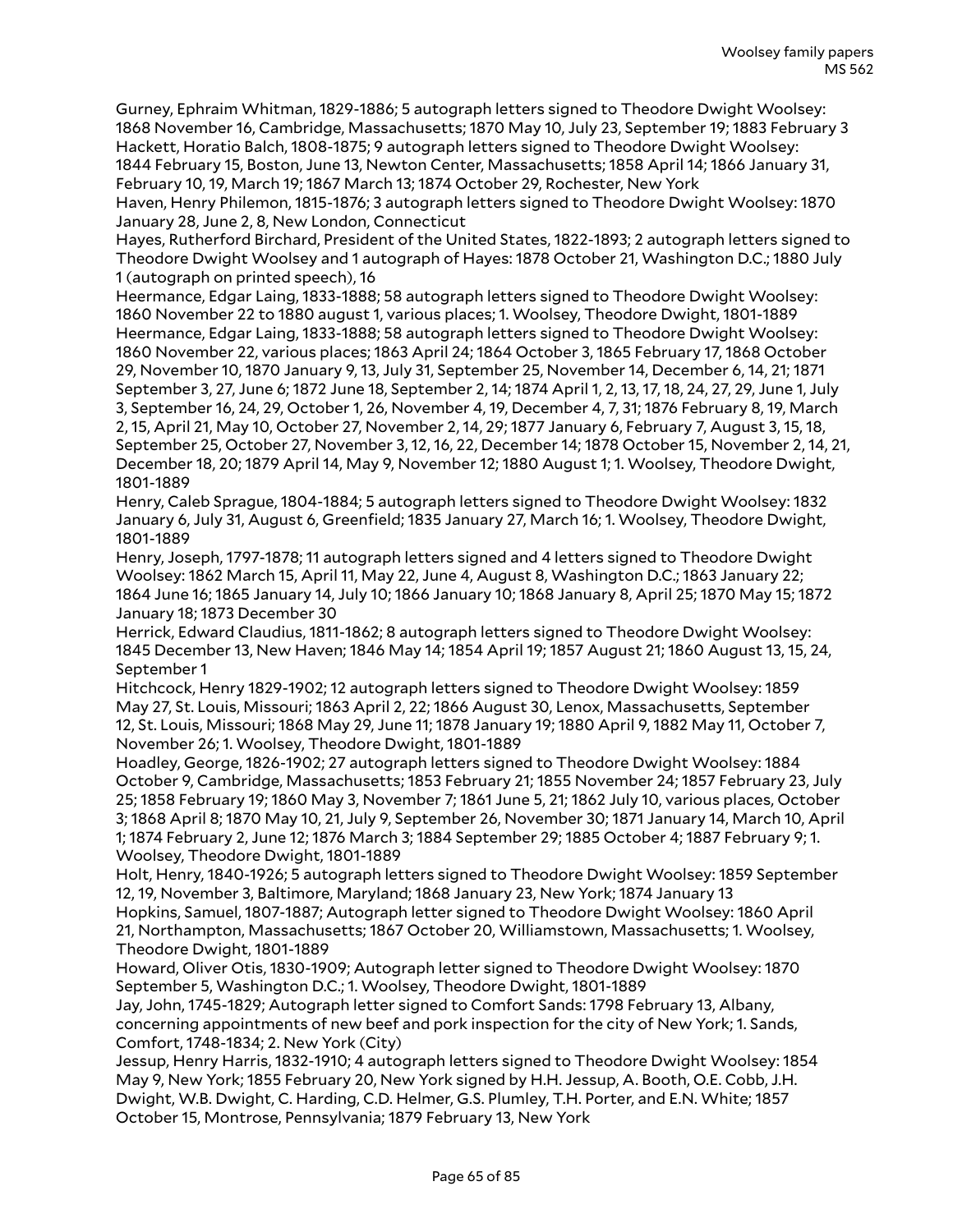Gurney, Ephraim Whitman, 1829-1886; 5 autograph letters signed to Theodore Dwight Woolsey: 1868 November 16, Cambridge, Massachusetts; 1870 May 10, July 23, September 19; 1883 February 3

Hackett, Horatio Balch, 1808-1875; 9 autograph letters signed to Theodore Dwight Woolsey: 1844 February 15, Boston, June 13, Newton Center, Massachusetts; 1858 April 14; 1866 January 31, February 10, 19, March 19; 1867 March 13; 1874 October 29, Rochester, New York

Haven, Henry Philemon, 1815-1876; 3 autograph letters signed to Theodore Dwight Woolsey: 1870 January 28, June 2, 8, New London, Connecticut

Hayes, Rutherford Birchard, President of the United States, 1822-1893; 2 autograph letters signed to Theodore Dwight Woolsey and 1 autograph of Hayes: 1878 October 21, Washington D.C.; 1880 July 1 (autograph on printed speech), 16

Heermance, Edgar Laing, 1833-1888; 58 autograph letters signed to Theodore Dwight Woolsey: 1860 November 22 to 1880 august 1, various places; 1. Woolsey, Theodore Dwight, 1801-1889

Heermance, Edgar Laing, 1833-1888; 58 autograph letters signed to Theodore Dwight Woolsey: 1860 November 22, various places; 1863 April 24; 1864 October 3, 1865 February 17, 1868 October 29, November 10, 1870 January 9, 13, July 31, September 25, November 14, December 6, 14, 21; 1871 September 3, 27, June 6; 1872 June 18, September 2, 14; 1874 April 1, 2, 13, 17, 18, 24, 27, 29, June 1, July 3, September 16, 24, 29, October 1, 26, November 4, 19, December 4, 7, 31; 1876 February 8, 19, March 2, 15, April 21, May 10, October 27, November 2, 14, 29; 1877 January 6, February 7, August 3, 15, 18, September 25, October 27, November 3, 12, 16, 22, December 14; 1878 October 15, November 2, 14, 21, December 18, 20; 1879 April 14, May 9, November 12; 1880 August 1; 1. Woolsey, Theodore Dwight, 1801-1889

Henry, Caleb Sprague, 1804-1884; 5 autograph letters signed to Theodore Dwight Woolsey: 1832 January 6, July 31, August 6, Greenfield; 1835 January 27, March 16; 1. Woolsey, Theodore Dwight, 1801-1889

Henry, Joseph, 1797-1878; 11 autograph letters signed and 4 letters signed to Theodore Dwight Woolsey: 1862 March 15, April 11, May 22, June 4, August 8, Washington D.C.; 1863 January 22; 1864 June 16; 1865 January 14, July 10; 1866 January 10; 1868 January 8, April 25; 1870 May 15; 1872 January 18; 1873 December 30

Herrick, Edward Claudius, 1811-1862; 8 autograph letters signed to Theodore Dwight Woolsey: 1845 December 13, New Haven; 1846 May 14; 1854 April 19; 1857 August 21; 1860 August 13, 15, 24, September 1

Hitchcock, Henry 1829-1902; 12 autograph letters signed to Theodore Dwight Woolsey: 1859 May 27, St. Louis, Missouri; 1863 April 2, 22; 1866 August 30, Lenox, Massachusetts, September 12, St. Louis, Missouri; 1868 May 29, June 11; 1878 January 19; 1880 April 9, 1882 May 11, October 7, November 26; 1. Woolsey, Theodore Dwight, 1801-1889

Hoadley, George, 1826-1902; 27 autograph letters signed to Theodore Dwight Woolsey: 1884 October 9, Cambridge, Massachusetts; 1853 February 21; 1855 November 24; 1857 February 23, July 25; 1858 February 19; 1860 May 3, November 7; 1861 June 5, 21; 1862 July 10, various places, October 3; 1868 April 8; 1870 May 10, 21, July 9, September 26, November 30; 1871 January 14, March 10, April 1; 1874 February 2, June 12; 1876 March 3; 1884 September 29; 1885 October 4; 1887 February 9; 1. Woolsey, Theodore Dwight, 1801-1889

Holt, Henry, 1840-1926; 5 autograph letters signed to Theodore Dwight Woolsey: 1859 September 12, 19, November 3, Baltimore, Maryland; 1868 January 23, New York; 1874 January 13

Hopkins, Samuel, 1807-1887; Autograph letter signed to Theodore Dwight Woolsey: 1860 April 21, Northampton, Massachusetts; 1867 October 20, Williamstown, Massachusetts; 1. Woolsey, Theodore Dwight, 1801-1889

Howard, Oliver Otis, 1830-1909; Autograph letter signed to Theodore Dwight Woolsey: 1870 September 5, Washington D.C.; 1. Woolsey, Theodore Dwight, 1801-1889

Jay, John, 1745-1829; Autograph letter signed to Comfort Sands: 1798 February 13, Albany, concerning appointments of new beef and pork inspection for the city of New York; 1. Sands, Comfort, 1748-1834; 2. New York (City)

Jessup, Henry Harris, 1832-1910; 4 autograph letters signed to Theodore Dwight Woolsey: 1854 May 9, New York; 1855 February 20, New York signed by H.H. Jessup, A. Booth, O.E. Cobb, J.H. Dwight, W.B. Dwight, C. Harding, C.D. Helmer, G.S. Plumley, T.H. Porter, and E.N. White; 1857 October 15, Montrose, Pennsylvania; 1879 February 13, New York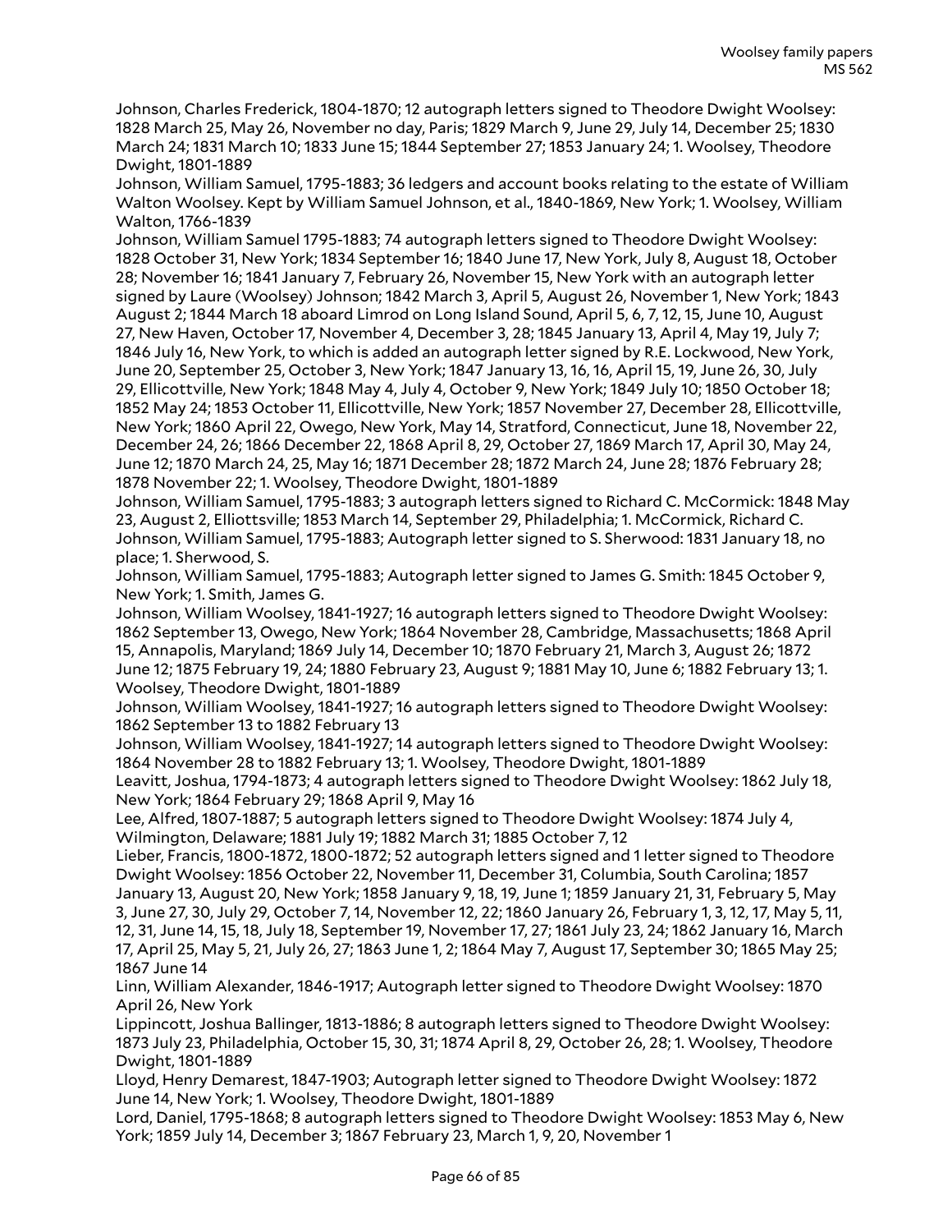Johnson, Charles Frederick, 1804-1870; 12 autograph letters signed to Theodore Dwight Woolsey: 1828 March 25, May 26, November no day, Paris; 1829 March 9, June 29, July 14, December 25; 1830 March 24; 1831 March 10; 1833 June 15; 1844 September 27; 1853 January 24; 1. Woolsey, Theodore Dwight, 1801-1889

Johnson, William Samuel, 1795-1883; 36 ledgers and account books relating to the estate of William Walton Woolsey. Kept by William Samuel Johnson, et al., 1840-1869, New York; 1. Woolsey, William Walton, 1766-1839

Johnson, William Samuel 1795-1883; 74 autograph letters signed to Theodore Dwight Woolsey: 1828 October 31, New York; 1834 September 16; 1840 June 17, New York, July 8, August 18, October 28; November 16; 1841 January 7, February 26, November 15, New York with an autograph letter signed by Laure (Woolsey) Johnson; 1842 March 3, April 5, August 26, November 1, New York; 1843 August 2; 1844 March 18 aboard Limrod on Long Island Sound, April 5, 6, 7, 12, 15, June 10, August 27, New Haven, October 17, November 4, December 3, 28; 1845 January 13, April 4, May 19, July 7; 1846 July 16, New York, to which is added an autograph letter signed by R.E. Lockwood, New York, June 20, September 25, October 3, New York; 1847 January 13, 16, 16, April 15, 19, June 26, 30, July 29, Ellicottville, New York; 1848 May 4, July 4, October 9, New York; 1849 July 10; 1850 October 18; 1852 May 24; 1853 October 11, Ellicottville, New York; 1857 November 27, December 28, Ellicottville, New York; 1860 April 22, Owego, New York, May 14, Stratford, Connecticut, June 18, November 22, December 24, 26; 1866 December 22, 1868 April 8, 29, October 27, 1869 March 17, April 30, May 24, June 12; 1870 March 24, 25, May 16; 1871 December 28; 1872 March 24, June 28; 1876 February 28; 1878 November 22; 1. Woolsey, Theodore Dwight, 1801-1889

Johnson, William Samuel, 1795-1883; 3 autograph letters signed to Richard C. McCormick: 1848 May 23, August 2, Elliottsville; 1853 March 14, September 29, Philadelphia; 1. McCormick, Richard C.

Johnson, William Samuel, 1795-1883; Autograph letter signed to S. Sherwood: 1831 January 18, no place; 1. Sherwood, S.

Johnson, William Samuel, 1795-1883; Autograph letter signed to James G. Smith: 1845 October 9, New York; 1. Smith, James G.

Johnson, William Woolsey, 1841-1927; 16 autograph letters signed to Theodore Dwight Woolsey: 1862 September 13, Owego, New York; 1864 November 28, Cambridge, Massachusetts; 1868 April 15, Annapolis, Maryland; 1869 July 14, December 10; 1870 February 21, March 3, August 26; 1872 June 12; 1875 February 19, 24; 1880 February 23, August 9; 1881 May 10, June 6; 1882 February 13; 1. Woolsey, Theodore Dwight, 1801-1889

Johnson, William Woolsey, 1841-1927; 16 autograph letters signed to Theodore Dwight Woolsey: 1862 September 13 to 1882 February 13

Johnson, William Woolsey, 1841-1927; 14 autograph letters signed to Theodore Dwight Woolsey: 1864 November 28 to 1882 February 13; 1. Woolsey, Theodore Dwight, 1801-1889

Leavitt, Joshua, 1794-1873; 4 autograph letters signed to Theodore Dwight Woolsey: 1862 July 18, New York; 1864 February 29; 1868 April 9, May 16

Lee, Alfred, 1807-1887; 5 autograph letters signed to Theodore Dwight Woolsey: 1874 July 4, Wilmington, Delaware; 1881 July 19; 1882 March 31; 1885 October 7, 12

Lieber, Francis, 1800-1872, 1800-1872; 52 autograph letters signed and 1 letter signed to Theodore Dwight Woolsey: 1856 October 22, November 11, December 31, Columbia, South Carolina; 1857 January 13, August 20, New York; 1858 January 9, 18, 19, June 1; 1859 January 21, 31, February 5, May 3, June 27, 30, July 29, October 7, 14, November 12, 22; 1860 January 26, February 1, 3, 12, 17, May 5, 11, 12, 31, June 14, 15, 18, July 18, September 19, November 17, 27; 1861 July 23, 24; 1862 January 16, March 17, April 25, May 5, 21, July 26, 27; 1863 June 1, 2; 1864 May 7, August 17, September 30; 1865 May 25; 1867 June 14

Linn, William Alexander, 1846-1917; Autograph letter signed to Theodore Dwight Woolsey: 1870 April 26, New York

Lippincott, Joshua Ballinger, 1813-1886; 8 autograph letters signed to Theodore Dwight Woolsey: 1873 July 23, Philadelphia, October 15, 30, 31; 1874 April 8, 29, October 26, 28; 1. Woolsey, Theodore Dwight, 1801-1889

Lloyd, Henry Demarest, 1847-1903; Autograph letter signed to Theodore Dwight Woolsey: 1872 June 14, New York; 1. Woolsey, Theodore Dwight, 1801-1889

Lord, Daniel, 1795-1868; 8 autograph letters signed to Theodore Dwight Woolsey: 1853 May 6, New York; 1859 July 14, December 3; 1867 February 23, March 1, 9, 20, November 1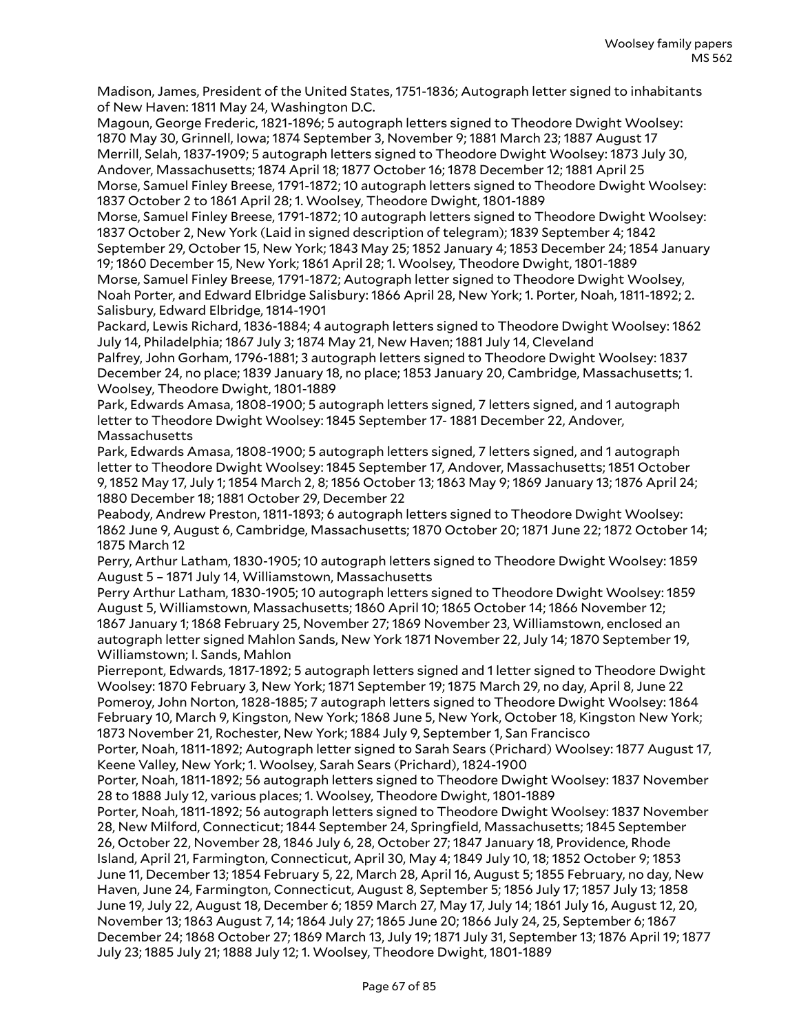Madison, James, President of the United States, 1751-1836; Autograph letter signed to inhabitants of New Haven: 1811 May 24, Washington D.C.

Magoun, George Frederic, 1821-1896; 5 autograph letters signed to Theodore Dwight Woolsey: 1870 May 30, Grinnell, Iowa; 1874 September 3, November 9; 1881 March 23; 1887 August 17

Merrill, Selah, 1837-1909; 5 autograph letters signed to Theodore Dwight Woolsey: 1873 July 30, Andover, Massachusetts; 1874 April 18; 1877 October 16; 1878 December 12; 1881 April 25

Morse, Samuel Finley Breese, 1791-1872; 10 autograph letters signed to Theodore Dwight Woolsey: 1837 October 2 to 1861 April 28; 1. Woolsey, Theodore Dwight, 1801-1889

Morse, Samuel Finley Breese, 1791-1872; 10 autograph letters signed to Theodore Dwight Woolsey: 1837 October 2, New York (Laid in signed description of telegram); 1839 September 4; 1842 September 29, October 15, New York; 1843 May 25; 1852 January 4; 1853 December 24; 1854 January 19; 1860 December 15, New York; 1861 April 28; 1. Woolsey, Theodore Dwight, 1801-1889

Morse, Samuel Finley Breese, 1791-1872; Autograph letter signed to Theodore Dwight Woolsey, Noah Porter, and Edward Elbridge Salisbury: 1866 April 28, New York; 1. Porter, Noah, 1811-1892; 2. Salisbury, Edward Elbridge, 1814-1901

Packard, Lewis Richard, 1836-1884; 4 autograph letters signed to Theodore Dwight Woolsey: 1862 July 14, Philadelphia; 1867 July 3; 1874 May 21, New Haven; 1881 July 14, Cleveland

Palfrey, John Gorham, 1796-1881; 3 autograph letters signed to Theodore Dwight Woolsey: 1837 December 24, no place; 1839 January 18, no place; 1853 January 20, Cambridge, Massachusetts; 1. Woolsey, Theodore Dwight, 1801-1889

Park, Edwards Amasa, 1808-1900; 5 autograph letters signed, 7 letters signed, and 1 autograph letter to Theodore Dwight Woolsey: 1845 September 17- 1881 December 22, Andover, Massachusetts

Park, Edwards Amasa, 1808-1900; 5 autograph letters signed, 7 letters signed, and 1 autograph letter to Theodore Dwight Woolsey: 1845 September 17, Andover, Massachusetts; 1851 October 9, 1852 May 17, July 1; 1854 March 2, 8; 1856 October 13; 1863 May 9; 1869 January 13; 1876 April 24; 1880 December 18; 1881 October 29, December 22

Peabody, Andrew Preston, 1811-1893; 6 autograph letters signed to Theodore Dwight Woolsey: 1862 June 9, August 6, Cambridge, Massachusetts; 1870 October 20; 1871 June 22; 1872 October 14; 1875 March 12

Perry, Arthur Latham, 1830-1905; 10 autograph letters signed to Theodore Dwight Woolsey: 1859 August 5 – 1871 July 14, Williamstown, Massachusetts

Perry Arthur Latham, 1830-1905; 10 autograph letters signed to Theodore Dwight Woolsey: 1859 August 5, Williamstown, Massachusetts; 1860 April 10; 1865 October 14; 1866 November 12; 1867 January 1; 1868 February 25, November 27; 1869 November 23, Williamstown, enclosed an autograph letter signed Mahlon Sands, New York 1871 November 22, July 14; 1870 September 19, Williamstown; I. Sands, Mahlon

Pierrepont, Edwards, 1817-1892; 5 autograph letters signed and 1 letter signed to Theodore Dwight Woolsey: 1870 February 3, New York; 1871 September 19; 1875 March 29, no day, April 8, June 22

Pomeroy, John Norton, 1828-1885; 7 autograph letters signed to Theodore Dwight Woolsey: 1864 February 10, March 9, Kingston, New York; 1868 June 5, New York, October 18, Kingston New York; 1873 November 21, Rochester, New York; 1884 July 9, September 1, San Francisco

Porter, Noah, 1811-1892; Autograph letter signed to Sarah Sears (Prichard) Woolsey: 1877 August 17, Keene Valley, New York; 1. Woolsey, Sarah Sears (Prichard), 1824-1900

Porter, Noah, 1811-1892; 56 autograph letters signed to Theodore Dwight Woolsey: 1837 November 28 to 1888 July 12, various places; 1. Woolsey, Theodore Dwight, 1801-1889

Porter, Noah, 1811-1892; 56 autograph letters signed to Theodore Dwight Woolsey: 1837 November 28, New Milford, Connecticut; 1844 September 24, Springfield, Massachusetts; 1845 September 26, October 22, November 28, 1846 July 6, 28, October 27; 1847 January 18, Providence, Rhode Island, April 21, Farmington, Connecticut, April 30, May 4; 1849 July 10, 18; 1852 October 9; 1853 June 11, December 13; 1854 February 5, 22, March 28, April 16, August 5; 1855 February, no day, New Haven, June 24, Farmington, Connecticut, August 8, September 5; 1856 July 17; 1857 July 13; 1858 June 19, July 22, August 18, December 6; 1859 March 27, May 17, July 14; 1861 July 16, August 12, 20, November 13; 1863 August 7, 14; 1864 July 27; 1865 June 20; 1866 July 24, 25, September 6; 1867 December 24; 1868 October 27; 1869 March 13, July 19; 1871 July 31, September 13; 1876 April 19; 1877 July 23; 1885 July 21; 1888 July 12; 1. Woolsey, Theodore Dwight, 1801-1889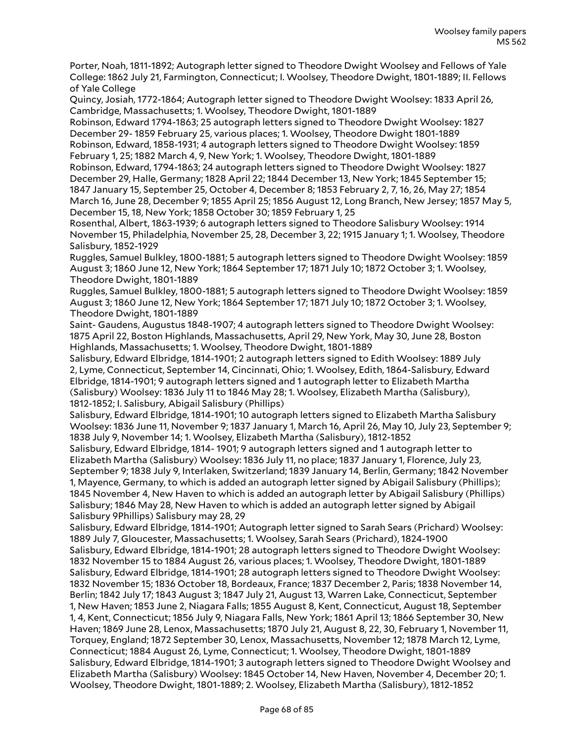Porter, Noah, 1811-1892; Autograph letter signed to Theodore Dwight Woolsey and Fellows of Yale College: 1862 July 21, Farmington, Connecticut; I. Woolsey, Theodore Dwight, 1801-1889; II. Fellows of Yale College

Quincy, Josiah, 1772-1864; Autograph letter signed to Theodore Dwight Woolsey: 1833 April 26, Cambridge, Massachusetts; 1. Woolsey, Theodore Dwight, 1801-1889

Robinson, Edward 1794-1863; 25 autograph letters signed to Theodore Dwight Woolsey: 1827 December 29- 1859 February 25, various places; 1. Woolsey, Theodore Dwight 1801-1889

Robinson, Edward, 1858-1931; 4 autograph letters signed to Theodore Dwight Woolsey: 1859 February 1, 25; 1882 March 4, 9, New York; 1. Woolsey, Theodore Dwight, 1801-1889

Robinson, Edward, 1794-1863; 24 autograph letters signed to Theodore Dwight Woolsey: 1827 December 29, Halle, Germany; 1828 April 22; 1844 December 13, New York; 1845 September 15; 1847 January 15, September 25, October 4, December 8; 1853 February 2, 7, 16, 26, May 27; 1854 March 16, June 28, December 9; 1855 April 25; 1856 August 12, Long Branch, New Jersey; 1857 May 5, December 15, 18, New York; 1858 October 30; 1859 February 1, 25

Rosenthal, Albert, 1863-1939; 6 autograph letters signed to Theodore Salisbury Woolsey: 1914 November 15, Philadelphia, November 25, 28, December 3, 22; 1915 January 1; 1. Woolsey, Theodore Salisbury, 1852-1929

Ruggles, Samuel Bulkley, 1800-1881; 5 autograph letters signed to Theodore Dwight Woolsey: 1859 August 3; 1860 June 12, New York; 1864 September 17; 1871 July 10; 1872 October 3; 1. Woolsey, Theodore Dwight, 1801-1889

Ruggles, Samuel Bulkley, 1800-1881; 5 autograph letters signed to Theodore Dwight Woolsey: 1859 August 3; 1860 June 12, New York; 1864 September 17; 1871 July 10; 1872 October 3; 1. Woolsey, Theodore Dwight, 1801-1889

Saint- Gaudens, Augustus 1848-1907; 4 autograph letters signed to Theodore Dwight Woolsey: 1875 April 22, Boston Highlands, Massachusetts, April 29, New York, May 30, June 28, Boston Highlands, Massachusetts; 1. Woolsey, Theodore Dwight, 1801-1889

Salisbury, Edward Elbridge, 1814-1901; 2 autograph letters signed to Edith Woolsey: 1889 July 2, Lyme, Connecticut, September 14, Cincinnati, Ohio; 1. Woolsey, Edith, 1864-Salisbury, Edward Elbridge, 1814-1901; 9 autograph letters signed and 1 autograph letter to Elizabeth Martha (Salisbury) Woolsey: 1836 July 11 to 1846 May 28; 1. Woolsey, Elizabeth Martha (Salisbury), 1812-1852; I. Salisbury, Abigail Salisbury (Phillips)

Salisbury, Edward Elbridge, 1814-1901; 10 autograph letters signed to Elizabeth Martha Salisbury Woolsey: 1836 June 11, November 9; 1837 January 1, March 16, April 26, May 10, July 23, September 9; 1838 July 9, November 14; 1. Woolsey, Elizabeth Martha (Salisbury), 1812-1852

Salisbury, Edward Elbridge, 1814- 1901; 9 autograph letters signed and 1 autograph letter to Elizabeth Martha (Salisbury) Woolsey: 1836 July 11, no place; 1837 January 1, Florence, July 23, September 9; 1838 July 9, Interlaken, Switzerland; 1839 January 14, Berlin, Germany; 1842 November 1, Mayence, Germany, to which is added an autograph letter signed by Abigail Salisbury (Phillips); 1845 November 4, New Haven to which is added an autograph letter by Abigail Salisbury (Phillips) Salisbury; 1846 May 28, New Haven to which is added an autograph letter signed by Abigail Salisbury 9Phillips) Salisbury may 28, 29

Salisbury, Edward Elbridge, 1814-1901; Autograph letter signed to Sarah Sears (Prichard) Woolsey: 1889 July 7, Gloucester, Massachusetts; 1. Woolsey, Sarah Sears (Prichard), 1824-1900

Salisbury, Edward Elbridge, 1814-1901; 28 autograph letters signed to Theodore Dwight Woolsey: 1832 November 15 to 1884 August 26, various places; 1. Woolsey, Theodore Dwight, 1801-1889

Salisbury, Edward Elbridge, 1814-1901; 28 autograph letters signed to Theodore Dwight Woolsey: 1832 November 15; 1836 October 18, Bordeaux, France; 1837 December 2, Paris; 1838 November 14, Berlin; 1842 July 17; 1843 August 3; 1847 July 21, August 13, Warren Lake, Connecticut, September 1, New Haven; 1853 June 2, Niagara Falls; 1855 August 8, Kent, Connecticut, August 18, September 1, 4, Kent, Connecticut; 1856 July 9, Niagara Falls, New York; 1861 April 13; 1866 September 30, New Haven; 1869 June 28, Lenox, Massachusetts; 1870 July 21, August 8, 22, 30, February 1, November 11, Torquey, England; 1872 September 30, Lenox, Massachusetts, November 12; 1878 March 12, Lyme, Connecticut; 1884 August 26, Lyme, Connecticut; 1. Woolsey, Theodore Dwight, 1801-1889

Salisbury, Edward Elbridge, 1814-1901; 3 autograph letters signed to Theodore Dwight Woolsey and Elizabeth Martha (Salisbury) Woolsey: 1845 October 14, New Haven, November 4, December 20; 1. Woolsey, Theodore Dwight, 1801-1889; 2. Woolsey, Elizabeth Martha (Salisbury), 1812-1852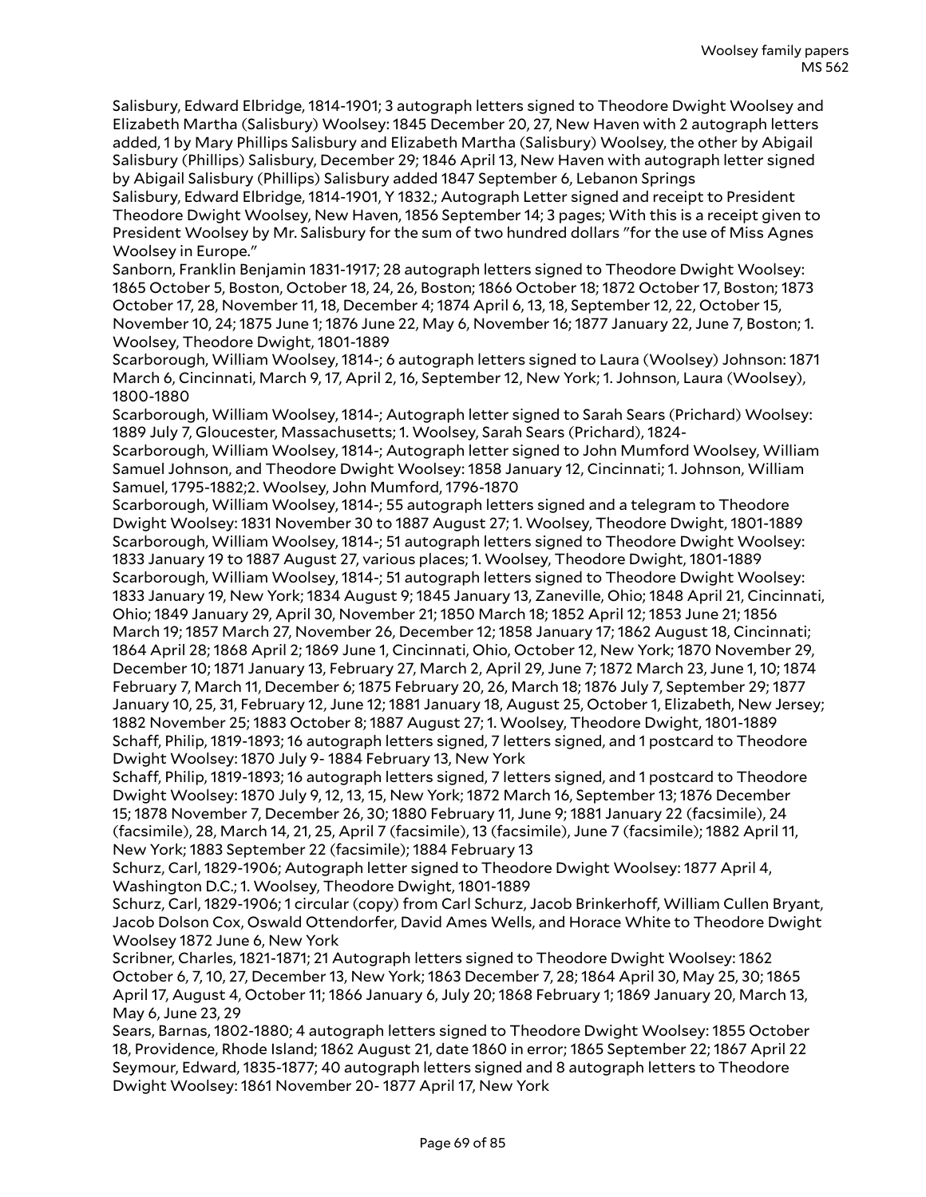Salisbury, Edward Elbridge, 1814-1901; 3 autograph letters signed to Theodore Dwight Woolsey and Elizabeth Martha (Salisbury) Woolsey: 1845 December 20, 27, New Haven with 2 autograph letters added, 1 by Mary Phillips Salisbury and Elizabeth Martha (Salisbury) Woolsey, the other by Abigail Salisbury (Phillips) Salisbury, December 29; 1846 April 13, New Haven with autograph letter signed by Abigail Salisbury (Phillips) Salisbury added 1847 September 6, Lebanon Springs

Salisbury, Edward Elbridge, 1814-1901, Y 1832.; Autograph Letter signed and receipt to President Theodore Dwight Woolsey, New Haven, 1856 September 14; 3 pages; With this is a receipt given to President Woolsey by Mr. Salisbury for the sum of two hundred dollars "for the use of Miss Agnes Woolsey in Europe."

Sanborn, Franklin Benjamin 1831-1917; 28 autograph letters signed to Theodore Dwight Woolsey: 1865 October 5, Boston, October 18, 24, 26, Boston; 1866 October 18; 1872 October 17, Boston; 1873 October 17, 28, November 11, 18, December 4; 1874 April 6, 13, 18, September 12, 22, October 15, November 10, 24; 1875 June 1; 1876 June 22, May 6, November 16; 1877 January 22, June 7, Boston; 1. Woolsey, Theodore Dwight, 1801-1889

Scarborough, William Woolsey, 1814-; 6 autograph letters signed to Laura (Woolsey) Johnson: 1871 March 6, Cincinnati, March 9, 17, April 2, 16, September 12, New York; 1. Johnson, Laura (Woolsey), 1800-1880

Scarborough, William Woolsey, 1814-; Autograph letter signed to Sarah Sears (Prichard) Woolsey: 1889 July 7, Gloucester, Massachusetts; 1. Woolsey, Sarah Sears (Prichard), 1824-

Scarborough, William Woolsey, 1814-; Autograph letter signed to John Mumford Woolsey, William Samuel Johnson, and Theodore Dwight Woolsey: 1858 January 12, Cincinnati; 1. Johnson, William Samuel, 1795-1882;2. Woolsey, John Mumford, 1796-1870

Scarborough, William Woolsey, 1814-; 55 autograph letters signed and a telegram to Theodore Dwight Woolsey: 1831 November 30 to 1887 August 27; 1. Woolsey, Theodore Dwight, 1801-1889

Scarborough, William Woolsey, 1814-; 51 autograph letters signed to Theodore Dwight Woolsey: 1833 January 19 to 1887 August 27, various places; 1. Woolsey, Theodore Dwight, 1801-1889

Scarborough, William Woolsey, 1814-; 51 autograph letters signed to Theodore Dwight Woolsey: 1833 January 19, New York; 1834 August 9; 1845 January 13, Zaneville, Ohio; 1848 April 21, Cincinnati, Ohio; 1849 January 29, April 30, November 21; 1850 March 18; 1852 April 12; 1853 June 21; 1856 March 19; 1857 March 27, November 26, December 12; 1858 January 17; 1862 August 18, Cincinnati; 1864 April 28; 1868 April 2; 1869 June 1, Cincinnati, Ohio, October 12, New York; 1870 November 29, December 10; 1871 January 13, February 27, March 2, April 29, June 7; 1872 March 23, June 1, 10; 1874 February 7, March 11, December 6; 1875 February 20, 26, March 18; 1876 July 7, September 29; 1877 January 10, 25, 31, February 12, June 12; 1881 January 18, August 25, October 1, Elizabeth, New Jersey; 1882 November 25; 1883 October 8; 1887 August 27; 1. Woolsey, Theodore Dwight, 1801-1889

Schaff, Philip, 1819-1893; 16 autograph letters signed, 7 letters signed, and 1 postcard to Theodore Dwight Woolsey: 1870 July 9- 1884 February 13, New York

Schaff, Philip, 1819-1893; 16 autograph letters signed, 7 letters signed, and 1 postcard to Theodore Dwight Woolsey: 1870 July 9, 12, 13, 15, New York; 1872 March 16, September 13; 1876 December 15; 1878 November 7, December 26, 30; 1880 February 11, June 9; 1881 January 22 (facsimile), 24 (facsimile), 28, March 14, 21, 25, April 7 (facsimile), 13 (facsimile), June 7 (facsimile); 1882 April 11, New York; 1883 September 22 (facsimile); 1884 February 13

Schurz, Carl, 1829-1906; Autograph letter signed to Theodore Dwight Woolsey: 1877 April 4, Washington D.C.; 1. Woolsey, Theodore Dwight, 1801-1889

Schurz, Carl, 1829-1906; 1 circular (copy) from Carl Schurz, Jacob Brinkerhoff, William Cullen Bryant, Jacob Dolson Cox, Oswald Ottendorfer, David Ames Wells, and Horace White to Theodore Dwight Woolsey 1872 June 6, New York

Scribner, Charles, 1821-1871; 21 Autograph letters signed to Theodore Dwight Woolsey: 1862 October 6, 7, 10, 27, December 13, New York; 1863 December 7, 28; 1864 April 30, May 25, 30; 1865 April 17, August 4, October 11; 1866 January 6, July 20; 1868 February 1; 1869 January 20, March 13, May 6, June 23, 29

Sears, Barnas, 1802-1880; 4 autograph letters signed to Theodore Dwight Woolsey: 1855 October 18, Providence, Rhode Island; 1862 August 21, date 1860 in error; 1865 September 22; 1867 April 22

Seymour, Edward, 1835-1877; 40 autograph letters signed and 8 autograph letters to Theodore Dwight Woolsey: 1861 November 20- 1877 April 17, New York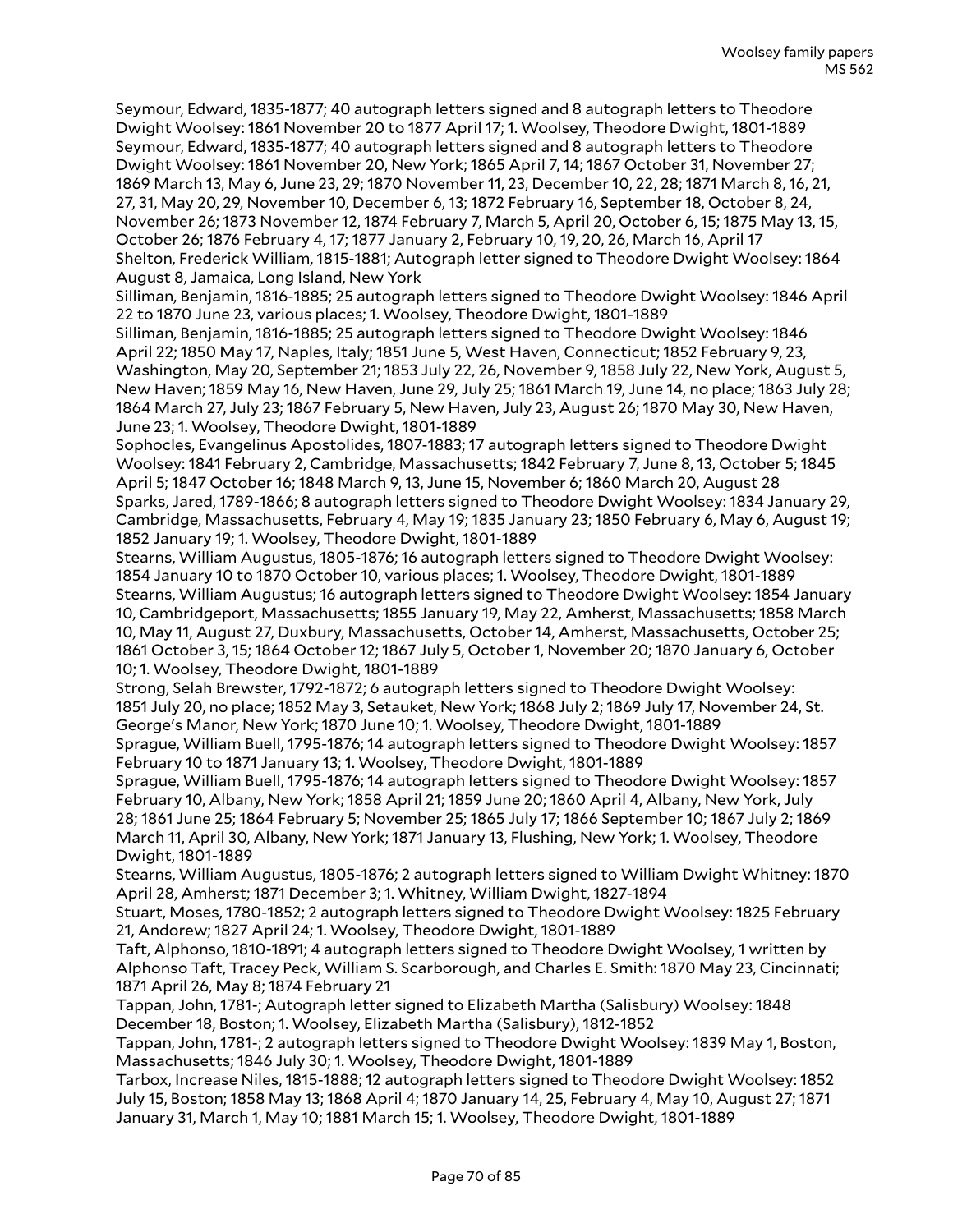Seymour, Edward, 1835-1877; 40 autograph letters signed and 8 autograph letters to Theodore Dwight Woolsey: 1861 November 20 to 1877 April 17; 1. Woolsey, Theodore Dwight, 1801-1889

Seymour, Edward, 1835-1877; 40 autograph letters signed and 8 autograph letters to Theodore Dwight Woolsey: 1861 November 20, New York; 1865 April 7, 14; 1867 October 31, November 27; 1869 March 13, May 6, June 23, 29; 1870 November 11, 23, December 10, 22, 28; 1871 March 8, 16, 21, 27, 31, May 20, 29, November 10, December 6, 13; 1872 February 16, September 18, October 8, 24, November 26; 1873 November 12, 1874 February 7, March 5, April 20, October 6, 15; 1875 May 13, 15, October 26; 1876 February 4, 17; 1877 January 2, February 10, 19, 20, 26, March 16, April 17

Shelton, Frederick William, 1815-1881; Autograph letter signed to Theodore Dwight Woolsey: 1864 August 8, Jamaica, Long Island, New York

Silliman, Benjamin, 1816-1885; 25 autograph letters signed to Theodore Dwight Woolsey: 1846 April 22 to 1870 June 23, various places; 1. Woolsey, Theodore Dwight, 1801-1889

Silliman, Benjamin, 1816-1885; 25 autograph letters signed to Theodore Dwight Woolsey: 1846 April 22; 1850 May 17, Naples, Italy; 1851 June 5, West Haven, Connecticut; 1852 February 9, 23, Washington, May 20, September 21; 1853 July 22, 26, November 9, 1858 July 22, New York, August 5, New Haven; 1859 May 16, New Haven, June 29, July 25; 1861 March 19, June 14, no place; 1863 July 28; 1864 March 27, July 23; 1867 February 5, New Haven, July 23, August 26; 1870 May 30, New Haven, June 23; 1. Woolsey, Theodore Dwight, 1801-1889

Sophocles, Evangelinus Apostolides, 1807-1883; 17 autograph letters signed to Theodore Dwight Woolsey: 1841 February 2, Cambridge, Massachusetts; 1842 February 7, June 8, 13, October 5; 1845 April 5; 1847 October 16; 1848 March 9, 13, June 15, November 6; 1860 March 20, August 28

Sparks, Jared, 1789-1866; 8 autograph letters signed to Theodore Dwight Woolsey: 1834 January 29, Cambridge, Massachusetts, February 4, May 19; 1835 January 23; 1850 February 6, May 6, August 19; 1852 January 19; 1. Woolsey, Theodore Dwight, 1801-1889

Stearns, William Augustus, 1805-1876; 16 autograph letters signed to Theodore Dwight Woolsey: 1854 January 10 to 1870 October 10, various places; 1. Woolsey, Theodore Dwight, 1801-1889

Stearns, William Augustus; 16 autograph letters signed to Theodore Dwight Woolsey: 1854 January 10, Cambridgeport, Massachusetts; 1855 January 19, May 22, Amherst, Massachusetts; 1858 March 10, May 11, August 27, Duxbury, Massachusetts, October 14, Amherst, Massachusetts, October 25; 1861 October 3, 15; 1864 October 12; 1867 July 5, October 1, November 20; 1870 January 6, October 10; 1. Woolsey, Theodore Dwight, 1801-1889

Strong, Selah Brewster, 1792-1872; 6 autograph letters signed to Theodore Dwight Woolsey: 1851 July 20, no place; 1852 May 3, Setauket, New York; 1868 July 2; 1869 July 17, November 24, St. George's Manor, New York; 1870 June 10; 1. Woolsey, Theodore Dwight, 1801-1889

Sprague, William Buell, 1795-1876; 14 autograph letters signed to Theodore Dwight Woolsey: 1857 February 10 to 1871 January 13; 1. Woolsey, Theodore Dwight, 1801-1889

Sprague, William Buell, 1795-1876; 14 autograph letters signed to Theodore Dwight Woolsey: 1857 February 10, Albany, New York; 1858 April 21; 1859 June 20; 1860 April 4, Albany, New York, July 28; 1861 June 25; 1864 February 5; November 25; 1865 July 17; 1866 September 10; 1867 July 2; 1869 March 11, April 30, Albany, New York; 1871 January 13, Flushing, New York; 1. Woolsey, Theodore Dwight, 1801-1889

Stearns, William Augustus, 1805-1876; 2 autograph letters signed to William Dwight Whitney: 1870 April 28, Amherst; 1871 December 3; 1. Whitney, William Dwight, 1827-1894

Stuart, Moses, 1780-1852; 2 autograph letters signed to Theodore Dwight Woolsey: 1825 February 21, Andorew; 1827 April 24; 1. Woolsey, Theodore Dwight, 1801-1889

Taft, Alphonso, 1810-1891; 4 autograph letters signed to Theodore Dwight Woolsey, 1 written by Alphonso Taft, Tracey Peck, William S. Scarborough, and Charles E. Smith: 1870 May 23, Cincinnati; 1871 April 26, May 8; 1874 February 21

Tappan, John, 1781-; Autograph letter signed to Elizabeth Martha (Salisbury) Woolsey: 1848 December 18, Boston; 1. Woolsey, Elizabeth Martha (Salisbury), 1812-1852

Tappan, John, 1781-; 2 autograph letters signed to Theodore Dwight Woolsey: 1839 May 1, Boston, Massachusetts; 1846 July 30; 1. Woolsey, Theodore Dwight, 1801-1889

Tarbox, Increase Niles, 1815-1888; 12 autograph letters signed to Theodore Dwight Woolsey: 1852 July 15, Boston; 1858 May 13; 1868 April 4; 1870 January 14, 25, February 4, May 10, August 27; 1871 January 31, March 1, May 10; 1881 March 15; 1. Woolsey, Theodore Dwight, 1801-1889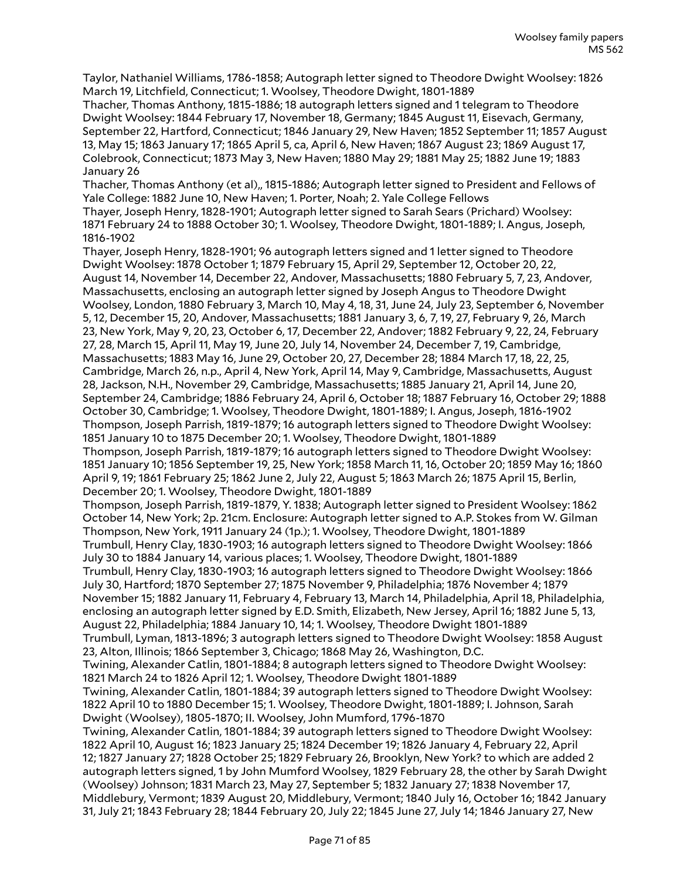Taylor, Nathaniel Williams, 1786-1858; Autograph letter signed to Theodore Dwight Woolsey: 1826 March 19, Litchfield, Connecticut; 1. Woolsey, Theodore Dwight, 1801-1889

Thacher, Thomas Anthony, 1815-1886; 18 autograph letters signed and 1 telegram to Theodore Dwight Woolsey: 1844 February 17, November 18, Germany; 1845 August 11, Eisevach, Germany, September 22, Hartford, Connecticut; 1846 January 29, New Haven; 1852 September 11; 1857 August 13, May 15; 1863 January 17; 1865 April 5, ca, April 6, New Haven; 1867 August 23; 1869 August 17, Colebrook, Connecticut; 1873 May 3, New Haven; 1880 May 29; 1881 May 25; 1882 June 19; 1883 January 26

Thacher, Thomas Anthony (et al),, 1815-1886; Autograph letter signed to President and Fellows of Yale College: 1882 June 10, New Haven; 1. Porter, Noah; 2. Yale College Fellows

Thayer, Joseph Henry, 1828-1901; Autograph letter signed to Sarah Sears (Prichard) Woolsey: 1871 February 24 to 1888 October 30; 1. Woolsey, Theodore Dwight, 1801-1889; I. Angus, Joseph, 1816-1902

Thayer, Joseph Henry, 1828-1901; 96 autograph letters signed and 1 letter signed to Theodore Dwight Woolsey: 1878 October 1; 1879 February 15, April 29, September 12, October 20, 22, August 14, November 14, December 22, Andover, Massachusetts; 1880 February 5, 7, 23, Andover, Massachusetts, enclosing an autograph letter signed by Joseph Angus to Theodore Dwight Woolsey, London, 1880 February 3, March 10, May 4, 18, 31, June 24, July 23, September 6, November 5, 12, December 15, 20, Andover, Massachusetts; 1881 January 3, 6, 7, 19, 27, February 9, 26, March 23, New York, May 9, 20, 23, October 6, 17, December 22, Andover; 1882 February 9, 22, 24, February 27, 28, March 15, April 11, May 19, June 20, July 14, November 24, December 7, 19, Cambridge, Massachusetts; 1883 May 16, June 29, October 20, 27, December 28; 1884 March 17, 18, 22, 25, Cambridge, March 26, n.p., April 4, New York, April 14, May 9, Cambridge, Massachusetts, August 28, Jackson, N.H., November 29, Cambridge, Massachusetts; 1885 January 21, April 14, June 20, September 24, Cambridge; 1886 February 24, April 6, October 18; 1887 February 16, October 29; 1888 October 30, Cambridge; 1. Woolsey, Theodore Dwight, 1801-1889; I. Angus, Joseph, 1816-1902

Thompson, Joseph Parrish, 1819-1879; 16 autograph letters signed to Theodore Dwight Woolsey: 1851 January 10 to 1875 December 20; 1. Woolsey, Theodore Dwight, 1801-1889

Thompson, Joseph Parrish, 1819-1879; 16 autograph letters signed to Theodore Dwight Woolsey: 1851 January 10; 1856 September 19, 25, New York; 1858 March 11, 16, October 20; 1859 May 16; 1860 April 9, 19; 1861 February 25; 1862 June 2, July 22, August 5; 1863 March 26; 1875 April 15, Berlin, December 20; 1. Woolsey, Theodore Dwight, 1801-1889

Thompson, Joseph Parrish, 1819-1879, Y. 1838; Autograph letter signed to President Woolsey: 1862 October 14, New York; 2p. 21cm. Enclosure: Autograph letter signed to A.P. Stokes from W. Gilman Thompson, New York, 1911 January 24 (1p.); 1. Woolsey, Theodore Dwight, 1801-1889

Trumbull, Henry Clay, 1830-1903; 16 autograph letters signed to Theodore Dwight Woolsey: 1866 July 30 to 1884 January 14, various places; 1. Woolsey, Theodore Dwight, 1801-1889

Trumbull, Henry Clay, 1830-1903; 16 autograph letters signed to Theodore Dwight Woolsey: 1866 July 30, Hartford; 1870 September 27; 1875 November 9, Philadelphia; 1876 November 4; 1879 November 15; 1882 January 11, February 4, February 13, March 14, Philadelphia, April 18, Philadelphia, enclosing an autograph letter signed by E.D. Smith, Elizabeth, New Jersey, April 16; 1882 June 5, 13, August 22, Philadelphia; 1884 January 10, 14; 1. Woolsey, Theodore Dwight 1801-1889

Trumbull, Lyman, 1813-1896; 3 autograph letters signed to Theodore Dwight Woolsey: 1858 August 23, Alton, Illinois; 1866 September 3, Chicago; 1868 May 26, Washington, D.C.

Twining, Alexander Catlin, 1801-1884; 8 autograph letters signed to Theodore Dwight Woolsey: 1821 March 24 to 1826 April 12; 1. Woolsey, Theodore Dwight 1801-1889

Twining, Alexander Catlin, 1801-1884; 39 autograph letters signed to Theodore Dwight Woolsey: 1822 April 10 to 1880 December 15; 1. Woolsey, Theodore Dwight, 1801-1889; I. Johnson, Sarah Dwight (Woolsey), 1805-1870; II. Woolsey, John Mumford, 1796-1870

Twining, Alexander Catlin, 1801-1884; 39 autograph letters signed to Theodore Dwight Woolsey: 1822 April 10, August 16; 1823 January 25; 1824 December 19; 1826 January 4, February 22, April 12; 1827 January 27; 1828 October 25; 1829 February 26, Brooklyn, New York? to which are added 2 autograph letters signed, 1 by John Mumford Woolsey, 1829 February 28, the other by Sarah Dwight (Woolsey) Johnson; 1831 March 23, May 27, September 5; 1832 January 27; 1838 November 17, Middlebury, Vermont; 1839 August 20, Middlebury, Vermont; 1840 July 16, October 16; 1842 January 31, July 21; 1843 February 28; 1844 February 20, July 22; 1845 June 27, July 14; 1846 January 27, New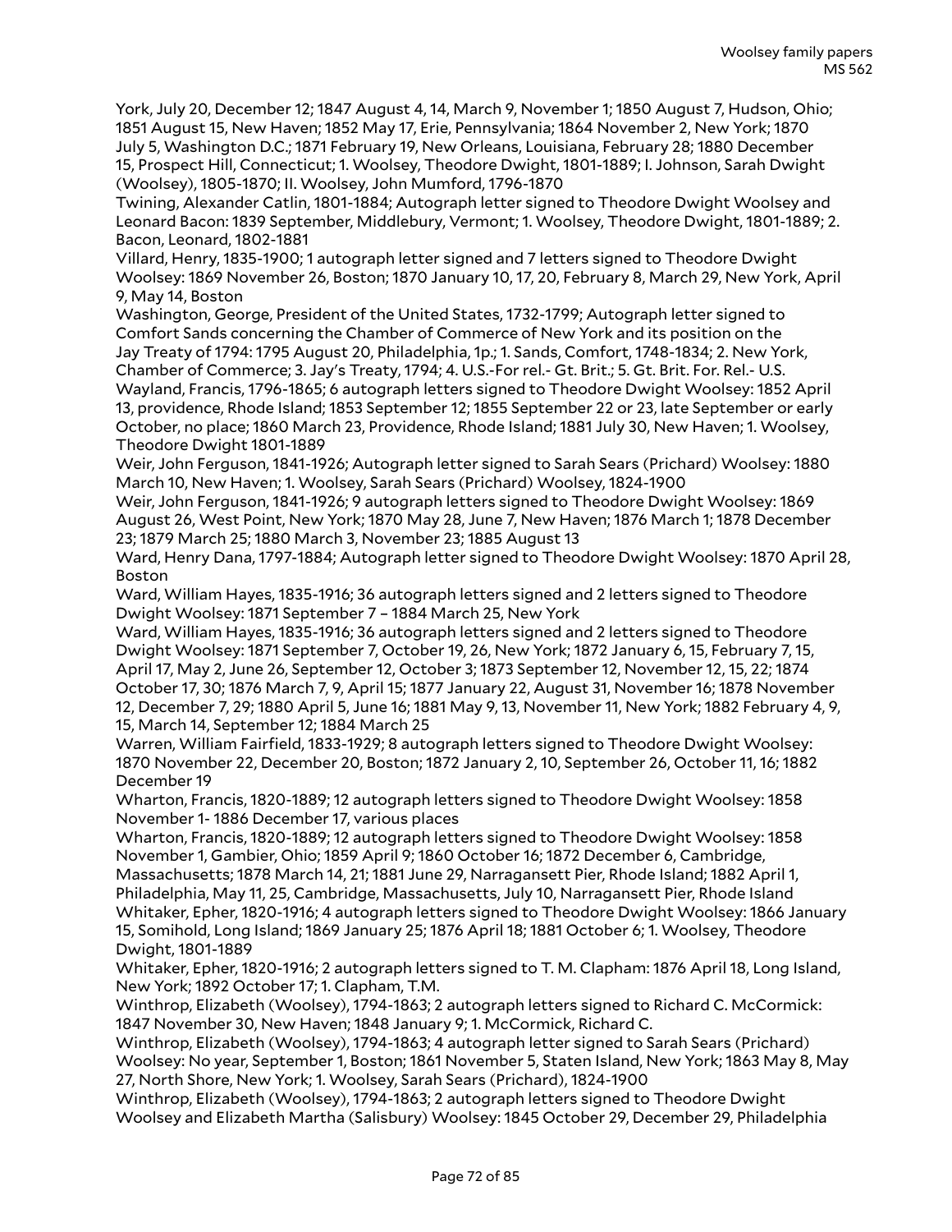York, July 20, December 12; 1847 August 4, 14, March 9, November 1; 1850 August 7, Hudson, Ohio; 1851 August 15, New Haven; 1852 May 17, Erie, Pennsylvania; 1864 November 2, New York; 1870 July 5, Washington D.C.; 1871 February 19, New Orleans, Louisiana, February 28; 1880 December 15, Prospect Hill, Connecticut; 1. Woolsey, Theodore Dwight, 1801-1889; I. Johnson, Sarah Dwight (Woolsey), 1805-1870; II. Woolsey, John Mumford, 1796-1870

Twining, Alexander Catlin, 1801-1884; Autograph letter signed to Theodore Dwight Woolsey and Leonard Bacon: 1839 September, Middlebury, Vermont; 1. Woolsey, Theodore Dwight, 1801-1889; 2. Bacon, Leonard, 1802-1881

Villard, Henry, 1835-1900; 1 autograph letter signed and 7 letters signed to Theodore Dwight Woolsey: 1869 November 26, Boston; 1870 January 10, 17, 20, February 8, March 29, New York, April 9, May 14, Boston

Washington, George, President of the United States, 1732-1799; Autograph letter signed to Comfort Sands concerning the Chamber of Commerce of New York and its position on the Jay Treaty of 1794: 1795 August 20, Philadelphia, 1p.; 1. Sands, Comfort, 1748-1834; 2. New York, Chamber of Commerce; 3. Jay's Treaty, 1794; 4. U.S.-For rel.- Gt. Brit.; 5. Gt. Brit. For. Rel.- U.S.

Wayland, Francis, 1796-1865; 6 autograph letters signed to Theodore Dwight Woolsey: 1852 April 13, providence, Rhode Island; 1853 September 12; 1855 September 22 or 23, late September or early October, no place; 1860 March 23, Providence, Rhode Island; 1881 July 30, New Haven; 1. Woolsey, Theodore Dwight 1801-1889

Weir, John Ferguson, 1841-1926; Autograph letter signed to Sarah Sears (Prichard) Woolsey: 1880 March 10, New Haven; 1. Woolsey, Sarah Sears (Prichard) Woolsey, 1824-1900

Weir, John Ferguson, 1841-1926; 9 autograph letters signed to Theodore Dwight Woolsey: 1869 August 26, West Point, New York; 1870 May 28, June 7, New Haven; 1876 March 1; 1878 December 23; 1879 March 25; 1880 March 3, November 23; 1885 August 13

Ward, Henry Dana, 1797-1884; Autograph letter signed to Theodore Dwight Woolsey: 1870 April 28, Boston

Ward, William Hayes, 1835-1916; 36 autograph letters signed and 2 letters signed to Theodore Dwight Woolsey: 1871 September 7 – 1884 March 25, New York

Ward, William Hayes, 1835-1916; 36 autograph letters signed and 2 letters signed to Theodore Dwight Woolsey: 1871 September 7, October 19, 26, New York; 1872 January 6, 15, February 7, 15, April 17, May 2, June 26, September 12, October 3; 1873 September 12, November 12, 15, 22; 1874 October 17, 30; 1876 March 7, 9, April 15; 1877 January 22, August 31, November 16; 1878 November 12, December 7, 29; 1880 April 5, June 16; 1881 May 9, 13, November 11, New York; 1882 February 4, 9, 15, March 14, September 12; 1884 March 25

Warren, William Fairfield, 1833-1929; 8 autograph letters signed to Theodore Dwight Woolsey: 1870 November 22, December 20, Boston; 1872 January 2, 10, September 26, October 11, 16; 1882 December 19

Wharton, Francis, 1820-1889; 12 autograph letters signed to Theodore Dwight Woolsey: 1858 November 1- 1886 December 17, various places

Wharton, Francis, 1820-1889; 12 autograph letters signed to Theodore Dwight Woolsey: 1858 November 1, Gambier, Ohio; 1859 April 9; 1860 October 16; 1872 December 6, Cambridge, Massachusetts; 1878 March 14, 21; 1881 June 29, Narragansett Pier, Rhode Island; 1882 April 1, Philadelphia, May 11, 25, Cambridge, Massachusetts, July 10, Narragansett Pier, Rhode Island

Whitaker, Epher, 1820-1916; 4 autograph letters signed to Theodore Dwight Woolsey: 1866 January 15, Somihold, Long Island; 1869 January 25; 1876 April 18; 1881 October 6; 1. Woolsey, Theodore Dwight, 1801-1889

Whitaker, Epher, 1820-1916; 2 autograph letters signed to T. M. Clapham: 1876 April 18, Long Island, New York; 1892 October 17; 1. Clapham, T.M.

Winthrop, Elizabeth (Woolsey), 1794-1863; 2 autograph letters signed to Richard C. McCormick: 1847 November 30, New Haven; 1848 January 9; 1. McCormick, Richard C.

Winthrop, Elizabeth (Woolsey), 1794-1863; 4 autograph letter signed to Sarah Sears (Prichard) Woolsey: No year, September 1, Boston; 1861 November 5, Staten Island, New York; 1863 May 8, May 27, North Shore, New York; 1. Woolsey, Sarah Sears (Prichard), 1824-1900

Winthrop, Elizabeth (Woolsey), 1794-1863; 2 autograph letters signed to Theodore Dwight Woolsey and Elizabeth Martha (Salisbury) Woolsey: 1845 October 29, December 29, Philadelphia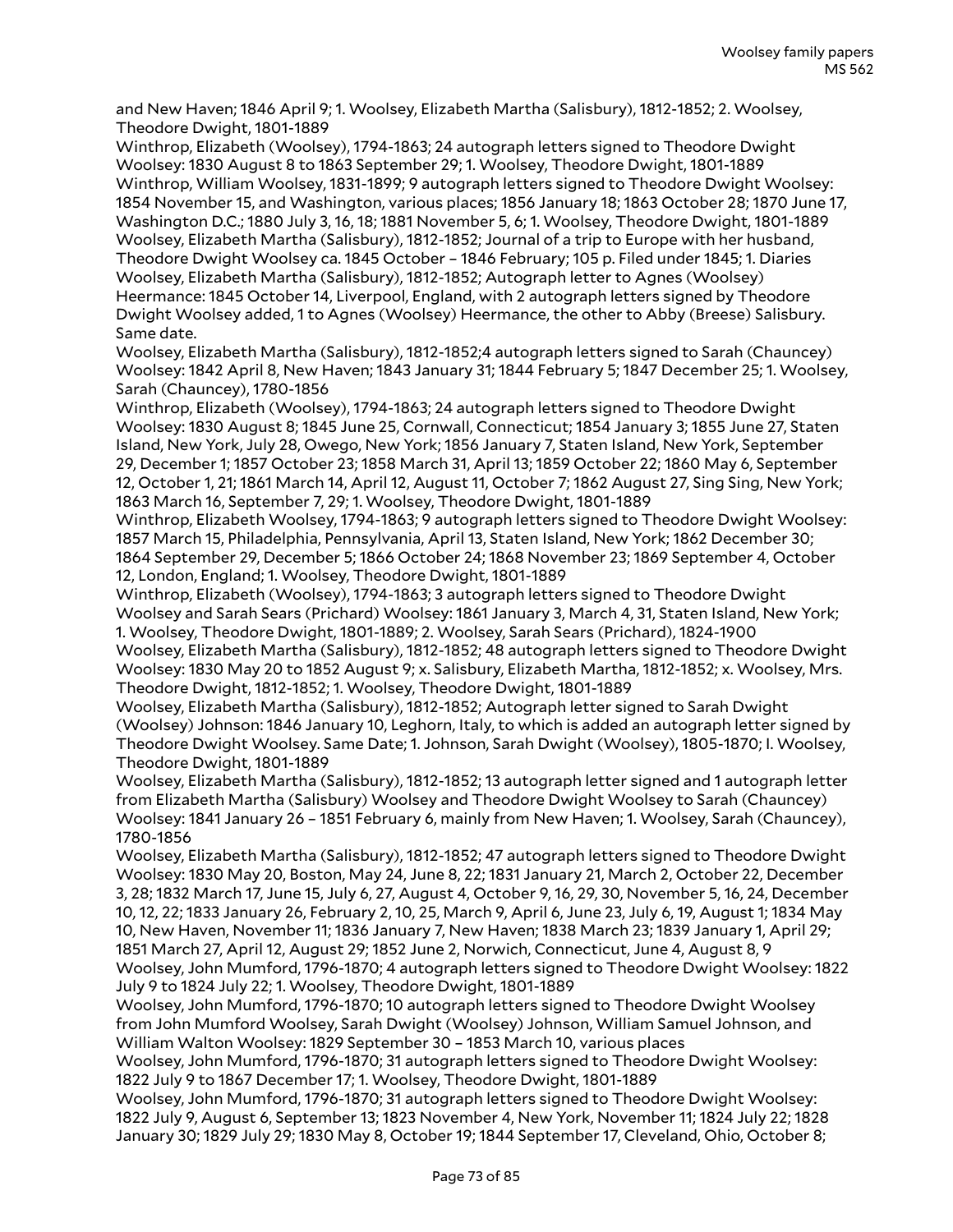and New Haven; 1846 April 9; 1. Woolsey, Elizabeth Martha (Salisbury), 1812-1852; 2. Woolsey, Theodore Dwight, 1801-1889

Winthrop, Elizabeth (Woolsey), 1794-1863; 24 autograph letters signed to Theodore Dwight Woolsey: 1830 August 8 to 1863 September 29; 1. Woolsey, Theodore Dwight, 1801-1889

Winthrop, William Woolsey, 1831-1899; 9 autograph letters signed to Theodore Dwight Woolsey: 1854 November 15, and Washington, various places; 1856 January 18; 1863 October 28; 1870 June 17, Washington D.C.; 1880 July 3, 16, 18; 1881 November 5, 6; 1. Woolsey, Theodore Dwight, 1801-1889

Woolsey, Elizabeth Martha (Salisbury), 1812-1852; Journal of a trip to Europe with her husband, Theodore Dwight Woolsey ca. 1845 October – 1846 February; 105 p. Filed under 1845; 1. Diaries

Woolsey, Elizabeth Martha (Salisbury), 1812-1852; Autograph letter to Agnes (Woolsey) Heermance: 1845 October 14, Liverpool, England, with 2 autograph letters signed by Theodore Dwight Woolsey added, 1 to Agnes (Woolsey) Heermance, the other to Abby (Breese) Salisbury. Same date.

Woolsey, Elizabeth Martha (Salisbury), 1812-1852;4 autograph letters signed to Sarah (Chauncey) Woolsey: 1842 April 8, New Haven; 1843 January 31; 1844 February 5; 1847 December 25; 1. Woolsey, Sarah (Chauncey), 1780-1856

Winthrop, Elizabeth (Woolsey), 1794-1863; 24 autograph letters signed to Theodore Dwight Woolsey: 1830 August 8; 1845 June 25, Cornwall, Connecticut; 1854 January 3; 1855 June 27, Staten Island, New York, July 28, Owego, New York; 1856 January 7, Staten Island, New York, September 29, December 1; 1857 October 23; 1858 March 31, April 13; 1859 October 22; 1860 May 6, September 12, October 1, 21; 1861 March 14, April 12, August 11, October 7; 1862 August 27, Sing Sing, New York; 1863 March 16, September 7, 29; 1. Woolsey, Theodore Dwight, 1801-1889

Winthrop, Elizabeth Woolsey, 1794-1863; 9 autograph letters signed to Theodore Dwight Woolsey: 1857 March 15, Philadelphia, Pennsylvania, April 13, Staten Island, New York; 1862 December 30; 1864 September 29, December 5; 1866 October 24; 1868 November 23; 1869 September 4, October 12, London, England; 1. Woolsey, Theodore Dwight, 1801-1889

Winthrop, Elizabeth (Woolsey), 1794-1863; 3 autograph letters signed to Theodore Dwight Woolsey and Sarah Sears (Prichard) Woolsey: 1861 January 3, March 4, 31, Staten Island, New York; 1. Woolsey, Theodore Dwight, 1801-1889; 2. Woolsey, Sarah Sears (Prichard), 1824-1900

Woolsey, Elizabeth Martha (Salisbury), 1812-1852; 48 autograph letters signed to Theodore Dwight Woolsey: 1830 May 20 to 1852 August 9; x. Salisbury, Elizabeth Martha, 1812-1852; x. Woolsey, Mrs. Theodore Dwight, 1812-1852; 1. Woolsey, Theodore Dwight, 1801-1889

Woolsey, Elizabeth Martha (Salisbury), 1812-1852; Autograph letter signed to Sarah Dwight (Woolsey) Johnson: 1846 January 10, Leghorn, Italy, to which is added an autograph letter signed by Theodore Dwight Woolsey. Same Date; 1. Johnson, Sarah Dwight (Woolsey), 1805-1870; I. Woolsey, Theodore Dwight, 1801-1889

Woolsey, Elizabeth Martha (Salisbury), 1812-1852; 13 autograph letter signed and 1 autograph letter from Elizabeth Martha (Salisbury) Woolsey and Theodore Dwight Woolsey to Sarah (Chauncey) Woolsey: 1841 January 26 – 1851 February 6, mainly from New Haven; 1. Woolsey, Sarah (Chauncey), 1780-1856

Woolsey, Elizabeth Martha (Salisbury), 1812-1852; 47 autograph letters signed to Theodore Dwight Woolsey: 1830 May 20, Boston, May 24, June 8, 22; 1831 January 21, March 2, October 22, December 3, 28; 1832 March 17, June 15, July 6, 27, August 4, October 9, 16, 29, 30, November 5, 16, 24, December 10, 12, 22; 1833 January 26, February 2, 10, 25, March 9, April 6, June 23, July 6, 19, August 1; 1834 May 10, New Haven, November 11; 1836 January 7, New Haven; 1838 March 23; 1839 January 1, April 29; 1851 March 27, April 12, August 29; 1852 June 2, Norwich, Connecticut, June 4, August 8, 9

Woolsey, John Mumford, 1796-1870; 4 autograph letters signed to Theodore Dwight Woolsey: 1822 July 9 to 1824 July 22; 1. Woolsey, Theodore Dwight, 1801-1889

Woolsey, John Mumford, 1796-1870; 10 autograph letters signed to Theodore Dwight Woolsey from John Mumford Woolsey, Sarah Dwight (Woolsey) Johnson, William Samuel Johnson, and William Walton Woolsey: 1829 September 30 – 1853 March 10, various places

Woolsey, John Mumford, 1796-1870; 31 autograph letters signed to Theodore Dwight Woolsey: 1822 July 9 to 1867 December 17; 1. Woolsey, Theodore Dwight, 1801-1889

Woolsey, John Mumford, 1796-1870; 31 autograph letters signed to Theodore Dwight Woolsey: 1822 July 9, August 6, September 13; 1823 November 4, New York, November 11; 1824 July 22; 1828 January 30; 1829 July 29; 1830 May 8, October 19; 1844 September 17, Cleveland, Ohio, October 8;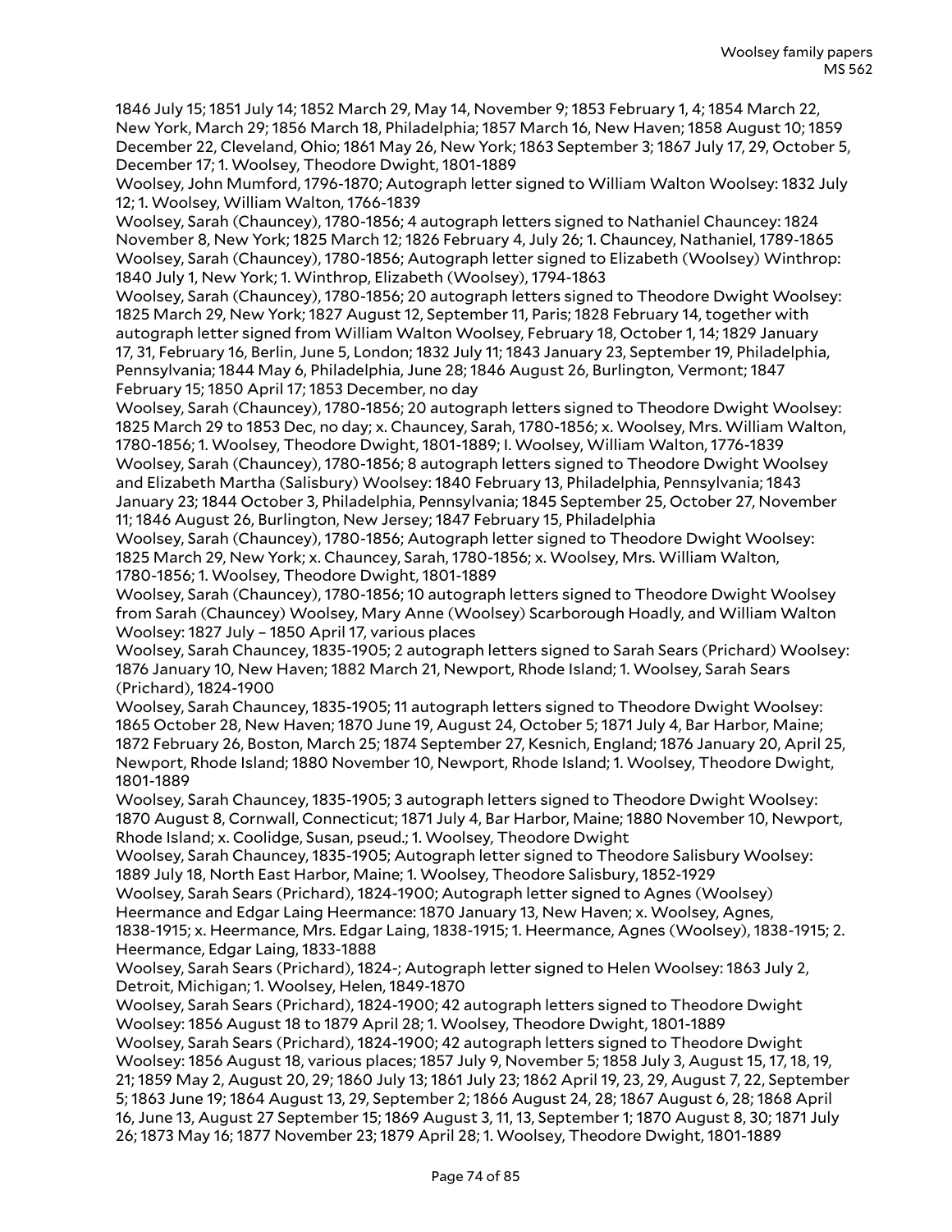1846 July 15; 1851 July 14; 1852 March 29, May 14, November 9; 1853 February 1, 4; 1854 March 22, New York, March 29; 1856 March 18, Philadelphia; 1857 March 16, New Haven; 1858 August 10; 1859 December 22, Cleveland, Ohio; 1861 May 26, New York; 1863 September 3; 1867 July 17, 29, October 5, December 17; 1. Woolsey, Theodore Dwight, 1801-1889

Woolsey, John Mumford, 1796-1870; Autograph letter signed to William Walton Woolsey: 1832 July 12; 1. Woolsey, William Walton, 1766-1839

Woolsey, Sarah (Chauncey), 1780-1856; 4 autograph letters signed to Nathaniel Chauncey: 1824 November 8, New York; 1825 March 12; 1826 February 4, July 26; 1. Chauncey, Nathaniel, 1789-1865

Woolsey, Sarah (Chauncey), 1780-1856; Autograph letter signed to Elizabeth (Woolsey) Winthrop: 1840 July 1, New York; 1. Winthrop, Elizabeth (Woolsey), 1794-1863

Woolsey, Sarah (Chauncey), 1780-1856; 20 autograph letters signed to Theodore Dwight Woolsey: 1825 March 29, New York; 1827 August 12, September 11, Paris; 1828 February 14, together with autograph letter signed from William Walton Woolsey, February 18, October 1, 14; 1829 January 17, 31, February 16, Berlin, June 5, London; 1832 July 11; 1843 January 23, September 19, Philadelphia, Pennsylvania; 1844 May 6, Philadelphia, June 28; 1846 August 26, Burlington, Vermont; 1847 February 15; 1850 April 17; 1853 December, no day

Woolsey, Sarah (Chauncey), 1780-1856; 20 autograph letters signed to Theodore Dwight Woolsey: 1825 March 29 to 1853 Dec, no day; x. Chauncey, Sarah, 1780-1856; x. Woolsey, Mrs. William Walton, 1780-1856; 1. Woolsey, Theodore Dwight, 1801-1889; I. Woolsey, William Walton, 1776-1839

Woolsey, Sarah (Chauncey), 1780-1856; 8 autograph letters signed to Theodore Dwight Woolsey and Elizabeth Martha (Salisbury) Woolsey: 1840 February 13, Philadelphia, Pennsylvania; 1843 January 23; 1844 October 3, Philadelphia, Pennsylvania; 1845 September 25, October 27, November 11; 1846 August 26, Burlington, New Jersey; 1847 February 15, Philadelphia

Woolsey, Sarah (Chauncey), 1780-1856; Autograph letter signed to Theodore Dwight Woolsey: 1825 March 29, New York; x. Chauncey, Sarah, 1780-1856; x. Woolsey, Mrs. William Walton, 1780-1856; 1. Woolsey, Theodore Dwight, 1801-1889

Woolsey, Sarah (Chauncey), 1780-1856; 10 autograph letters signed to Theodore Dwight Woolsey from Sarah (Chauncey) Woolsey, Mary Anne (Woolsey) Scarborough Hoadly, and William Walton Woolsey: 1827 July – 1850 April 17, various places

Woolsey, Sarah Chauncey, 1835-1905; 2 autograph letters signed to Sarah Sears (Prichard) Woolsey: 1876 January 10, New Haven; 1882 March 21, Newport, Rhode Island; 1. Woolsey, Sarah Sears (Prichard), 1824-1900

Woolsey, Sarah Chauncey, 1835-1905; 11 autograph letters signed to Theodore Dwight Woolsey: 1865 October 28, New Haven; 1870 June 19, August 24, October 5; 1871 July 4, Bar Harbor, Maine; 1872 February 26, Boston, March 25; 1874 September 27, Kesnich, England; 1876 January 20, April 25, Newport, Rhode Island; 1880 November 10, Newport, Rhode Island; 1. Woolsey, Theodore Dwight, 1801-1889

Woolsey, Sarah Chauncey, 1835-1905; 3 autograph letters signed to Theodore Dwight Woolsey: 1870 August 8, Cornwall, Connecticut; 1871 July 4, Bar Harbor, Maine; 1880 November 10, Newport, Rhode Island; x. Coolidge, Susan, pseud.; 1. Woolsey, Theodore Dwight

Woolsey, Sarah Chauncey, 1835-1905; Autograph letter signed to Theodore Salisbury Woolsey: 1889 July 18, North East Harbor, Maine; 1. Woolsey, Theodore Salisbury, 1852-1929

Woolsey, Sarah Sears (Prichard), 1824-1900; Autograph letter signed to Agnes (Woolsey) Heermance and Edgar Laing Heermance: 1870 January 13, New Haven; x. Woolsey, Agnes, 1838-1915; x. Heermance, Mrs. Edgar Laing, 1838-1915; 1. Heermance, Agnes (Woolsey), 1838-1915; 2. Heermance, Edgar Laing, 1833-1888

Woolsey, Sarah Sears (Prichard), 1824-; Autograph letter signed to Helen Woolsey: 1863 July 2, Detroit, Michigan; 1. Woolsey, Helen, 1849-1870

Woolsey, Sarah Sears (Prichard), 1824-1900; 42 autograph letters signed to Theodore Dwight Woolsey: 1856 August 18 to 1879 April 28; 1. Woolsey, Theodore Dwight, 1801-1889

Woolsey, Sarah Sears (Prichard), 1824-1900; 42 autograph letters signed to Theodore Dwight Woolsey: 1856 August 18, various places; 1857 July 9, November 5; 1858 July 3, August 15, 17, 18, 19, 21; 1859 May 2, August 20, 29; 1860 July 13; 1861 July 23; 1862 April 19, 23, 29, August 7, 22, September 5; 1863 June 19; 1864 August 13, 29, September 2; 1866 August 24, 28; 1867 August 6, 28; 1868 April 16, June 13, August 27 September 15; 1869 August 3, 11, 13, September 1; 1870 August 8, 30; 1871 July 26; 1873 May 16; 1877 November 23; 1879 April 28; 1. Woolsey, Theodore Dwight, 1801-1889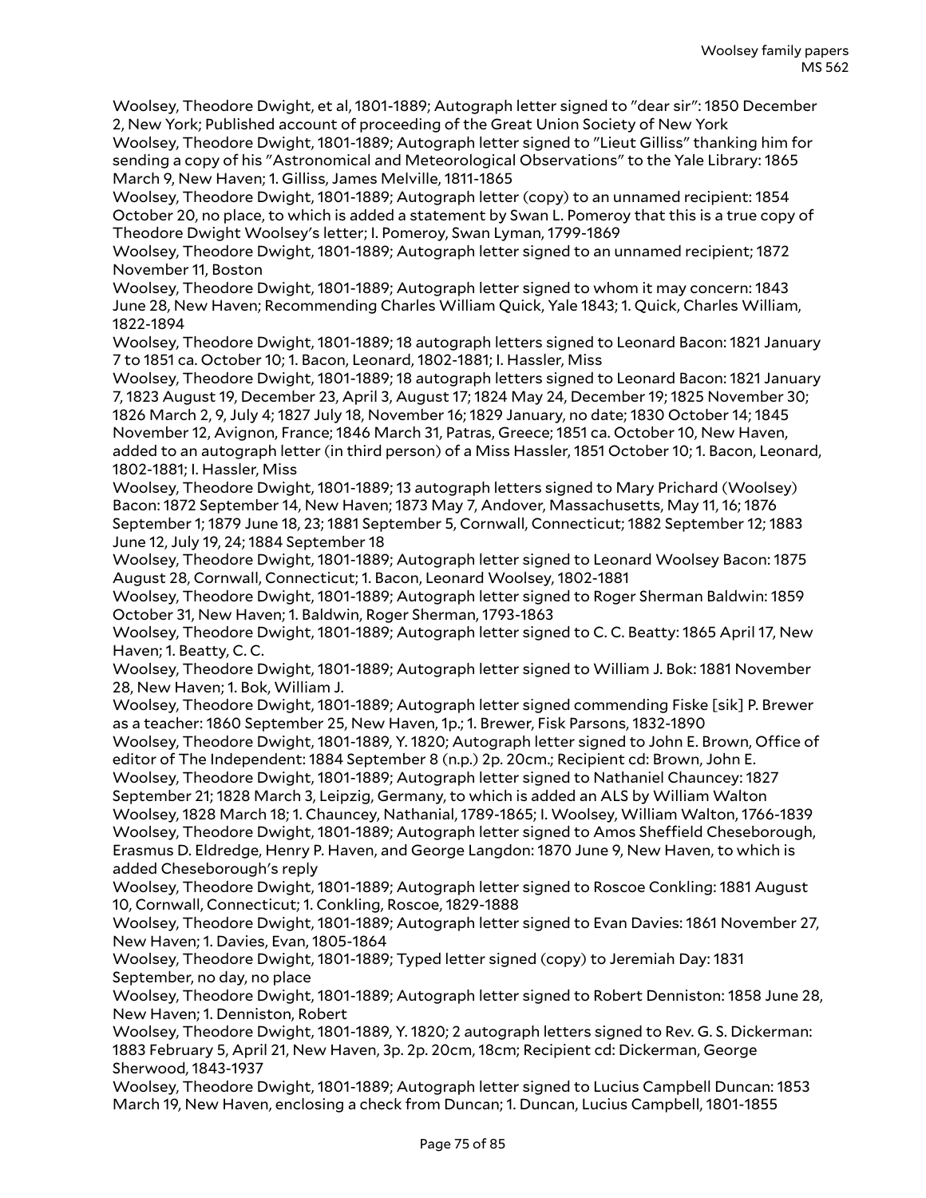Woolsey, Theodore Dwight, et al, 1801-1889; Autograph letter signed to "dear sir": 1850 December 2, New York; Published account of proceeding of the Great Union Society of New York

Woolsey, Theodore Dwight, 1801-1889; Autograph letter signed to "Lieut Gilliss" thanking him for sending a copy of his "Astronomical and Meteorological Observations" to the Yale Library: 1865 March 9, New Haven; 1. Gilliss, James Melville, 1811-1865

Woolsey, Theodore Dwight, 1801-1889; Autograph letter (copy) to an unnamed recipient: 1854 October 20, no place, to which is added a statement by Swan L. Pomeroy that this is a true copy of Theodore Dwight Woolsey's letter; I. Pomeroy, Swan Lyman, 1799-1869

Woolsey, Theodore Dwight, 1801-1889; Autograph letter signed to an unnamed recipient; 1872 November 11, Boston

Woolsey, Theodore Dwight, 1801-1889; Autograph letter signed to whom it may concern: 1843 June 28, New Haven; Recommending Charles William Quick, Yale 1843; 1. Quick, Charles William, 1822-1894

Woolsey, Theodore Dwight, 1801-1889; 18 autograph letters signed to Leonard Bacon: 1821 January 7 to 1851 ca. October 10; 1. Bacon, Leonard, 1802-1881; I. Hassler, Miss

Woolsey, Theodore Dwight, 1801-1889; 18 autograph letters signed to Leonard Bacon: 1821 January 7, 1823 August 19, December 23, April 3, August 17; 1824 May 24, December 19; 1825 November 30; 1826 March 2, 9, July 4; 1827 July 18, November 16; 1829 January, no date; 1830 October 14; 1845 November 12, Avignon, France; 1846 March 31, Patras, Greece; 1851 ca. October 10, New Haven, added to an autograph letter (in third person) of a Miss Hassler, 1851 October 10; 1. Bacon, Leonard, 1802-1881; I. Hassler, Miss

Woolsey, Theodore Dwight, 1801-1889; 13 autograph letters signed to Mary Prichard (Woolsey) Bacon: 1872 September 14, New Haven; 1873 May 7, Andover, Massachusetts, May 11, 16; 1876 September 1; 1879 June 18, 23; 1881 September 5, Cornwall, Connecticut; 1882 September 12; 1883 June 12, July 19, 24; 1884 September 18

Woolsey, Theodore Dwight, 1801-1889; Autograph letter signed to Leonard Woolsey Bacon: 1875 August 28, Cornwall, Connecticut; 1. Bacon, Leonard Woolsey, 1802-1881

Woolsey, Theodore Dwight, 1801-1889; Autograph letter signed to Roger Sherman Baldwin: 1859 October 31, New Haven; 1. Baldwin, Roger Sherman, 1793-1863

Woolsey, Theodore Dwight, 1801-1889; Autograph letter signed to C. C. Beatty: 1865 April 17, New Haven; 1. Beatty, C. C.

Woolsey, Theodore Dwight, 1801-1889; Autograph letter signed to William J. Bok: 1881 November 28, New Haven; 1. Bok, William J.

Woolsey, Theodore Dwight, 1801-1889; Autograph letter signed commending Fiske [sik] P. Brewer as a teacher: 1860 September 25, New Haven, 1p.; 1. Brewer, Fisk Parsons, 1832-1890

Woolsey, Theodore Dwight, 1801-1889, Y. 1820; Autograph letter signed to John E. Brown, Office of editor of The Independent: 1884 September 8 (n.p.) 2p. 20cm.; Recipient cd: Brown, John E.

Woolsey, Theodore Dwight, 1801-1889; Autograph letter signed to Nathaniel Chauncey: 1827 September 21; 1828 March 3, Leipzig, Germany, to which is added an ALS by William Walton Woolsey, 1828 March 18; 1. Chauncey, Nathanial, 1789-1865; I. Woolsey, William Walton, 1766-1839

Woolsey, Theodore Dwight, 1801-1889; Autograph letter signed to Amos Sheffield Cheseborough, Erasmus D. Eldredge, Henry P. Haven, and George Langdon: 1870 June 9, New Haven, to which is added Cheseborough's reply

Woolsey, Theodore Dwight, 1801-1889; Autograph letter signed to Roscoe Conkling: 1881 August 10, Cornwall, Connecticut; 1. Conkling, Roscoe, 1829-1888

Woolsey, Theodore Dwight, 1801-1889; Autograph letter signed to Evan Davies: 1861 November 27, New Haven; 1. Davies, Evan, 1805-1864

Woolsey, Theodore Dwight, 1801-1889; Typed letter signed (copy) to Jeremiah Day: 1831 September, no day, no place

Woolsey, Theodore Dwight, 1801-1889; Autograph letter signed to Robert Denniston: 1858 June 28, New Haven; 1. Denniston, Robert

Woolsey, Theodore Dwight, 1801-1889, Y. 1820; 2 autograph letters signed to Rev. G. S. Dickerman: 1883 February 5, April 21, New Haven, 3p. 2p. 20cm, 18cm; Recipient cd: Dickerman, George Sherwood, 1843-1937

Woolsey, Theodore Dwight, 1801-1889; Autograph letter signed to Lucius Campbell Duncan: 1853 March 19, New Haven, enclosing a check from Duncan; 1. Duncan, Lucius Campbell, 1801-1855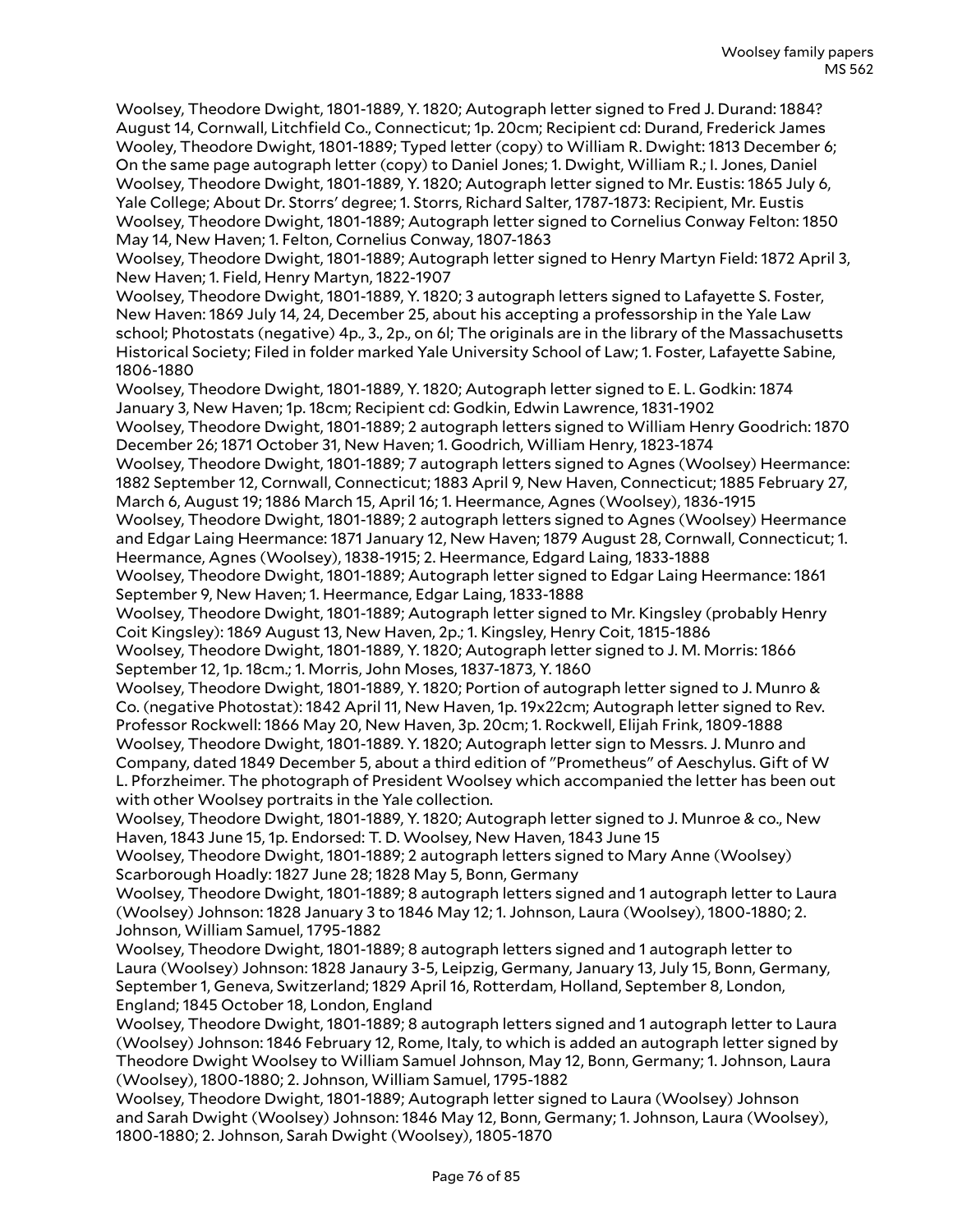Woolsey, Theodore Dwight, 1801-1889, Y. 1820; Autograph letter signed to Fred J. Durand: 1884? August 14, Cornwall, Litchfield Co., Connecticut; 1p. 20cm; Recipient cd: Durand, Frederick James

Wooley, Theodore Dwight, 1801-1889; Typed letter (copy) to William R. Dwight: 1813 December 6; On the same page autograph letter (copy) to Daniel Jones; 1. Dwight, William R.; I. Jones, Daniel

Woolsey, Theodore Dwight, 1801-1889, Y. 1820; Autograph letter signed to Mr. Eustis: 1865 July 6, Yale College; About Dr. Storrs' degree; 1. Storrs, Richard Salter, 1787-1873: Recipient, Mr. Eustis

Woolsey, Theodore Dwight, 1801-1889; Autograph letter signed to Cornelius Conway Felton: 1850 May 14, New Haven; 1. Felton, Cornelius Conway, 1807-1863

Woolsey, Theodore Dwight, 1801-1889; Autograph letter signed to Henry Martyn Field: 1872 April 3, New Haven; 1. Field, Henry Martyn, 1822-1907

Woolsey, Theodore Dwight, 1801-1889, Y. 1820; 3 autograph letters signed to Lafayette S. Foster, New Haven: 1869 July 14, 24, December 25, about his accepting a professorship in the Yale Law school; Photostats (negative) 4p., 3., 2p., on 6l; The originals are in the library of the Massachusetts Historical Society; Filed in folder marked Yale University School of Law; 1. Foster, Lafayette Sabine, 1806-1880

Woolsey, Theodore Dwight, 1801-1889, Y. 1820; Autograph letter signed to E. L. Godkin: 1874 January 3, New Haven; 1p. 18cm; Recipient cd: Godkin, Edwin Lawrence, 1831-1902

Woolsey, Theodore Dwight, 1801-1889; 2 autograph letters signed to William Henry Goodrich: 1870 December 26; 1871 October 31, New Haven; 1. Goodrich, William Henry, 1823-1874

Woolsey, Theodore Dwight, 1801-1889; 7 autograph letters signed to Agnes (Woolsey) Heermance: 1882 September 12, Cornwall, Connecticut; 1883 April 9, New Haven, Connecticut; 1885 February 27, March 6, August 19; 1886 March 15, April 16; 1. Heermance, Agnes (Woolsey), 1836-1915

Woolsey, Theodore Dwight, 1801-1889; 2 autograph letters signed to Agnes (Woolsey) Heermance and Edgar Laing Heermance: 1871 January 12, New Haven; 1879 August 28, Cornwall, Connecticut; 1. Heermance, Agnes (Woolsey), 1838-1915; 2. Heermance, Edgard Laing, 1833-1888

Woolsey, Theodore Dwight, 1801-1889; Autograph letter signed to Edgar Laing Heermance: 1861 September 9, New Haven; 1. Heermance, Edgar Laing, 1833-1888

Woolsey, Theodore Dwight, 1801-1889; Autograph letter signed to Mr. Kingsley (probably Henry Coit Kingsley): 1869 August 13, New Haven, 2p.; 1. Kingsley, Henry Coit, 1815-1886

Woolsey, Theodore Dwight, 1801-1889, Y. 1820; Autograph letter signed to J. M. Morris: 1866 September 12, 1p. 18cm.; 1. Morris, John Moses, 1837-1873, Y. 1860

Woolsey, Theodore Dwight, 1801-1889, Y. 1820; Portion of autograph letter signed to J. Munro & Co. (negative Photostat): 1842 April 11, New Haven, 1p. 19x22cm; Autograph letter signed to Rev. Professor Rockwell: 1866 May 20, New Haven, 3p. 20cm; 1. Rockwell, Elijah Frink, 1809-1888

Woolsey, Theodore Dwight, 1801-1889. Y. 1820; Autograph letter sign to Messrs. J. Munro and Company, dated 1849 December 5, about a third edition of "Prometheus" of Aeschylus. Gift of W L. Pforzheimer. The photograph of President Woolsey which accompanied the letter has been out with other Woolsey portraits in the Yale collection.

Woolsey, Theodore Dwight, 1801-1889, Y. 1820; Autograph letter signed to J. Munroe & co., New Haven, 1843 June 15, 1p. Endorsed: T. D. Woolsey, New Haven, 1843 June 15

Woolsey, Theodore Dwight, 1801-1889; 2 autograph letters signed to Mary Anne (Woolsey) Scarborough Hoadly: 1827 June 28; 1828 May 5, Bonn, Germany

Woolsey, Theodore Dwight, 1801-1889; 8 autograph letters signed and 1 autograph letter to Laura (Woolsey) Johnson: 1828 January 3 to 1846 May 12; 1. Johnson, Laura (Woolsey), 1800-1880; 2. Johnson, William Samuel, 1795-1882

Woolsey, Theodore Dwight, 1801-1889; 8 autograph letters signed and 1 autograph letter to Laura (Woolsey) Johnson: 1828 Janaury 3-5, Leipzig, Germany, January 13, July 15, Bonn, Germany, September 1, Geneva, Switzerland; 1829 April 16, Rotterdam, Holland, September 8, London, England; 1845 October 18, London, England

Woolsey, Theodore Dwight, 1801-1889; 8 autograph letters signed and 1 autograph letter to Laura (Woolsey) Johnson: 1846 February 12, Rome, Italy, to which is added an autograph letter signed by Theodore Dwight Woolsey to William Samuel Johnson, May 12, Bonn, Germany; 1. Johnson, Laura (Woolsey), 1800-1880; 2. Johnson, William Samuel, 1795-1882

Woolsey, Theodore Dwight, 1801-1889; Autograph letter signed to Laura (Woolsey) Johnson and Sarah Dwight (Woolsey) Johnson: 1846 May 12, Bonn, Germany; 1. Johnson, Laura (Woolsey), 1800-1880; 2. Johnson, Sarah Dwight (Woolsey), 1805-1870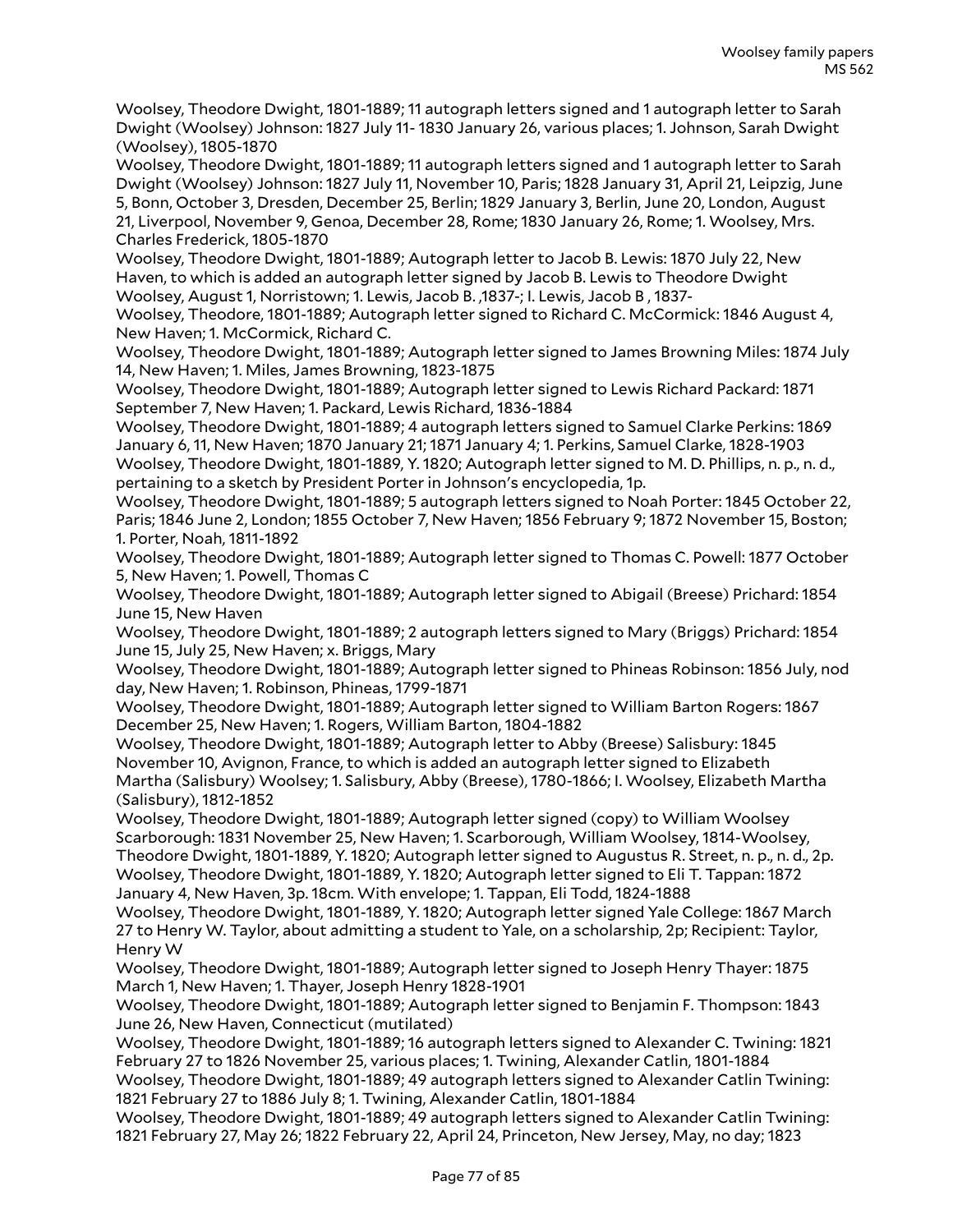Woolsey, Theodore Dwight, 1801-1889; 11 autograph letters signed and 1 autograph letter to Sarah Dwight (Woolsey) Johnson: 1827 July 11- 1830 January 26, various places; 1. Johnson, Sarah Dwight (Woolsey), 1805-1870

Woolsey, Theodore Dwight, 1801-1889; 11 autograph letters signed and 1 autograph letter to Sarah Dwight (Woolsey) Johnson: 1827 July 11, November 10, Paris; 1828 January 31, April 21, Leipzig, June 5, Bonn, October 3, Dresden, December 25, Berlin; 1829 January 3, Berlin, June 20, London, August 21, Liverpool, November 9, Genoa, December 28, Rome; 1830 January 26, Rome; 1. Woolsey, Mrs. Charles Frederick, 1805-1870

Woolsey, Theodore Dwight, 1801-1889; Autograph letter to Jacob B. Lewis: 1870 July 22, New Haven, to which is added an autograph letter signed by Jacob B. Lewis to Theodore Dwight Woolsey, August 1, Norristown; 1. Lewis, Jacob B. ,1837-; I. Lewis, Jacob B , 1837-

Woolsey, Theodore, 1801-1889; Autograph letter signed to Richard C. McCormick: 1846 August 4, New Haven; 1. McCormick, Richard C.

Woolsey, Theodore Dwight, 1801-1889; Autograph letter signed to James Browning Miles: 1874 July 14, New Haven; 1. Miles, James Browning, 1823-1875

Woolsey, Theodore Dwight, 1801-1889; Autograph letter signed to Lewis Richard Packard: 1871 September 7, New Haven; 1. Packard, Lewis Richard, 1836-1884

Woolsey, Theodore Dwight, 1801-1889; 4 autograph letters signed to Samuel Clarke Perkins: 1869 January 6, 11, New Haven; 1870 January 21; 1871 January 4; 1. Perkins, Samuel Clarke, 1828-1903

Woolsey, Theodore Dwight, 1801-1889, Y. 1820; Autograph letter signed to M. D. Phillips, n. p., n. d., pertaining to a sketch by President Porter in Johnson's encyclopedia, 1p.

Woolsey, Theodore Dwight, 1801-1889; 5 autograph letters signed to Noah Porter: 1845 October 22, Paris; 1846 June 2, London; 1855 October 7, New Haven; 1856 February 9; 1872 November 15, Boston; 1. Porter, Noah, 1811-1892

Woolsey, Theodore Dwight, 1801-1889; Autograph letter signed to Thomas C. Powell: 1877 October 5, New Haven; 1. Powell, Thomas C

Woolsey, Theodore Dwight, 1801-1889; Autograph letter signed to Abigail (Breese) Prichard: 1854 June 15, New Haven

Woolsey, Theodore Dwight, 1801-1889; 2 autograph letters signed to Mary (Briggs) Prichard: 1854 June 15, July 25, New Haven; x. Briggs, Mary

Woolsey, Theodore Dwight, 1801-1889; Autograph letter signed to Phineas Robinson: 1856 July, nod day, New Haven; 1. Robinson, Phineas, 1799-1871

Woolsey, Theodore Dwight, 1801-1889; Autograph letter signed to William Barton Rogers: 1867 December 25, New Haven; 1. Rogers, William Barton, 1804-1882

Woolsey, Theodore Dwight, 1801-1889; Autograph letter to Abby (Breese) Salisbury: 1845 November 10, Avignon, France, to which is added an autograph letter signed to Elizabeth Martha (Salisbury) Woolsey; 1. Salisbury, Abby (Breese), 1780-1866; I. Woolsey, Elizabeth Martha (Salisbury), 1812-1852

Woolsey, Theodore Dwight, 1801-1889; Autograph letter signed (copy) to William Woolsey Scarborough: 1831 November 25, New Haven; 1. Scarborough, William Woolsey, 1814-Woolsey, Theodore Dwight, 1801-1889, Y. 1820; Autograph letter signed to Augustus R. Street, n. p., n. d., 2p.

Woolsey, Theodore Dwight, 1801-1889, Y. 1820; Autograph letter signed to Eli T. Tappan: 1872 January 4, New Haven, 3p. 18cm. With envelope; 1. Tappan, Eli Todd, 1824-1888

Woolsey, Theodore Dwight, 1801-1889, Y. 1820; Autograph letter signed Yale College: 1867 March 27 to Henry W. Taylor, about admitting a student to Yale, on a scholarship, 2p; Recipient: Taylor, Henry W

Woolsey, Theodore Dwight, 1801-1889; Autograph letter signed to Joseph Henry Thayer: 1875 March 1, New Haven; 1. Thayer, Joseph Henry 1828-1901

Woolsey, Theodore Dwight, 1801-1889; Autograph letter signed to Benjamin F. Thompson: 1843 June 26, New Haven, Connecticut (mutilated)

Woolsey, Theodore Dwight, 1801-1889; 16 autograph letters signed to Alexander C. Twining: 1821 February 27 to 1826 November 25, various places; 1. Twining, Alexander Catlin, 1801-1884

Woolsey, Theodore Dwight, 1801-1889; 49 autograph letters signed to Alexander Catlin Twining: 1821 February 27 to 1886 July 8; 1. Twining, Alexander Catlin, 1801-1884

Woolsey, Theodore Dwight, 1801-1889; 49 autograph letters signed to Alexander Catlin Twining: 1821 February 27, May 26; 1822 February 22, April 24, Princeton, New Jersey, May, no day; 1823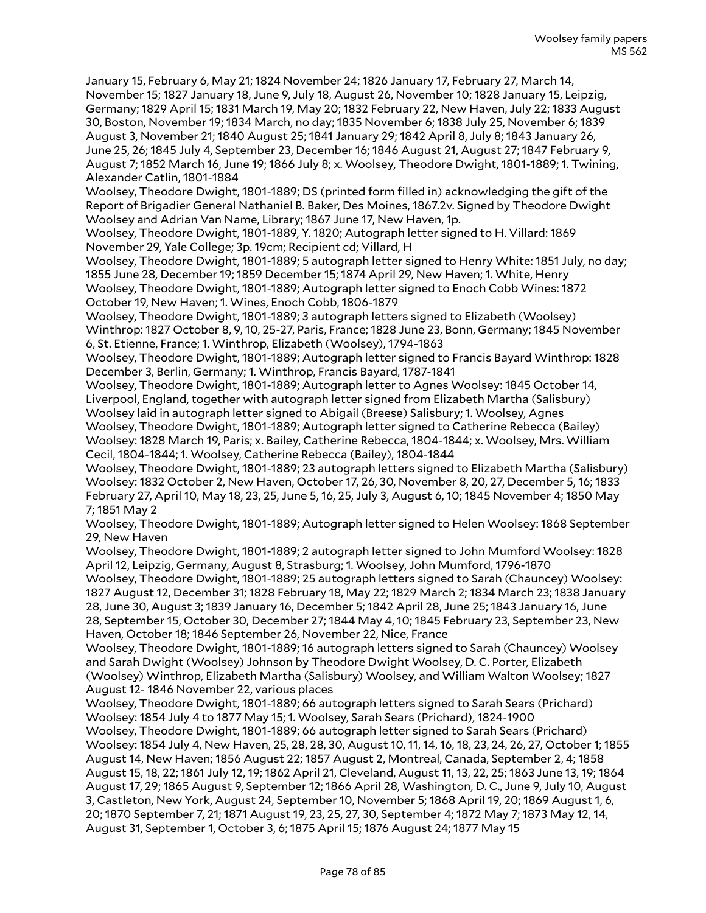January 15, February 6, May 21; 1824 November 24; 1826 January 17, February 27, March 14, November 15; 1827 January 18, June 9, July 18, August 26, November 10; 1828 January 15, Leipzig, Germany; 1829 April 15; 1831 March 19, May 20; 1832 February 22, New Haven, July 22; 1833 August 30, Boston, November 19; 1834 March, no day; 1835 November 6; 1838 July 25, November 6; 1839 August 3, November 21; 1840 August 25; 1841 January 29; 1842 April 8, July 8; 1843 January 26, June 25, 26; 1845 July 4, September 23, December 16; 1846 August 21, August 27; 1847 February 9, August 7; 1852 March 16, June 19; 1866 July 8; x. Woolsey, Theodore Dwight, 1801-1889; 1. Twining, Alexander Catlin, 1801-1884

Woolsey, Theodore Dwight, 1801-1889; DS (printed form filled in) acknowledging the gift of the Report of Brigadier General Nathaniel B. Baker, Des Moines, 1867.2v. Signed by Theodore Dwight Woolsey and Adrian Van Name, Library; 1867 June 17, New Haven, 1p.

Woolsey, Theodore Dwight, 1801-1889, Y. 1820; Autograph letter signed to H. Villard: 1869 November 29, Yale College; 3p. 19cm; Recipient cd; Villard, H

Woolsey, Theodore Dwight, 1801-1889; 5 autograph letter signed to Henry White: 1851 July, no day; 1855 June 28, December 19; 1859 December 15; 1874 April 29, New Haven; 1. White, Henry

Woolsey, Theodore Dwight, 1801-1889; Autograph letter signed to Enoch Cobb Wines: 1872 October 19, New Haven; 1. Wines, Enoch Cobb, 1806-1879

Woolsey, Theodore Dwight, 1801-1889; 3 autograph letters signed to Elizabeth (Woolsey) Winthrop: 1827 October 8, 9, 10, 25-27, Paris, France; 1828 June 23, Bonn, Germany; 1845 November 6, St. Etienne, France; 1. Winthrop, Elizabeth (Woolsey), 1794-1863

Woolsey, Theodore Dwight, 1801-1889; Autograph letter signed to Francis Bayard Winthrop: 1828 December 3, Berlin, Germany; 1. Winthrop, Francis Bayard, 1787-1841

Woolsey, Theodore Dwight, 1801-1889; Autograph letter to Agnes Woolsey: 1845 October 14, Liverpool, England, together with autograph letter signed from Elizabeth Martha (Salisbury) Woolsey laid in autograph letter signed to Abigail (Breese) Salisbury; 1. Woolsey, Agnes

Woolsey, Theodore Dwight, 1801-1889; Autograph letter signed to Catherine Rebecca (Bailey) Woolsey: 1828 March 19, Paris; x. Bailey, Catherine Rebecca, 1804-1844; x. Woolsey, Mrs. William Cecil, 1804-1844; 1. Woolsey, Catherine Rebecca (Bailey), 1804-1844

Woolsey, Theodore Dwight, 1801-1889; 23 autograph letters signed to Elizabeth Martha (Salisbury) Woolsey: 1832 October 2, New Haven, October 17, 26, 30, November 8, 20, 27, December 5, 16; 1833 February 27, April 10, May 18, 23, 25, June 5, 16, 25, July 3, August 6, 10; 1845 November 4; 1850 May 7; 1851 May 2

Woolsey, Theodore Dwight, 1801-1889; Autograph letter signed to Helen Woolsey: 1868 September 29, New Haven

Woolsey, Theodore Dwight, 1801-1889; 2 autograph letter signed to John Mumford Woolsey: 1828 April 12, Leipzig, Germany, August 8, Strasburg; 1. Woolsey, John Mumford, 1796-1870

Woolsey, Theodore Dwight, 1801-1889; 25 autograph letters signed to Sarah (Chauncey) Woolsey: 1827 August 12, December 31; 1828 February 18, May 22; 1829 March 2; 1834 March 23; 1838 January 28, June 30, August 3; 1839 January 16, December 5; 1842 April 28, June 25; 1843 January 16, June 28, September 15, October 30, December 27; 1844 May 4, 10; 1845 February 23, September 23, New Haven, October 18; 1846 September 26, November 22, Nice, France

Woolsey, Theodore Dwight, 1801-1889; 16 autograph letters signed to Sarah (Chauncey) Woolsey and Sarah Dwight (Woolsey) Johnson by Theodore Dwight Woolsey, D. C. Porter, Elizabeth (Woolsey) Winthrop, Elizabeth Martha (Salisbury) Woolsey, and William Walton Woolsey; 1827 August 12- 1846 November 22, various places

Woolsey, Theodore Dwight, 1801-1889; 66 autograph letters signed to Sarah Sears (Prichard) Woolsey: 1854 July 4 to 1877 May 15; 1. Woolsey, Sarah Sears (Prichard), 1824-1900

Woolsey, Theodore Dwight, 1801-1889; 66 autograph letter signed to Sarah Sears (Prichard) Woolsey: 1854 July 4, New Haven, 25, 28, 28, 30, August 10, 11, 14, 16, 18, 23, 24, 26, 27, October 1; 1855 August 14, New Haven; 1856 August 22; 1857 August 2, Montreal, Canada, September 2, 4; 1858 August 15, 18, 22; 1861 July 12, 19; 1862 April 21, Cleveland, August 11, 13, 22, 25; 1863 June 13, 19; 1864 August 17, 29; 1865 August 9, September 12; 1866 April 28, Washington, D. C., June 9, July 10, August 3, Castleton, New York, August 24, September 10, November 5; 1868 April 19, 20; 1869 August 1, 6, 20; 1870 September 7, 21; 1871 August 19, 23, 25, 27, 30, September 4; 1872 May 7; 1873 May 12, 14, August 31, September 1, October 3, 6; 1875 April 15; 1876 August 24; 1877 May 15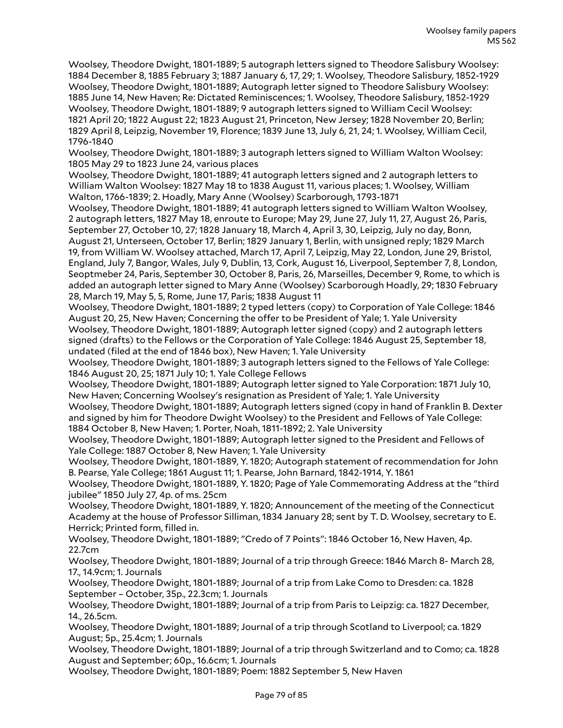Woolsey, Theodore Dwight, 1801-1889; 5 autograph letters signed to Theodore Salisbury Woolsey: 1884 December 8, 1885 February 3; 1887 January 6, 17, 29; 1. Woolsey, Theodore Salisbury, 1852-1929

Woolsey, Theodore Dwight, 1801-1889; Autograph letter signed to Theodore Salisbury Woolsey: 1885 June 14, New Haven; Re: Dictated Reminiscences; 1. Woolsey, Theodore Salisbury, 1852-1929

Woolsey, Theodore Dwight, 1801-1889; 9 autograph letters signed to William Cecil Woolsey: 1821 April 20; 1822 August 22; 1823 August 21, Princeton, New Jersey; 1828 November 20, Berlin; 1829 April 8, Leipzig, November 19, Florence; 1839 June 13, July 6, 21, 24; 1. Woolsey, William Cecil, 1796-1840

Woolsey, Theodore Dwight, 1801-1889; 3 autograph letters signed to William Walton Woolsey: 1805 May 29 to 1823 June 24, various places

Woolsey, Theodore Dwight, 1801-1889; 41 autograph letters signed and 2 autograph letters to William Walton Woolsey: 1827 May 18 to 1838 August 11, various places; 1. Woolsey, William Walton, 1766-1839; 2. Hoadly, Mary Anne (Woolsey) Scarborough, 1793-1871

Woolsey, Theodore Dwight, 1801-1889; 41 autograph letters signed to William Walton Woolsey, 2 autograph letters, 1827 May 18, enroute to Europe; May 29, June 27, July 11, 27, August 26, Paris, September 27, October 10, 27; 1828 January 18, March 4, April 3, 30, Leipzig, July no day, Bonn, August 21, Unterseen, October 17, Berlin; 1829 January 1, Berlin, with unsigned reply; 1829 March 19, from William W. Woolsey attached, March 17, April 7, Leipzig, May 22, London, June 29, Bristol, England, July 7, Bangor, Wales, July 9, Dublin, 13, Cork, August 16, Liverpool, September 7, 8, London, Seoptmeber 24, Paris, September 30, October 8, Paris, 26, Marseilles, December 9, Rome, to which is added an autograph letter signed to Mary Anne (Woolsey) Scarborough Hoadly, 29; 1830 February 28, March 19, May 5, 5, Rome, June 17, Paris; 1838 August 11

Woolsey, Theodore Dwight, 1801-1889; 2 typed letters (copy) to Corporation of Yale College: 1846 August 20, 25, New Haven; Concerning the offer to be President of Yale; 1. Yale University

Woolsey, Theodore Dwight, 1801-1889; Autograph letter signed (copy) and 2 autograph letters signed (drafts) to the Fellows or the Corporation of Yale College: 1846 August 25, September 18, undated (filed at the end of 1846 box), New Haven; 1. Yale University

Woolsey, Theodore Dwight, 1801-1889; 3 autograph letters signed to the Fellows of Yale College: 1846 August 20, 25; 1871 July 10; 1. Yale College Fellows

Woolsey, Theodore Dwight, 1801-1889; Autograph letter signed to Yale Corporation: 1871 July 10, New Haven; Concerning Woolsey's resignation as President of Yale; 1. Yale University

Woolsey, Theodore Dwight, 1801-1889; Autograph letters signed (copy in hand of Franklin B. Dexter and signed by him for Theodore Dwight Woolsey) to the President and Fellows of Yale College: 1884 October 8, New Haven; 1. Porter, Noah, 1811-1892; 2. Yale University

Woolsey, Theodore Dwight, 1801-1889; Autograph letter signed to the President and Fellows of Yale College: 1887 October 8, New Haven; 1. Yale University

Woolsey, Theodore Dwight, 1801-1889, Y. 1820; Autograph statement of recommendation for John B. Pearse, Yale College; 1861 August 11; 1. Pearse, John Barnard, 1842-1914, Y. 1861

Woolsey, Theodore Dwight, 1801-1889, Y. 1820; Page of Yale Commemorating Address at the "third jubilee" 1850 July 27, 4p. of ms. 25cm

Woolsey, Theodore Dwight, 1801-1889, Y. 1820; Announcement of the meeting of the Connecticut Academy at the house of Professor Silliman, 1834 January 28; sent by T. D. Woolsey, secretary to E. Herrick; Printed form, filled in.

Woolsey, Theodore Dwight, 1801-1889; "Credo of 7 Points": 1846 October 16, New Haven, 4p. 22.7cm

Woolsey, Theodore Dwight, 1801-1889; Journal of a trip through Greece: 1846 March 8- March 28, 17., 14.9cm; 1. Journals

Woolsey, Theodore Dwight, 1801-1889; Journal of a trip from Lake Como to Dresden: ca. 1828 September – October, 35p., 22.3cm; 1. Journals

Woolsey, Theodore Dwight, 1801-1889; Journal of a trip from Paris to Leipzig: ca. 1827 December, 14., 26.5cm.

Woolsey, Theodore Dwight, 1801-1889; Journal of a trip through Scotland to Liverpool; ca. 1829 August; 5p., 25.4cm; 1. Journals

Woolsey, Theodore Dwight, 1801-1889; Journal of a trip through Switzerland and to Como; ca. 1828 August and September; 60p., 16.6cm; 1. Journals

Woolsey, Theodore Dwight, 1801-1889; Poem: 1882 September 5, New Haven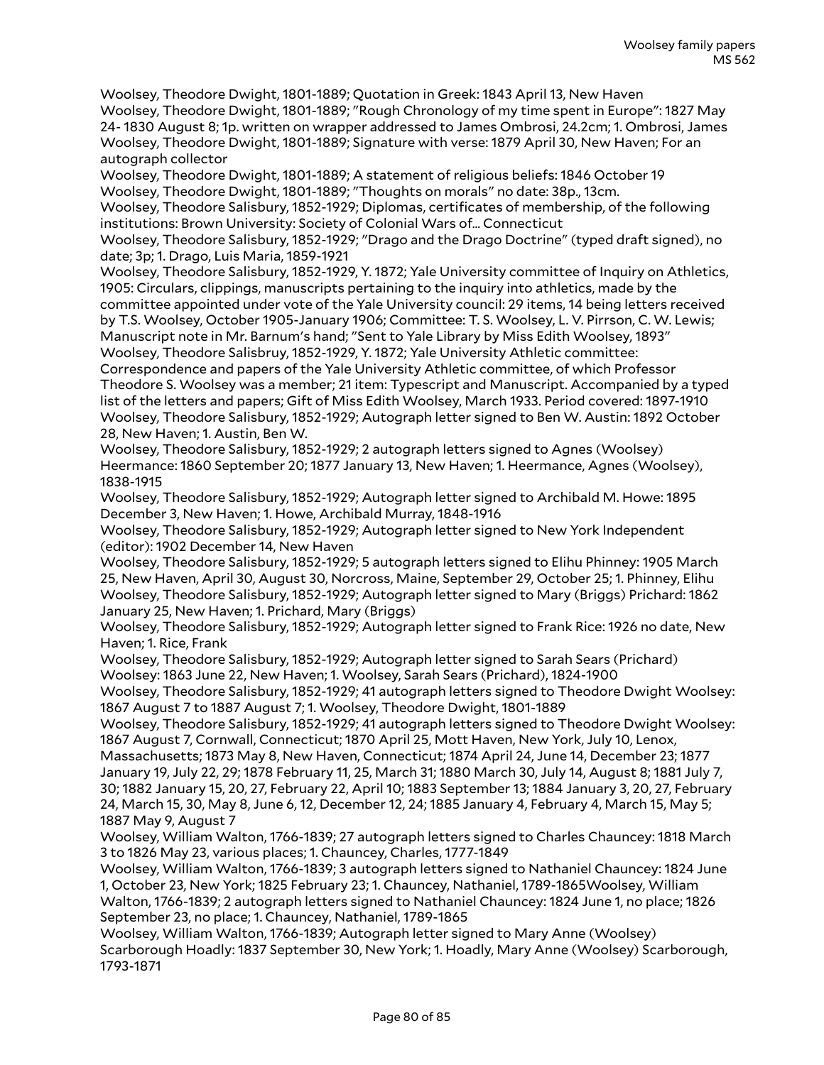Woolsey, Theodore Dwight, 1801-1889; Quotation in Greek: 1843 April 13, New Haven

Woolsey, Theodore Dwight, 1801-1889; "Rough Chronology of my time spent in Europe": 1827 May 24- 1830 August 8; 1p. written on wrapper addressed to James Ombrosi, 24.2cm; 1. Ombrosi, James

Woolsey, Theodore Dwight, 1801-1889; Signature with verse: 1879 April 30, New Haven; For an autograph collector

Woolsey, Theodore Dwight, 1801-1889; A statement of religious beliefs: 1846 October 19

Woolsey, Theodore Dwight, 1801-1889; "Thoughts on morals" no date: 38p., 13cm.

Woolsey, Theodore Salisbury, 1852-1929; Diplomas, certificates of membership, of the following institutions: Brown University: Society of Colonial Wars of... Connecticut

Woolsey, Theodore Salisbury, 1852-1929; "Drago and the Drago Doctrine" (typed draft signed), no date; 3p; 1. Drago, Luis Maria, 1859-1921

Woolsey, Theodore Salisbury, 1852-1929, Y. 1872; Yale University committee of Inquiry on Athletics, 1905: Circulars, clippings, manuscripts pertaining to the inquiry into athletics, made by the committee appointed under vote of the Yale University council: 29 items, 14 being letters received by T.S. Woolsey, October 1905-January 1906; Committee: T. S. Woolsey, L. V. Pirrson, C. W. Lewis; Manuscript note in Mr. Barnum's hand; "Sent to Yale Library by Miss Edith Woolsey, 1893"

Woolsey, Theodore Salisbruy, 1852-1929, Y. 1872; Yale University Athletic committee: Correspondence and papers of the Yale University Athletic committee, of which Professor Theodore S. Woolsey was a member; 21 item: Typescript and Manuscript. Accompanied by a typed list of the letters and papers; Gift of Miss Edith Woolsey, March 1933. Period covered: 1897-1910

Woolsey, Theodore Salisbury, 1852-1929; Autograph letter signed to Ben W. Austin: 1892 October 28, New Haven; 1. Austin, Ben W.

Woolsey, Theodore Salisbury, 1852-1929; 2 autograph letters signed to Agnes (Woolsey) Heermance: 1860 September 20; 1877 January 13, New Haven; 1. Heermance, Agnes (Woolsey), 1838-1915

Woolsey, Theodore Salisbury, 1852-1929; Autograph letter signed to Archibald M. Howe: 1895 December 3, New Haven; 1. Howe, Archibald Murray, 1848-1916

Woolsey, Theodore Salisbury, 1852-1929; Autograph letter signed to New York Independent (editor): 1902 December 14, New Haven

Woolsey, Theodore Salisbury, 1852-1929; 5 autograph letters signed to Elihu Phinney: 1905 March 25, New Haven, April 30, August 30, Norcross, Maine, September 29, October 25; 1. Phinney, Elihu

Woolsey, Theodore Salisbury, 1852-1929; Autograph letter signed to Mary (Briggs) Prichard: 1862 January 25, New Haven; 1. Prichard, Mary (Briggs)

Woolsey, Theodore Salisbury, 1852-1929; Autograph letter signed to Frank Rice: 1926 no date, New Haven; 1. Rice, Frank

Woolsey, Theodore Salisbury, 1852-1929; Autograph letter signed to Sarah Sears (Prichard) Woolsey: 1863 June 22, New Haven; 1. Woolsey, Sarah Sears (Prichard), 1824-1900

Woolsey, Theodore Salisbury, 1852-1929; 41 autograph letters signed to Theodore Dwight Woolsey: 1867 August 7 to 1887 August 7; 1. Woolsey, Theodore Dwight, 1801-1889

Woolsey, Theodore Salisbury, 1852-1929; 41 autograph letters signed to Theodore Dwight Woolsey: 1867 August 7, Cornwall, Connecticut; 1870 April 25, Mott Haven, New York, July 10, Lenox, Massachusetts; 1873 May 8, New Haven, Connecticut; 1874 April 24, June 14, December 23; 1877 January 19, July 22, 29; 1878 February 11, 25, March 31; 1880 March 30, July 14, August 8; 1881 July 7, 30; 1882 January 15, 20, 27, February 22, April 10; 1883 September 13; 1884 January 3, 20, 27, February 24, March 15, 30, May 8, June 6, 12, December 12, 24; 1885 January 4, February 4, March 15, May 5; 1887 May 9, August 7

Woolsey, William Walton, 1766-1839; 27 autograph letters signed to Charles Chauncey: 1818 March 3 to 1826 May 23, various places; 1. Chauncey, Charles, 1777-1849

Woolsey, William Walton, 1766-1839; 3 autograph letters signed to Nathaniel Chauncey: 1824 June 1, October 23, New York; 1825 February 23; 1. Chauncey, Nathaniel, 1789-1865Woolsey, William Walton, 1766-1839; 2 autograph letters signed to Nathaniel Chauncey: 1824 June 1, no place; 1826 September 23, no place; 1. Chauncey, Nathaniel, 1789-1865

Woolsey, William Walton, 1766-1839; Autograph letter signed to Mary Anne (Woolsey) Scarborough Hoadly: 1837 September 30, New York; 1. Hoadly, Mary Anne (Woolsey) Scarborough, 1793-1871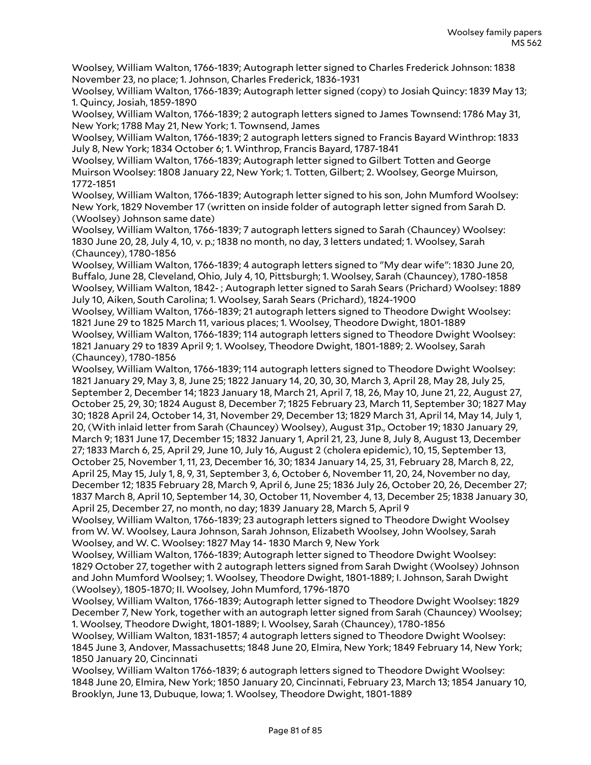Woolsey, William Walton, 1766-1839; Autograph letter signed to Charles Frederick Johnson: 1838 November 23, no place; 1. Johnson, Charles Frederick, 1836-1931

Woolsey, William Walton, 1766-1839; Autograph letter signed (copy) to Josiah Quincy: 1839 May 13; 1. Quincy, Josiah, 1859-1890

Woolsey, William Walton, 1766-1839; 2 autograph letters signed to James Townsend: 1786 May 31, New York; 1788 May 21, New York; 1. Townsend, James

Woolsey, William Walton, 1766-1839; 2 autograph letters signed to Francis Bayard Winthrop: 1833 July 8, New York; 1834 October 6; 1. Winthrop, Francis Bayard, 1787-1841

Woolsey, William Walton, 1766-1839; Autograph letter signed to Gilbert Totten and George Muirson Woolsey: 1808 January 22, New York; 1. Totten, Gilbert; 2. Woolsey, George Muirson, 1772-1851

Woolsey, William Walton, 1766-1839; Autograph letter signed to his son, John Mumford Woolsey: New York, 1829 November 17 (written on inside folder of autograph letter signed from Sarah D. (Woolsey) Johnson same date)

Woolsey, William Walton, 1766-1839; 7 autograph letters signed to Sarah (Chauncey) Woolsey: 1830 June 20, 28, July 4, 10, v. p.; 1838 no month, no day, 3 letters undated; 1. Woolsey, Sarah (Chauncey), 1780-1856

Woolsey, William Walton, 1766-1839; 4 autograph letters signed to "My dear wife": 1830 June 20, Buffalo, June 28, Cleveland, Ohio, July 4, 10, Pittsburgh; 1. Woolsey, Sarah (Chauncey), 1780-1858

Woolsey, William Walton, 1842- ; Autograph letter signed to Sarah Sears (Prichard) Woolsey: 1889 July 10, Aiken, South Carolina; 1. Woolsey, Sarah Sears (Prichard), 1824-1900

Woolsey, William Walton, 1766-1839; 21 autograph letters signed to Theodore Dwight Woolsey: 1821 June 29 to 1825 March 11, various places; 1. Woolsey, Theodore Dwight, 1801-1889

Woolsey, William Walton, 1766-1839; 114 autograph letters signed to Theodore Dwight Woolsey: 1821 January 29 to 1839 April 9; 1. Woolsey, Theodore Dwight, 1801-1889; 2. Woolsey, Sarah (Chauncey), 1780-1856

Woolsey, William Walton, 1766-1839; 114 autograph letters signed to Theodore Dwight Woolsey: 1821 January 29, May 3, 8, June 25; 1822 January 14, 20, 30, 30, March 3, April 28, May 28, July 25, September 2, December 14; 1823 January 18, March 21, April 7, 18, 26, May 10, June 21, 22, August 27, October 25, 29, 30; 1824 August 8, December 7; 1825 February 23, March 11, September 30; 1827 May 30; 1828 April 24, October 14, 31, November 29, December 13; 1829 March 31, April 14, May 14, July 1, 20, (With inlaid letter from Sarah (Chauncey) Woolsey), August 31p., October 19; 1830 January 29, March 9; 1831 June 17, December 15; 1832 January 1, April 21, 23, June 8, July 8, August 13, December 27; 1833 March 6, 25, April 29, June 10, July 16, August 2 (cholera epidemic), 10, 15, September 13, October 25, November 1, 11, 23, December 16, 30; 1834 January 14, 25, 31, February 28, March 8, 22, April 25, May 15, July 1, 8, 9, 31, September 3, 6, October 6, November 11, 20, 24, November no day, December 12; 1835 February 28, March 9, April 6, June 25; 1836 July 26, October 20, 26, December 27; 1837 March 8, April 10, September 14, 30, October 11, November 4, 13, December 25; 1838 January 30, April 25, December 27, no month, no day; 1839 January 28, March 5, April 9

Woolsey, William Walton, 1766-1839; 23 autograph letters signed to Theodore Dwight Woolsey from W. W. Woolsey, Laura Johnson, Sarah Johnson, Elizabeth Woolsey, John Woolsey, Sarah Woolsey, and W. C. Woolsey: 1827 May 14- 1830 March 9, New York

Woolsey, William Walton, 1766-1839; Autograph letter signed to Theodore Dwight Woolsey: 1829 October 27, together with 2 autograph letters signed from Sarah Dwight (Woolsey) Johnson and John Mumford Woolsey; 1. Woolsey, Theodore Dwight, 1801-1889; I. Johnson, Sarah Dwight (Woolsey), 1805-1870; II. Woolsey, John Mumford, 1796-1870

Woolsey, William Walton, 1766-1839; Autograph letter signed to Theodore Dwight Woolsey: 1829 December 7, New York, together with an autograph letter signed from Sarah (Chauncey) Woolsey; 1. Woolsey, Theodore Dwight, 1801-1889; I. Woolsey, Sarah (Chauncey), 1780-1856

Woolsey, William Walton, 1831-1857; 4 autograph letters signed to Theodore Dwight Woolsey: 1845 June 3, Andover, Massachusetts; 1848 June 20, Elmira, New York; 1849 February 14, New York; 1850 January 20, Cincinnati

Woolsey, William Walton 1766-1839; 6 autograph letters signed to Theodore Dwight Woolsey: 1848 June 20, Elmira, New York; 1850 January 20, Cincinnati, February 23, March 13; 1854 January 10, Brooklyn, June 13, Dubuque, Iowa; 1. Woolsey, Theodore Dwight, 1801-1889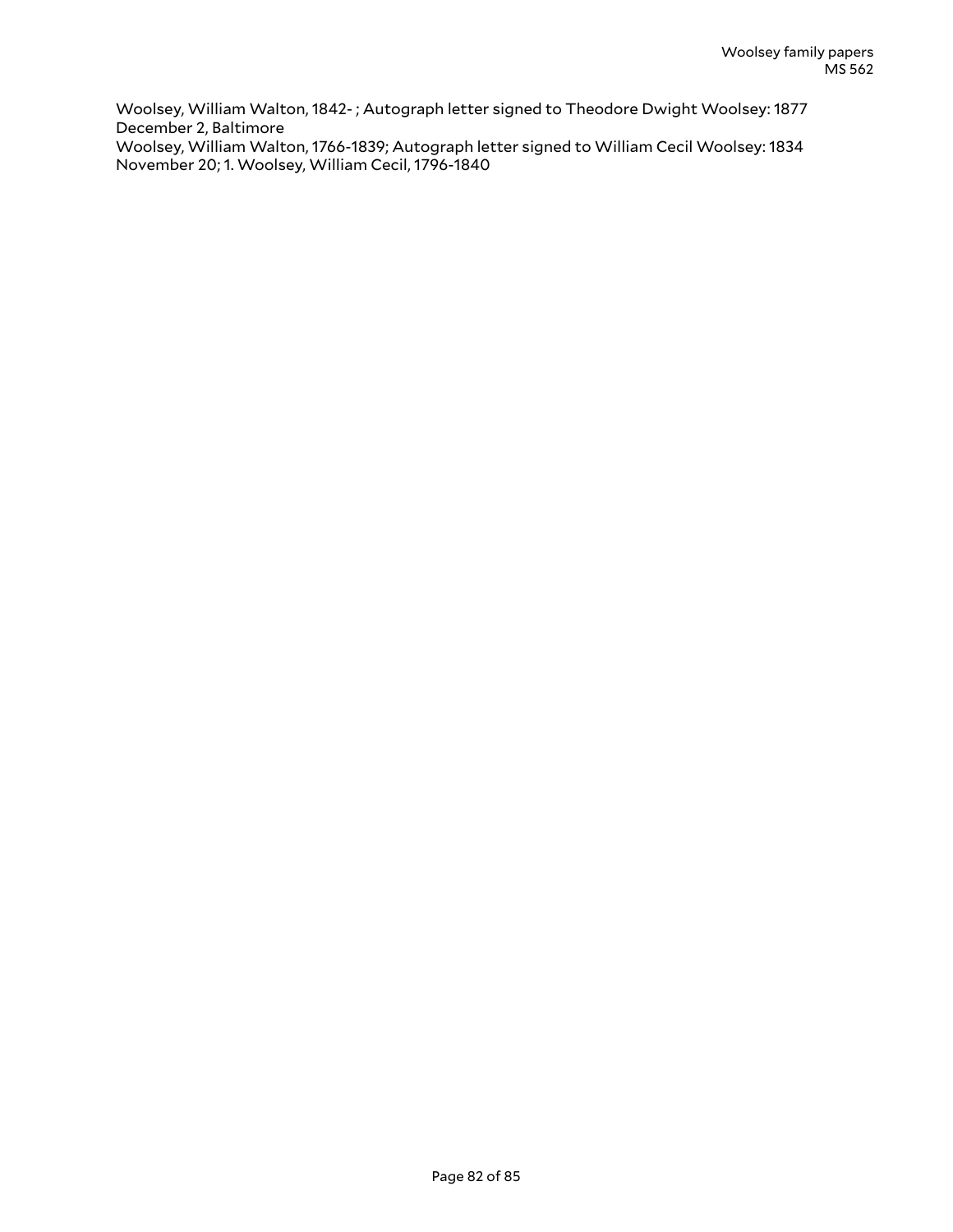Woolsey, William Walton, 1842- ; Autograph letter signed to Theodore Dwight Woolsey: 1877 December 2, Baltimore

Woolsey, William Walton, 1766-1839; Autograph letter signed to William Cecil Woolsey: 1834 November 20; 1. Woolsey, William Cecil, 1796-1840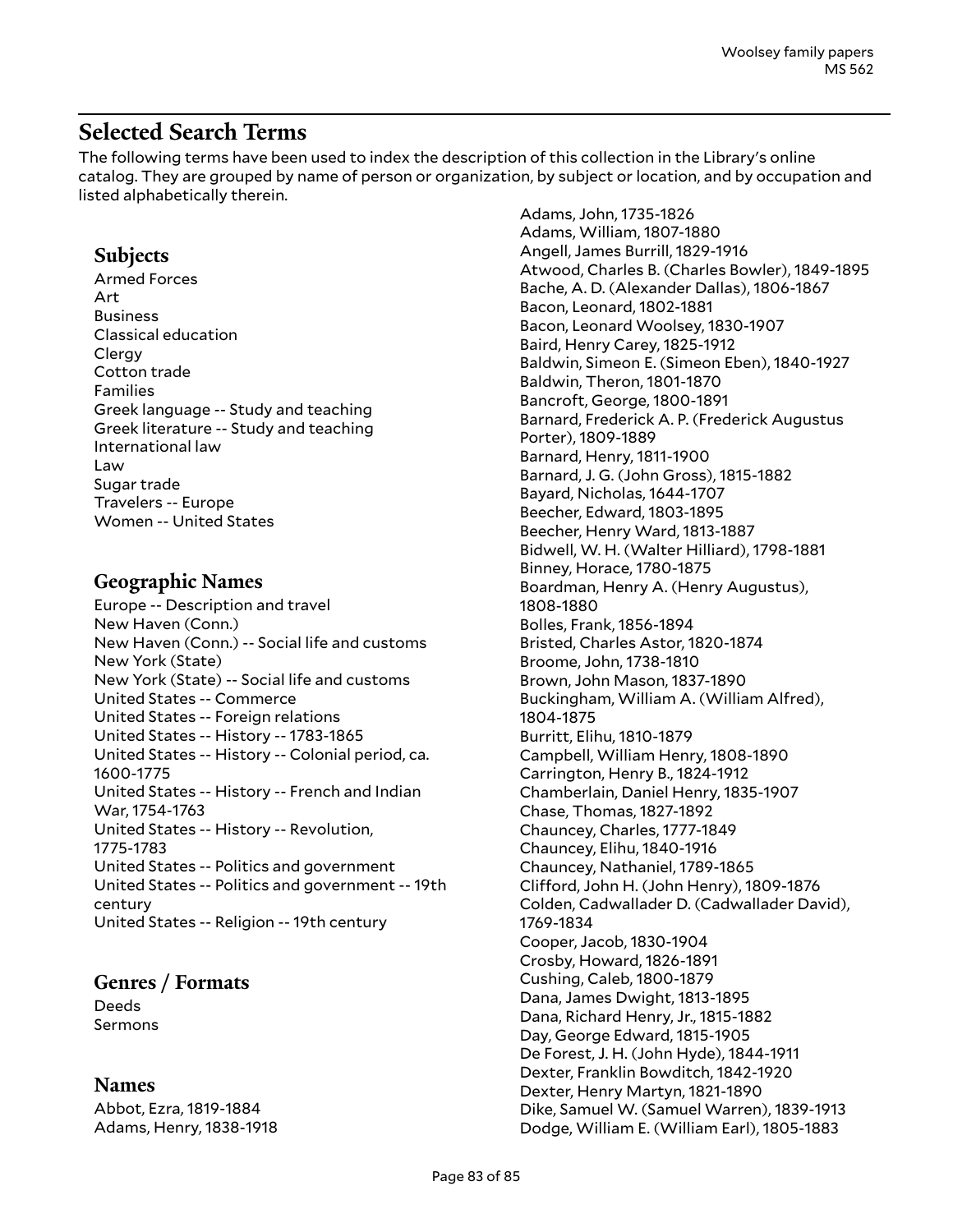## Selected Search Terms

The following terms have been used to index the description of this collection in the Library's online catalog. They are grouped by name of person or organization, by subject or location, and by occupation and listed alphabetically therein.

### Subjects

Armed Forces
Art
Business
Classical education
Clergy
Cotton trade
Families
Greek language -- Study and teaching
Greek literature -- Study and teaching
International law
Law
Sugar trade
Travelers -- Europe
Women -- United States

### Geographic Names

Europe -- Description and travel
New Haven (Conn.)
New Haven (Conn.) -- Social life and customs
New York (State)
New York (State) -- Social life and customs
United States -- Commerce
United States -- Foreign relations
United States -- History -- 1783-1865
United States -- History -- Colonial period, ca. 1600-1775
United States -- History -- French and Indian War, 1754-1763
United States -- History -- Revolution, 1775-1783
United States -- Politics and government
United States -- Politics and government -- 19th century
United States -- Religion -- 19th century

### Genres / Formats

Deeds
Sermons

### Names

Abbot, Ezra, 1819-1884
Adams, Henry, 1838-1918
Adams, John, 1735-1826
Adams, William, 1807-1880
Angell, James Burrill, 1829-1916
Atwood, Charles B. (Charles Bowler), 1849-1895
Bache, A. D. (Alexander Dallas), 1806-1867
Bacon, Leonard, 1802-1881
Bacon, Leonard Woolsey, 1830-1907
Baird, Henry Carey, 1825-1912
Baldwin, Simeon E. (Simeon Eben), 1840-1927
Baldwin, Theron, 1801-1870
Bancroft, George, 1800-1891
Barnard, Frederick A. P. (Frederick Augustus Porter), 1809-1889
Barnard, Henry, 1811-1900
Barnard, J. G. (John Gross), 1815-1882
Bayard, Nicholas, 1644-1707
Beecher, Edward, 1803-1895
Beecher, Henry Ward, 1813-1887
Bidwell, W. H. (Walter Hilliard), 1798-1881
Binney, Horace, 1780-1875
Boardman, Henry A. (Henry Augustus), 1808-1880
Bolles, Frank, 1856-1894
Bristed, Charles Astor, 1820-1874
Broome, John, 1738-1810
Brown, John Mason, 1837-1890
Buckingham, William A. (William Alfred), 1804-1875
Burritt, Elihu, 1810-1879
Campbell, William Henry, 1808-1890
Carrington, Henry B., 1824-1912
Chamberlain, Daniel Henry, 1835-1907
Chase, Thomas, 1827-1892
Chauncey, Charles, 1777-1849
Chauncey, Elihu, 1840-1916
Chauncey, Nathaniel, 1789-1865
Clifford, John H. (John Henry), 1809-1876
Colden, Cadwallader D. (Cadwallader David), 1769-1834
Cooper, Jacob, 1830-1904
Crosby, Howard, 1826-1891
Cushing, Caleb, 1800-1879
Dana, James Dwight, 1813-1895
Dana, Richard Henry, Jr., 1815-1882
Day, George Edward, 1815-1905
De Forest, J. H. (John Hyde), 1844-1911
Dexter, Franklin Bowditch, 1842-1920
Dexter, Henry Martyn, 1821-1890
Dike, Samuel W. (Samuel Warren), 1839-1913
Dodge, William E. (William Earl), 1805-1883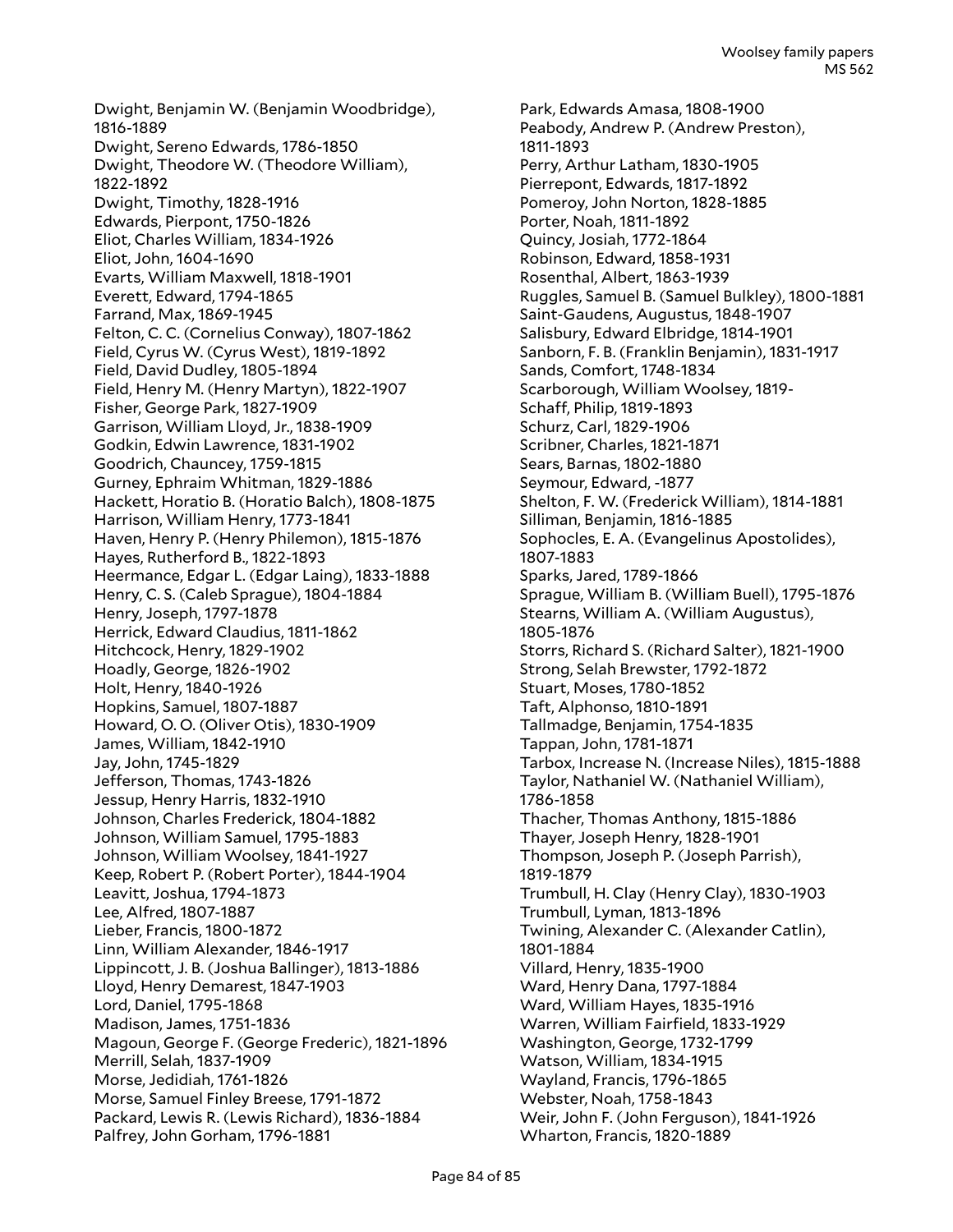Dwight, Benjamin W. (Benjamin Woodbridge), 1816-1889
Dwight, Sereno Edwards, 1786-1850
Dwight, Theodore W. (Theodore William), 1822-1892
Dwight, Timothy, 1828-1916
Edwards, Pierpont, 1750-1826
Eliot, Charles William, 1834-1926
Eliot, John, 1604-1690
Evarts, William Maxwell, 1818-1901
Everett, Edward, 1794-1865
Farrand, Max, 1869-1945
Felton, C. C. (Cornelius Conway), 1807-1862
Field, Cyrus W. (Cyrus West), 1819-1892
Field, David Dudley, 1805-1894
Field, Henry M. (Henry Martyn), 1822-1907
Fisher, George Park, 1827-1909
Garrison, William Lloyd, Jr., 1838-1909
Godkin, Edwin Lawrence, 1831-1902
Goodrich, Chauncey, 1759-1815
Gurney, Ephraim Whitman, 1829-1886
Hackett, Horatio B. (Horatio Balch), 1808-1875
Harrison, William Henry, 1773-1841
Haven, Henry P. (Henry Philemon), 1815-1876
Hayes, Rutherford B., 1822-1893
Heermance, Edgar L. (Edgar Laing), 1833-1888
Henry, C. S. (Caleb Sprague), 1804-1884
Henry, Joseph, 1797-1878
Herrick, Edward Claudius, 1811-1862
Hitchcock, Henry, 1829-1902
Hoadly, George, 1826-1902
Holt, Henry, 1840-1926
Hopkins, Samuel, 1807-1887
Howard, O. O. (Oliver Otis), 1830-1909
James, William, 1842-1910
Jay, John, 1745-1829
Jefferson, Thomas, 1743-1826
Jessup, Henry Harris, 1832-1910
Johnson, Charles Frederick, 1804-1882
Johnson, William Samuel, 1795-1883
Johnson, William Woolsey, 1841-1927
Keep, Robert P. (Robert Porter), 1844-1904
Leavitt, Joshua, 1794-1873
Lee, Alfred, 1807-1887
Lieber, Francis, 1800-1872
Linn, William Alexander, 1846-1917
Lippincott, J. B. (Joshua Ballinger), 1813-1886
Lloyd, Henry Demarest, 1847-1903
Lord, Daniel, 1795-1868
Madison, James, 1751-1836
Magoun, George F. (George Frederic), 1821-1896
Merrill, Selah, 1837-1909
Morse, Jedidiah, 1761-1826
Morse, Samuel Finley Breese, 1791-1872
Packard, Lewis R. (Lewis Richard), 1836-1884
Palfrey, John Gorham, 1796-1881
Park, Edwards Amasa, 1808-1900
Peabody, Andrew P. (Andrew Preston), 1811-1893
Perry, Arthur Latham, 1830-1905
Pierrepont, Edwards, 1817-1892
Pomeroy, John Norton, 1828-1885
Porter, Noah, 1811-1892
Quincy, Josiah, 1772-1864
Robinson, Edward, 1858-1931
Rosenthal, Albert, 1863-1939
Ruggles, Samuel B. (Samuel Bulkley), 1800-1881
Saint-Gaudens, Augustus, 1848-1907
Salisbury, Edward Elbridge, 1814-1901
Sanborn, F. B. (Franklin Benjamin), 1831-1917
Sands, Comfort, 1748-1834
Scarborough, William Woolsey, 1819-
Schaff, Philip, 1819-1893
Schurz, Carl, 1829-1906
Scribner, Charles, 1821-1871
Sears, Barnas, 1802-1880
Seymour, Edward, -1877
Shelton, F. W. (Frederick William), 1814-1881
Silliman, Benjamin, 1816-1885
Sophocles, E. A. (Evangelinus Apostolides), 1807-1883
Sparks, Jared, 1789-1866
Sprague, William B. (William Buell), 1795-1876
Stearns, William A. (William Augustus), 1805-1876
Storrs, Richard S. (Richard Salter), 1821-1900
Strong, Selah Brewster, 1792-1872
Stuart, Moses, 1780-1852
Taft, Alphonso, 1810-1891
Tallmadge, Benjamin, 1754-1835
Tappan, John, 1781-1871
Tarbox, Increase N. (Increase Niles), 1815-1888
Taylor, Nathaniel W. (Nathaniel William), 1786-1858
Thacher, Thomas Anthony, 1815-1886
Thayer, Joseph Henry, 1828-1901
Thompson, Joseph P. (Joseph Parrish), 1819-1879
Trumbull, H. Clay (Henry Clay), 1830-1903
Trumbull, Lyman, 1813-1896
Twining, Alexander C. (Alexander Catlin), 1801-1884
Villard, Henry, 1835-1900
Ward, Henry Dana, 1797-1884
Ward, William Hayes, 1835-1916
Warren, William Fairfield, 1833-1929
Washington, George, 1732-1799
Watson, William, 1834-1915
Wayland, Francis, 1796-1865
Webster, Noah, 1758-1843
Weir, John F. (John Ferguson), 1841-1926
Wharton, Francis, 1820-1889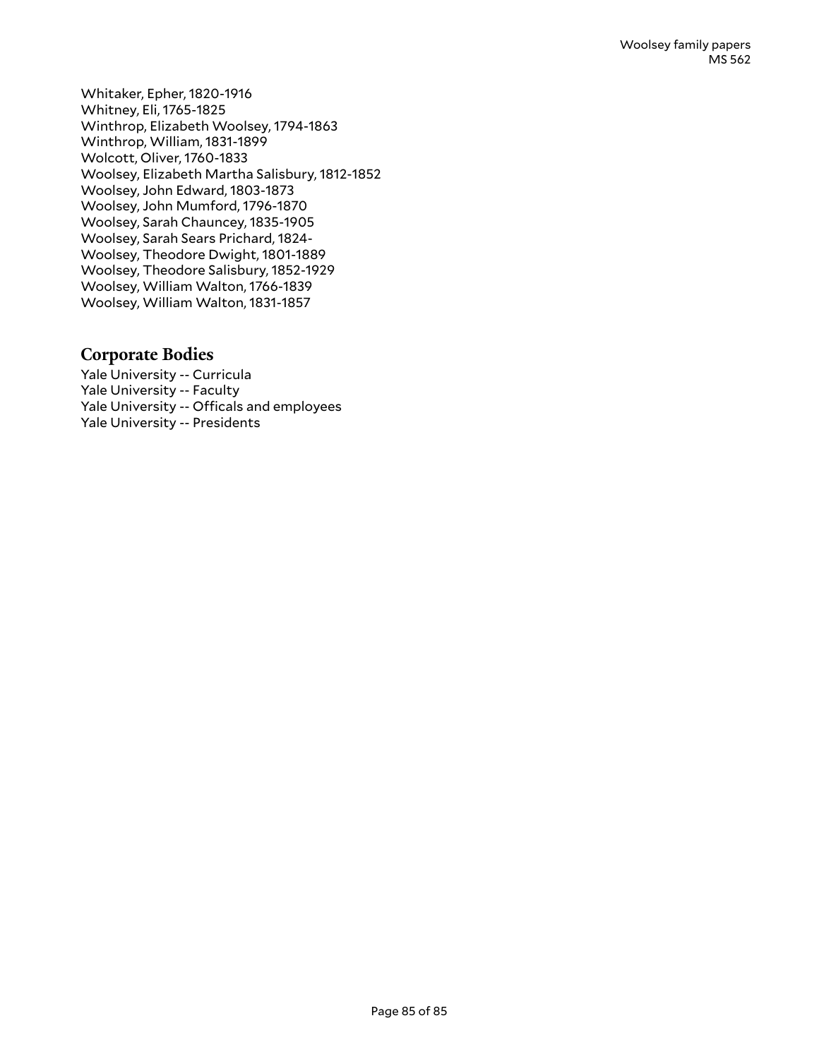Whitaker, Epher, 1820-1916
Whitney, Eli, 1765-1825
Winthrop, Elizabeth Woolsey, 1794-1863
Winthrop, William, 1831-1899
Wolcott, Oliver, 1760-1833
Woolsey, Elizabeth Martha Salisbury, 1812-1852
Woolsey, John Edward, 1803-1873
Woolsey, John Mumford, 1796-1870
Woolsey, Sarah Chauncey, 1835-1905
Woolsey, Sarah Sears Prichard, 1824-
Woolsey, Theodore Dwight, 1801-1889
Woolsey, Theodore Salisbury, 1852-1929
Woolsey, William Walton, 1766-1839
Woolsey, William Walton, 1831-1857

## Corporate Bodies

Yale University -- Curricula
Yale University -- Faculty
Yale University -- Officals and employees
Yale University -- Presidents